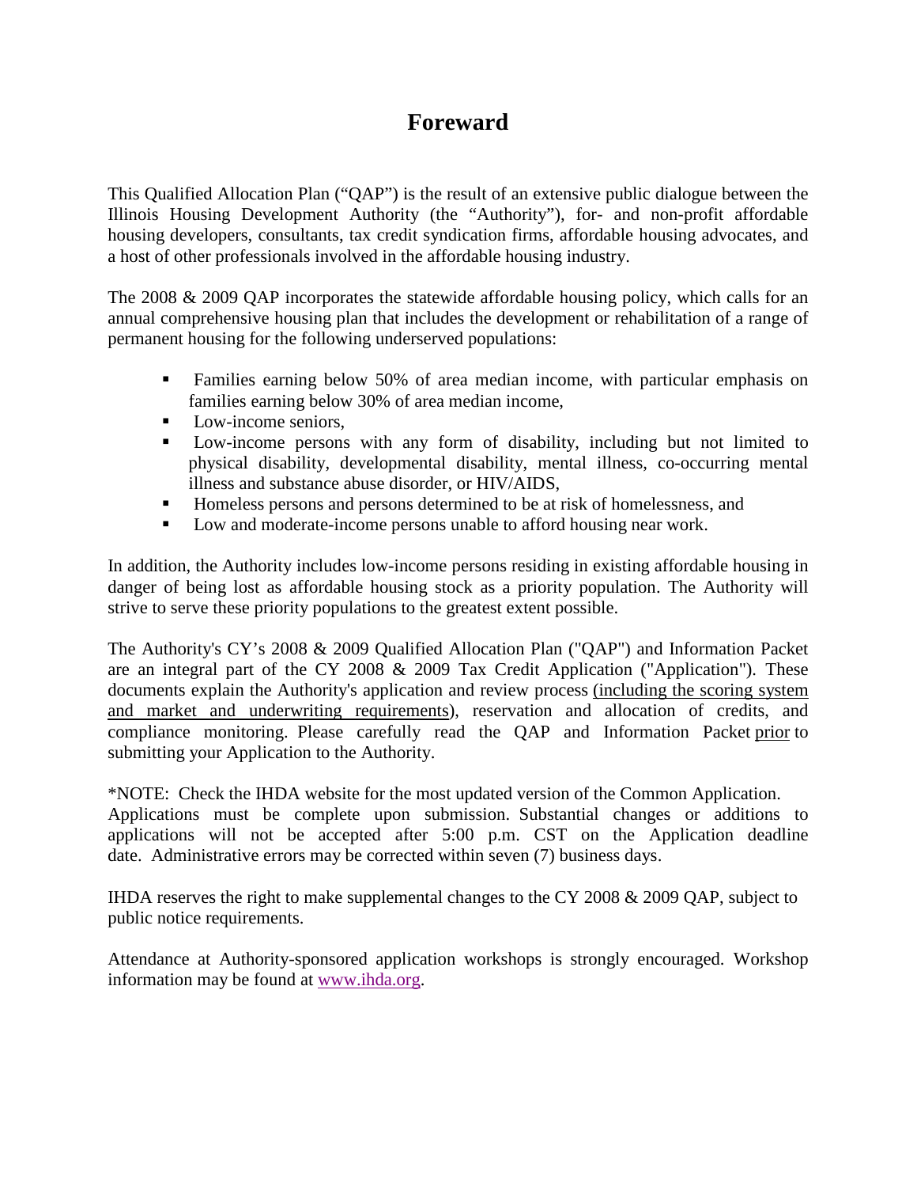# Foreward

This Qualified Allocation Plan ("QAP") is the result of an extensive public dialogue between the Illinois Housing Development Authority (the "Authority"), for- and non-profit affordable housing developers, consultants, tax credit syndication firms, affordable housing advocates, and a host of other professionals involved in the affordable housing industry.

The 2008 & 2009 QAP incorporates the statewide affordable housing policy, which calls for an annual comprehensive housing plan that includes the development or rehabilitation of a range of permanent housing for the following underserved populations:

- Families earning below 50% of area median income, with particular emphasis on families earning below 30% of area median income,
- Low-income seniors,
- Low-income persons with any form of disability, including but not limited to physical disability, developmental disability, mental illness, co-occurring mental illness and substance abuse disorder, or HIV/AIDS,
- Homeless persons and persons determined to be at risk of homelessness, and
- Low and moderate-income persons unable to afford housing near work.

In addition, the Authority includes low-income persons residing in existing affordable housing in danger of being lost as affordable housing stock as a priority population. The Authority will strive to serve these priority populations to the greatest extent possible.

The Authority's CY's 2008 & 2009 Qualified Allocation Plan ("QAP") and Information Packet are an integral part of the CY 2008 & 2009 Tax Credit Application ("Application"). These documents explain the Authority's application and review process (including the scoring system and market and underwriting requirements), reservation and allocation of credits, and compliance monitoring. Please carefully read the QAP and Information Packet prior to submitting your Application to the Authority.

*NOTE: Check the IHDA website for the most updated version of the Common Application. Applications must be complete upon submission. Substantial changes or additions to applications will not be accepted after 5:00 p.m. CST on the Application deadline date. Administrative errors may be corrected within seven (7) business days.

IHDA reserves the right to make supplemental changes to the CY 2008 & 2009 QAP, subject to public notice requirements.

Attendance at Authority-sponsored application workshops is strongly encouraged. Workshop information may be found at www.ihda.org.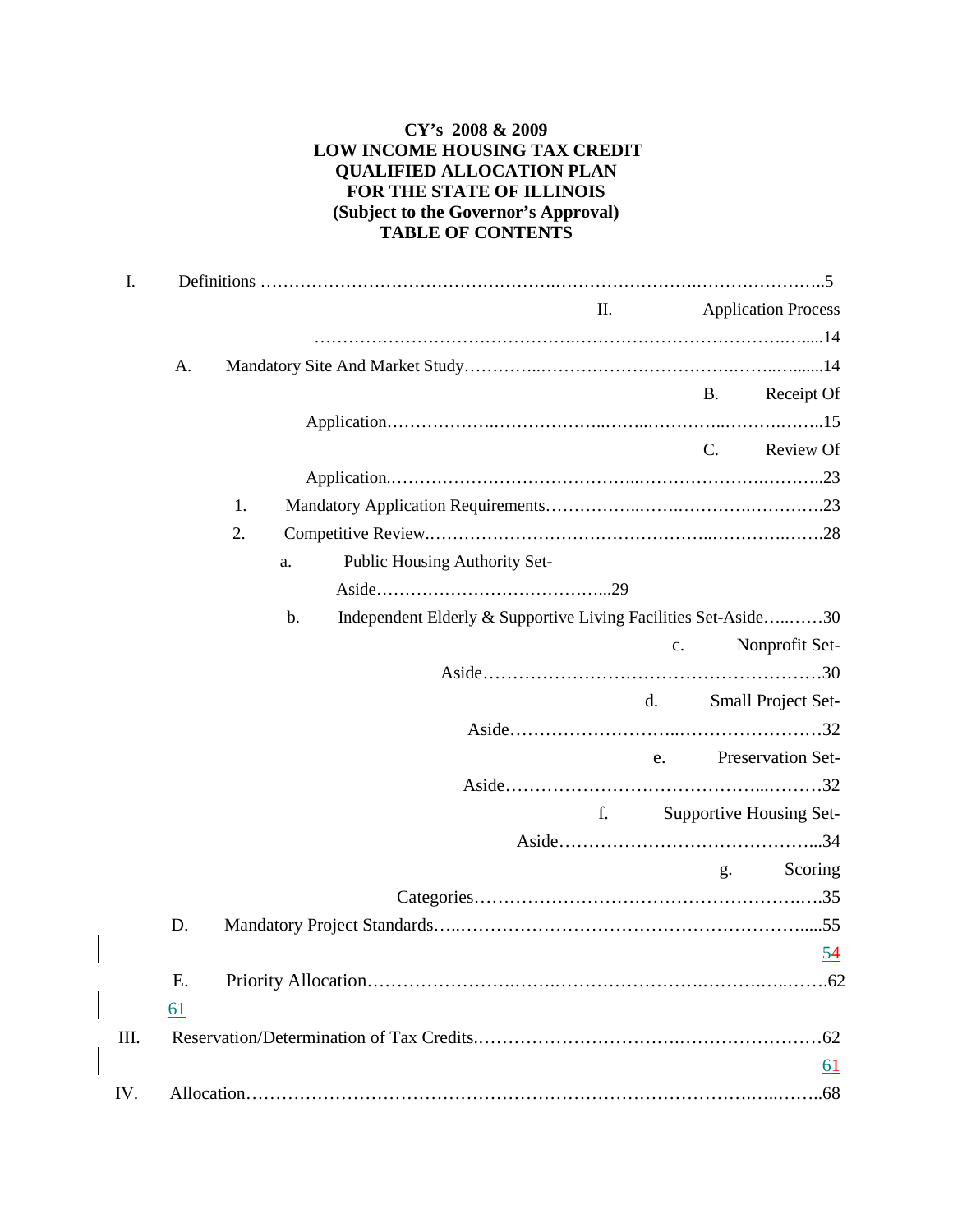**CY's 2008 & 2009**
**LOW INCOME HOUSING TAX CREDIT**
**QUALIFIED ALLOCATION PLAN**
**FOR THE STATE OF ILLINOIS**
**(Subject to the Governor's Approval)**
**TABLE OF CONTENTS**

- I. Definitions ……………………………………………………………………………………..5
- II. Application Process ……………………………………………………………………………14
  - A. Mandatory Site And Market Study…………………………………………………………14
  - B. Receipt Of Application……………………………………………………………………15
  - C. Review Of Application……………………………………………………………………23
    - 1. Mandatory Application Requirements……………………………………………23
    - 2. Competitive Review………………………………………………………………28
      - a. Public Housing Authority Set-Aside…………………………………...29
      - b. Independent Elderly & Supportive Living Facilities Set-Aside………30
      - c. Nonprofit Set-Aside………………………………………………………30
      - d. Small Project Set-Aside…………………………………………………32
      - e. Preservation Set-Aside…………………………………………………32
      - f. Supportive Housing Set-Aside…………………………………………34
      - g. Scoring Categories………………………………………………………35
  - D. Mandatory Project Standards……………………………………………………………55 54
  - E. Priority Allocation…………………………………………………………………………62 61
- III. Reservation/Determination of Tax Credits……………………………………………………62 61
- IV. Allocation……………………………………………………………………………………..68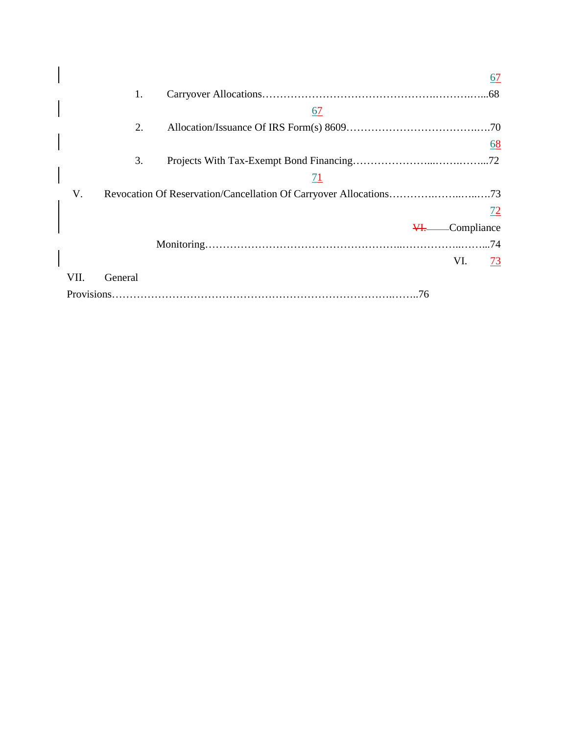67

1. Carryover Allocations……………………………………………….……….…...68

67

2. Allocation/Issuance Of IRS Form(s) 8609………………………………….…70

68

3. Projects With Tax-Exempt Bond Financing…………………...…….……...72

71

V. Revocation Of Reservation/Cancellation Of Carryover Allocations………….……..…..….73

72

~~VI.~~ Compliance Monitoring………………………………………………..……………..……...74

VI. 73

VII. General Provisions………………………………………………………………..……..76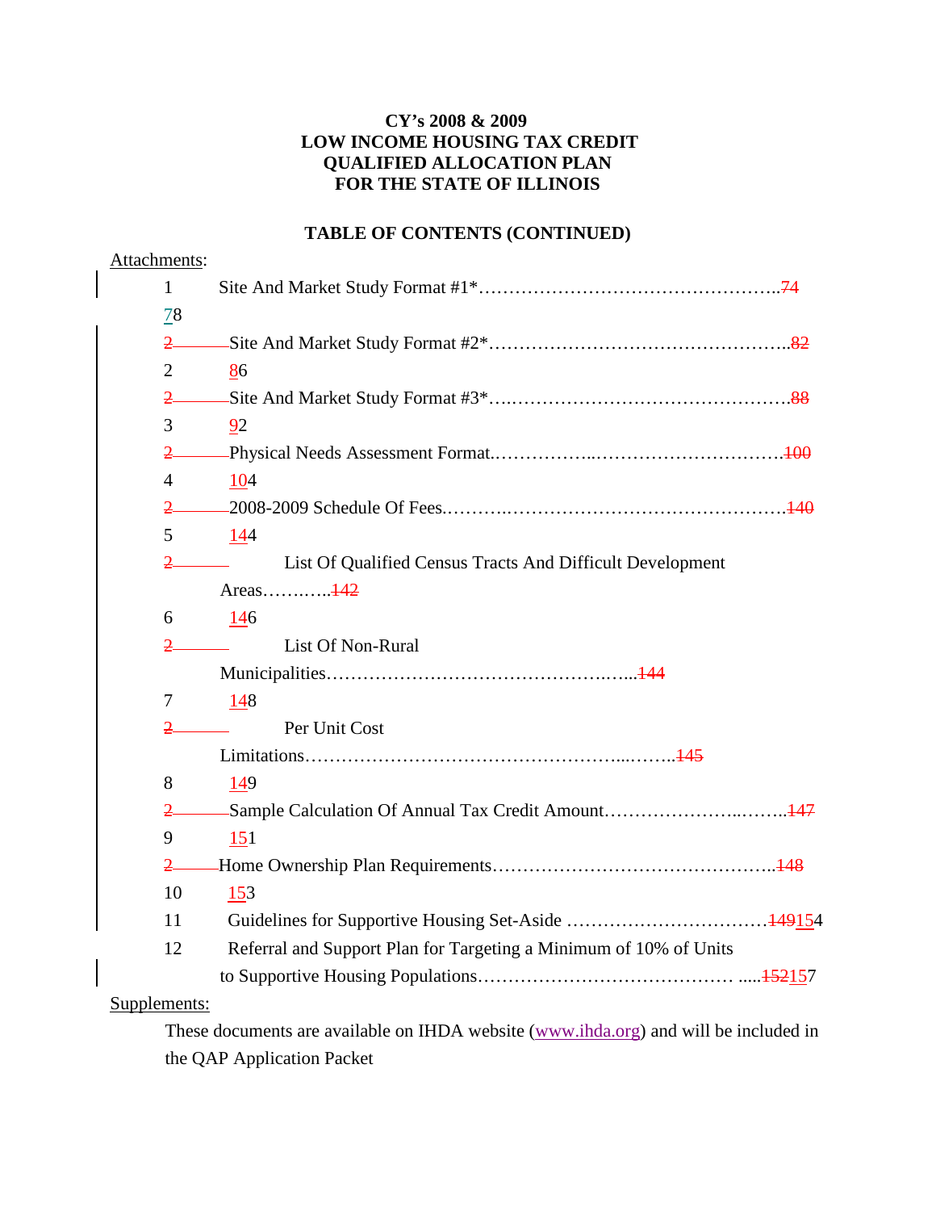**CY's 2008 & 2009**
**LOW INCOME HOUSING TAX CREDIT**
**QUALIFIED ALLOCATION PLAN**
**FOR THE STATE OF ILLINOIS**

**TABLE OF CONTENTS (CONTINUED)**

Attachments:

1 Site And Market Study Format #1*………………………………………..74 78

2 Site And Market Study Format #2*………………………………………..82 86

3 Site And Market Study Format #3*…..……………………………………….88 92

4 Physical Needs Assessment Format.……………..…………………………100 104

5 2008-2009 Schedule Of Fees.……….………………………………………140 144

6 List Of Qualified Census Tracts And Difficult Development Areas……….…..142 146

7 List Of Non-Rural Municipalities………………………………………..…...144 148

8 Per Unit Cost Limitations…………………………………………...……..145 149

9 Sample Calculation Of Annual Tax Credit Amount…………………..……..147 151

10 Home Ownership Plan Requirements……………………………………….148 153

11 Guidelines for Supportive Housing Set-Aside ……………………………149 154

12 Referral and Support Plan for Targeting a Minimum of 10% of Units to Supportive Housing Populations………………………………… .....152 157

Supplements:

These documents are available on IHDA website (www.ihda.org) and will be included in the QAP Application Packet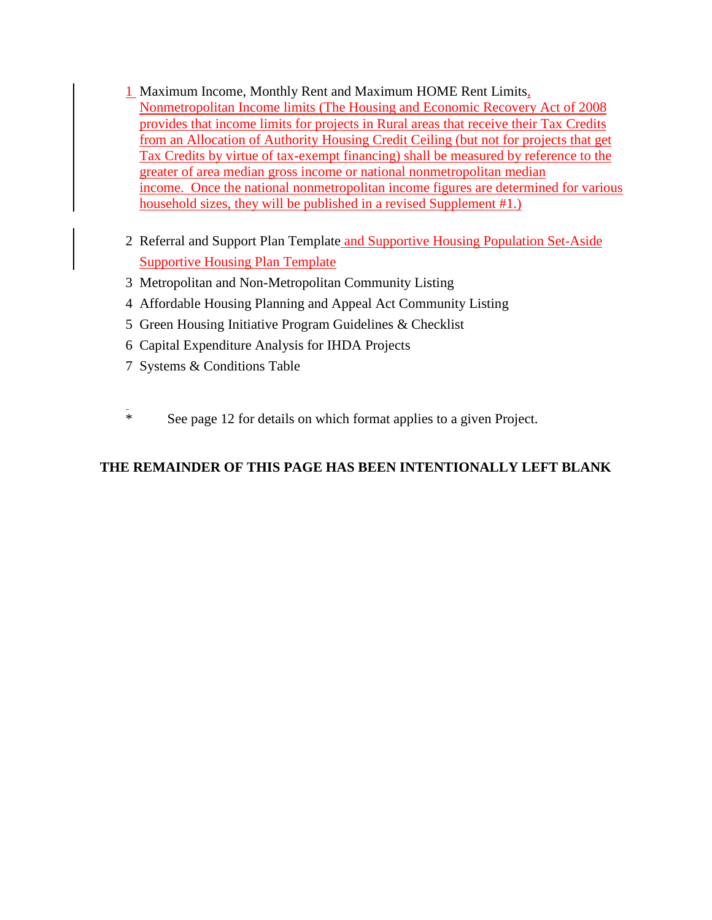1 Maximum Income, Monthly Rent and Maximum HOME Rent Limits, Nonmetropolitan Income limits (The Housing and Economic Recovery Act of 2008 provides that income limits for projects in Rural areas that receive their Tax Credits from an Allocation of Authority Housing Credit Ceiling (but not for projects that get Tax Credits by virtue of tax-exempt financing) shall be measured by reference to the greater of area median gross income or national nonmetropolitan median income. Once the national nonmetropolitan income figures are determined for various household sizes, they will be published in a revised Supplement #1.)

2 Referral and Support Plan Template and Supportive Housing Population Set-Aside Supportive Housing Plan Template

3 Metropolitan and Non-Metropolitan Community Listing

4 Affordable Housing Planning and Appeal Act Community Listing

5 Green Housing Initiative Program Guidelines & Checklist

6 Capital Expenditure Analysis for IHDA Projects

7 Systems & Conditions Table

\* See page 12 for details on which format applies to a given Project.

**THE REMAINDER OF THIS PAGE HAS BEEN INTENTIONALLY LEFT BLANK**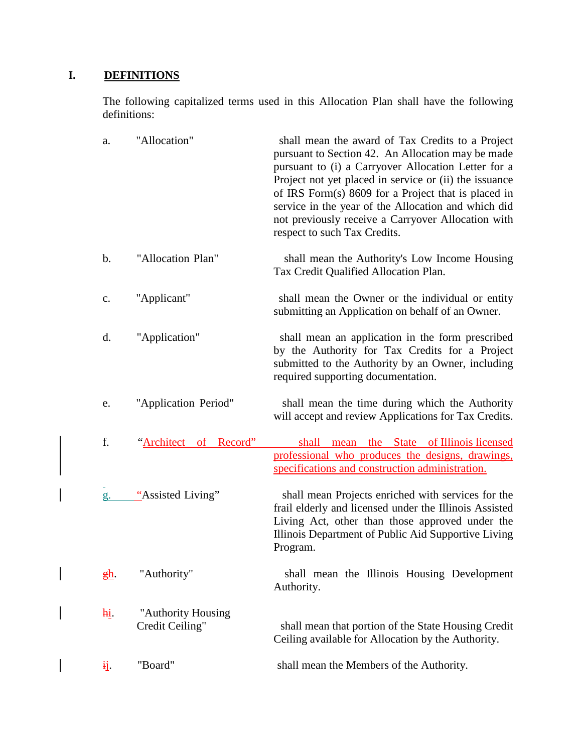## I. DEFINITIONS

The following capitalized terms used in this Allocation Plan shall have the following definitions:

a. "Allocation" shall mean the award of Tax Credits to a Project pursuant to Section 42. An Allocation may be made pursuant to (i) a Carryover Allocation Letter for a Project not yet placed in service or (ii) the issuance of IRS Form(s) 8609 for a Project that is placed in service in the year of the Allocation and which did not previously receive a Carryover Allocation with respect to such Tax Credits.

b. "Allocation Plan" shall mean the Authority's Low Income Housing Tax Credit Qualified Allocation Plan.

c. "Applicant" shall mean the Owner or the individual or entity submitting an Application on behalf of an Owner.

d. "Application" shall mean an application in the form prescribed by the Authority for Tax Credits for a Project submitted to the Authority by an Owner, including required supporting documentation.

e. "Application Period" shall mean the time during which the Authority will accept and review Applications for Tax Credits.

f. "Architect of Record" shall mean the State of Illinois licensed professional who produces the designs, drawings, specifications and construction administration.

g. "Assisted Living" shall mean Projects enriched with services for the frail elderly and licensed under the Illinois Assisted Living Act, other than those approved under the Illinois Department of Public Aid Supportive Living Program.

~~g~~h. "Authority" shall mean the Illinois Housing Development Authority.

~~h~~i. "Authority Housing Credit Ceiling" shall mean that portion of the State Housing Credit Ceiling available for Allocation by the Authority.

~~i~~j. "Board" shall mean the Members of the Authority.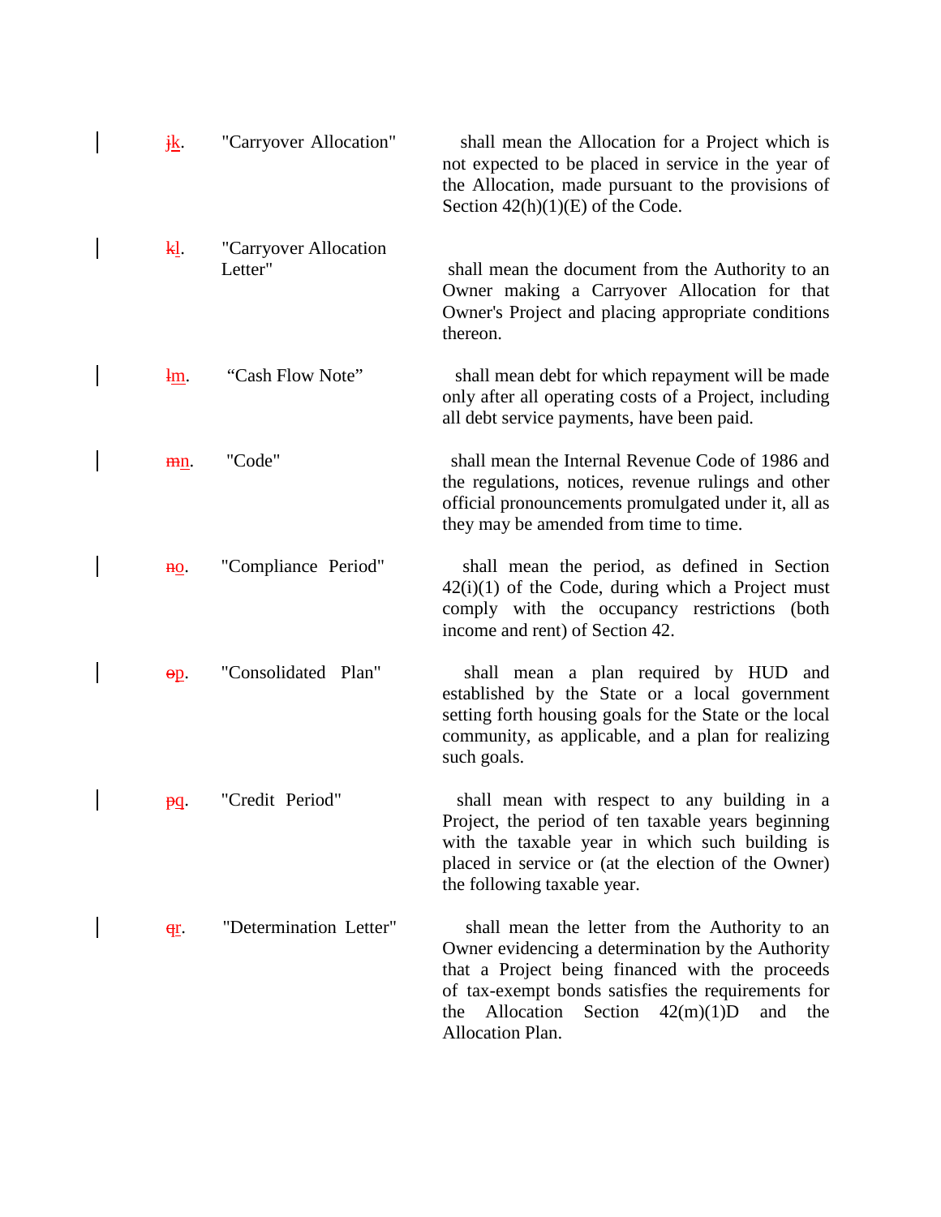~~j~~k. "Carryover Allocation" shall mean the Allocation for a Project which is not expected to be placed in service in the year of the Allocation, made pursuant to the provisions of Section 42(h)(1)(E) of the Code.

~~k~~l. "Carryover Allocation Letter" shall mean the document from the Authority to an Owner making a Carryover Allocation for that Owner's Project and placing appropriate conditions thereon.

~~l~~m. "Cash Flow Note" shall mean debt for which repayment will be made only after all operating costs of a Project, including all debt service payments, have been paid.

~~m~~n. "Code" shall mean the Internal Revenue Code of 1986 and the regulations, notices, revenue rulings and other official pronouncements promulgated under it, all as they may be amended from time to time.

~~n~~o. "Compliance Period" shall mean the period, as defined in Section 42(i)(1) of the Code, during which a Project must comply with the occupancy restrictions (both income and rent) of Section 42.

~~o~~p. "Consolidated Plan" shall mean a plan required by HUD and established by the State or a local government setting forth housing goals for the State or the local community, as applicable, and a plan for realizing such goals.

~~p~~q. "Credit Period" shall mean with respect to any building in a Project, the period of ten taxable years beginning with the taxable year in which such building is placed in service or (at the election of the Owner) the following taxable year.

~~q~~r. "Determination Letter" shall mean the letter from the Authority to an Owner evidencing a determination by the Authority that a Project being financed with the proceeds of tax-exempt bonds satisfies the requirements for the Allocation Section 42(m)(1)D and the Allocation Plan.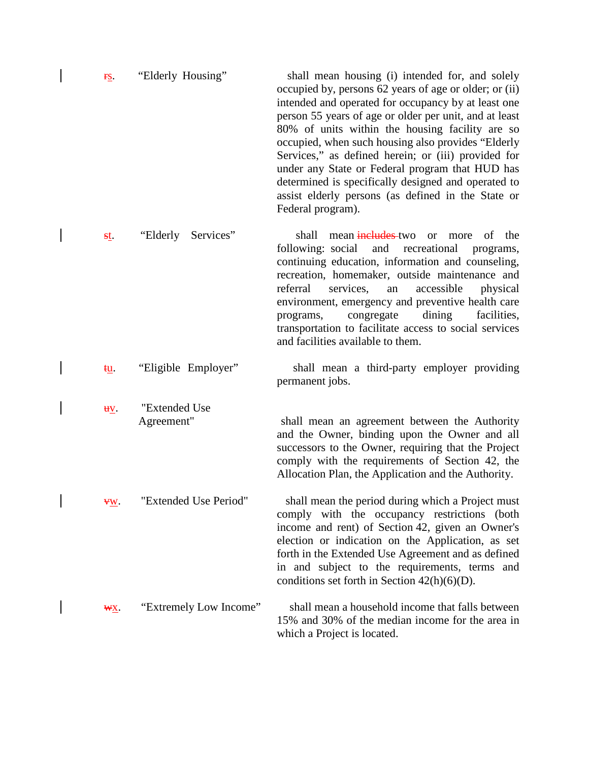| | | |
|---|---|---|
| ~~r~~s. | "Elderly Housing" | shall mean housing (i) intended for, and solely occupied by, persons 62 years of age or older; or (ii) intended and operated for occupancy by at least one person 55 years of age or older per unit, and at least 80% of units within the housing facility are so occupied, when such housing also provides "Elderly Services," as defined herein; or (iii) provided for under any State or Federal program that HUD has determined is specifically designed and operated to assist elderly persons (as defined in the State or Federal program). |
| ~~s~~t. | "Elderly Services" | shall mean ~~includes~~ two or more of the following: social and recreational programs, continuing education, information and counseling, recreation, homemaker, outside maintenance and referral services, an accessible physical environment, emergency and preventive health care programs, congregate dining facilities, transportation to facilitate access to social services and facilities available to them. |
| ~~t~~u. | "Eligible Employer" | shall mean a third-party employer providing permanent jobs. |
| ~~u~~v. | "Extended Use Agreement" | shall mean an agreement between the Authority and the Owner, binding upon the Owner and all successors to the Owner, requiring that the Project comply with the requirements of Section 42, the Allocation Plan, the Application and the Authority. |
| ~~v~~w. | "Extended Use Period" | shall mean the period during which a Project must comply with the occupancy restrictions (both income and rent) of Section 42, given an Owner's election or indication on the Application, as set forth in the Extended Use Agreement and as defined in and subject to the requirements, terms and conditions set forth in Section 42(h)(6)(D). |
| ~~w~~x. | "Extremely Low Income" | shall mean a household income that falls between 15% and 30% of the median income for the area in which a Project is located. |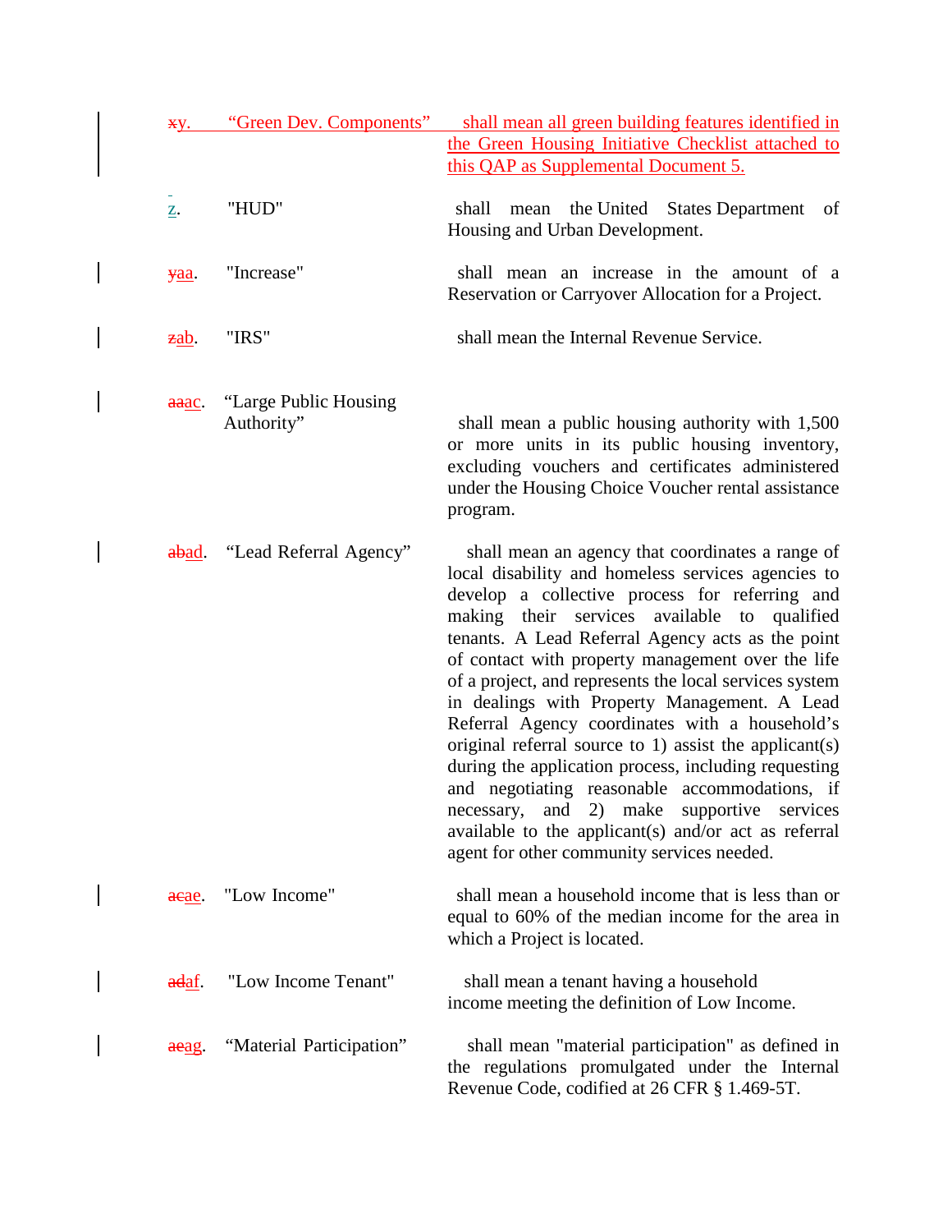| | | |
|---|---|---|
| ~~x~~y. | "Green Dev. Components" | shall mean all green building features identified in the Green Housing Initiative Checklist attached to this QAP as Supplemental Document 5. |
| z. | "HUD" | shall mean the United States Department of Housing and Urban Development. |
| ~~y~~aa. | "Increase" | shall mean an increase in the amount of a Reservation or Carryover Allocation for a Project. |
| ~~z~~ab. | "IRS" | shall mean the Internal Revenue Service. |
| ~~aa~~ac. | "Large Public Housing Authority" | shall mean a public housing authority with 1,500 or more units in its public housing inventory, excluding vouchers and certificates administered under the Housing Choice Voucher rental assistance program. |
| ~~ab~~ad. | "Lead Referral Agency" | shall mean an agency that coordinates a range of local disability and homeless services agencies to develop a collective process for referring and making their services available to qualified tenants. A Lead Referral Agency acts as the point of contact with property management over the life of a project, and represents the local services system in dealings with Property Management. A Lead Referral Agency coordinates with a household's original referral source to 1) assist the applicant(s) during the application process, including requesting and negotiating reasonable accommodations, if necessary, and 2) make supportive services available to the applicant(s) and/or act as referral agent for other community services needed. |
| ~~ac~~ae. | "Low Income" | shall mean a household income that is less than or equal to 60% of the median income for the area in which a Project is located. |
| ~~ad~~af. | "Low Income Tenant" | shall mean a tenant having a household income meeting the definition of Low Income. |
| ~~ae~~ag. | "Material Participation" | shall mean "material participation" as defined in the regulations promulgated under the Internal Revenue Code, codified at 26 CFR § 1.469-5T. |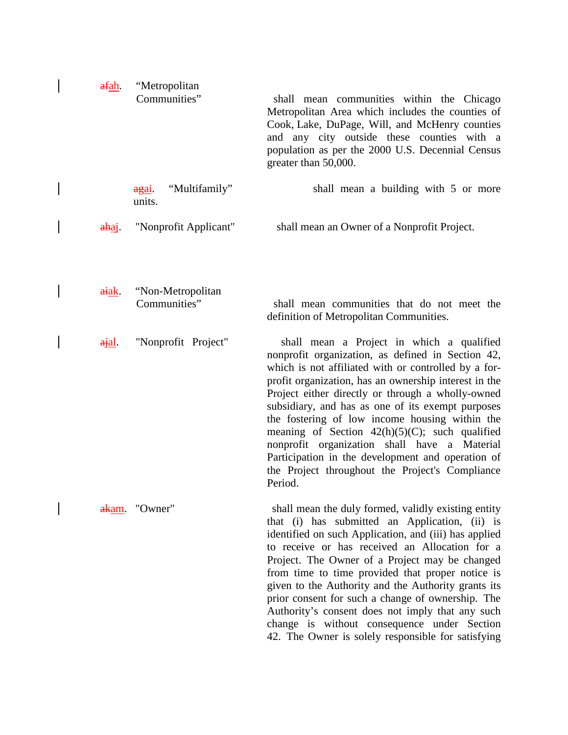~~af~~ah. "Metropolitan Communities" shall mean communities within the Chicago Metropolitan Area which includes the counties of Cook, Lake, DuPage, Will, and McHenry counties and any city outside these counties with a population as per the 2000 U.S. Decennial Census greater than 50,000.

~~ag~~ai. "Multifamily" shall mean a building with 5 or more units.

~~ah~~aj. "Nonprofit Applicant" shall mean an Owner of a Nonprofit Project.

~~ai~~ak. "Non-Metropolitan Communities" shall mean communities that do not meet the definition of Metropolitan Communities.

~~aj~~al. "Nonprofit Project" shall mean a Project in which a qualified nonprofit organization, as defined in Section 42, which is not affiliated with or controlled by a for-profit organization, has an ownership interest in the Project either directly or through a wholly-owned subsidiary, and has as one of its exempt purposes the fostering of low income housing within the meaning of Section 42(h)(5)(C); such qualified nonprofit organization shall have a Material Participation in the development and operation of the Project throughout the Project's Compliance Period.

~~ak~~am. "Owner" shall mean the duly formed, validly existing entity that (i) has submitted an Application, (ii) is identified on such Application, and (iii) has applied to receive or has received an Allocation for a Project. The Owner of a Project may be changed from time to time provided that proper notice is given to the Authority and the Authority grants its prior consent for such a change of ownership. The Authority's consent does not imply that any such change is without consequence under Section 42. The Owner is solely responsible for satisfying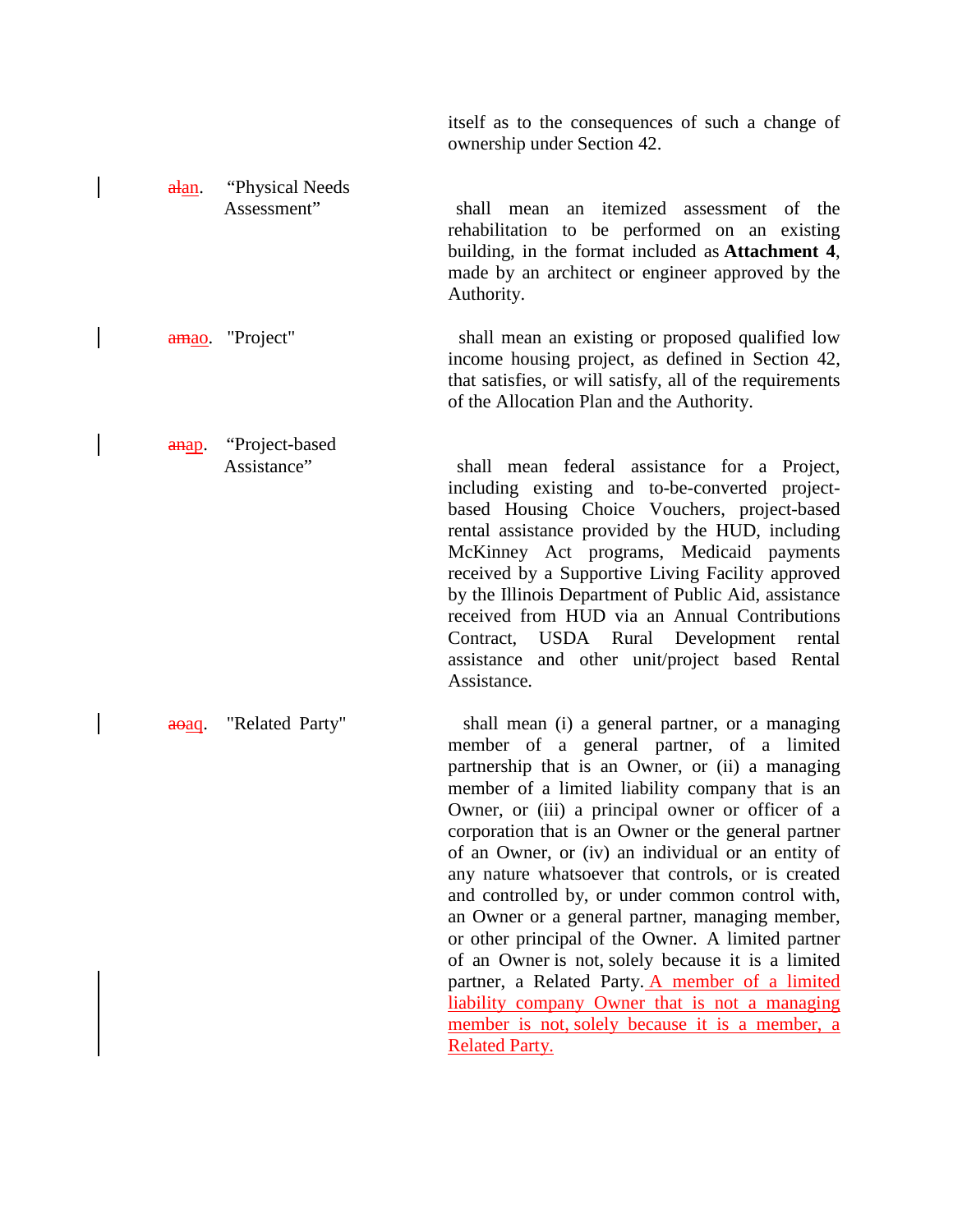itself as to the consequences of such a change of ownership under Section 42.

~~al~~an. "Physical Needs Assessment" shall mean an itemized assessment of the rehabilitation to be performed on an existing building, in the format included as **Attachment 4**, made by an architect or engineer approved by the Authority.

~~am~~ao. "Project" shall mean an existing or proposed qualified low income housing project, as defined in Section 42, that satisfies, or will satisfy, all of the requirements of the Allocation Plan and the Authority.

~~an~~ap. "Project-based Assistance" shall mean federal assistance for a Project, including existing and to-be-converted project-based Housing Choice Vouchers, project-based rental assistance provided by the HUD, including McKinney Act programs, Medicaid payments received by a Supportive Living Facility approved by the Illinois Department of Public Aid, assistance received from HUD via an Annual Contributions Contract, USDA Rural Development rental assistance and other unit/project based Rental Assistance.

~~ao~~aq. "Related Party" shall mean (i) a general partner, or a managing member of a general partner, of a limited partnership that is an Owner, or (ii) a managing member of a limited liability company that is an Owner, or (iii) a principal owner or officer of a corporation that is an Owner or the general partner of an Owner, or (iv) an individual or an entity of any nature whatsoever that controls, or is created and controlled by, or under common control with, an Owner or a general partner, managing member, or other principal of the Owner. A limited partner of an Owner is not, solely because it is a limited partner, a Related Party. A member of a limited liability company Owner that is not a managing member is not, solely because it is a member, a Related Party.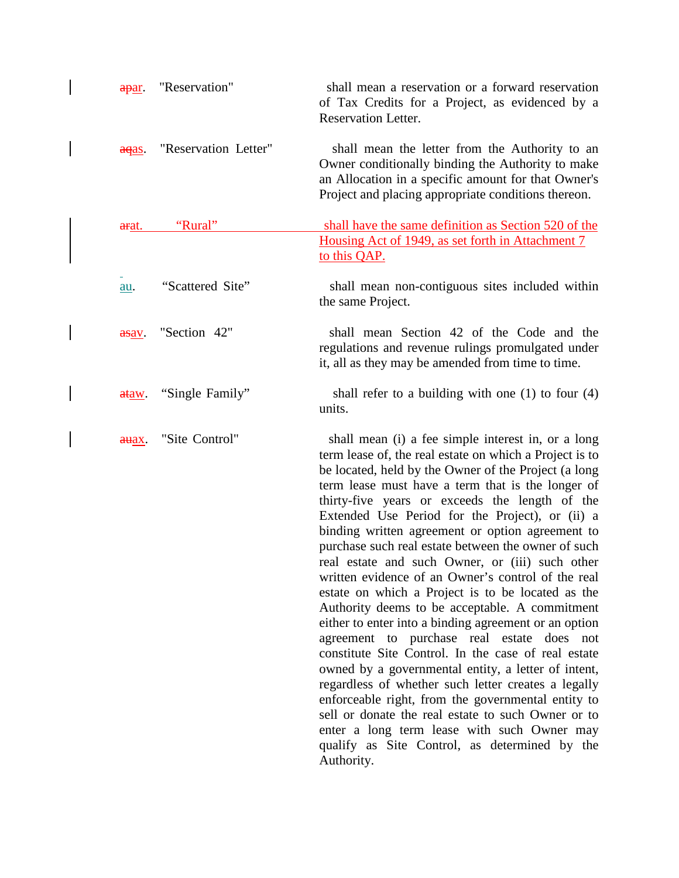apar. "Reservation" shall mean a reservation or a forward reservation of Tax Credits for a Project, as evidenced by a Reservation Letter.

aqas. "Reservation Letter" shall mean the letter from the Authority to an Owner conditionally binding the Authority to make an Allocation in a specific amount for that Owner's Project and placing appropriate conditions thereon.

arat. "Rural" shall have the same definition as Section 520 of the Housing Act of 1949, as set forth in Attachment 7 to this QAP.

au. "Scattered Site" shall mean non-contiguous sites included within the same Project.

asav. "Section 42" shall mean Section 42 of the Code and the regulations and revenue rulings promulgated under it, all as they may be amended from time to time.

ataw. "Single Family" shall refer to a building with one (1) to four (4) units.

auax. "Site Control" shall mean (i) a fee simple interest in, or a long term lease of, the real estate on which a Project is to be located, held by the Owner of the Project (a long term lease must have a term that is the longer of thirty-five years or exceeds the length of the Extended Use Period for the Project), or (ii) a binding written agreement or option agreement to purchase such real estate between the owner of such real estate and such Owner, or (iii) such other written evidence of an Owner's control of the real estate on which a Project is to be located as the Authority deems to be acceptable. A commitment either to enter into a binding agreement or an option agreement to purchase real estate does not constitute Site Control. In the case of real estate owned by a governmental entity, a letter of intent, regardless of whether such letter creates a legally enforceable right, from the governmental entity to sell or donate the real estate to such Owner or to enter a long term lease with such Owner may qualify as Site Control, as determined by the Authority.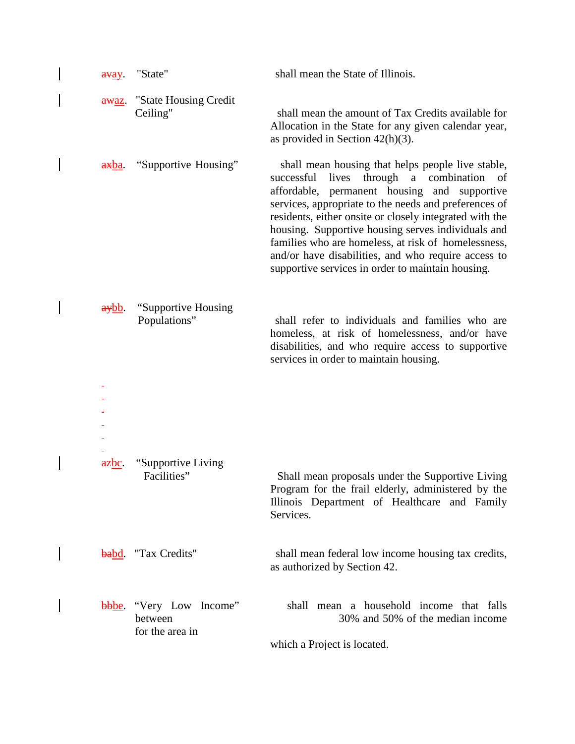| | | |
|---|---|---|
| ~~av~~ay. | "State" | shall mean the State of Illinois. |
| ~~aw~~az. | "State Housing Credit Ceiling" | shall mean the amount of Tax Credits available for Allocation in the State for any given calendar year, as provided in Section 42(h)(3). |
| ~~ax~~ba. | "Supportive Housing" | shall mean housing that helps people live stable, successful lives through a combination of affordable, permanent housing and supportive services, appropriate to the needs and preferences of residents, either onsite or closely integrated with the housing. Supportive housing serves individuals and families who are homeless, at risk of homelessness, and/or have disabilities, and who require access to supportive services in order to maintain housing. |
| ~~ay~~bb. | "Supportive Housing Populations" | shall refer to individuals and families who are homeless, at risk of homelessness, and/or have disabilities, and who require access to supportive services in order to maintain housing. |
| ~~az~~bc. | "Supportive Living Facilities" | Shall mean proposals under the Supportive Living Program for the frail elderly, administered by the Illinois Department of Healthcare and Family Services. |
| ~~ba~~bd. | "Tax Credits" | shall mean federal low income housing tax credits, as authorized by Section 42. |
| ~~bb~~be. | "Very Low Income" | shall mean a household income that falls between 30% and 50% of the median income for the area in which a Project is located. |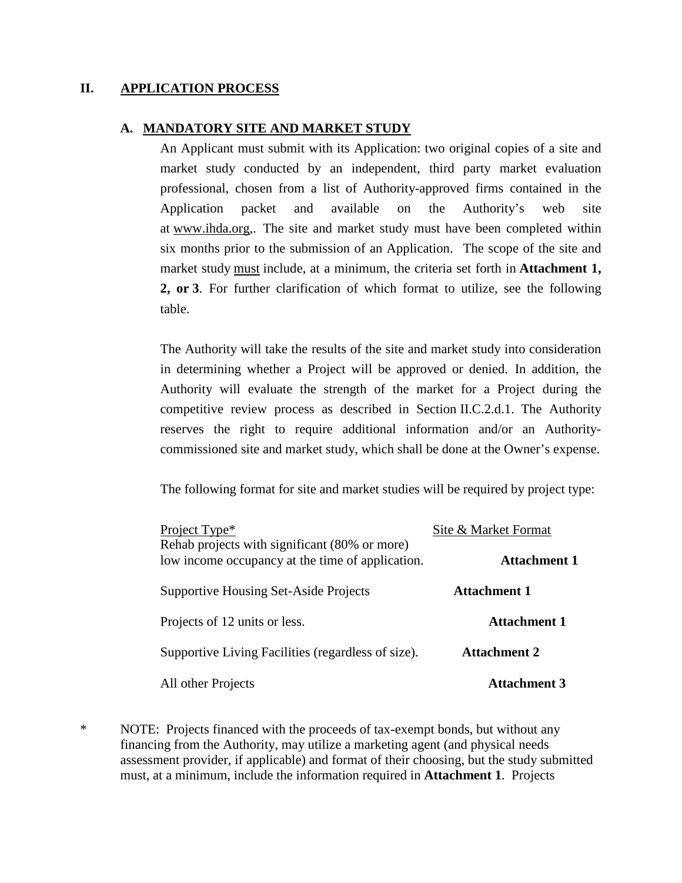## II. APPLICATION PROCESS

### A. MANDATORY SITE AND MARKET STUDY

An Applicant must submit with its Application: two original copies of a site and market study conducted by an independent, third party market evaluation professional, chosen from a list of Authority-approved firms contained in the Application packet and available on the Authority's web site at www.ihda.org,. The site and market study must have been completed within six months prior to the submission of an Application. The scope of the site and market study must include, at a minimum, the criteria set forth in **Attachment 1, 2, or 3**. For further clarification of which format to utilize, see the following table.

The Authority will take the results of the site and market study into consideration in determining whether a Project will be approved or denied. In addition, the Authority will evaluate the strength of the market for a Project during the competitive review process as described in Section II.C.2.d.1. The Authority reserves the right to require additional information and/or an Authority-commissioned site and market study, which shall be done at the Owner's expense.

The following format for site and market studies will be required by project type:

| Project Type* | Site & Market Format |
|---|---|
| Rehab projects with significant (80% or more) low income occupancy at the time of application. | **Attachment 1** |
| Supportive Housing Set-Aside Projects | **Attachment 1** |
| Projects of 12 units or less. | **Attachment 1** |
| Supportive Living Facilities (regardless of size). | **Attachment 2** |
| All other Projects | **Attachment 3** |

\* NOTE: Projects financed with the proceeds of tax-exempt bonds, but without any financing from the Authority, may utilize a marketing agent (and physical needs assessment provider, if applicable) and format of their choosing, but the study submitted must, at a minimum, include the information required in **Attachment 1**. Projects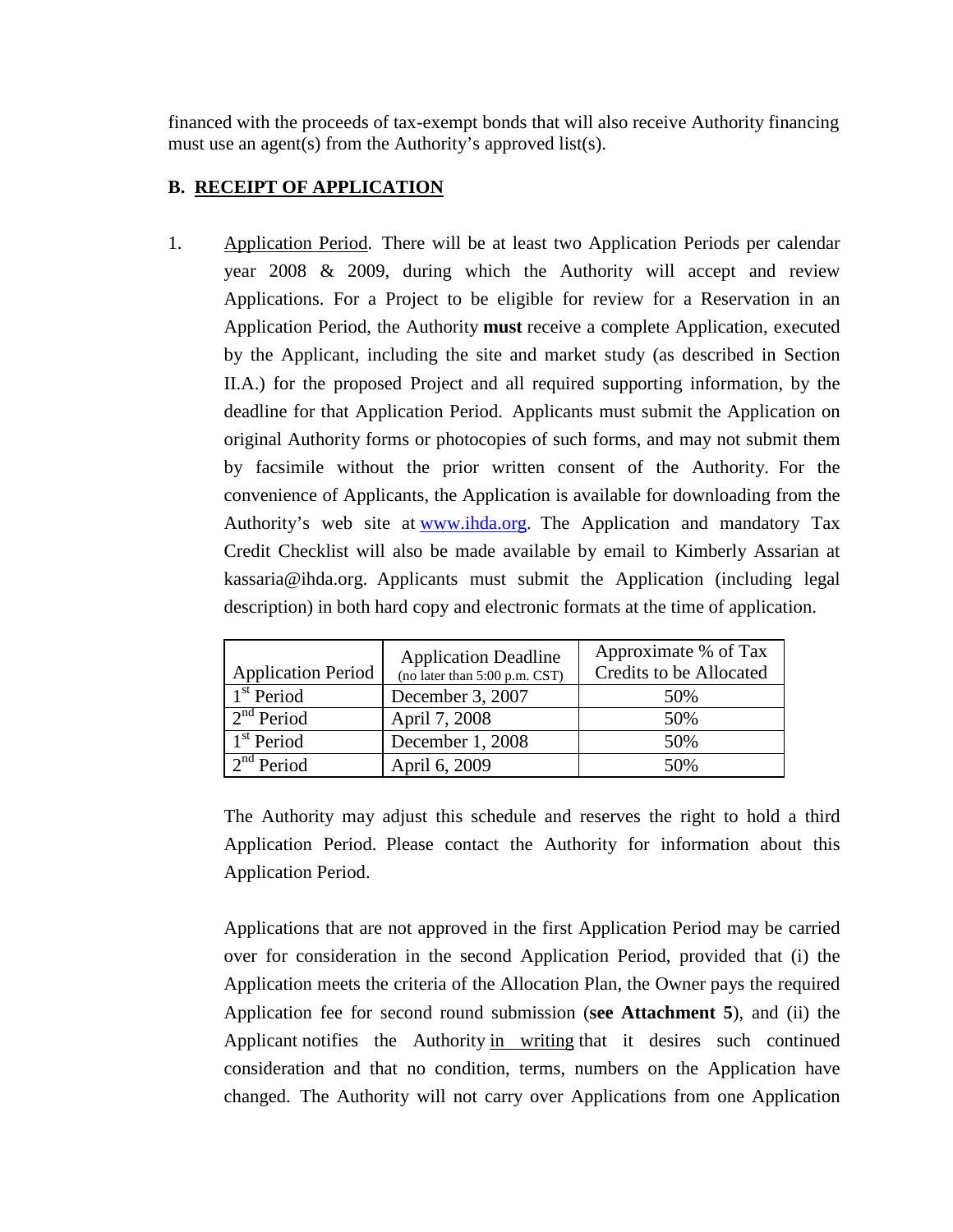financed with the proceeds of tax-exempt bonds that will also receive Authority financing must use an agent(s) from the Authority's approved list(s).

## B. RECEIPT OF APPLICATION

1. Application Period. There will be at least two Application Periods per calendar year 2008 & 2009, during which the Authority will accept and review Applications. For a Project to be eligible for review for a Reservation in an Application Period, the Authority **must** receive a complete Application, executed by the Applicant, including the site and market study (as described in Section II.A.) for the proposed Project and all required supporting information, by the deadline for that Application Period. Applicants must submit the Application on original Authority forms or photocopies of such forms, and may not submit them by facsimile without the prior written consent of the Authority. For the convenience of Applicants, the Application is available for downloading from the Authority's web site at www.ihda.org. The Application and mandatory Tax Credit Checklist will also be made available by email to Kimberly Assarian at kassaria@ihda.org. Applicants must submit the Application (including legal description) in both hard copy and electronic formats at the time of application.

| Application Period | Application Deadline (no later than 5:00 p.m. CST) | Approximate % of Tax Credits to be Allocated |
|---|---|---|
| 1st Period | December 3, 2007 | 50% |
| 2nd Period | April 7, 2008 | 50% |
| 1st Period | December 1, 2008 | 50% |
| 2nd Period | April 6, 2009 | 50% |

The Authority may adjust this schedule and reserves the right to hold a third Application Period. Please contact the Authority for information about this Application Period.

Applications that are not approved in the first Application Period may be carried over for consideration in the second Application Period, provided that (i) the Application meets the criteria of the Allocation Plan, the Owner pays the required Application fee for second round submission (**see Attachment 5**), and (ii) the Applicant notifies the Authority in writing that it desires such continued consideration and that no condition, terms, numbers on the Application have changed. The Authority will not carry over Applications from one Application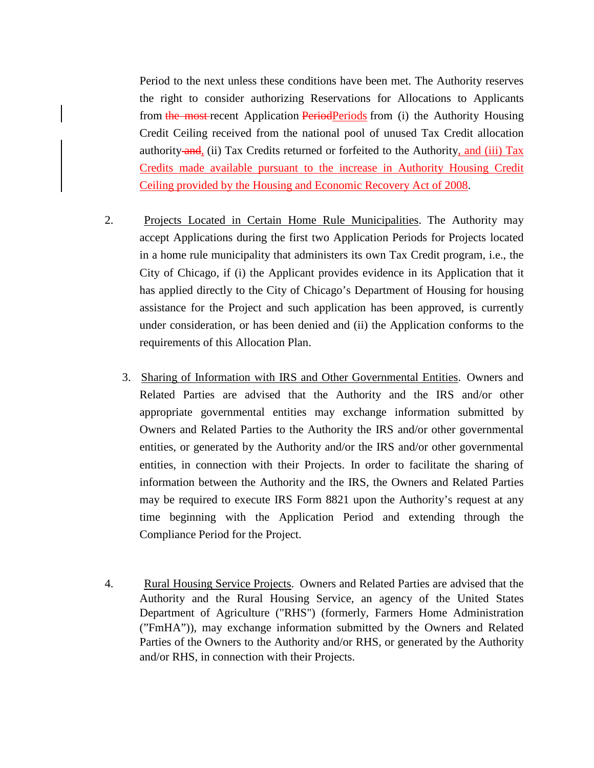Period to the next unless these conditions have been met. The Authority reserves the right to consider authorizing Reservations for Allocations to Applicants from ~~the most~~ recent Application ~~Period~~Periods from (i) the Authority Housing Credit Ceiling received from the national pool of unused Tax Credit allocation authority ~~and~~, (ii) Tax Credits returned or forfeited to the Authority, and (iii) Tax Credits made available pursuant to the increase in Authority Housing Credit Ceiling provided by the Housing and Economic Recovery Act of 2008.

2. Projects Located in Certain Home Rule Municipalities. The Authority may accept Applications during the first two Application Periods for Projects located in a home rule municipality that administers its own Tax Credit program, i.e., the City of Chicago, if (i) the Applicant provides evidence in its Application that it has applied directly to the City of Chicago's Department of Housing for housing assistance for the Project and such application has been approved, is currently under consideration, or has been denied and (ii) the Application conforms to the requirements of this Allocation Plan.

3. Sharing of Information with IRS and Other Governmental Entities. Owners and Related Parties are advised that the Authority and the IRS and/or other appropriate governmental entities may exchange information submitted by Owners and Related Parties to the Authority the IRS and/or other governmental entities, or generated by the Authority and/or the IRS and/or other governmental entities, in connection with their Projects. In order to facilitate the sharing of information between the Authority and the IRS, the Owners and Related Parties may be required to execute IRS Form 8821 upon the Authority's request at any time beginning with the Application Period and extending through the Compliance Period for the Project.

4. Rural Housing Service Projects. Owners and Related Parties are advised that the Authority and the Rural Housing Service, an agency of the United States Department of Agriculture ("RHS") (formerly, Farmers Home Administration ("FmHA")), may exchange information submitted by the Owners and Related Parties of the Owners to the Authority and/or RHS, or generated by the Authority and/or RHS, in connection with their Projects.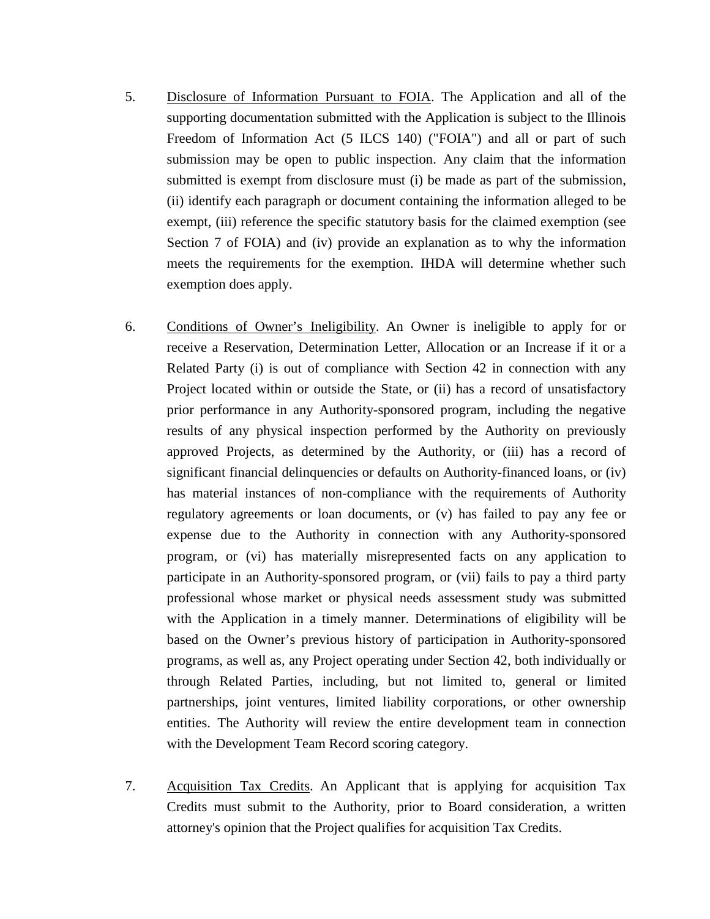5. Disclosure of Information Pursuant to FOIA. The Application and all of the supporting documentation submitted with the Application is subject to the Illinois Freedom of Information Act (5 ILCS 140) ("FOIA") and all or part of such submission may be open to public inspection. Any claim that the information submitted is exempt from disclosure must (i) be made as part of the submission, (ii) identify each paragraph or document containing the information alleged to be exempt, (iii) reference the specific statutory basis for the claimed exemption (see Section 7 of FOIA) and (iv) provide an explanation as to why the information meets the requirements for the exemption. IHDA will determine whether such exemption does apply.

6. Conditions of Owner's Ineligibility. An Owner is ineligible to apply for or receive a Reservation, Determination Letter, Allocation or an Increase if it or a Related Party (i) is out of compliance with Section 42 in connection with any Project located within or outside the State, or (ii) has a record of unsatisfactory prior performance in any Authority-sponsored program, including the negative results of any physical inspection performed by the Authority on previously approved Projects, as determined by the Authority, or (iii) has a record of significant financial delinquencies or defaults on Authority-financed loans, or (iv) has material instances of non-compliance with the requirements of Authority regulatory agreements or loan documents, or (v) has failed to pay any fee or expense due to the Authority in connection with any Authority-sponsored program, or (vi) has materially misrepresented facts on any application to participate in an Authority-sponsored program, or (vii) fails to pay a third party professional whose market or physical needs assessment study was submitted with the Application in a timely manner. Determinations of eligibility will be based on the Owner's previous history of participation in Authority-sponsored programs, as well as, any Project operating under Section 42, both individually or through Related Parties, including, but not limited to, general or limited partnerships, joint ventures, limited liability corporations, or other ownership entities. The Authority will review the entire development team in connection with the Development Team Record scoring category.

7. Acquisition Tax Credits. An Applicant that is applying for acquisition Tax Credits must submit to the Authority, prior to Board consideration, a written attorney's opinion that the Project qualifies for acquisition Tax Credits.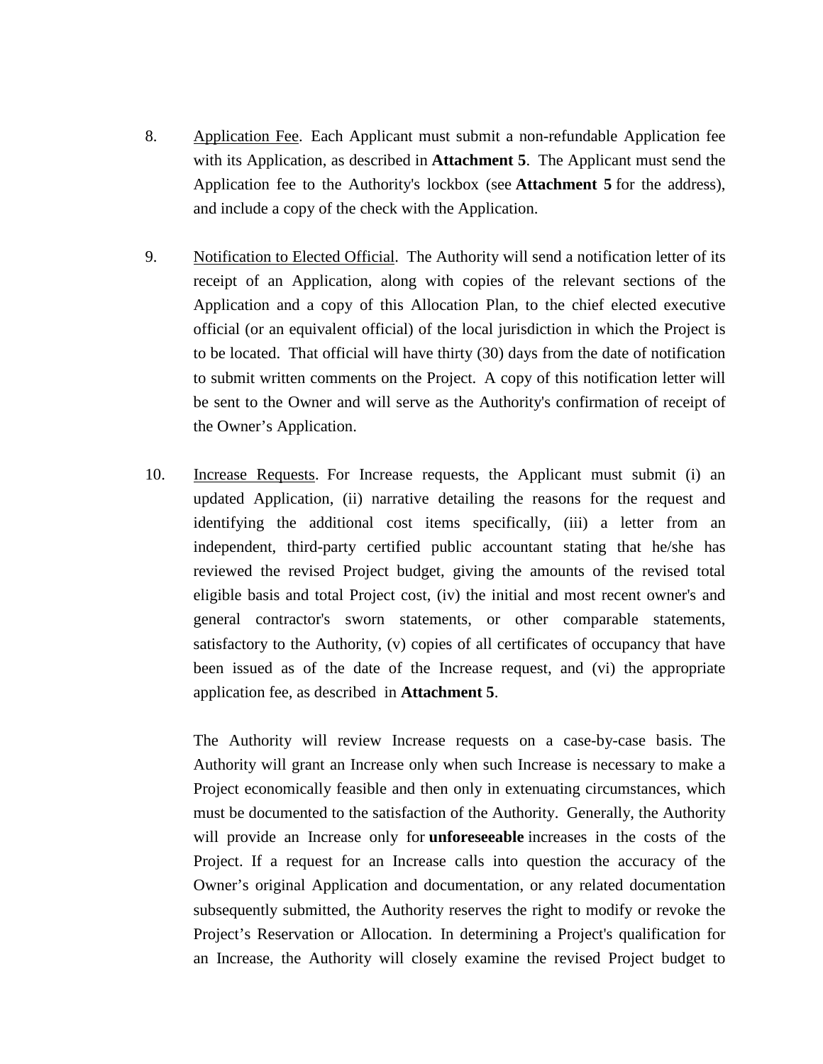8. Application Fee. Each Applicant must submit a non-refundable Application fee with its Application, as described in **Attachment 5**. The Applicant must send the Application fee to the Authority's lockbox (see **Attachment 5** for the address), and include a copy of the check with the Application.

9. Notification to Elected Official. The Authority will send a notification letter of its receipt of an Application, along with copies of the relevant sections of the Application and a copy of this Allocation Plan, to the chief elected executive official (or an equivalent official) of the local jurisdiction in which the Project is to be located. That official will have thirty (30) days from the date of notification to submit written comments on the Project. A copy of this notification letter will be sent to the Owner and will serve as the Authority's confirmation of receipt of the Owner's Application.

10. Increase Requests. For Increase requests, the Applicant must submit (i) an updated Application, (ii) narrative detailing the reasons for the request and identifying the additional cost items specifically, (iii) a letter from an independent, third-party certified public accountant stating that he/she has reviewed the revised Project budget, giving the amounts of the revised total eligible basis and total Project cost, (iv) the initial and most recent owner's and general contractor's sworn statements, or other comparable statements, satisfactory to the Authority, (v) copies of all certificates of occupancy that have been issued as of the date of the Increase request, and (vi) the appropriate application fee, as described in **Attachment 5**.

    The Authority will review Increase requests on a case-by-case basis. The Authority will grant an Increase only when such Increase is necessary to make a Project economically feasible and then only in extenuating circumstances, which must be documented to the satisfaction of the Authority. Generally, the Authority will provide an Increase only for **unforeseeable** increases in the costs of the Project. If a request for an Increase calls into question the accuracy of the Owner's original Application and documentation, or any related documentation subsequently submitted, the Authority reserves the right to modify or revoke the Project's Reservation or Allocation. In determining a Project's qualification for an Increase, the Authority will closely examine the revised Project budget to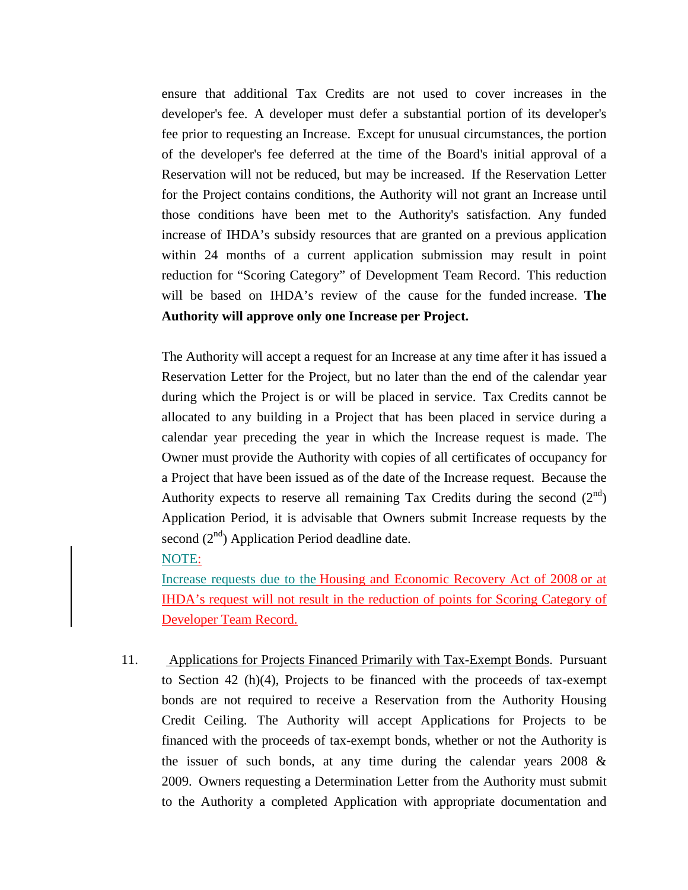ensure that additional Tax Credits are not used to cover increases in the developer's fee. A developer must defer a substantial portion of its developer's fee prior to requesting an Increase. Except for unusual circumstances, the portion of the developer's fee deferred at the time of the Board's initial approval of a Reservation will not be reduced, but may be increased. If the Reservation Letter for the Project contains conditions, the Authority will not grant an Increase until those conditions have been met to the Authority's satisfaction. Any funded increase of IHDA's subsidy resources that are granted on a previous application within 24 months of a current application submission may result in point reduction for "Scoring Category" of Development Team Record. This reduction will be based on IHDA's review of the cause for the funded increase. **The Authority will approve only one Increase per Project.**

The Authority will accept a request for an Increase at any time after it has issued a Reservation Letter for the Project, but no later than the end of the calendar year during which the Project is or will be placed in service. Tax Credits cannot be allocated to any building in a Project that has been placed in service during a calendar year preceding the year in which the Increase request is made. The Owner must provide the Authority with copies of all certificates of occupancy for a Project that have been issued as of the date of the Increase request. Because the Authority expects to reserve all remaining Tax Credits during the second (2nd) Application Period, it is advisable that Owners submit Increase requests by the second (2nd) Application Period deadline date.

NOTE:

Increase requests due to the Housing and Economic Recovery Act of 2008 or at IHDA's request will not result in the reduction of points for Scoring Category of Developer Team Record.

11. Applications for Projects Financed Primarily with Tax-Exempt Bonds. Pursuant to Section 42 (h)(4), Projects to be financed with the proceeds of tax-exempt bonds are not required to receive a Reservation from the Authority Housing Credit Ceiling. The Authority will accept Applications for Projects to be financed with the proceeds of tax-exempt bonds, whether or not the Authority is the issuer of such bonds, at any time during the calendar years 2008 & 2009. Owners requesting a Determination Letter from the Authority must submit to the Authority a completed Application with appropriate documentation and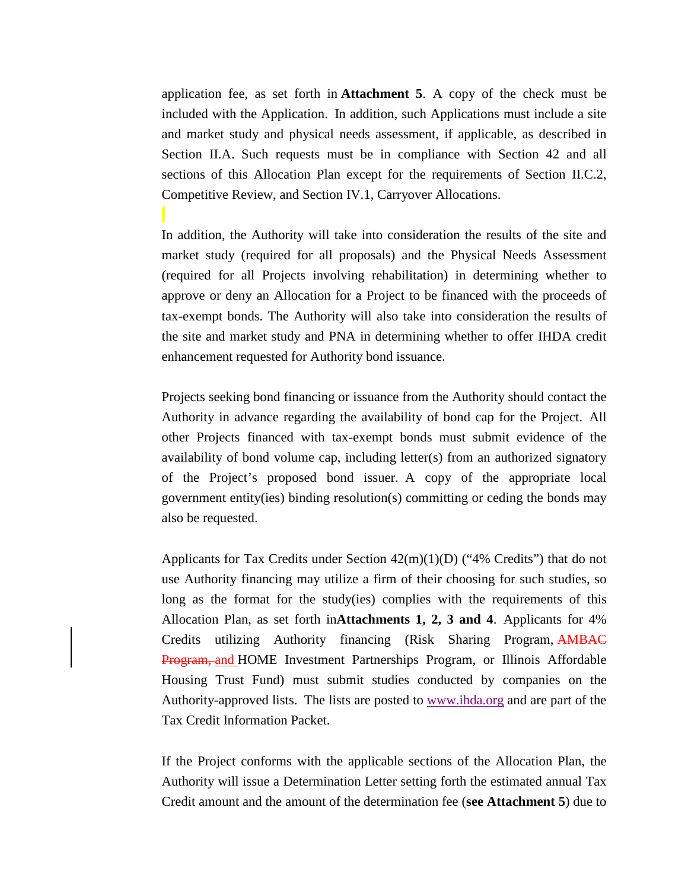application fee, as set forth in **Attachment 5**. A copy of the check must be included with the Application. In addition, such Applications must include a site and market study and physical needs assessment, if applicable, as described in Section II.A. Such requests must be in compliance with Section 42 and all sections of this Allocation Plan except for the requirements of Section II.C.2, Competitive Review, and Section IV.1, Carryover Allocations.

In addition, the Authority will take into consideration the results of the site and market study (required for all proposals) and the Physical Needs Assessment (required for all Projects involving rehabilitation) in determining whether to approve or deny an Allocation for a Project to be financed with the proceeds of tax-exempt bonds. The Authority will also take into consideration the results of the site and market study and PNA in determining whether to offer IHDA credit enhancement requested for Authority bond issuance.

Projects seeking bond financing or issuance from the Authority should contact the Authority in advance regarding the availability of bond cap for the Project. All other Projects financed with tax-exempt bonds must submit evidence of the availability of bond volume cap, including letter(s) from an authorized signatory of the Project's proposed bond issuer. A copy of the appropriate local government entity(ies) binding resolution(s) committing or ceding the bonds may also be requested.

Applicants for Tax Credits under Section 42(m)(1)(D) ("4% Credits") that do not use Authority financing may utilize a firm of their choosing for such studies, so long as the format for the study(ies) complies with the requirements of this Allocation Plan, as set forth in **Attachments 1, 2, 3 and 4**. Applicants for 4% Credits utilizing Authority financing (Risk Sharing Program, ~~AMBAC Program,~~ and HOME Investment Partnerships Program, or Illinois Affordable Housing Trust Fund) must submit studies conducted by companies on the Authority-approved lists. The lists are posted to www.ihda.org and are part of the Tax Credit Information Packet.

If the Project conforms with the applicable sections of the Allocation Plan, the Authority will issue a Determination Letter setting forth the estimated annual Tax Credit amount and the amount of the determination fee (**see Attachment 5**) due to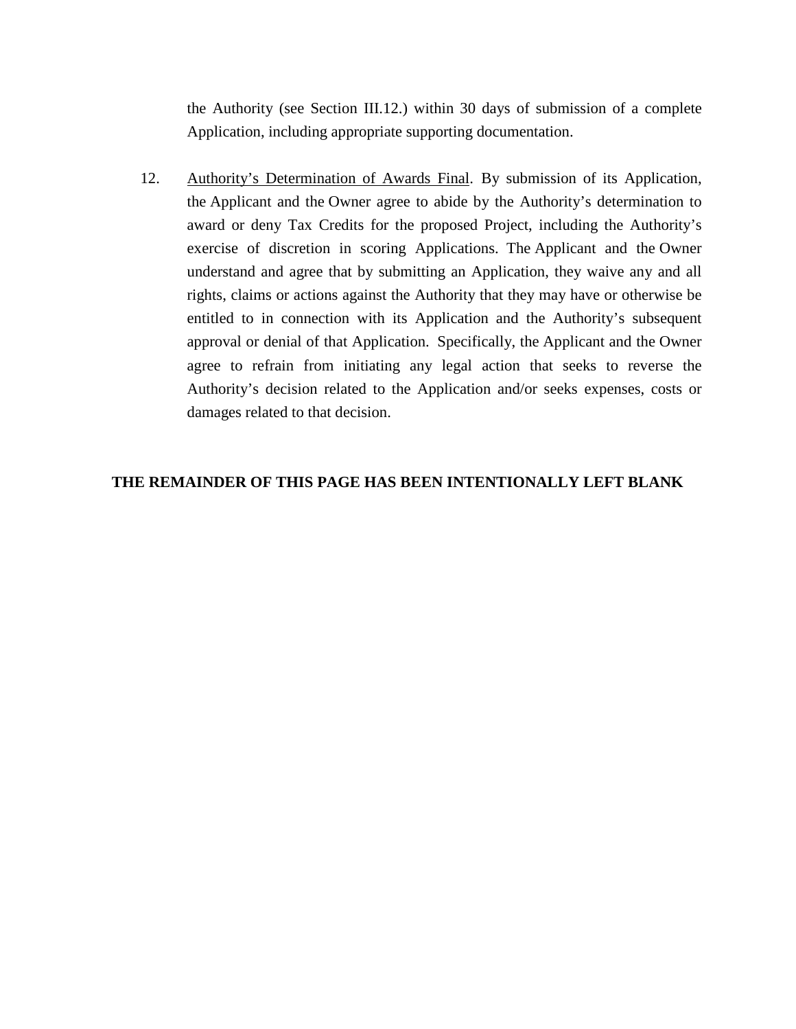the Authority (see Section III.12.) within 30 days of submission of a complete Application, including appropriate supporting documentation.

12. <u>Authority's Determination of Awards Final</u>. By submission of its Application, the Applicant and the Owner agree to abide by the Authority's determination to award or deny Tax Credits for the proposed Project, including the Authority's exercise of discretion in scoring Applications. The Applicant and the Owner understand and agree that by submitting an Application, they waive any and all rights, claims or actions against the Authority that they may have or otherwise be entitled to in connection with its Application and the Authority's subsequent approval or denial of that Application. Specifically, the Applicant and the Owner agree to refrain from initiating any legal action that seeks to reverse the Authority's decision related to the Application and/or seeks expenses, costs or damages related to that decision.

**THE REMAINDER OF THIS PAGE HAS BEEN INTENTIONALLY LEFT BLANK**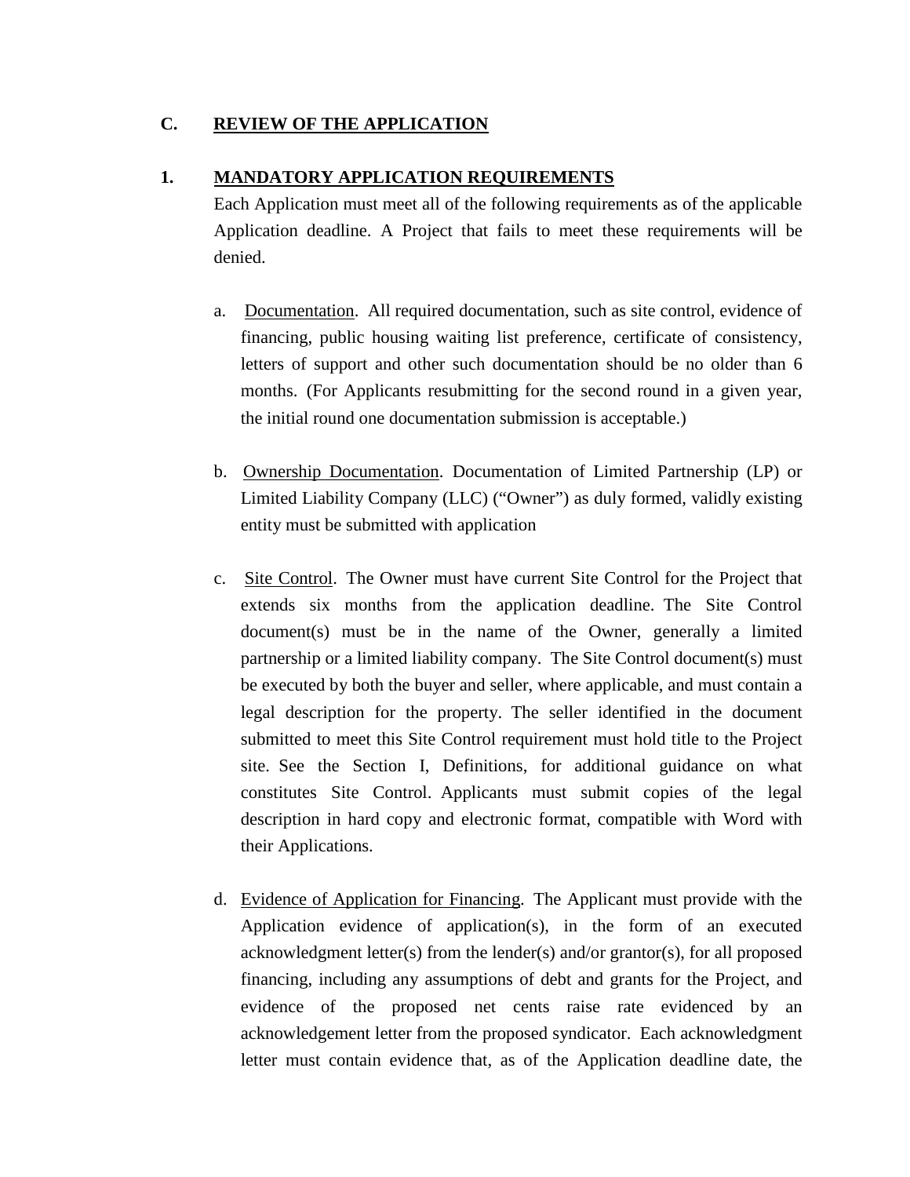## C. REVIEW OF THE APPLICATION

### 1. MANDATORY APPLICATION REQUIREMENTS

Each Application must meet all of the following requirements as of the applicable Application deadline. A Project that fails to meet these requirements will be denied.

a. Documentation. All required documentation, such as site control, evidence of financing, public housing waiting list preference, certificate of consistency, letters of support and other such documentation should be no older than 6 months. (For Applicants resubmitting for the second round in a given year, the initial round one documentation submission is acceptable.)

b. Ownership Documentation. Documentation of Limited Partnership (LP) or Limited Liability Company (LLC) ("Owner") as duly formed, validly existing entity must be submitted with application

c. Site Control. The Owner must have current Site Control for the Project that extends six months from the application deadline. The Site Control document(s) must be in the name of the Owner, generally a limited partnership or a limited liability company. The Site Control document(s) must be executed by both the buyer and seller, where applicable, and must contain a legal description for the property. The seller identified in the document submitted to meet this Site Control requirement must hold title to the Project site. See the Section I, Definitions, for additional guidance on what constitutes Site Control. Applicants must submit copies of the legal description in hard copy and electronic format, compatible with Word with their Applications.

d. Evidence of Application for Financing. The Applicant must provide with the Application evidence of application(s), in the form of an executed acknowledgment letter(s) from the lender(s) and/or grantor(s), for all proposed financing, including any assumptions of debt and grants for the Project, and evidence of the proposed net cents raise rate evidenced by an acknowledgement letter from the proposed syndicator. Each acknowledgment letter must contain evidence that, as of the Application deadline date, the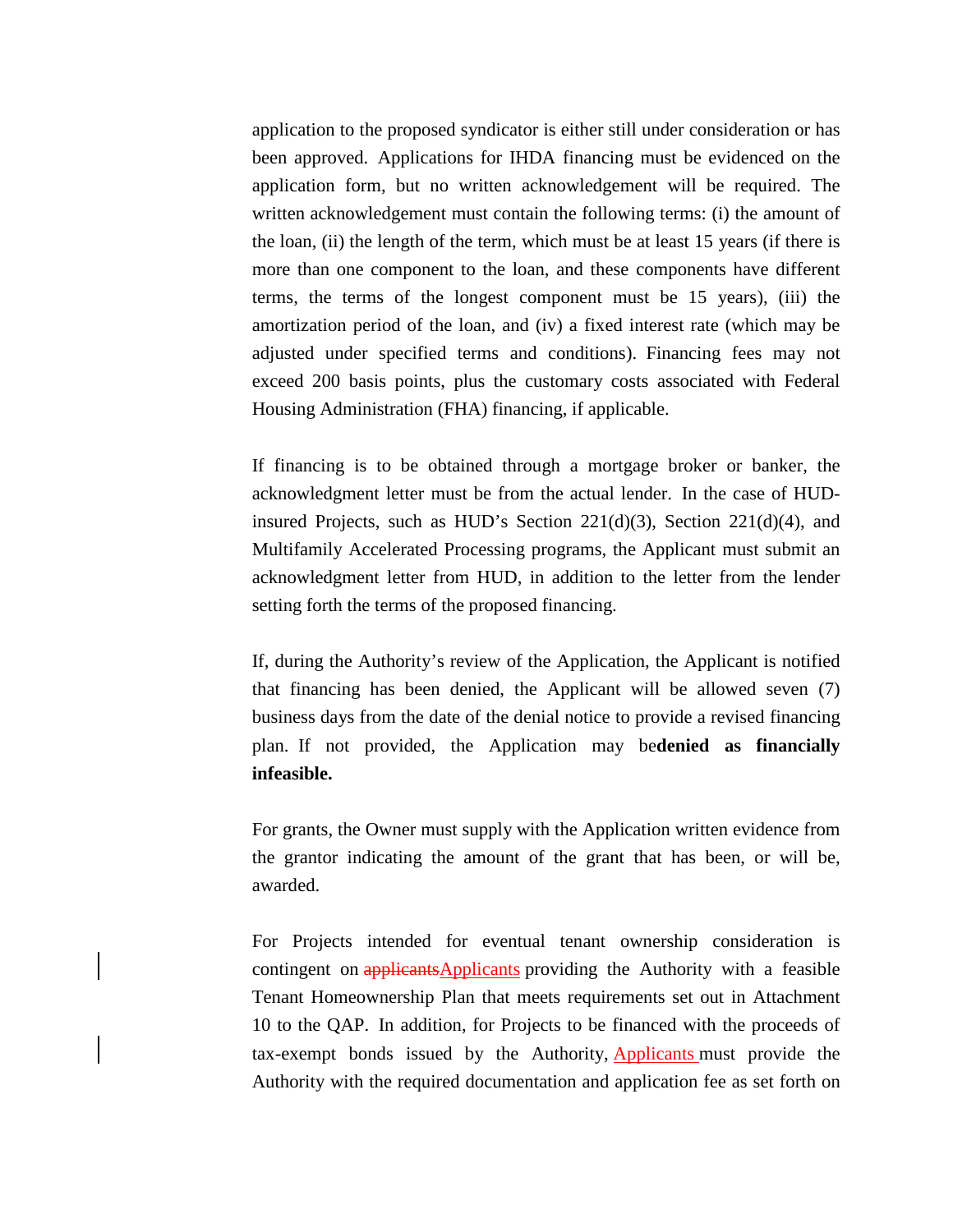application to the proposed syndicator is either still under consideration or has been approved. Applications for IHDA financing must be evidenced on the application form, but no written acknowledgement will be required. The written acknowledgement must contain the following terms: (i) the amount of the loan, (ii) the length of the term, which must be at least 15 years (if there is more than one component to the loan, and these components have different terms, the terms of the longest component must be 15 years), (iii) the amortization period of the loan, and (iv) a fixed interest rate (which may be adjusted under specified terms and conditions). Financing fees may not exceed 200 basis points, plus the customary costs associated with Federal Housing Administration (FHA) financing, if applicable.

If financing is to be obtained through a mortgage broker or banker, the acknowledgment letter must be from the actual lender. In the case of HUD-insured Projects, such as HUD's Section 221(d)(3), Section 221(d)(4), and Multifamily Accelerated Processing programs, the Applicant must submit an acknowledgment letter from HUD, in addition to the letter from the lender setting forth the terms of the proposed financing.

If, during the Authority's review of the Application, the Applicant is notified that financing has been denied, the Applicant will be allowed seven (7) business days from the date of the denial notice to provide a revised financing plan. If not provided, the Application may be**denied as financially infeasible.**

For grants, the Owner must supply with the Application written evidence from the grantor indicating the amount of the grant that has been, or will be, awarded.

For Projects intended for eventual tenant ownership consideration is contingent on ~~applicants~~Applicants providing the Authority with a feasible Tenant Homeownership Plan that meets requirements set out in Attachment 10 to the QAP. In addition, for Projects to be financed with the proceeds of tax-exempt bonds issued by the Authority, Applicants must provide the Authority with the required documentation and application fee as set forth on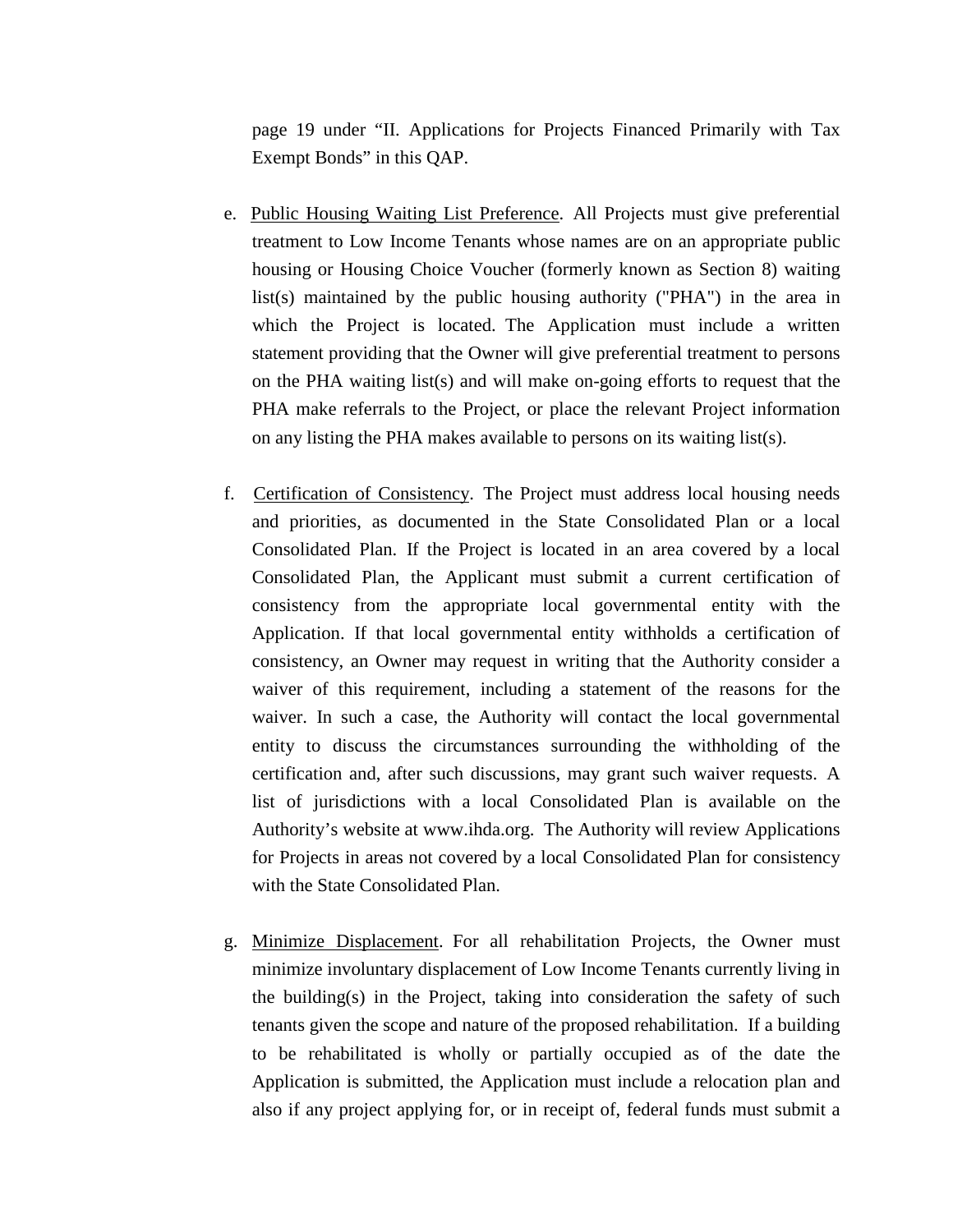page 19 under “II. Applications for Projects Financed Primarily with Tax Exempt Bonds” in this QAP.

e. Public Housing Waiting List Preference. All Projects must give preferential treatment to Low Income Tenants whose names are on an appropriate public housing or Housing Choice Voucher (formerly known as Section 8) waiting list(s) maintained by the public housing authority ("PHA") in the area in which the Project is located. The Application must include a written statement providing that the Owner will give preferential treatment to persons on the PHA waiting list(s) and will make on-going efforts to request that the PHA make referrals to the Project, or place the relevant Project information on any listing the PHA makes available to persons on its waiting list(s).

f. Certification of Consistency. The Project must address local housing needs and priorities, as documented in the State Consolidated Plan or a local Consolidated Plan. If the Project is located in an area covered by a local Consolidated Plan, the Applicant must submit a current certification of consistency from the appropriate local governmental entity with the Application. If that local governmental entity withholds a certification of consistency, an Owner may request in writing that the Authority consider a waiver of this requirement, including a statement of the reasons for the waiver. In such a case, the Authority will contact the local governmental entity to discuss the circumstances surrounding the withholding of the certification and, after such discussions, may grant such waiver requests. A list of jurisdictions with a local Consolidated Plan is available on the Authority’s website at www.ihda.org. The Authority will review Applications for Projects in areas not covered by a local Consolidated Plan for consistency with the State Consolidated Plan.

g. Minimize Displacement. For all rehabilitation Projects, the Owner must minimize involuntary displacement of Low Income Tenants currently living in the building(s) in the Project, taking into consideration the safety of such tenants given the scope and nature of the proposed rehabilitation. If a building to be rehabilitated is wholly or partially occupied as of the date the Application is submitted, the Application must include a relocation plan and also if any project applying for, or in receipt of, federal funds must submit a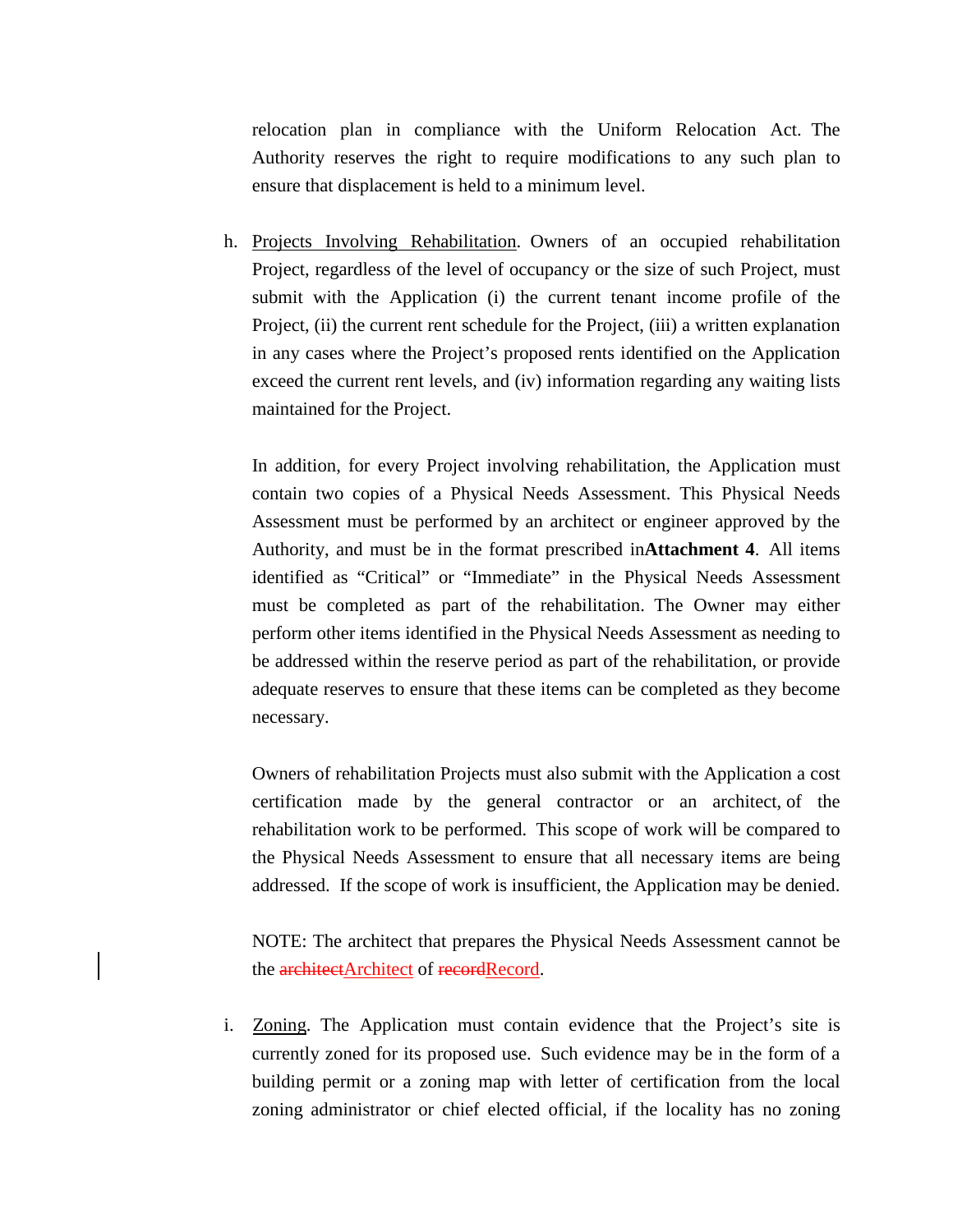relocation plan in compliance with the Uniform Relocation Act. The Authority reserves the right to require modifications to any such plan to ensure that displacement is held to a minimum level.

h. Projects Involving Rehabilitation. Owners of an occupied rehabilitation Project, regardless of the level of occupancy or the size of such Project, must submit with the Application (i) the current tenant income profile of the Project, (ii) the current rent schedule for the Project, (iii) a written explanation in any cases where the Project's proposed rents identified on the Application exceed the current rent levels, and (iv) information regarding any waiting lists maintained for the Project.

In addition, for every Project involving rehabilitation, the Application must contain two copies of a Physical Needs Assessment. This Physical Needs Assessment must be performed by an architect or engineer approved by the Authority, and must be in the format prescribed in **Attachment 4**. All items identified as "Critical" or "Immediate" in the Physical Needs Assessment must be completed as part of the rehabilitation. The Owner may either perform other items identified in the Physical Needs Assessment as needing to be addressed within the reserve period as part of the rehabilitation, or provide adequate reserves to ensure that these items can be completed as they become necessary.

Owners of rehabilitation Projects must also submit with the Application a cost certification made by the general contractor or an architect, of the rehabilitation work to be performed. This scope of work will be compared to the Physical Needs Assessment to ensure that all necessary items are being addressed. If the scope of work is insufficient, the Application may be denied.

NOTE: The architect that prepares the Physical Needs Assessment cannot be the ~~architect~~Architect of ~~record~~Record.

i. Zoning. The Application must contain evidence that the Project's site is currently zoned for its proposed use. Such evidence may be in the form of a building permit or a zoning map with letter of certification from the local zoning administrator or chief elected official, if the locality has no zoning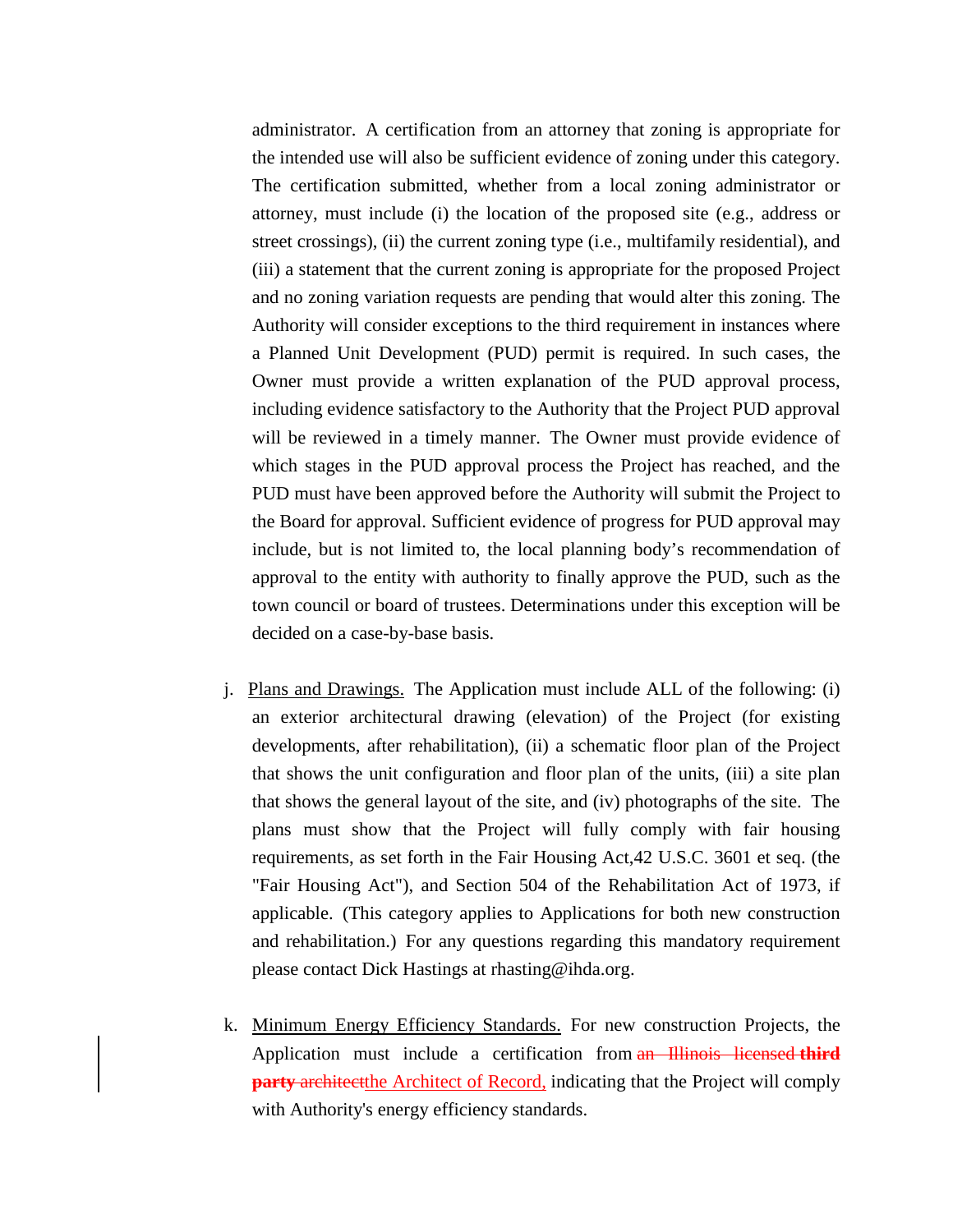administrator. A certification from an attorney that zoning is appropriate for the intended use will also be sufficient evidence of zoning under this category. The certification submitted, whether from a local zoning administrator or attorney, must include (i) the location of the proposed site (e.g., address or street crossings), (ii) the current zoning type (i.e., multifamily residential), and (iii) a statement that the current zoning is appropriate for the proposed Project and no zoning variation requests are pending that would alter this zoning. The Authority will consider exceptions to the third requirement in instances where a Planned Unit Development (PUD) permit is required. In such cases, the Owner must provide a written explanation of the PUD approval process, including evidence satisfactory to the Authority that the Project PUD approval will be reviewed in a timely manner. The Owner must provide evidence of which stages in the PUD approval process the Project has reached, and the PUD must have been approved before the Authority will submit the Project to the Board for approval. Sufficient evidence of progress for PUD approval may include, but is not limited to, the local planning body's recommendation of approval to the entity with authority to finally approve the PUD, such as the town council or board of trustees. Determinations under this exception will be decided on a case-by-base basis.

j. Plans and Drawings. The Application must include ALL of the following: (i) an exterior architectural drawing (elevation) of the Project (for existing developments, after rehabilitation), (ii) a schematic floor plan of the Project that shows the unit configuration and floor plan of the units, (iii) a site plan that shows the general layout of the site, and (iv) photographs of the site. The plans must show that the Project will fully comply with fair housing requirements, as set forth in the Fair Housing Act,42 U.S.C. 3601 et seq. (the "Fair Housing Act"), and Section 504 of the Rehabilitation Act of 1973, if applicable. (This category applies to Applications for both new construction and rehabilitation.) For any questions regarding this mandatory requirement please contact Dick Hastings at rhasting@ihda.org.

k. Minimum Energy Efficiency Standards. For new construction Projects, the Application must include a certification from ~~an Illinois licensed~~ ~~**third party**~~ ~~architect~~the Architect of Record, indicating that the Project will comply with Authority's energy efficiency standards.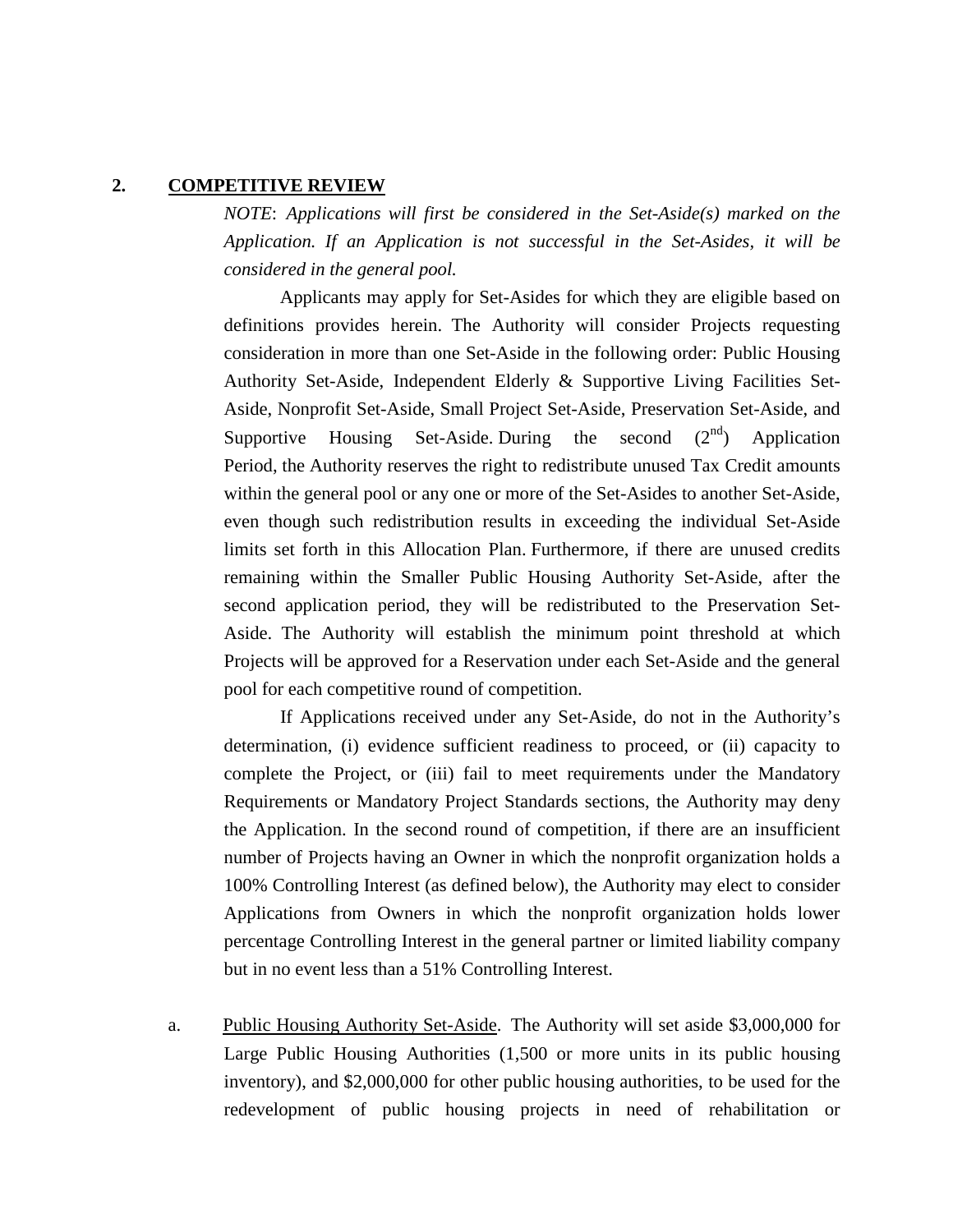**2. COMPETITIVE REVIEW**

*NOTE*: *Applications will first be considered in the Set-Aside(s) marked on the Application. If an Application is not successful in the Set-Asides, it will be considered in the general pool.*

Applicants may apply for Set-Asides for which they are eligible based on definitions provides herein. The Authority will consider Projects requesting consideration in more than one Set-Aside in the following order: Public Housing Authority Set-Aside, Independent Elderly & Supportive Living Facilities Set-Aside, Nonprofit Set-Aside, Small Project Set-Aside, Preservation Set-Aside, and Supportive Housing Set-Aside. During the second (2nd) Application Period, the Authority reserves the right to redistribute unused Tax Credit amounts within the general pool or any one or more of the Set-Asides to another Set-Aside, even though such redistribution results in exceeding the individual Set-Aside limits set forth in this Allocation Plan. Furthermore, if there are unused credits remaining within the Smaller Public Housing Authority Set-Aside, after the second application period, they will be redistributed to the Preservation Set-Aside. The Authority will establish the minimum point threshold at which Projects will be approved for a Reservation under each Set-Aside and the general pool for each competitive round of competition.

If Applications received under any Set-Aside, do not in the Authority's determination, (i) evidence sufficient readiness to proceed, or (ii) capacity to complete the Project, or (iii) fail to meet requirements under the Mandatory Requirements or Mandatory Project Standards sections, the Authority may deny the Application. In the second round of competition, if there are an insufficient number of Projects having an Owner in which the nonprofit organization holds a 100% Controlling Interest (as defined below), the Authority may elect to consider Applications from Owners in which the nonprofit organization holds lower percentage Controlling Interest in the general partner or limited liability company but in no event less than a 51% Controlling Interest.

a. Public Housing Authority Set-Aside. The Authority will set aside $3,000,000 for Large Public Housing Authorities (1,500 or more units in its public housing inventory), and $2,000,000 for other public housing authorities, to be used for the redevelopment of public housing projects in need of rehabilitation or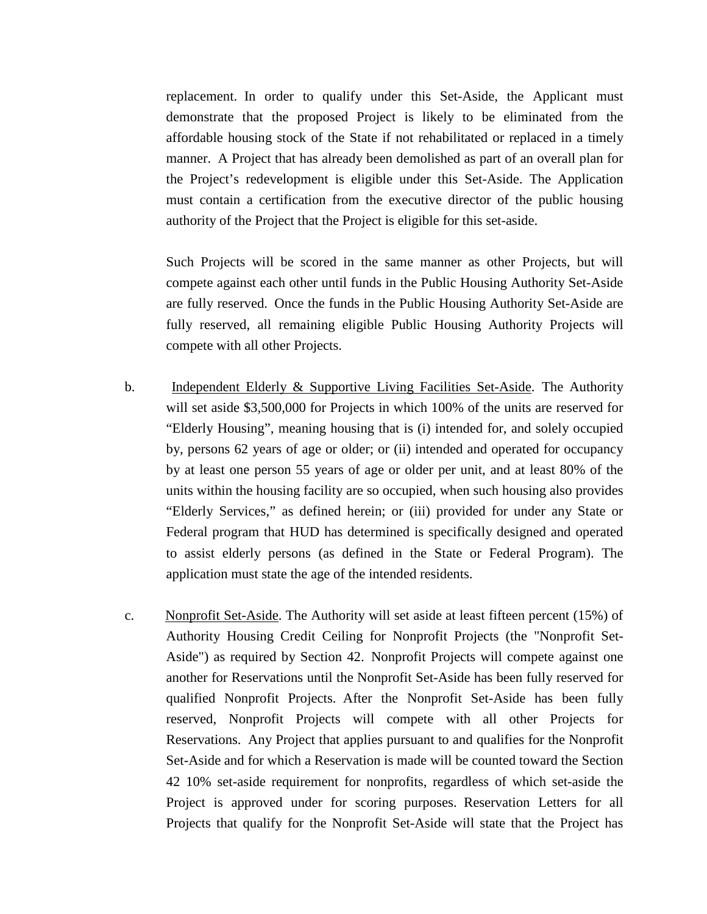replacement. In order to qualify under this Set-Aside, the Applicant must demonstrate that the proposed Project is likely to be eliminated from the affordable housing stock of the State if not rehabilitated or replaced in a timely manner. A Project that has already been demolished as part of an overall plan for the Project's redevelopment is eligible under this Set-Aside. The Application must contain a certification from the executive director of the public housing authority of the Project that the Project is eligible for this set-aside.

Such Projects will be scored in the same manner as other Projects, but will compete against each other until funds in the Public Housing Authority Set-Aside are fully reserved. Once the funds in the Public Housing Authority Set-Aside are fully reserved, all remaining eligible Public Housing Authority Projects will compete with all other Projects.

b. <u>Independent Elderly & Supportive Living Facilities Set-Aside</u>. The Authority will set aside $3,500,000 for Projects in which 100% of the units are reserved for "Elderly Housing", meaning housing that is (i) intended for, and solely occupied by, persons 62 years of age or older; or (ii) intended and operated for occupancy by at least one person 55 years of age or older per unit, and at least 80% of the units within the housing facility are so occupied, when such housing also provides "Elderly Services," as defined herein; or (iii) provided for under any State or Federal program that HUD has determined is specifically designed and operated to assist elderly persons (as defined in the State or Federal Program). The application must state the age of the intended residents.

c. <u>Nonprofit Set-Aside</u>. The Authority will set aside at least fifteen percent (15%) of Authority Housing Credit Ceiling for Nonprofit Projects (the "Nonprofit Set-Aside") as required by Section 42. Nonprofit Projects will compete against one another for Reservations until the Nonprofit Set-Aside has been fully reserved for qualified Nonprofit Projects. After the Nonprofit Set-Aside has been fully reserved, Nonprofit Projects will compete with all other Projects for Reservations. Any Project that applies pursuant to and qualifies for the Nonprofit Set-Aside and for which a Reservation is made will be counted toward the Section 42 10% set-aside requirement for nonprofits, regardless of which set-aside the Project is approved under for scoring purposes. Reservation Letters for all Projects that qualify for the Nonprofit Set-Aside will state that the Project has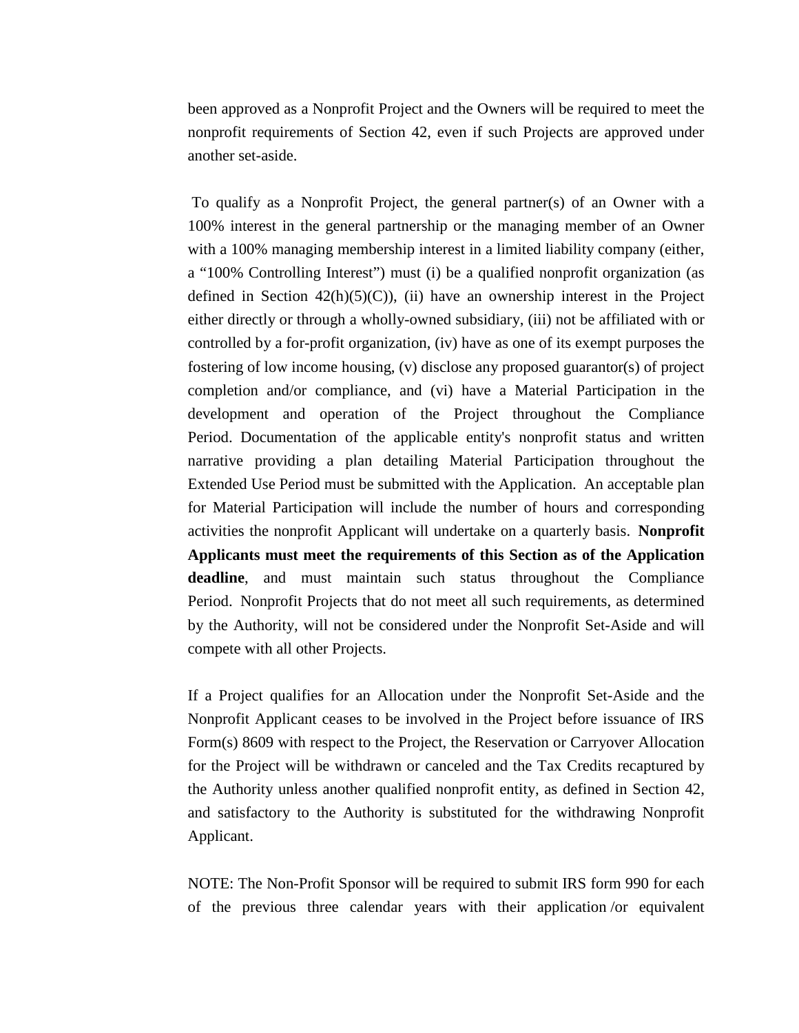been approved as a Nonprofit Project and the Owners will be required to meet the nonprofit requirements of Section 42, even if such Projects are approved under another set-aside.

To qualify as a Nonprofit Project, the general partner(s) of an Owner with a 100% interest in the general partnership or the managing member of an Owner with a 100% managing membership interest in a limited liability company (either, a "100% Controlling Interest") must (i) be a qualified nonprofit organization (as defined in Section 42(h)(5)(C)), (ii) have an ownership interest in the Project either directly or through a wholly-owned subsidiary, (iii) not be affiliated with or controlled by a for-profit organization, (iv) have as one of its exempt purposes the fostering of low income housing, (v) disclose any proposed guarantor(s) of project completion and/or compliance, and (vi) have a Material Participation in the development and operation of the Project throughout the Compliance Period. Documentation of the applicable entity's nonprofit status and written narrative providing a plan detailing Material Participation throughout the Extended Use Period must be submitted with the Application. An acceptable plan for Material Participation will include the number of hours and corresponding activities the nonprofit Applicant will undertake on a quarterly basis. **Nonprofit Applicants must meet the requirements of this Section as of the Application deadline**, and must maintain such status throughout the Compliance Period. Nonprofit Projects that do not meet all such requirements, as determined by the Authority, will not be considered under the Nonprofit Set-Aside and will compete with all other Projects.

If a Project qualifies for an Allocation under the Nonprofit Set-Aside and the Nonprofit Applicant ceases to be involved in the Project before issuance of IRS Form(s) 8609 with respect to the Project, the Reservation or Carryover Allocation for the Project will be withdrawn or canceled and the Tax Credits recaptured by the Authority unless another qualified nonprofit entity, as defined in Section 42, and satisfactory to the Authority is substituted for the withdrawing Nonprofit Applicant.

NOTE: The Non-Profit Sponsor will be required to submit IRS form 990 for each of the previous three calendar years with their application /or equivalent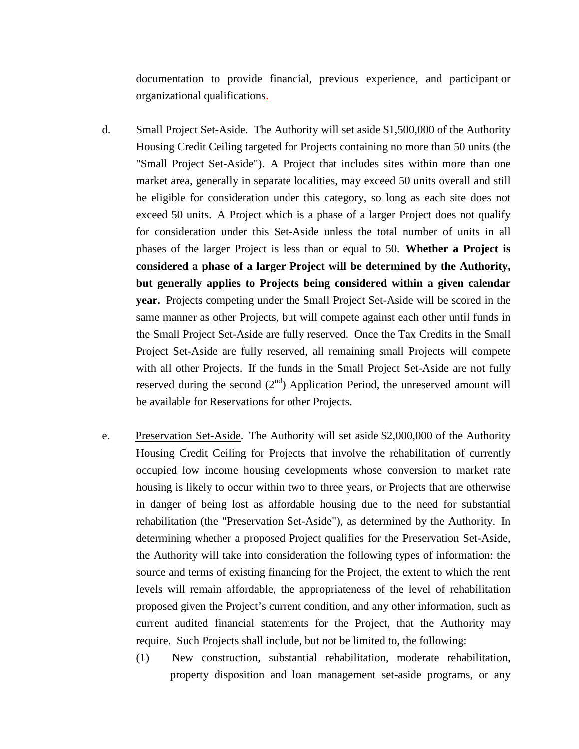documentation to provide financial, previous experience, and participant or organizational qualifications.

d. Small Project Set-Aside. The Authority will set aside $1,500,000 of the Authority Housing Credit Ceiling targeted for Projects containing no more than 50 units (the "Small Project Set-Aside"). A Project that includes sites within more than one market area, generally in separate localities, may exceed 50 units overall and still be eligible for consideration under this category, so long as each site does not exceed 50 units. A Project which is a phase of a larger Project does not qualify for consideration under this Set-Aside unless the total number of units in all phases of the larger Project is less than or equal to 50. **Whether a Project is considered a phase of a larger Project will be determined by the Authority, but generally applies to Projects being considered within a given calendar year.** Projects competing under the Small Project Set-Aside will be scored in the same manner as other Projects, but will compete against each other until funds in the Small Project Set-Aside are fully reserved. Once the Tax Credits in the Small Project Set-Aside are fully reserved, all remaining small Projects will compete with all other Projects. If the funds in the Small Project Set-Aside are not fully reserved during the second (2nd) Application Period, the unreserved amount will be available for Reservations for other Projects.

e. Preservation Set-Aside. The Authority will set aside $2,000,000 of the Authority Housing Credit Ceiling for Projects that involve the rehabilitation of currently occupied low income housing developments whose conversion to market rate housing is likely to occur within two to three years, or Projects that are otherwise in danger of being lost as affordable housing due to the need for substantial rehabilitation (the "Preservation Set-Aside"), as determined by the Authority. In determining whether a proposed Project qualifies for the Preservation Set-Aside, the Authority will take into consideration the following types of information: the source and terms of existing financing for the Project, the extent to which the rent levels will remain affordable, the appropriateness of the level of rehabilitation proposed given the Project's current condition, and any other information, such as current audited financial statements for the Project, that the Authority may require. Such Projects shall include, but not be limited to, the following:

(1) New construction, substantial rehabilitation, moderate rehabilitation, property disposition and loan management set-aside programs, or any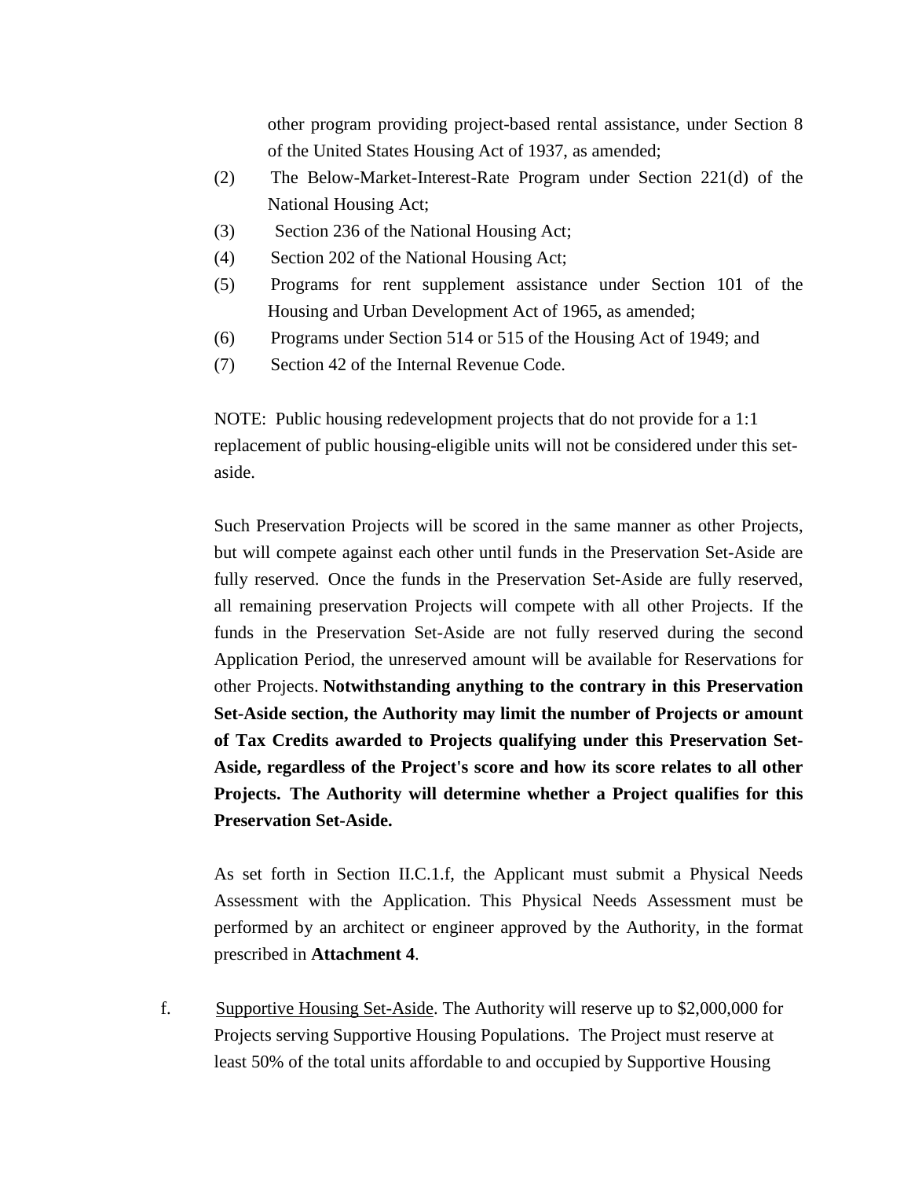other program providing project-based rental assistance, under Section 8 of the United States Housing Act of 1937, as amended;

(2) The Below-Market-Interest-Rate Program under Section 221(d) of the National Housing Act;

(3) Section 236 of the National Housing Act;

(4) Section 202 of the National Housing Act;

(5) Programs for rent supplement assistance under Section 101 of the Housing and Urban Development Act of 1965, as amended;

(6) Programs under Section 514 or 515 of the Housing Act of 1949; and

(7) Section 42 of the Internal Revenue Code.

NOTE: Public housing redevelopment projects that do not provide for a 1:1 replacement of public housing-eligible units will not be considered under this set-aside.

Such Preservation Projects will be scored in the same manner as other Projects, but will compete against each other until funds in the Preservation Set-Aside are fully reserved. Once the funds in the Preservation Set-Aside are fully reserved, all remaining preservation Projects will compete with all other Projects. If the funds in the Preservation Set-Aside are not fully reserved during the second Application Period, the unreserved amount will be available for Reservations for other Projects. **Notwithstanding anything to the contrary in this Preservation Set-Aside section, the Authority may limit the number of Projects or amount of Tax Credits awarded to Projects qualifying under this Preservation Set-Aside, regardless of the Project's score and how its score relates to all other Projects. The Authority will determine whether a Project qualifies for this Preservation Set-Aside.**

As set forth in Section II.C.1.f, the Applicant must submit a Physical Needs Assessment with the Application. This Physical Needs Assessment must be performed by an architect or engineer approved by the Authority, in the format prescribed in **Attachment 4**.

f. Supportive Housing Set-Aside. The Authority will reserve up to $2,000,000 for Projects serving Supportive Housing Populations. The Project must reserve at least 50% of the total units affordable to and occupied by Supportive Housing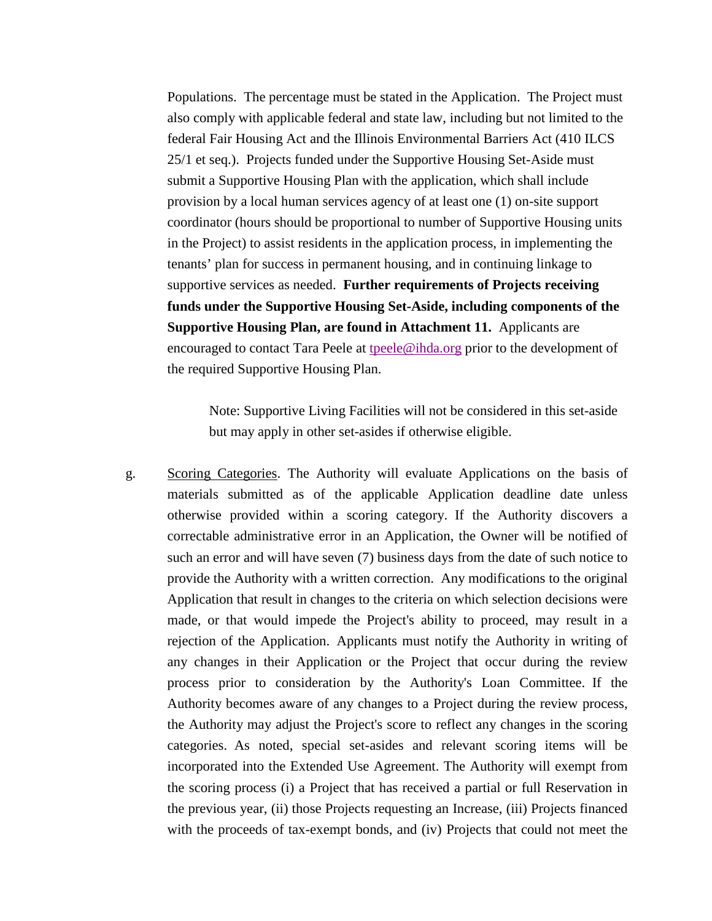Populations. The percentage must be stated in the Application. The Project must also comply with applicable federal and state law, including but not limited to the federal Fair Housing Act and the Illinois Environmental Barriers Act (410 ILCS 25/1 et seq.). Projects funded under the Supportive Housing Set-Aside must submit a Supportive Housing Plan with the application, which shall include provision by a local human services agency of at least one (1) on-site support coordinator (hours should be proportional to number of Supportive Housing units in the Project) to assist residents in the application process, in implementing the tenants' plan for success in permanent housing, and in continuing linkage to supportive services as needed. **Further requirements of Projects receiving funds under the Supportive Housing Set-Aside, including components of the Supportive Housing Plan, are found in Attachment 11.** Applicants are encouraged to contact Tara Peele at tpeele@ihda.org prior to the development of the required Supportive Housing Plan.

> Note: Supportive Living Facilities will not be considered in this set-aside but may apply in other set-asides if otherwise eligible.

g. Scoring Categories. The Authority will evaluate Applications on the basis of materials submitted as of the applicable Application deadline date unless otherwise provided within a scoring category. If the Authority discovers a correctable administrative error in an Application, the Owner will be notified of such an error and will have seven (7) business days from the date of such notice to provide the Authority with a written correction. Any modifications to the original Application that result in changes to the criteria on which selection decisions were made, or that would impede the Project's ability to proceed, may result in a rejection of the Application. Applicants must notify the Authority in writing of any changes in their Application or the Project that occur during the review process prior to consideration by the Authority's Loan Committee. If the Authority becomes aware of any changes to a Project during the review process, the Authority may adjust the Project's score to reflect any changes in the scoring categories. As noted, special set-asides and relevant scoring items will be incorporated into the Extended Use Agreement. The Authority will exempt from the scoring process (i) a Project that has received a partial or full Reservation in the previous year, (ii) those Projects requesting an Increase, (iii) Projects financed with the proceeds of tax-exempt bonds, and (iv) Projects that could not meet the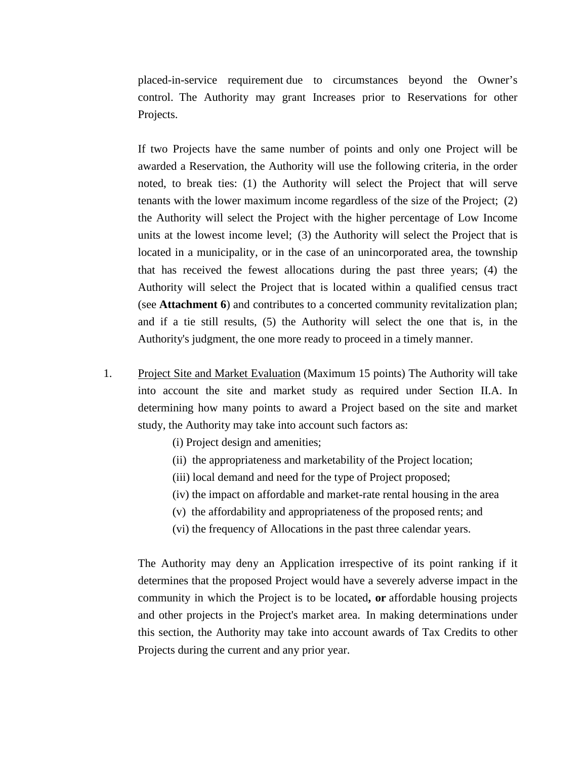placed-in-service requirement due to circumstances beyond the Owner's control. The Authority may grant Increases prior to Reservations for other Projects.

If two Projects have the same number of points and only one Project will be awarded a Reservation, the Authority will use the following criteria, in the order noted, to break ties: (1) the Authority will select the Project that will serve tenants with the lower maximum income regardless of the size of the Project; (2) the Authority will select the Project with the higher percentage of Low Income units at the lowest income level; (3) the Authority will select the Project that is located in a municipality, or in the case of an unincorporated area, the township that has received the fewest allocations during the past three years; (4) the Authority will select the Project that is located within a qualified census tract (see **Attachment 6**) and contributes to a concerted community revitalization plan; and if a tie still results, (5) the Authority will select the one that is, in the Authority's judgment, the one more ready to proceed in a timely manner.

1. Project Site and Market Evaluation (Maximum 15 points) The Authority will take into account the site and market study as required under Section II.A. In determining how many points to award a Project based on the site and market study, the Authority may take into account such factors as:

   (i) Project design and amenities;
   
   (ii) the appropriateness and marketability of the Project location;
   
   (iii) local demand and need for the type of Project proposed;
   
   (iv) the impact on affordable and market-rate rental housing in the area
   
   (v) the affordability and appropriateness of the proposed rents; and
   
   (vi) the frequency of Allocations in the past three calendar years.

   The Authority may deny an Application irrespective of its point ranking if it determines that the proposed Project would have a severely adverse impact in the community in which the Project is to be located**, or** affordable housing projects and other projects in the Project's market area. In making determinations under this section, the Authority may take into account awards of Tax Credits to other Projects during the current and any prior year.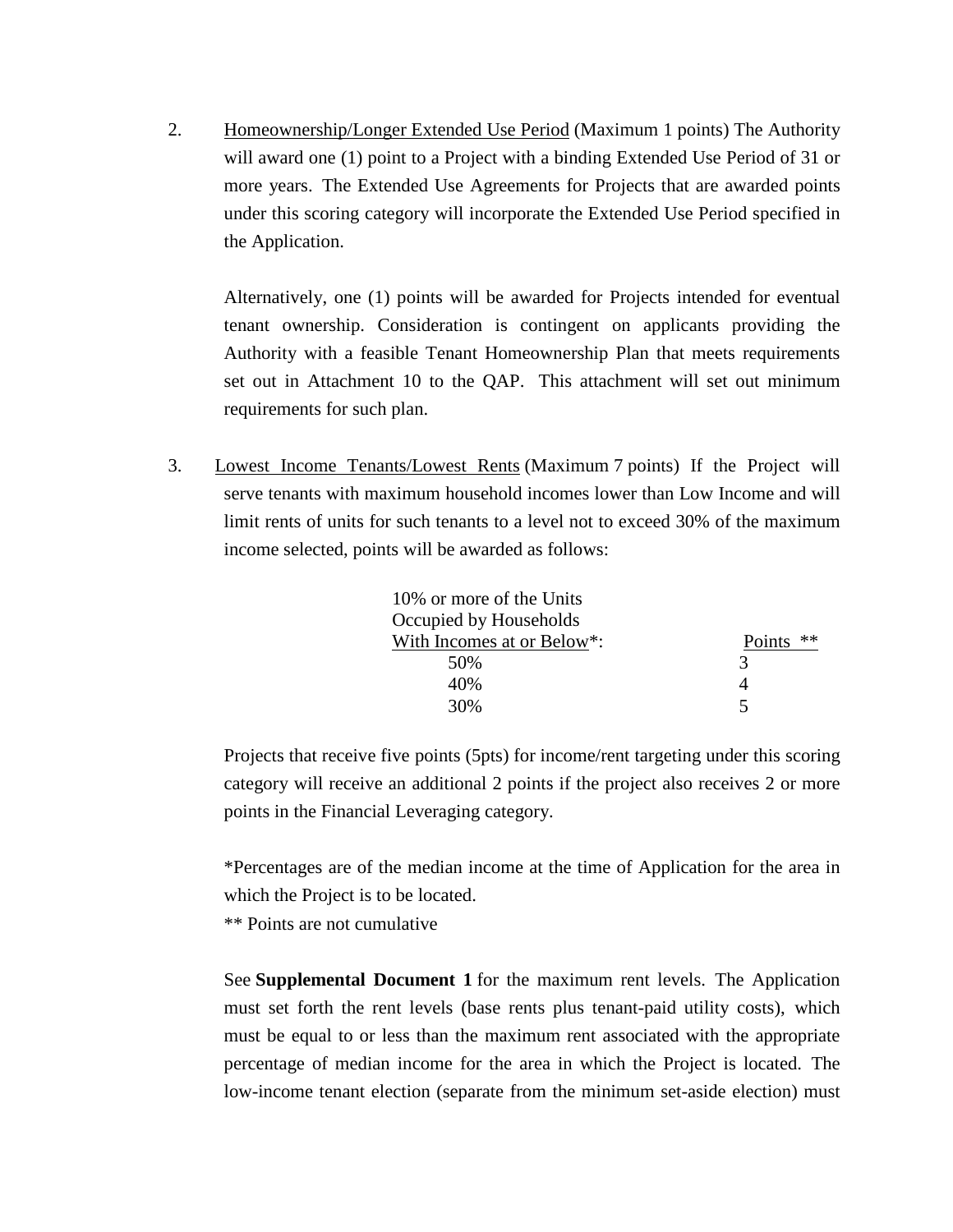2. <u>Homeownership/Longer Extended Use Period</u> (Maximum 1 points) The Authority will award one (1) point to a Project with a binding Extended Use Period of 31 or more years. The Extended Use Agreements for Projects that are awarded points under this scoring category will incorporate the Extended Use Period specified in the Application.

   Alternatively, one (1) points will be awarded for Projects intended for eventual tenant ownership. Consideration is contingent on applicants providing the Authority with a feasible Tenant Homeownership Plan that meets requirements set out in Attachment 10 to the QAP. This attachment will set out minimum requirements for such plan.

3. <u>Lowest Income Tenants/Lowest Rents</u> (Maximum 7 points) If the Project will serve tenants with maximum household incomes lower than Low Income and will limit rents of units for such tenants to a level not to exceed 30% of the maximum income selected, points will be awarded as follows:

   | 10% or more of the Units Occupied by Households With Incomes at or Below*: | Points ** |
   |---|---|
   | 50% | 3 |
   | 40% | 4 |
   | 30% | 5 |

   Projects that receive five points (5pts) for income/rent targeting under this scoring category will receive an additional 2 points if the project also receives 2 or more points in the Financial Leveraging category.

   *Percentages are of the median income at the time of Application for the area in which the Project is to be located.
   ** Points are not cumulative

   See **Supplemental Document 1** for the maximum rent levels. The Application must set forth the rent levels (base rents plus tenant-paid utility costs), which must be equal to or less than the maximum rent associated with the appropriate percentage of median income for the area in which the Project is located. The low-income tenant election (separate from the minimum set-aside election) must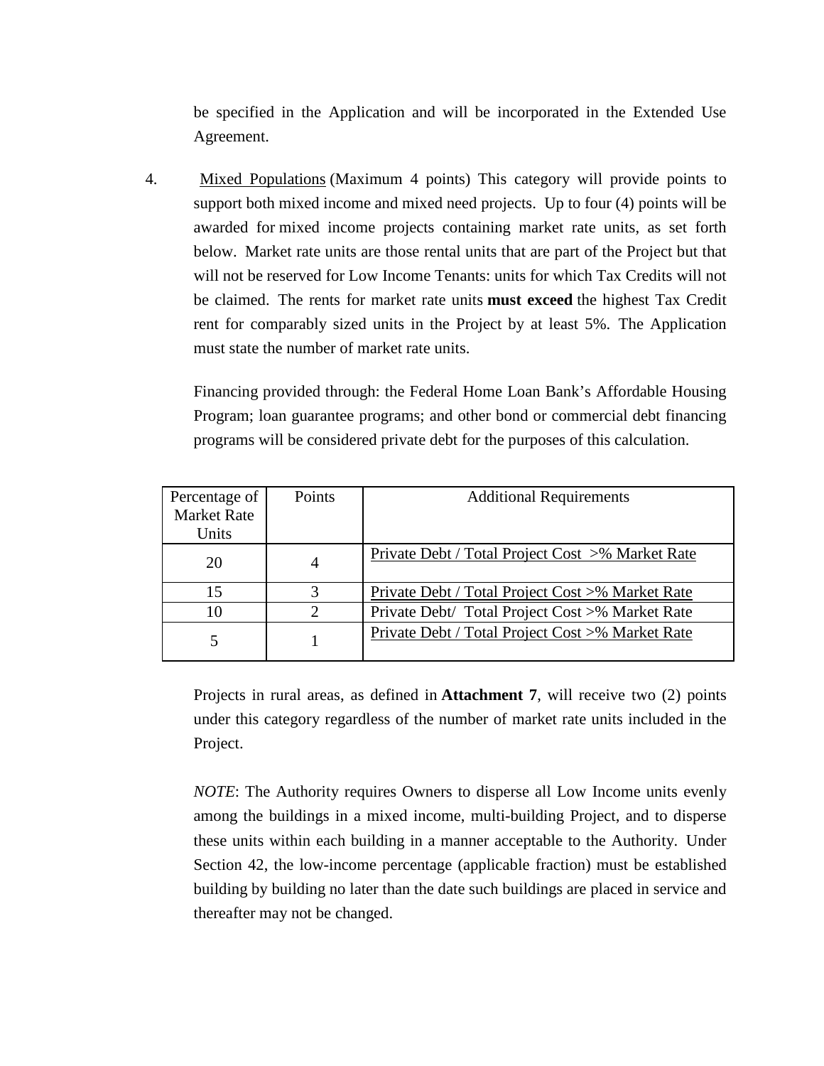be specified in the Application and will be incorporated in the Extended Use Agreement.

4. Mixed Populations (Maximum 4 points) This category will provide points to support both mixed income and mixed need projects. Up to four (4) points will be awarded for mixed income projects containing market rate units, as set forth below. Market rate units are those rental units that are part of the Project but that will not be reserved for Low Income Tenants: units for which Tax Credits will not be claimed. The rents for market rate units **must exceed** the highest Tax Credit rent for comparably sized units in the Project by at least 5%. The Application must state the number of market rate units.

   Financing provided through: the Federal Home Loan Bank's Affordable Housing Program; loan guarantee programs; and other bond or commercial debt financing programs will be considered private debt for the purposes of this calculation.

| Percentage of Market Rate Units | Points | Additional Requirements |
|---|---|---|
| 20 | 4 | Private Debt / Total Project Cost >% Market Rate |
| 15 | 3 | Private Debt / Total Project Cost >% Market Rate |
| 10 | 2 | Private Debt/ Total Project Cost >% Market Rate |
| 5 | 1 | Private Debt / Total Project Cost >% Market Rate |

   Projects in rural areas, as defined in **Attachment 7**, will receive two (2) points under this category regardless of the number of market rate units included in the Project.

   *NOTE*: The Authority requires Owners to disperse all Low Income units evenly among the buildings in a mixed income, multi-building Project, and to disperse these units within each building in a manner acceptable to the Authority. Under Section 42, the low-income percentage (applicable fraction) must be established building by building no later than the date such buildings are placed in service and thereafter may not be changed.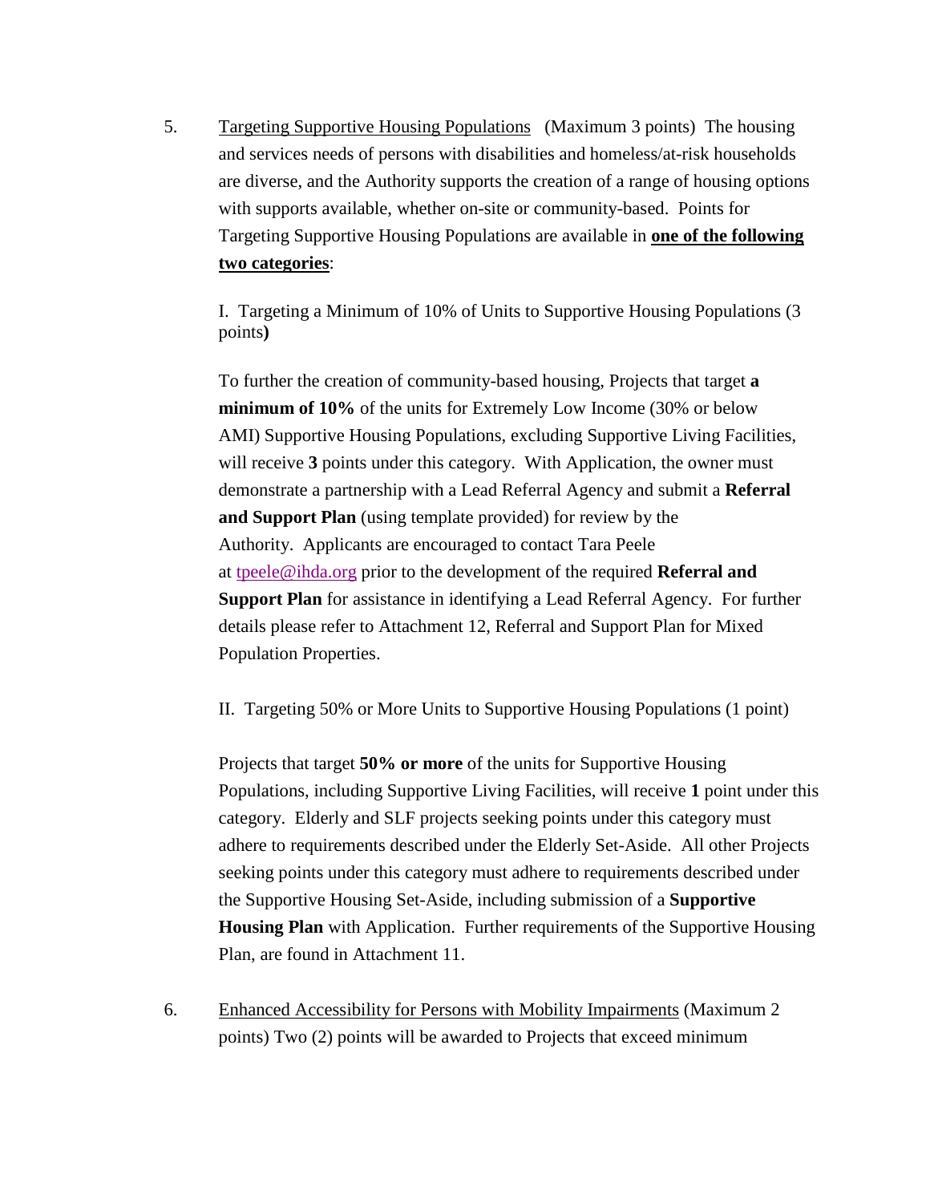5. Targeting Supportive Housing Populations (Maximum 3 points) The housing and services needs of persons with disabilities and homeless/at-risk households are diverse, and the Authority supports the creation of a range of housing options with supports available, whether on-site or community-based. Points for Targeting Supportive Housing Populations are available in **one of the following two categories**:

   I. Targeting a Minimum of 10% of Units to Supportive Housing Populations (3 points**)**

   To further the creation of community-based housing, Projects that target **a minimum of 10%** of the units for Extremely Low Income (30% or below AMI) Supportive Housing Populations, excluding Supportive Living Facilities, will receive **3** points under this category. With Application, the owner must demonstrate a partnership with a Lead Referral Agency and submit a **Referral and Support Plan** (using template provided) for review by the Authority. Applicants are encouraged to contact Tara Peele at tpeele@ihda.org prior to the development of the required **Referral and Support Plan** for assistance in identifying a Lead Referral Agency. For further details please refer to Attachment 12, Referral and Support Plan for Mixed Population Properties.

   II. Targeting 50% or More Units to Supportive Housing Populations (1 point)

   Projects that target **50% or more** of the units for Supportive Housing Populations, including Supportive Living Facilities, will receive **1** point under this category. Elderly and SLF projects seeking points under this category must adhere to requirements described under the Elderly Set-Aside. All other Projects seeking points under this category must adhere to requirements described under the Supportive Housing Set-Aside, including submission of a **Supportive Housing Plan** with Application. Further requirements of the Supportive Housing Plan, are found in Attachment 11.

6. Enhanced Accessibility for Persons with Mobility Impairments (Maximum 2 points) Two (2) points will be awarded to Projects that exceed minimum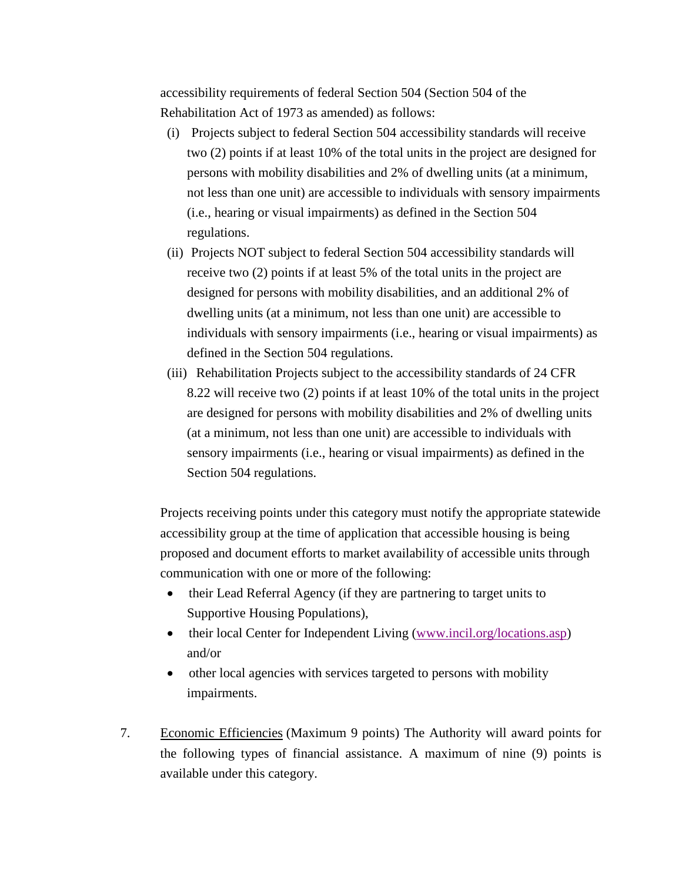accessibility requirements of federal Section 504 (Section 504 of the Rehabilitation Act of 1973 as amended) as follows:

(i) Projects subject to federal Section 504 accessibility standards will receive two (2) points if at least 10% of the total units in the project are designed for persons with mobility disabilities and 2% of dwelling units (at a minimum, not less than one unit) are accessible to individuals with sensory impairments (i.e., hearing or visual impairments) as defined in the Section 504 regulations.

(ii) Projects NOT subject to federal Section 504 accessibility standards will receive two (2) points if at least 5% of the total units in the project are designed for persons with mobility disabilities, and an additional 2% of dwelling units (at a minimum, not less than one unit) are accessible to individuals with sensory impairments (i.e., hearing or visual impairments) as defined in the Section 504 regulations.

(iii) Rehabilitation Projects subject to the accessibility standards of 24 CFR 8.22 will receive two (2) points if at least 10% of the total units in the project are designed for persons with mobility disabilities and 2% of dwelling units (at a minimum, not less than one unit) are accessible to individuals with sensory impairments (i.e., hearing or visual impairments) as defined in the Section 504 regulations.

Projects receiving points under this category must notify the appropriate statewide accessibility group at the time of application that accessible housing is being proposed and document efforts to market availability of accessible units through communication with one or more of the following:

- their Lead Referral Agency (if they are partnering to target units to Supportive Housing Populations),
- their local Center for Independent Living (www.incil.org/locations.asp) and/or
- other local agencies with services targeted to persons with mobility impairments.

7. Economic Efficiencies (Maximum 9 points) The Authority will award points for the following types of financial assistance. A maximum of nine (9) points is available under this category.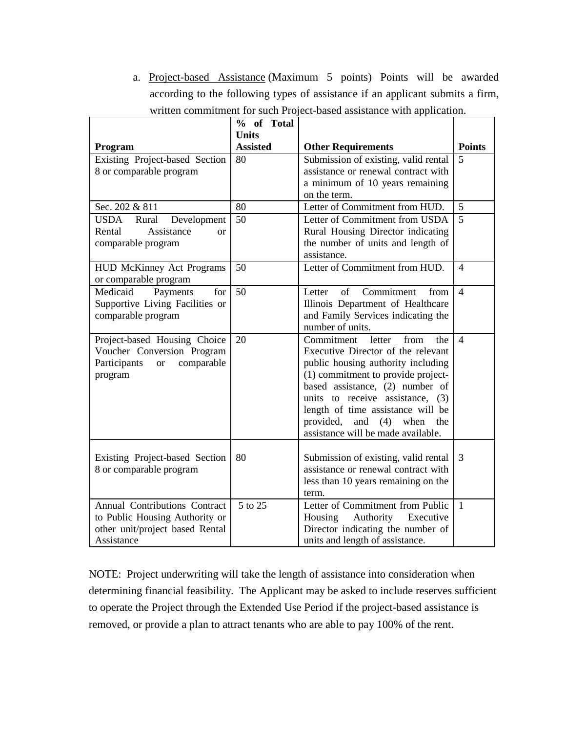a. Project-based Assistance (Maximum 5 points) Points will be awarded according to the following types of assistance if an applicant submits a firm, written commitment for such Project-based assistance with application.

| Program | % of Total Units Assisted | Other Requirements | Points |
|---|---|---|---|
| Existing Project-based Section 8 or comparable program | 80 | Submission of existing, valid rental assistance or renewal contract with a minimum of 10 years remaining on the term. | 5 |
| Sec. 202 & 811 | 80 | Letter of Commitment from HUD. | 5 |
| USDA Rural Development Rental Assistance or comparable program | 50 | Letter of Commitment from USDA Rural Housing Director indicating the number of units and length of assistance. | 5 |
| HUD McKinney Act Programs or comparable program | 50 | Letter of Commitment from HUD. | 4 |
| Medicaid Payments for Supportive Living Facilities or comparable program | 50 | Letter of Commitment from Illinois Department of Healthcare and Family Services indicating the number of units. | 4 |
| Project-based Housing Choice Voucher Conversion Program Participants or comparable program | 20 | Commitment letter from the Executive Director of the relevant public housing authority including (1) commitment to provide project-based assistance, (2) number of units to receive assistance, (3) length of time assistance will be provided, and (4) when the assistance will be made available. | 4 |
| Existing Project-based Section 8 or comparable program | 80 | Submission of existing, valid rental assistance or renewal contract with less than 10 years remaining on the term. | 3 |
| Annual Contributions Contract to Public Housing Authority or other unit/project based Rental Assistance | 5 to 25 | Letter of Commitment from Public Housing Authority Executive Director indicating the number of units and length of assistance. | 1 |

NOTE: Project underwriting will take the length of assistance into consideration when determining financial feasibility. The Applicant may be asked to include reserves sufficient to operate the Project through the Extended Use Period if the project-based assistance is removed, or provide a plan to attract tenants who are able to pay 100% of the rent.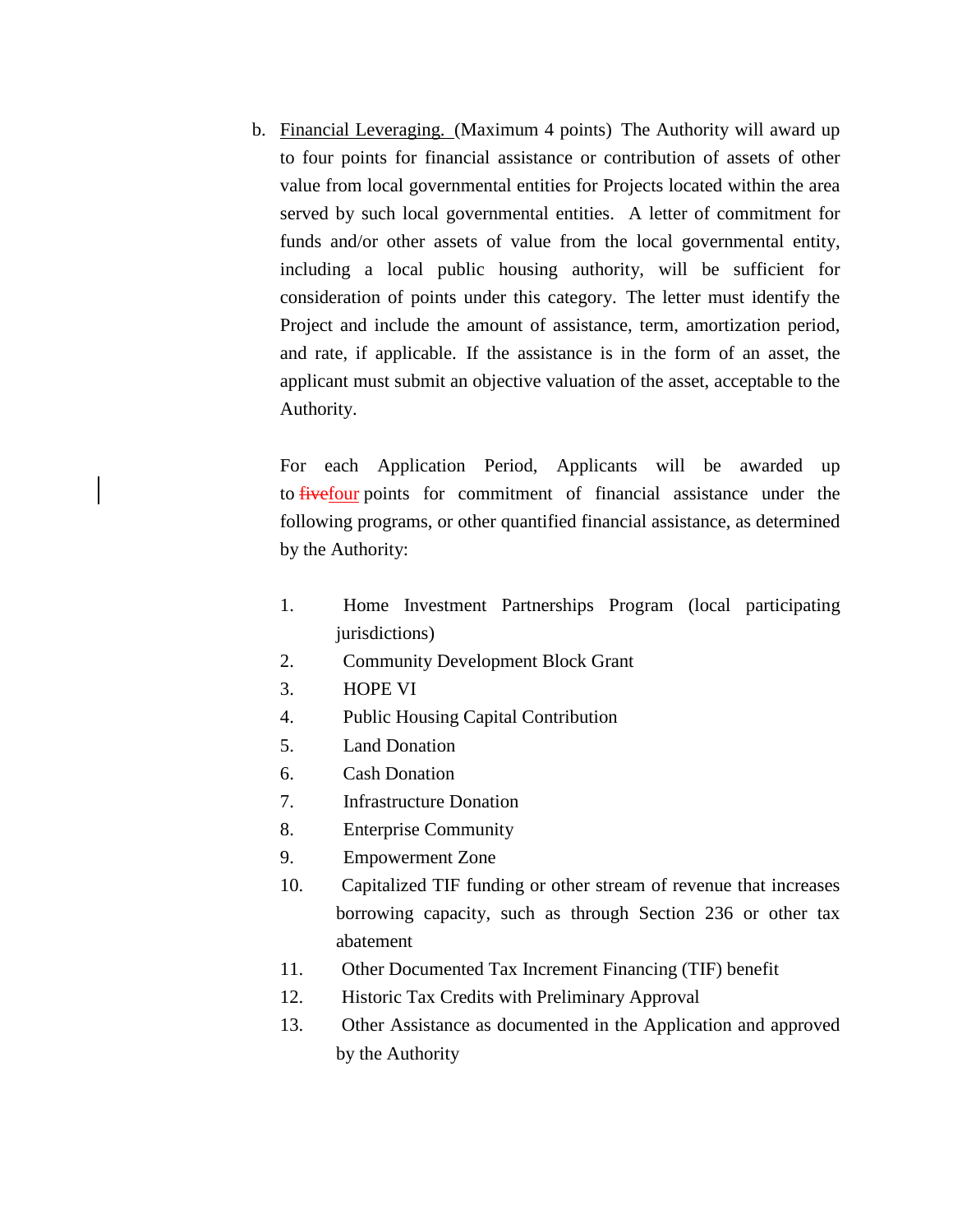b. <u>Financial Leveraging.</u> (Maximum 4 points) The Authority will award up to four points for financial assistance or contribution of assets of other value from local governmental entities for Projects located within the area served by such local governmental entities. A letter of commitment for funds and/or other assets of value from the local governmental entity, including a local public housing authority, will be sufficient for consideration of points under this category. The letter must identify the Project and include the amount of assistance, term, amortization period, and rate, if applicable. If the assistance is in the form of an asset, the applicant must submit an objective valuation of the asset, acceptable to the Authority.

   For each Application Period, Applicants will be awarded up to ~~five~~<u>four</u> points for commitment of financial assistance under the following programs, or other quantified financial assistance, as determined by the Authority:

   1. Home Investment Partnerships Program (local participating jurisdictions)
   2. Community Development Block Grant
   3. HOPE VI
   4. Public Housing Capital Contribution
   5. Land Donation
   6. Cash Donation
   7. Infrastructure Donation
   8. Enterprise Community
   9. Empowerment Zone
   10. Capitalized TIF funding or other stream of revenue that increases borrowing capacity, such as through Section 236 or other tax abatement
   11. Other Documented Tax Increment Financing (TIF) benefit
   12. Historic Tax Credits with Preliminary Approval
   13. Other Assistance as documented in the Application and approved by the Authority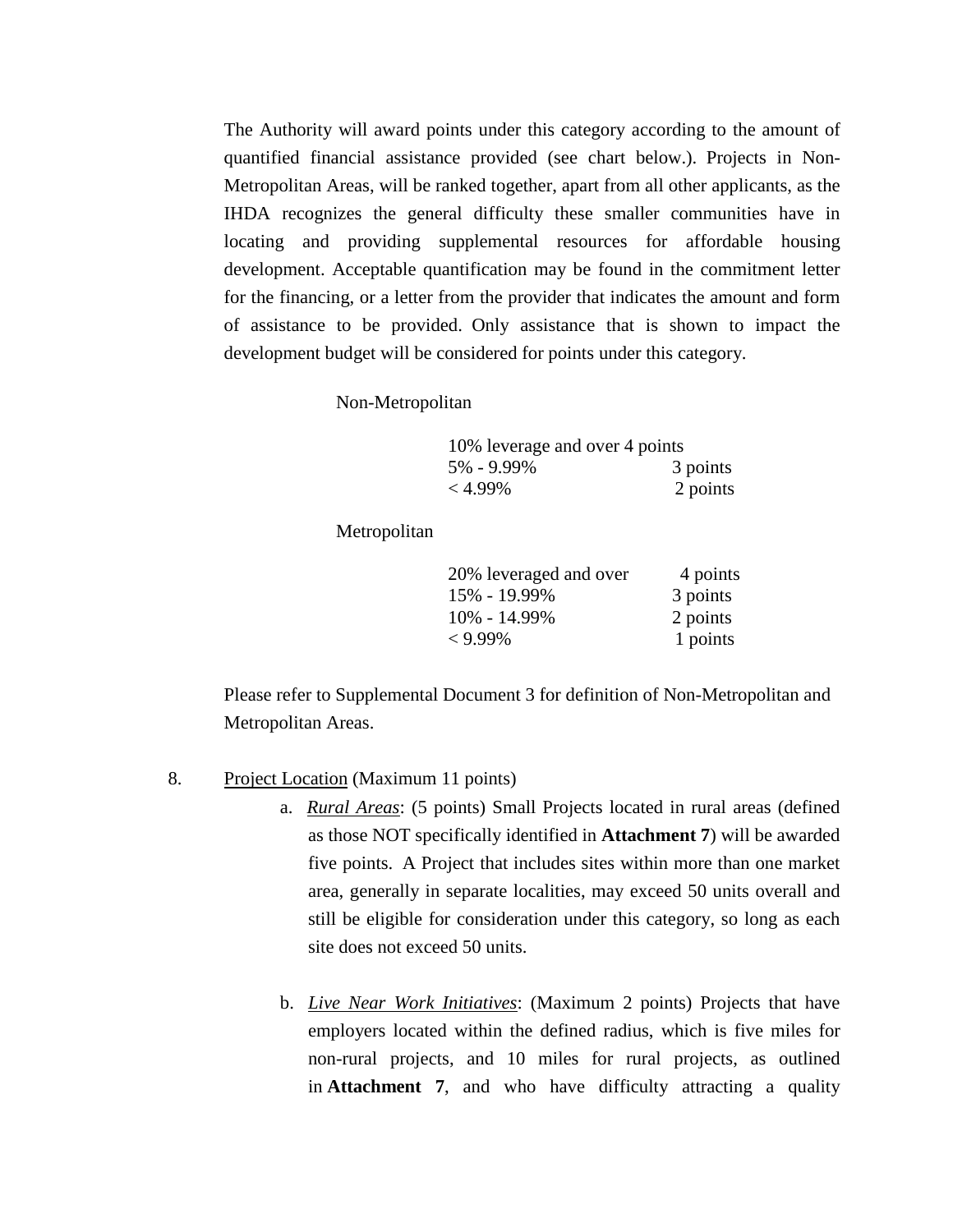The Authority will award points under this category according to the amount of quantified financial assistance provided (see chart below.). Projects in Non-Metropolitan Areas, will be ranked together, apart from all other applicants, as the IHDA recognizes the general difficulty these smaller communities have in locating and providing supplemental resources for affordable housing development. Acceptable quantification may be found in the commitment letter for the financing, or a letter from the provider that indicates the amount and form of assistance to be provided. Only assistance that is shown to impact the development budget will be considered for points under this category.

Non-Metropolitan

| | |
|---|---|
| 10% leverage and over | 4 points |
| 5% - 9.99% | 3 points |
| < 4.99% | 2 points |

Metropolitan

| | |
|---|---|
| 20% leveraged and over | 4 points |
| 15% - 19.99% | 3 points |
| 10% - 14.99% | 2 points |
| < 9.99% | 1 points |

Please refer to Supplemental Document 3 for definition of Non-Metropolitan and Metropolitan Areas.

8. Project Location (Maximum 11 points)

   a. *Rural Areas*: (5 points) Small Projects located in rural areas (defined as those NOT specifically identified in **Attachment 7**) will be awarded five points. A Project that includes sites within more than one market area, generally in separate localities, may exceed 50 units overall and still be eligible for consideration under this category, so long as each site does not exceed 50 units.

   b. *Live Near Work Initiatives*: (Maximum 2 points) Projects that have employers located within the defined radius, which is five miles for non-rural projects, and 10 miles for rural projects, as outlined in **Attachment 7**, and who have difficulty attracting a quality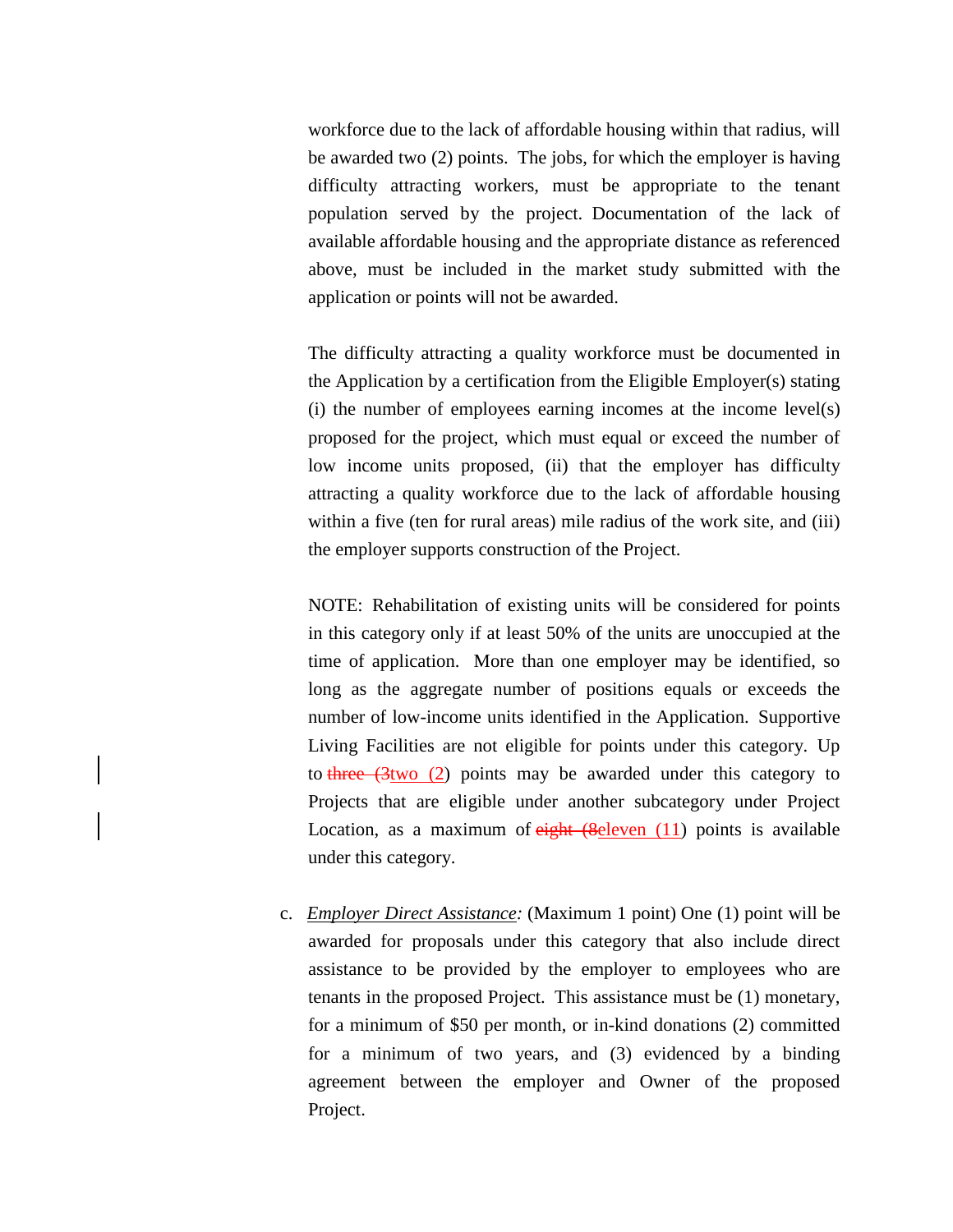workforce due to the lack of affordable housing within that radius, will be awarded two (2) points. The jobs, for which the employer is having difficulty attracting workers, must be appropriate to the tenant population served by the project. Documentation of the lack of available affordable housing and the appropriate distance as referenced above, must be included in the market study submitted with the application or points will not be awarded.

The difficulty attracting a quality workforce must be documented in the Application by a certification from the Eligible Employer(s) stating (i) the number of employees earning incomes at the income level(s) proposed for the project, which must equal or exceed the number of low income units proposed, (ii) that the employer has difficulty attracting a quality workforce due to the lack of affordable housing within a five (ten for rural areas) mile radius of the work site, and (iii) the employer supports construction of the Project.

NOTE: Rehabilitation of existing units will be considered for points in this category only if at least 50% of the units are unoccupied at the time of application. More than one employer may be identified, so long as the aggregate number of positions equals or exceeds the number of low-income units identified in the Application. Supportive Living Facilities are not eligible for points under this category. Up to ~~three (3~~two (2) points may be awarded under this category to Projects that are eligible under another subcategory under Project Location, as a maximum of ~~eight (8~~eleven (11) points is available under this category.

c. *Employer Direct Assistance:* (Maximum 1 point) One (1) point will be awarded for proposals under this category that also include direct assistance to be provided by the employer to employees who are tenants in the proposed Project. This assistance must be (1) monetary, for a minimum of $50 per month, or in-kind donations (2) committed for a minimum of two years, and (3) evidenced by a binding agreement between the employer and Owner of the proposed Project.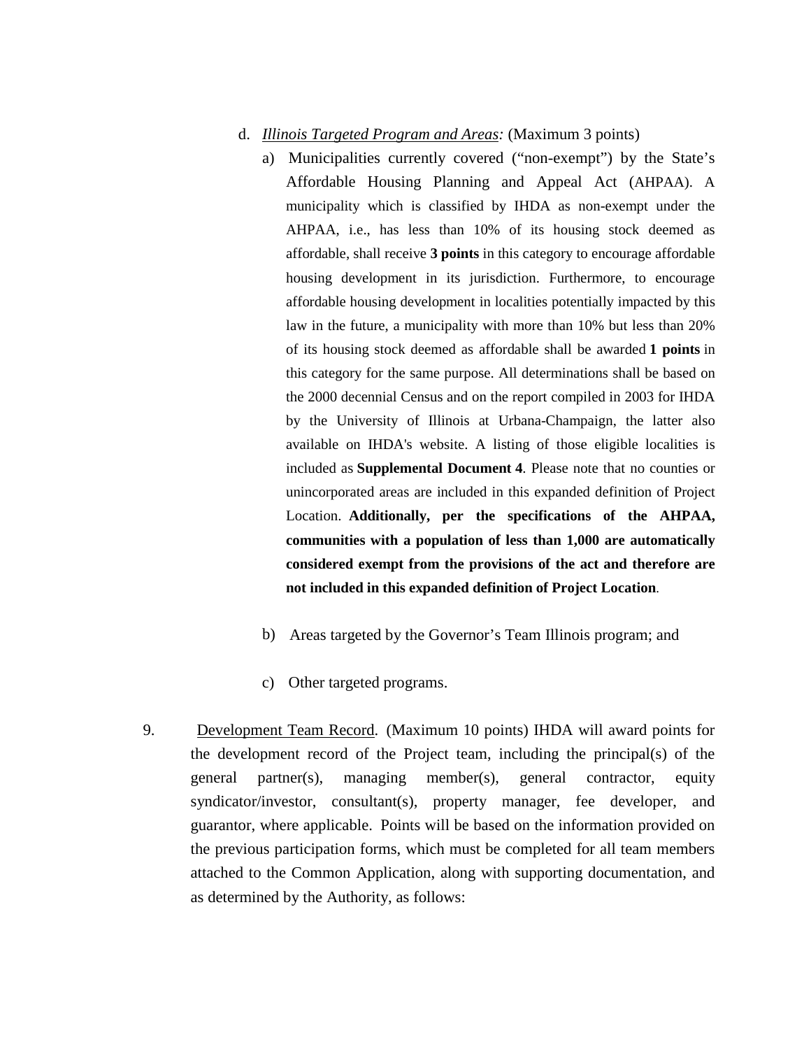d. *Illinois Targeted Program and Areas:* (Maximum 3 points)

   a) Municipalities currently covered ("non-exempt") by the State's Affordable Housing Planning and Appeal Act (AHPAA). A municipality which is classified by IHDA as non-exempt under the AHPAA, i.e., has less than 10% of its housing stock deemed as affordable, shall receive **3 points** in this category to encourage affordable housing development in its jurisdiction. Furthermore, to encourage affordable housing development in localities potentially impacted by this law in the future, a municipality with more than 10% but less than 20% of its housing stock deemed as affordable shall be awarded **1 points** in this category for the same purpose. All determinations shall be based on the 2000 decennial Census and on the report compiled in 2003 for IHDA by the University of Illinois at Urbana-Champaign, the latter also available on IHDA's website. A listing of those eligible localities is included as **Supplemental Document 4**. Please note that no counties or unincorporated areas are included in this expanded definition of Project Location. **Additionally, per the specifications of the AHPAA, communities with a population of less than 1,000 are automatically considered exempt from the provisions of the act and therefore are not included in this expanded definition of Project Location**.

   b) Areas targeted by the Governor's Team Illinois program; and

   c) Other targeted programs.

9. Development Team Record. (Maximum 10 points) IHDA will award points for the development record of the Project team, including the principal(s) of the general partner(s), managing member(s), general contractor, equity syndicator/investor, consultant(s), property manager, fee developer, and guarantor, where applicable. Points will be based on the information provided on the previous participation forms, which must be completed for all team members attached to the Common Application, along with supporting documentation, and as determined by the Authority, as follows: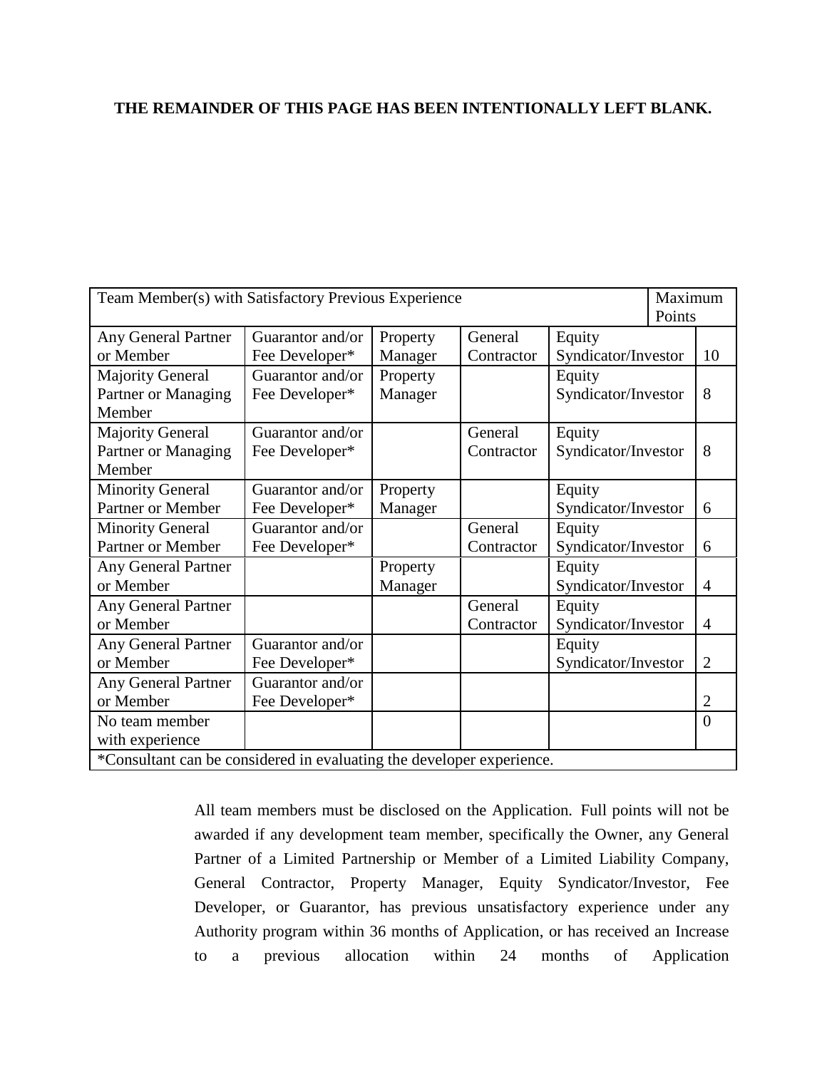**THE REMAINDER OF THIS PAGE HAS BEEN INTENTIONALLY LEFT BLANK.**

| Team Member(s) with Satisfactory Previous Experience | | | | | Maximum Points |
|---|---|---|---|---|---|
| Any General Partner or Member | Guarantor and/or Fee Developer* | Property Manager | General Contractor | Equity Syndicator/Investor | 10 |
| Majority General Partner or Managing Member | Guarantor and/or Fee Developer* | Property Manager | | Equity Syndicator/Investor | 8 |
| Majority General Partner or Managing Member | Guarantor and/or Fee Developer* | | General Contractor | Equity Syndicator/Investor | 8 |
| Minority General Partner or Member | Guarantor and/or Fee Developer* | Property Manager | | Equity Syndicator/Investor | 6 |
| Minority General Partner or Member | Guarantor and/or Fee Developer* | | General Contractor | Equity Syndicator/Investor | 6 |
| Any General Partner or Member | | Property Manager | | Equity Syndicator/Investor | 4 |
| Any General Partner or Member | | | General Contractor | Equity Syndicator/Investor | 4 |
| Any General Partner or Member | Guarantor and/or Fee Developer* | | | Equity Syndicator/Investor | 2 |
| Any General Partner or Member | Guarantor and/or Fee Developer* | | | | 2 |
| No team member with experience | | | | | 0 |
| *Consultant can be considered in evaluating the developer experience. | | | | | |

All team members must be disclosed on the Application. Full points will not be awarded if any development team member, specifically the Owner, any General Partner of a Limited Partnership or Member of a Limited Liability Company, General Contractor, Property Manager, Equity Syndicator/Investor, Fee Developer, or Guarantor, has previous unsatisfactory experience under any Authority program within 36 months of Application, or has received an Increase to a previous allocation within 24 months of Application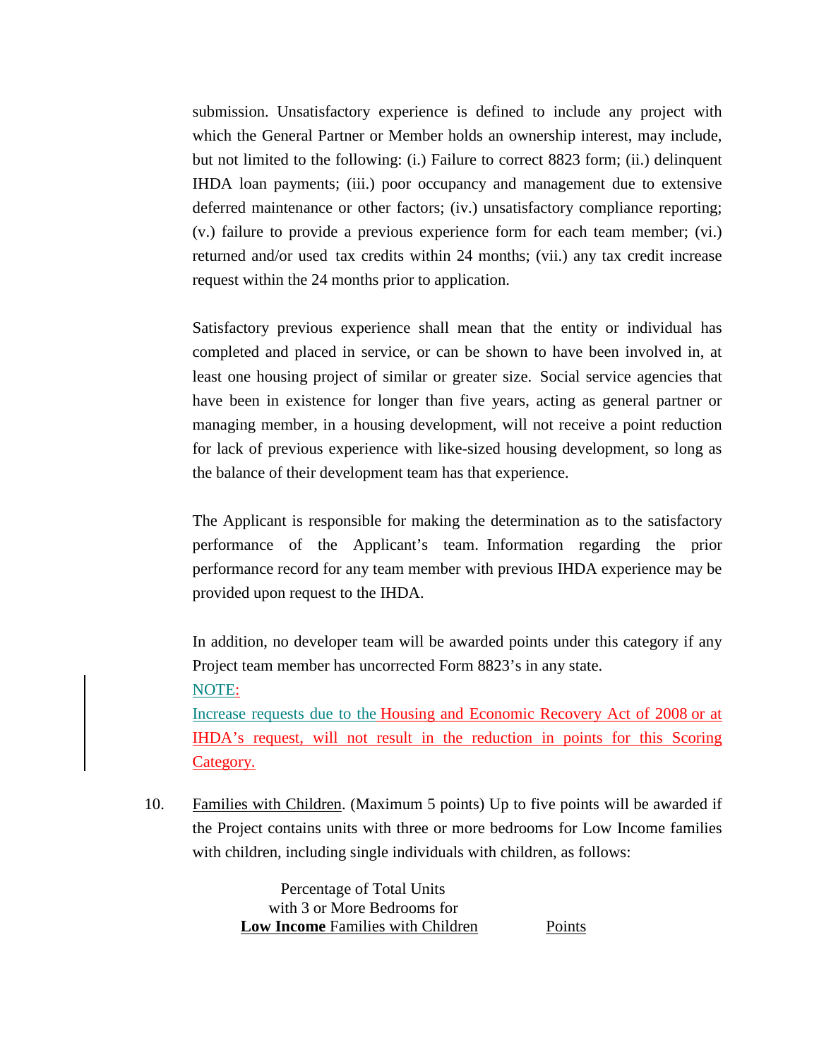submission. Unsatisfactory experience is defined to include any project with which the General Partner or Member holds an ownership interest, may include, but not limited to the following: (i.) Failure to correct 8823 form; (ii.) delinquent IHDA loan payments; (iii.) poor occupancy and management due to extensive deferred maintenance or other factors; (iv.) unsatisfactory compliance reporting; (v.) failure to provide a previous experience form for each team member; (vi.) returned and/or used tax credits within 24 months; (vii.) any tax credit increase request within the 24 months prior to application.

Satisfactory previous experience shall mean that the entity or individual has completed and placed in service, or can be shown to have been involved in, at least one housing project of similar or greater size. Social service agencies that have been in existence for longer than five years, acting as general partner or managing member, in a housing development, will not receive a point reduction for lack of previous experience with like-sized housing development, so long as the balance of their development team has that experience.

The Applicant is responsible for making the determination as to the satisfactory performance of the Applicant's team. Information regarding the prior performance record for any team member with previous IHDA experience may be provided upon request to the IHDA.

In addition, no developer team will be awarded points under this category if any Project team member has uncorrected Form 8823's in any state.

NOTE:

Increase requests due to the Housing and Economic Recovery Act of 2008 or at IHDA's request, will not result in the reduction in points for this Scoring Category.

10. Families with Children. (Maximum 5 points) Up to five points will be awarded if the Project contains units with three or more bedrooms for Low Income families with children, including single individuals with children, as follows:

| Percentage of Total Units with 3 or More Bedrooms for **Low Income** Families with Children | Points |
|---|---|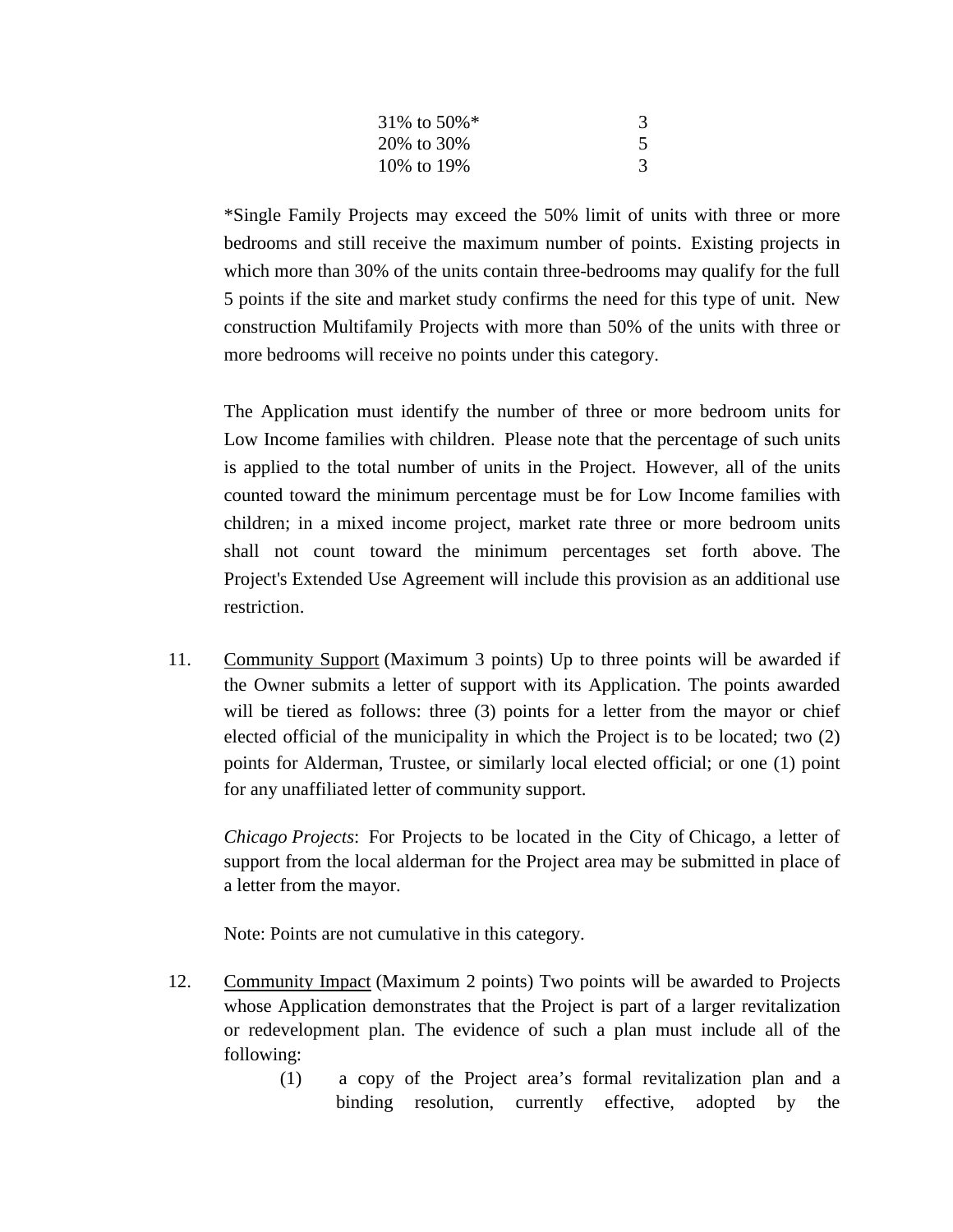| | |
|---|---|
| 31% to 50%* | 3 |
| 20% to 30% | 5 |
| 10% to 19% | 3 |

*Single Family Projects may exceed the 50% limit of units with three or more bedrooms and still receive the maximum number of points. Existing projects in which more than 30% of the units contain three-bedrooms may qualify for the full 5 points if the site and market study confirms the need for this type of unit. New construction Multifamily Projects with more than 50% of the units with three or more bedrooms will receive no points under this category.

The Application must identify the number of three or more bedroom units for Low Income families with children. Please note that the percentage of such units is applied to the total number of units in the Project. However, all of the units counted toward the minimum percentage must be for Low Income families with children; in a mixed income project, market rate three or more bedroom units shall not count toward the minimum percentages set forth above. The Project's Extended Use Agreement will include this provision as an additional use restriction.

11. Community Support (Maximum 3 points) Up to three points will be awarded if the Owner submits a letter of support with its Application. The points awarded will be tiered as follows: three (3) points for a letter from the mayor or chief elected official of the municipality in which the Project is to be located; two (2) points for Alderman, Trustee, or similarly local elected official; or one (1) point for any unaffiliated letter of community support.

    *Chicago Projects*: For Projects to be located in the City of Chicago, a letter of support from the local alderman for the Project area may be submitted in place of a letter from the mayor.

    Note: Points are not cumulative in this category.

12. Community Impact (Maximum 2 points) Two points will be awarded to Projects whose Application demonstrates that the Project is part of a larger revitalization or redevelopment plan. The evidence of such a plan must include all of the following:

    (1) a copy of the Project area's formal revitalization plan and a binding resolution, currently effective, adopted by the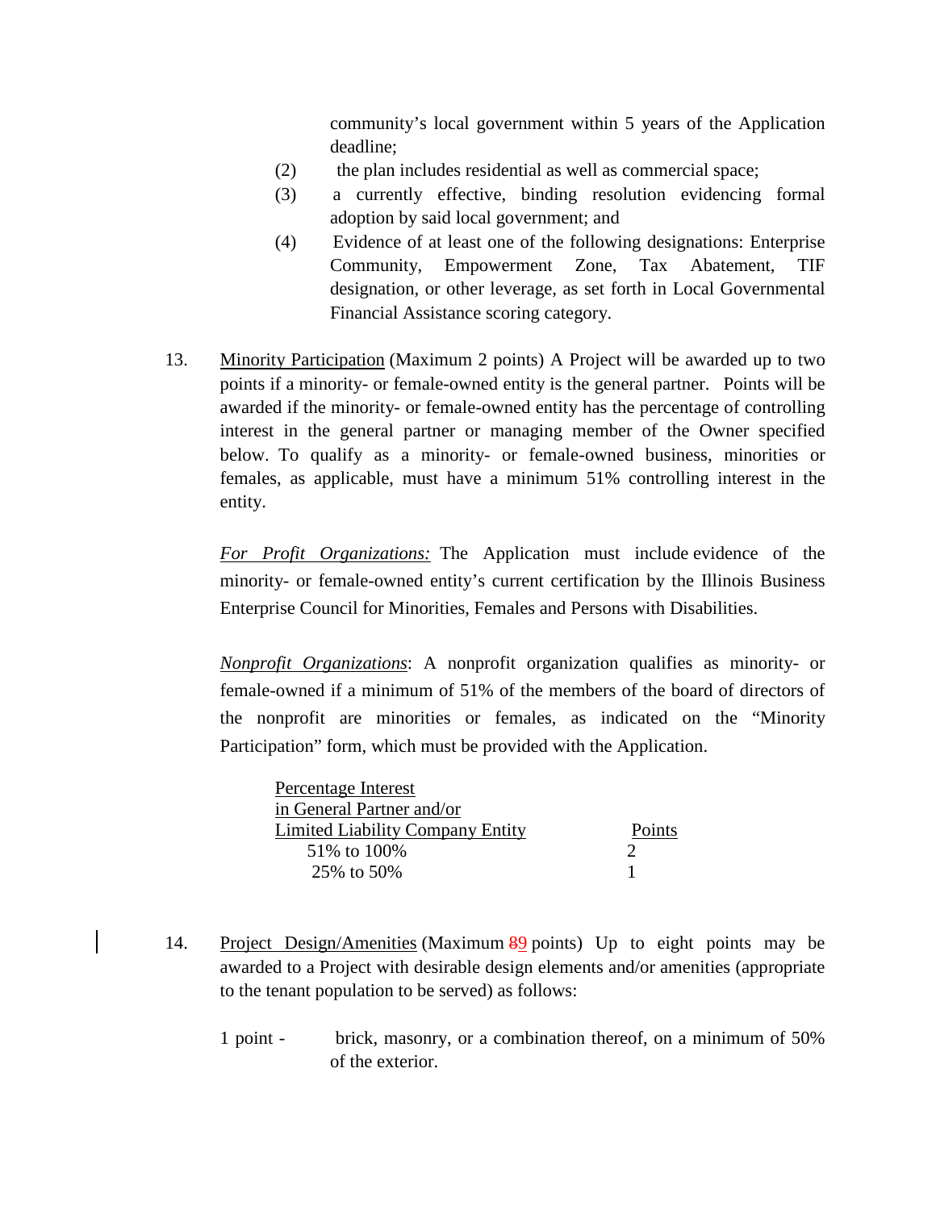community's local government within 5 years of the Application deadline;

(2) the plan includes residential as well as commercial space;

(3) a currently effective, binding resolution evidencing formal adoption by said local government; and

(4) Evidence of at least one of the following designations: Enterprise Community, Empowerment Zone, Tax Abatement, TIF designation, or other leverage, as set forth in Local Governmental Financial Assistance scoring category.

13. Minority Participation (Maximum 2 points) A Project will be awarded up to two points if a minority- or female-owned entity is the general partner. Points will be awarded if the minority- or female-owned entity has the percentage of controlling interest in the general partner or managing member of the Owner specified below. To qualify as a minority- or female-owned business, minorities or females, as applicable, must have a minimum 51% controlling interest in the entity.

*For Profit Organizations:* The Application must include evidence of the minority- or female-owned entity's current certification by the Illinois Business Enterprise Council for Minorities, Females and Persons with Disabilities.

*Nonprofit Organizations*: A nonprofit organization qualifies as minority- or female-owned if a minimum of 51% of the members of the board of directors of the nonprofit are minorities or females, as indicated on the "Minority Participation" form, which must be provided with the Application.

| Percentage Interest in General Partner and/or Limited Liability Company Entity | Points |
|---|---|
| 51% to 100% | 2 |
| 25% to 50% | 1 |

14. Project Design/Amenities (Maximum ~~8~~9 points) Up to eight points may be awarded to a Project with desirable design elements and/or amenities (appropriate to the tenant population to be served) as follows:

1 point - brick, masonry, or a combination thereof, on a minimum of 50% of the exterior.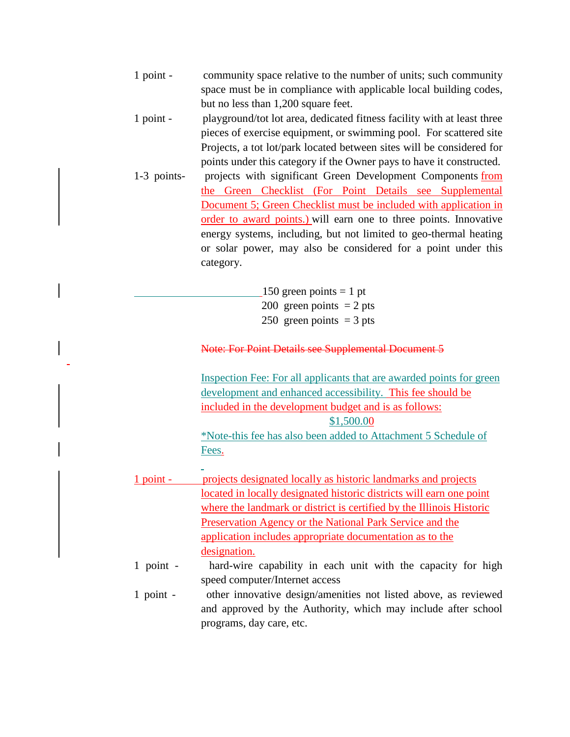1 point - community space relative to the number of units; such community space must be in compliance with applicable local building codes, but no less than 1,200 square feet.

1 point - playground/tot lot area, dedicated fitness facility with at least three pieces of exercise equipment, or swimming pool. For scattered site Projects, a tot lot/park located between sites will be considered for points under this category if the Owner pays to have it constructed.

1-3 points- projects with significant Green Development Components from the Green Checklist (For Point Details see Supplemental Document 5; Green Checklist must be included with application in order to award points.) will earn one to three points. Innovative energy systems, including, but not limited to geo-thermal heating or solar power, may also be considered for a point under this category.

150 green points = 1 pt
200 green points = 2 pts
250 green points = 3 pts

~~Note: For Point Details see Supplemental Document 5~~

Inspection Fee: For all applicants that are awarded points for green development and enhanced accessibility. This fee should be included in the development budget and is as follows:

$1,500.00

*Note-this fee has also been added to Attachment 5 Schedule of Fees.

1 point - projects designated locally as historic landmarks and projects located in locally designated historic districts will earn one point where the landmark or district is certified by the Illinois Historic Preservation Agency or the National Park Service and the application includes appropriate documentation as to the designation.

1 point - hard-wire capability in each unit with the capacity for high speed computer/Internet access

1 point - other innovative design/amenities not listed above, as reviewed and approved by the Authority, which may include after school programs, day care, etc.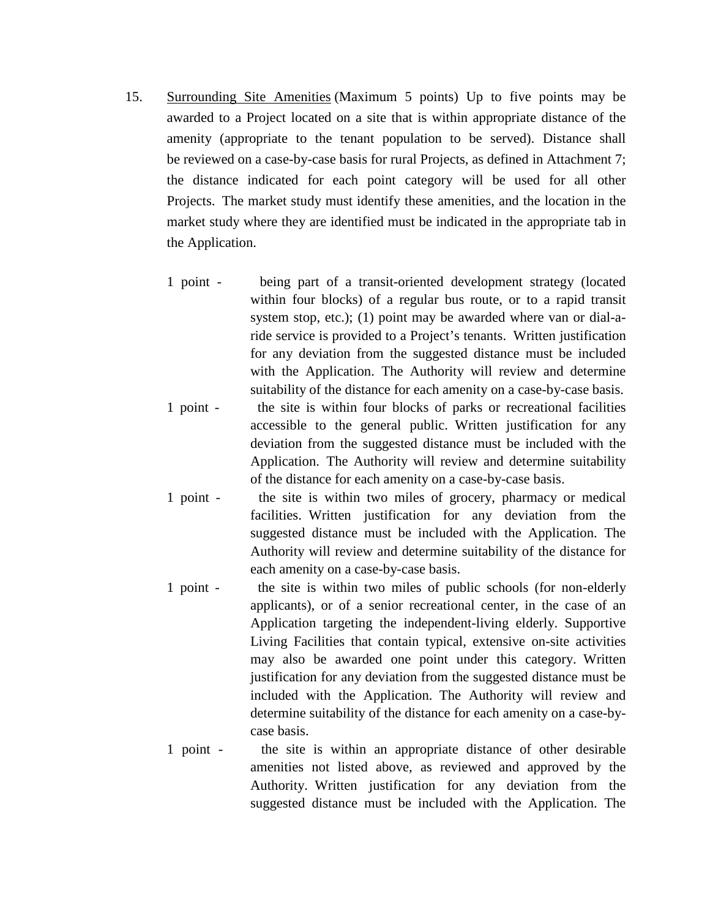15. <u>Surrounding Site Amenities</u> (Maximum 5 points) Up to five points may be awarded to a Project located on a site that is within appropriate distance of the amenity (appropriate to the tenant population to be served). Distance shall be reviewed on a case-by-case basis for rural Projects, as defined in Attachment 7; the distance indicated for each point category will be used for all other Projects. The market study must identify these amenities, and the location in the market study where they are identified must be indicated in the appropriate tab in the Application.

    1 point - being part of a transit-oriented development strategy (located within four blocks) of a regular bus route, or to a rapid transit system stop, etc.); (1) point may be awarded where van or dial-a-ride service is provided to a Project's tenants. Written justification for any deviation from the suggested distance must be included with the Application. The Authority will review and determine suitability of the distance for each amenity on a case-by-case basis.

    1 point - the site is within four blocks of parks or recreational facilities accessible to the general public. Written justification for any deviation from the suggested distance must be included with the Application. The Authority will review and determine suitability of the distance for each amenity on a case-by-case basis.

    1 point - the site is within two miles of grocery, pharmacy or medical facilities. Written justification for any deviation from the suggested distance must be included with the Application. The Authority will review and determine suitability of the distance for each amenity on a case-by-case basis.

    1 point - the site is within two miles of public schools (for non-elderly applicants), or of a senior recreational center, in the case of an Application targeting the independent-living elderly. Supportive Living Facilities that contain typical, extensive on-site activities may also be awarded one point under this category. Written justification for any deviation from the suggested distance must be included with the Application. The Authority will review and determine suitability of the distance for each amenity on a case-by-case basis.

    1 point - the site is within an appropriate distance of other desirable amenities not listed above, as reviewed and approved by the Authority. Written justification for any deviation from the suggested distance must be included with the Application. The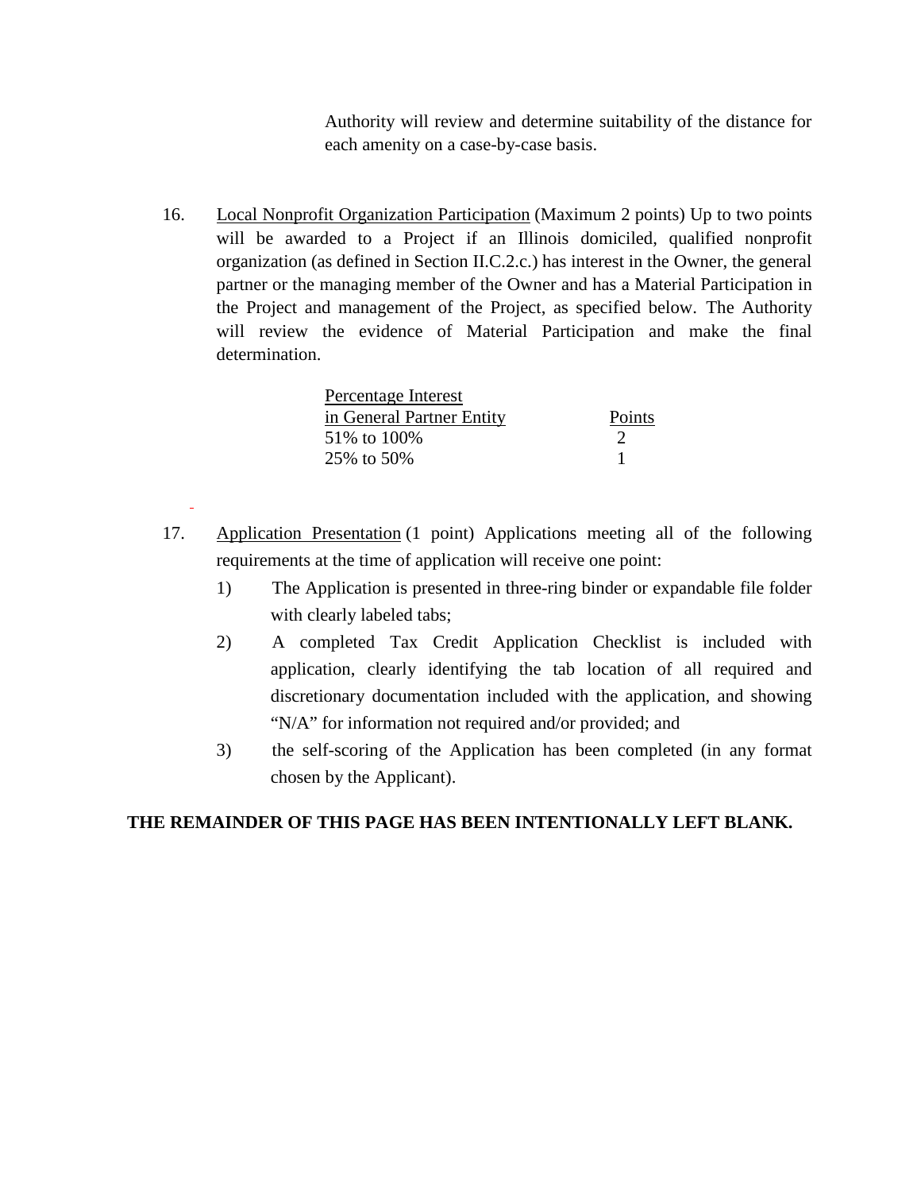Authority will review and determine suitability of the distance for each amenity on a case-by-case basis.

16. Local Nonprofit Organization Participation (Maximum 2 points) Up to two points will be awarded to a Project if an Illinois domiciled, qualified nonprofit organization (as defined in Section II.C.2.c.) has interest in the Owner, the general partner or the managing member of the Owner and has a Material Participation in the Project and management of the Project, as specified below. The Authority will review the evidence of Material Participation and make the final determination.

| Percentage Interest in General Partner Entity | Points |
|---|---|
| 51% to 100% | 2 |
| 25% to 50% | 1 |

17. Application Presentation (1 point) Applications meeting all of the following requirements at the time of application will receive one point:

    1) The Application is presented in three-ring binder or expandable file folder with clearly labeled tabs;

    2) A completed Tax Credit Application Checklist is included with application, clearly identifying the tab location of all required and discretionary documentation included with the application, and showing "N/A" for information not required and/or provided; and

    3) the self-scoring of the Application has been completed (in any format chosen by the Applicant).

**THE REMAINDER OF THIS PAGE HAS BEEN INTENTIONALLY LEFT BLANK.**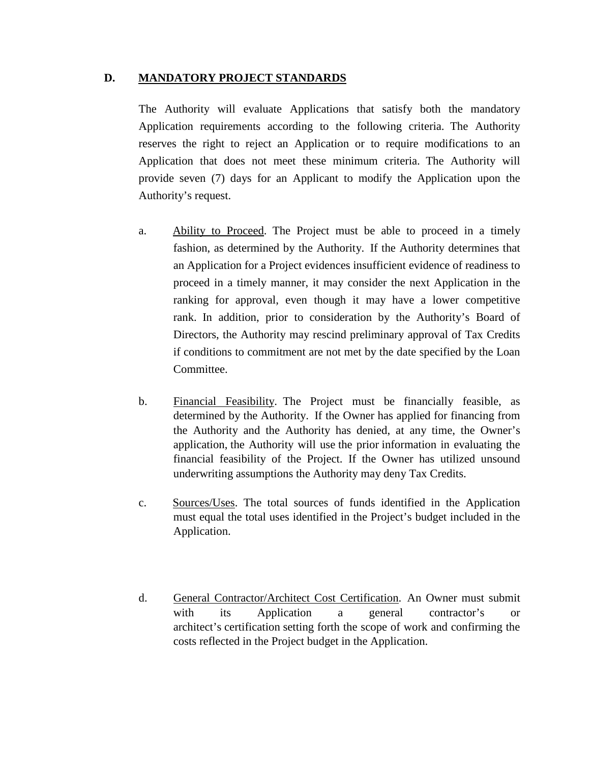## D. MANDATORY PROJECT STANDARDS

The Authority will evaluate Applications that satisfy both the mandatory Application requirements according to the following criteria. The Authority reserves the right to reject an Application or to require modifications to an Application that does not meet these minimum criteria. The Authority will provide seven (7) days for an Applicant to modify the Application upon the Authority's request.

a. Ability to Proceed. The Project must be able to proceed in a timely fashion, as determined by the Authority. If the Authority determines that an Application for a Project evidences insufficient evidence of readiness to proceed in a timely manner, it may consider the next Application in the ranking for approval, even though it may have a lower competitive rank. In addition, prior to consideration by the Authority's Board of Directors, the Authority may rescind preliminary approval of Tax Credits if conditions to commitment are not met by the date specified by the Loan Committee.

b. Financial Feasibility. The Project must be financially feasible, as determined by the Authority. If the Owner has applied for financing from the Authority and the Authority has denied, at any time, the Owner's application, the Authority will use the prior information in evaluating the financial feasibility of the Project. If the Owner has utilized unsound underwriting assumptions the Authority may deny Tax Credits.

c. Sources/Uses. The total sources of funds identified in the Application must equal the total uses identified in the Project's budget included in the Application.

d. General Contractor/Architect Cost Certification. An Owner must submit with its Application a general contractor's or architect's certification setting forth the scope of work and confirming the costs reflected in the Project budget in the Application.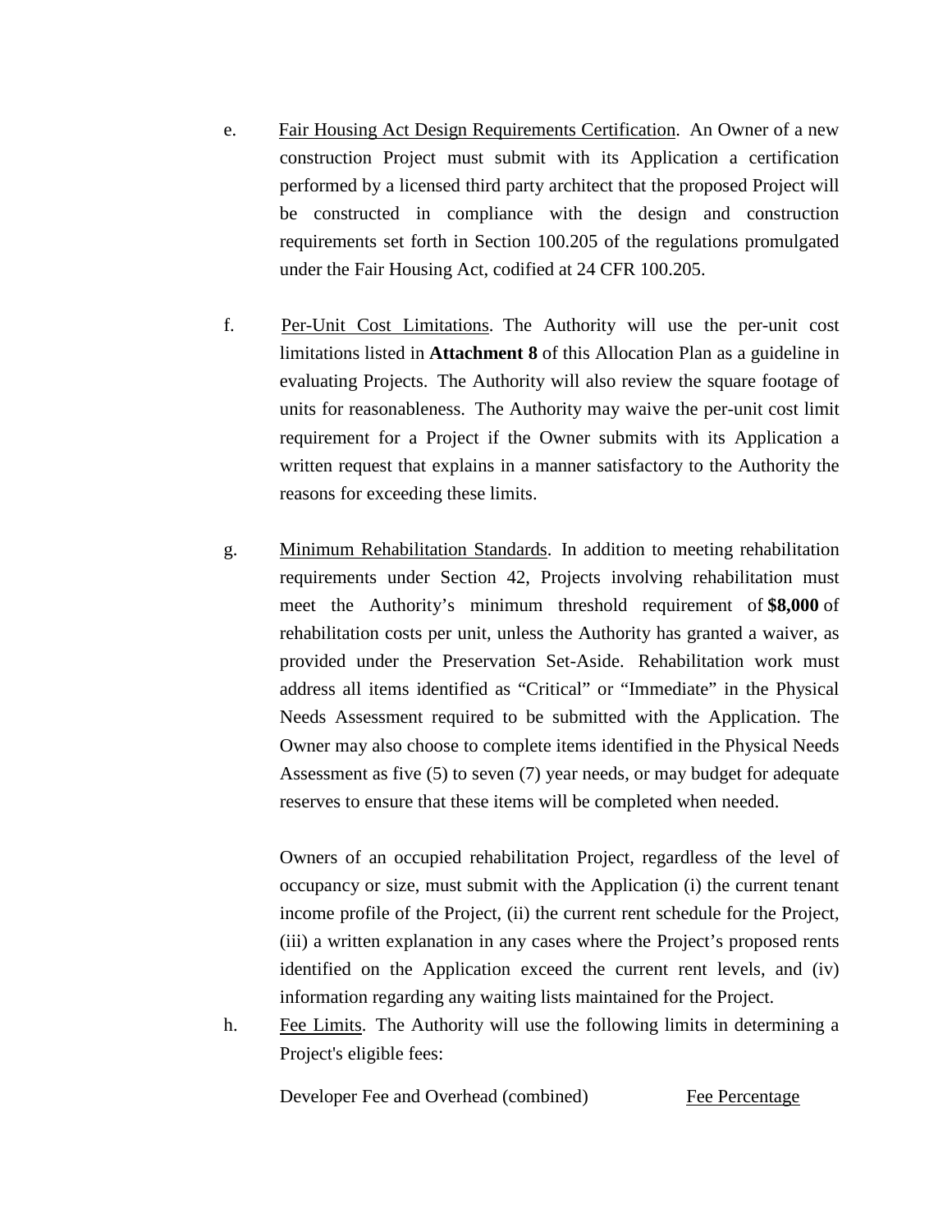e. Fair Housing Act Design Requirements Certification. An Owner of a new construction Project must submit with its Application a certification performed by a licensed third party architect that the proposed Project will be constructed in compliance with the design and construction requirements set forth in Section 100.205 of the regulations promulgated under the Fair Housing Act, codified at 24 CFR 100.205.

f. Per-Unit Cost Limitations. The Authority will use the per-unit cost limitations listed in **Attachment 8** of this Allocation Plan as a guideline in evaluating Projects. The Authority will also review the square footage of units for reasonableness. The Authority may waive the per-unit cost limit requirement for a Project if the Owner submits with its Application a written request that explains in a manner satisfactory to the Authority the reasons for exceeding these limits.

g. Minimum Rehabilitation Standards. In addition to meeting rehabilitation requirements under Section 42, Projects involving rehabilitation must meet the Authority's minimum threshold requirement of **$8,000** of rehabilitation costs per unit, unless the Authority has granted a waiver, as provided under the Preservation Set-Aside. Rehabilitation work must address all items identified as "Critical" or "Immediate" in the Physical Needs Assessment required to be submitted with the Application. The Owner may also choose to complete items identified in the Physical Needs Assessment as five (5) to seven (7) year needs, or may budget for adequate reserves to ensure that these items will be completed when needed.

   Owners of an occupied rehabilitation Project, regardless of the level of occupancy or size, must submit with the Application (i) the current tenant income profile of the Project, (ii) the current rent schedule for the Project, (iii) a written explanation in any cases where the Project's proposed rents identified on the Application exceed the current rent levels, and (iv) information regarding any waiting lists maintained for the Project.

h. Fee Limits. The Authority will use the following limits in determining a Project's eligible fees:

   Developer Fee and Overhead (combined) Fee Percentage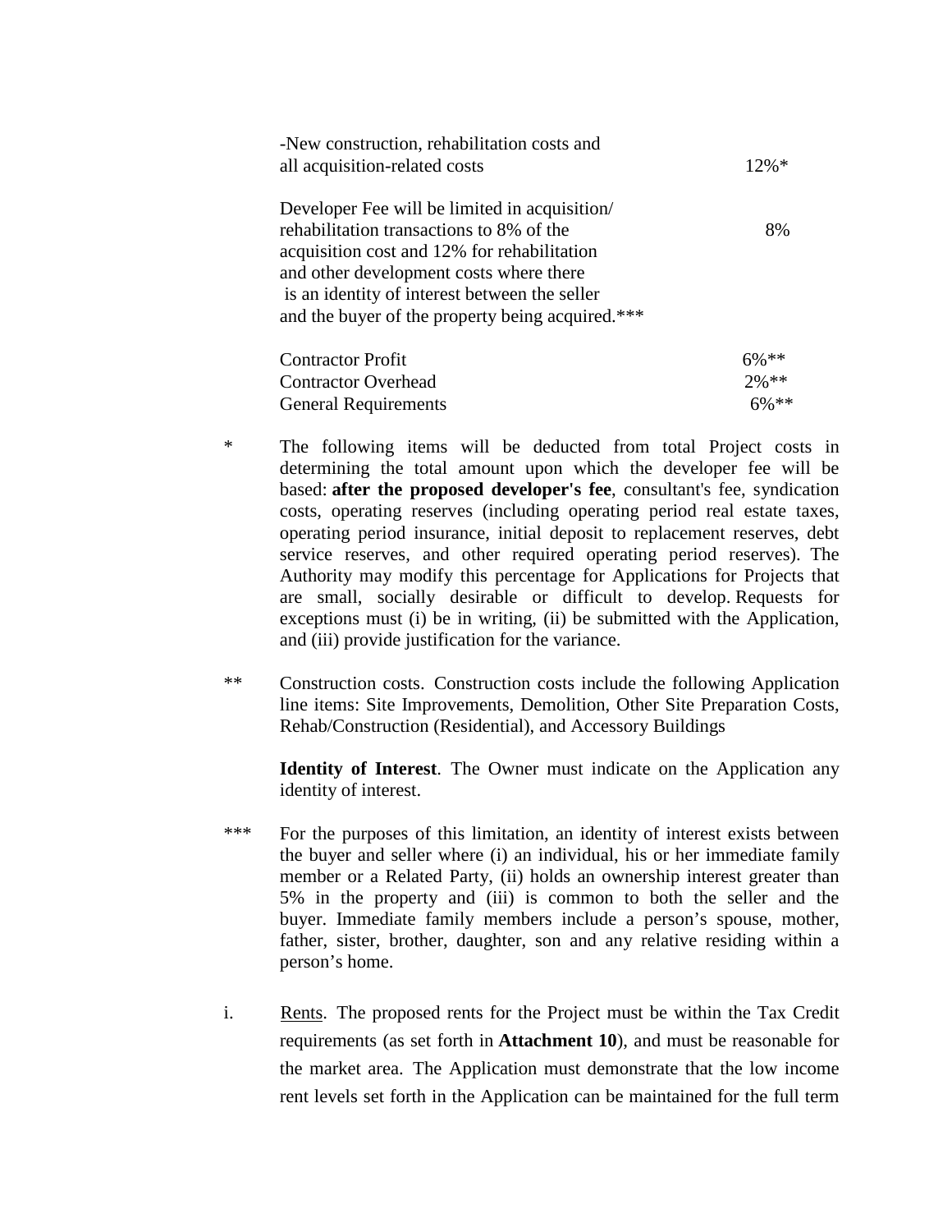| | |
|---|---|
| -New construction, rehabilitation costs and all acquisition-related costs | 12%* |
| Developer Fee will be limited in acquisition/ rehabilitation transactions to 8% of the acquisition cost and 12% for rehabilitation and other development costs where there is an identity of interest between the seller and the buyer of the property being acquired.*** | 8% |
| Contractor Profit | 6%** |
| Contractor Overhead | 2%** |
| General Requirements | 6%** |

\* The following items will be deducted from total Project costs in determining the total amount upon which the developer fee will be based: **after the proposed developer's fee**, consultant's fee, syndication costs, operating reserves (including operating period real estate taxes, operating period insurance, initial deposit to replacement reserves, debt service reserves, and other required operating period reserves). The Authority may modify this percentage for Applications for Projects that are small, socially desirable or difficult to develop. Requests for exceptions must (i) be in writing, (ii) be submitted with the Application, and (iii) provide justification for the variance.

\** Construction costs. Construction costs include the following Application line items: Site Improvements, Demolition, Other Site Preparation Costs, Rehab/Construction (Residential), and Accessory Buildings

**Identity of Interest**. The Owner must indicate on the Application any identity of interest.

\*** For the purposes of this limitation, an identity of interest exists between the buyer and seller where (i) an individual, his or her immediate family member or a Related Party, (ii) holds an ownership interest greater than 5% in the property and (iii) is common to both the seller and the buyer. Immediate family members include a person's spouse, mother, father, sister, brother, daughter, son and any relative residing within a person's home.

i. Rents. The proposed rents for the Project must be within the Tax Credit requirements (as set forth in **Attachment 10**), and must be reasonable for the market area. The Application must demonstrate that the low income rent levels set forth in the Application can be maintained for the full term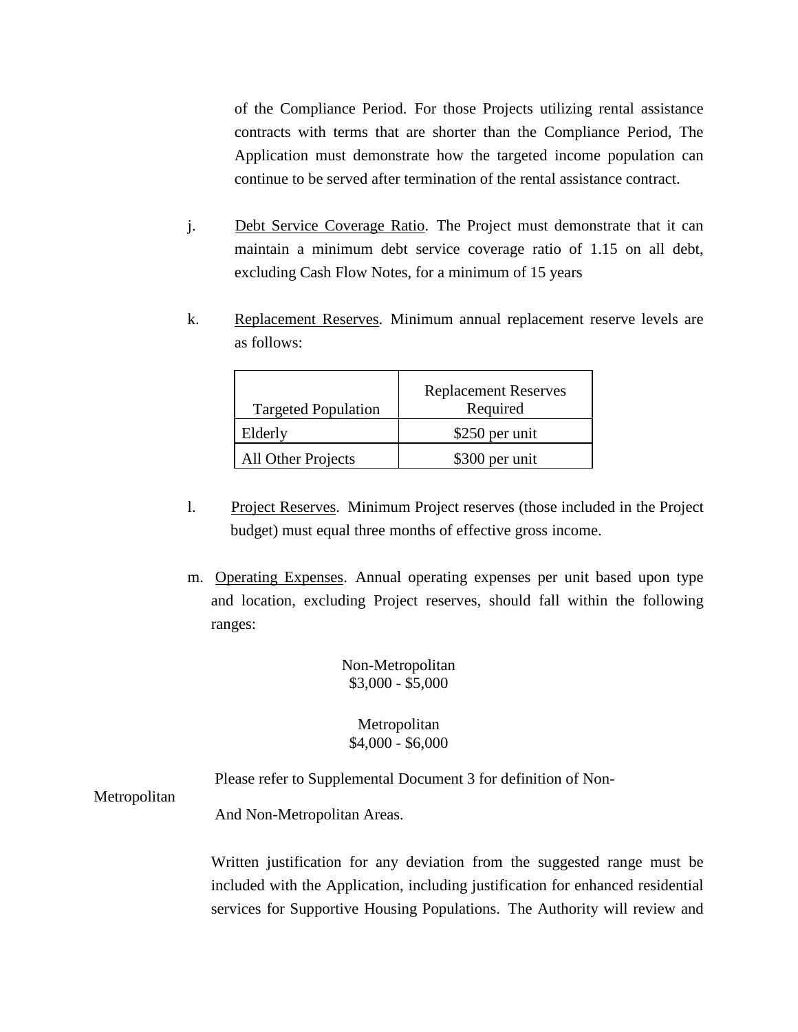of the Compliance Period. For those Projects utilizing rental assistance contracts with terms that are shorter than the Compliance Period, The Application must demonstrate how the targeted income population can continue to be served after termination of the rental assistance contract.

j. Debt Service Coverage Ratio. The Project must demonstrate that it can maintain a minimum debt service coverage ratio of 1.15 on all debt, excluding Cash Flow Notes, for a minimum of 15 years

k. Replacement Reserves. Minimum annual replacement reserve levels are as follows:

| Targeted Population | Replacement Reserves Required |
| --- | --- |
| Elderly | $250 per unit |
| All Other Projects | $300 per unit |

l. Project Reserves. Minimum Project reserves (those included in the Project budget) must equal three months of effective gross income.

m. Operating Expenses. Annual operating expenses per unit based upon type and location, excluding Project reserves, should fall within the following ranges:

Non-Metropolitan
$3,000 - $5,000

Metropolitan
$4,000 - $6,000

Please refer to Supplemental Document 3 for definition of Non-Metropolitan And Non-Metropolitan Areas.

Written justification for any deviation from the suggested range must be included with the Application, including justification for enhanced residential services for Supportive Housing Populations. The Authority will review and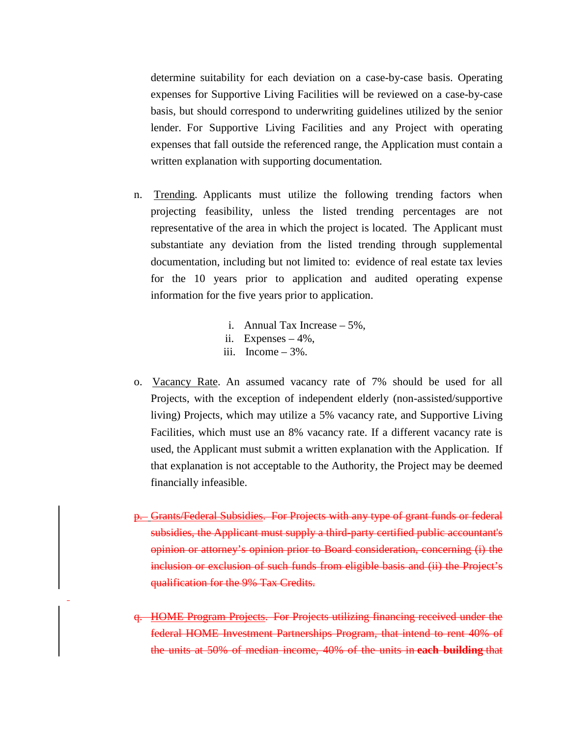determine suitability for each deviation on a case-by-case basis. Operating expenses for Supportive Living Facilities will be reviewed on a case-by-case basis, but should correspond to underwriting guidelines utilized by the senior lender. For Supportive Living Facilities and any Project with operating expenses that fall outside the referenced range, the Application must contain a written explanation with supporting documentation.

n. Trending. Applicants must utilize the following trending factors when projecting feasibility, unless the listed trending percentages are not representative of the area in which the project is located. The Applicant must substantiate any deviation from the listed trending through supplemental documentation, including but not limited to: evidence of real estate tax levies for the 10 years prior to application and audited operating expense information for the five years prior to application.

   i. Annual Tax Increase – 5%,
   ii. Expenses – 4%,
   iii. Income – 3%.

o. Vacancy Rate. An assumed vacancy rate of 7% should be used for all Projects, with the exception of independent elderly (non-assisted/supportive living) Projects, which may utilize a 5% vacancy rate, and Supportive Living Facilities, which must use an 8% vacancy rate. If a different vacancy rate is used, the Applicant must submit a written explanation with the Application. If that explanation is not acceptable to the Authority, the Project may be deemed financially infeasible.

~~p. Grants/Federal Subsidies. For Projects with any type of grant funds or federal subsidies, the Applicant must supply a third-party certified public accountant's opinion or attorney's opinion prior to Board consideration, concerning (i) the inclusion or exclusion of such funds from eligible basis and (ii) the Project's qualification for the 9% Tax Credits.~~

~~q. HOME Program Projects. For Projects utilizing financing received under the federal HOME Investment Partnerships Program, that intend to rent 40% of the units at 50% of median income, 40% of the units in **each building** that~~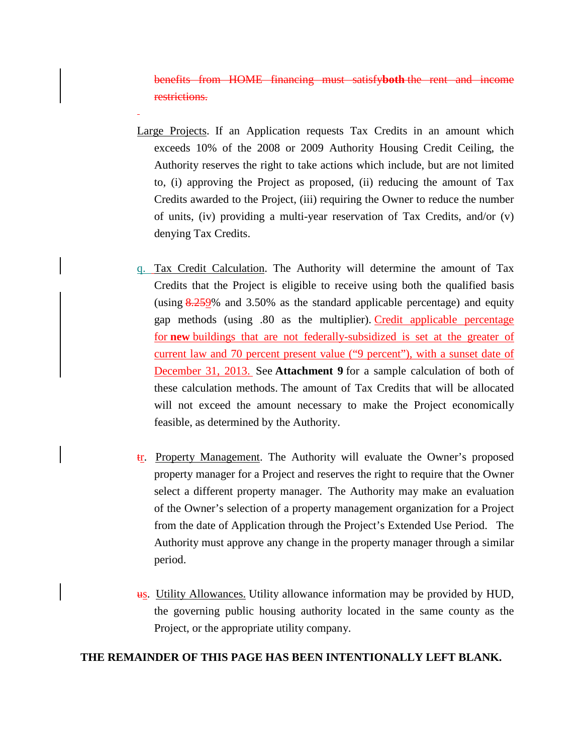benefits from HOME financing must satisfy **both** the rent and income restrictions.

Large Projects. If an Application requests Tax Credits in an amount which exceeds 10% of the 2008 or 2009 Authority Housing Credit Ceiling, the Authority reserves the right to take actions which include, but are not limited to, (i) approving the Project as proposed, (ii) reducing the amount of Tax Credits awarded to the Project, (iii) requiring the Owner to reduce the number of units, (iv) providing a multi-year reservation of Tax Credits, and/or (v) denying Tax Credits.

q. Tax Credit Calculation. The Authority will determine the amount of Tax Credits that the Project is eligible to receive using both the qualified basis (using 8.259% and 3.50% as the standard applicable percentage) and equity gap methods (using .80 as the multiplier). Credit applicable percentage for **new** buildings that are not federally-subsidized is set at the greater of current law and 70 percent present value ("9 percent"), with a sunset date of December 31, 2013. See **Attachment 9** for a sample calculation of both of these calculation methods. The amount of Tax Credits that will be allocated will not exceed the amount necessary to make the Project economically feasible, as determined by the Authority.

tr. Property Management. The Authority will evaluate the Owner's proposed property manager for a Project and reserves the right to require that the Owner select a different property manager. The Authority may make an evaluation of the Owner's selection of a property management organization for a Project from the date of Application through the Project's Extended Use Period. The Authority must approve any change in the property manager through a similar period.

us. Utility Allowances. Utility allowance information may be provided by HUD, the governing public housing authority located in the same county as the Project, or the appropriate utility company.

**THE REMAINDER OF THIS PAGE HAS BEEN INTENTIONALLY LEFT BLANK.**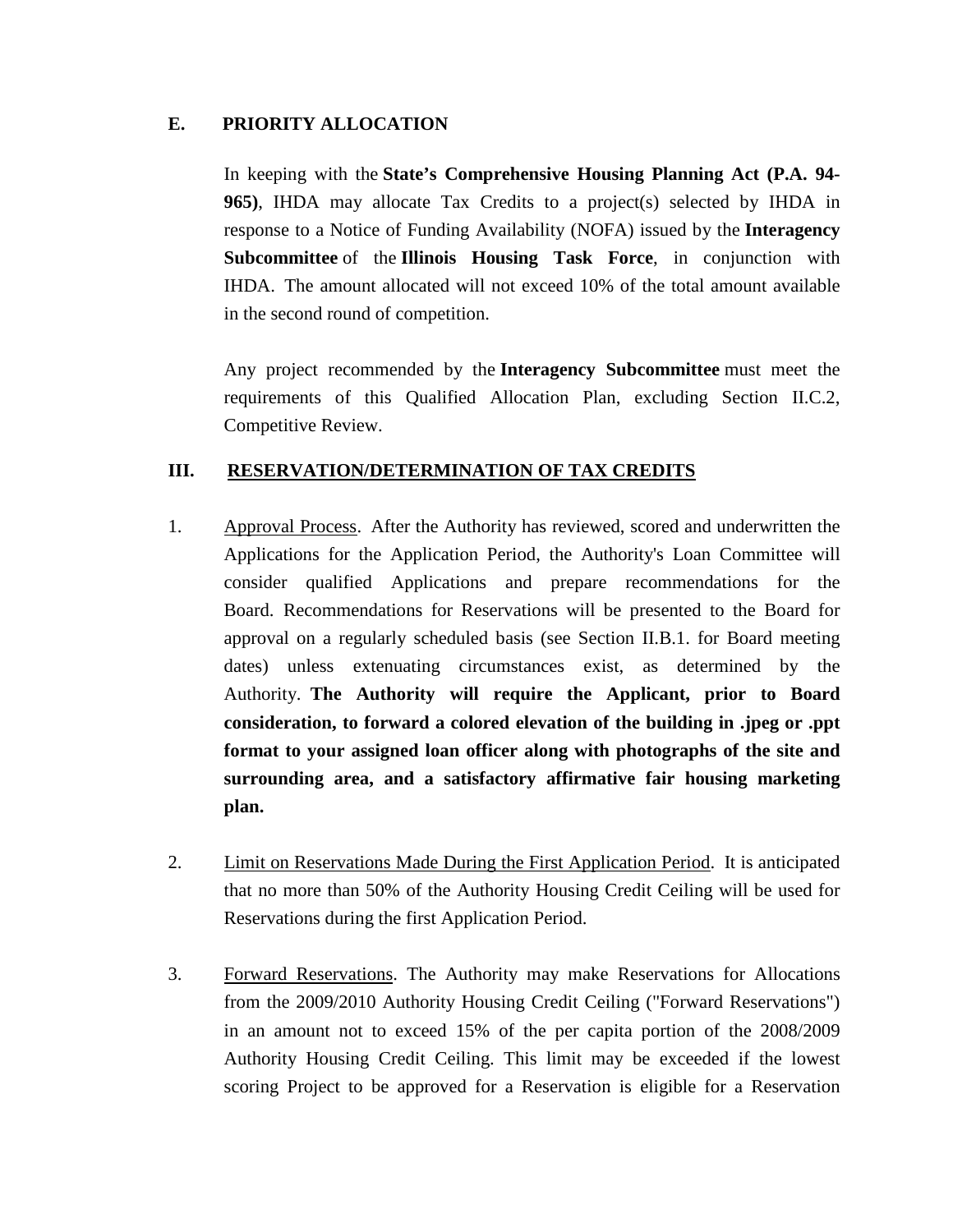## E. PRIORITY ALLOCATION

In keeping with the **State's Comprehensive Housing Planning Act (P.A. 94-965)**, IHDA may allocate Tax Credits to a project(s) selected by IHDA in response to a Notice of Funding Availability (NOFA) issued by the **Interagency Subcommittee** of the **Illinois Housing Task Force**, in conjunction with IHDA. The amount allocated will not exceed 10% of the total amount available in the second round of competition.

Any project recommended by the **Interagency Subcommittee** must meet the requirements of this Qualified Allocation Plan, excluding Section II.C.2, Competitive Review.

# III. RESERVATION/DETERMINATION OF TAX CREDITS

1. Approval Process. After the Authority has reviewed, scored and underwritten the Applications for the Application Period, the Authority's Loan Committee will consider qualified Applications and prepare recommendations for the Board. Recommendations for Reservations will be presented to the Board for approval on a regularly scheduled basis (see Section II.B.1. for Board meeting dates) unless extenuating circumstances exist, as determined by the Authority. **The Authority will require the Applicant, prior to Board consideration, to forward a colored elevation of the building in .jpeg or .ppt format to your assigned loan officer along with photographs of the site and surrounding area, and a satisfactory affirmative fair housing marketing plan.**

2. Limit on Reservations Made During the First Application Period. It is anticipated that no more than 50% of the Authority Housing Credit Ceiling will be used for Reservations during the first Application Period.

3. Forward Reservations. The Authority may make Reservations for Allocations from the 2009/2010 Authority Housing Credit Ceiling ("Forward Reservations") in an amount not to exceed 15% of the per capita portion of the 2008/2009 Authority Housing Credit Ceiling. This limit may be exceeded if the lowest scoring Project to be approved for a Reservation is eligible for a Reservation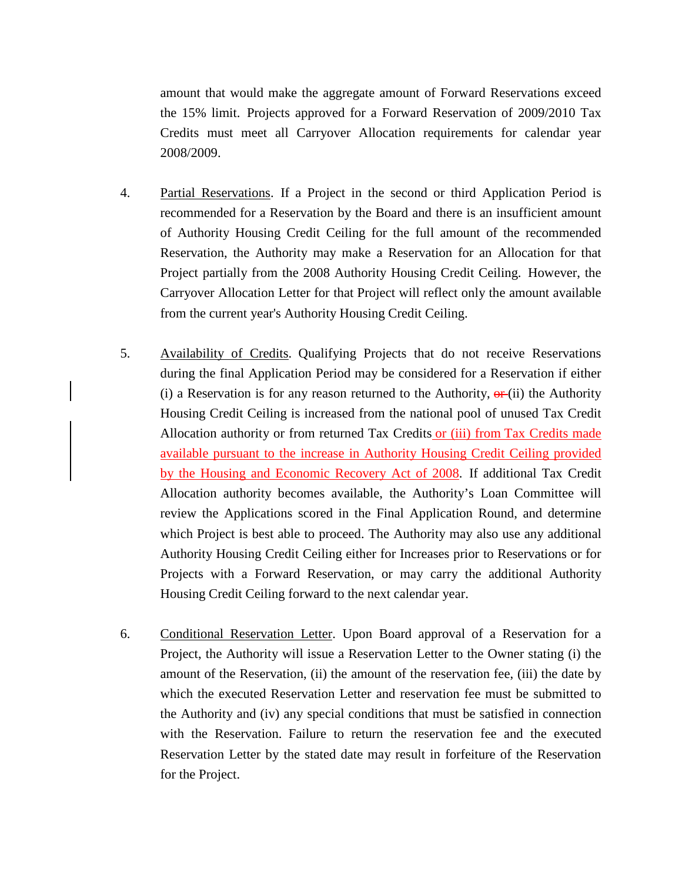amount that would make the aggregate amount of Forward Reservations exceed the 15% limit. Projects approved for a Forward Reservation of 2009/2010 Tax Credits must meet all Carryover Allocation requirements for calendar year 2008/2009.

4. Partial Reservations. If a Project in the second or third Application Period is recommended for a Reservation by the Board and there is an insufficient amount of Authority Housing Credit Ceiling for the full amount of the recommended Reservation, the Authority may make a Reservation for an Allocation for that Project partially from the 2008 Authority Housing Credit Ceiling. However, the Carryover Allocation Letter for that Project will reflect only the amount available from the current year's Authority Housing Credit Ceiling.

5. Availability of Credits. Qualifying Projects that do not receive Reservations during the final Application Period may be considered for a Reservation if either (i) a Reservation is for any reason returned to the Authority, ~~or~~ (ii) the Authority Housing Credit Ceiling is increased from the national pool of unused Tax Credit Allocation authority or from returned Tax Credits or (iii) from Tax Credits made available pursuant to the increase in Authority Housing Credit Ceiling provided by the Housing and Economic Recovery Act of 2008. If additional Tax Credit Allocation authority becomes available, the Authority's Loan Committee will review the Applications scored in the Final Application Round, and determine which Project is best able to proceed. The Authority may also use any additional Authority Housing Credit Ceiling either for Increases prior to Reservations or for Projects with a Forward Reservation, or may carry the additional Authority Housing Credit Ceiling forward to the next calendar year.

6. Conditional Reservation Letter. Upon Board approval of a Reservation for a Project, the Authority will issue a Reservation Letter to the Owner stating (i) the amount of the Reservation, (ii) the amount of the reservation fee, (iii) the date by which the executed Reservation Letter and reservation fee must be submitted to the Authority and (iv) any special conditions that must be satisfied in connection with the Reservation. Failure to return the reservation fee and the executed Reservation Letter by the stated date may result in forfeiture of the Reservation for the Project.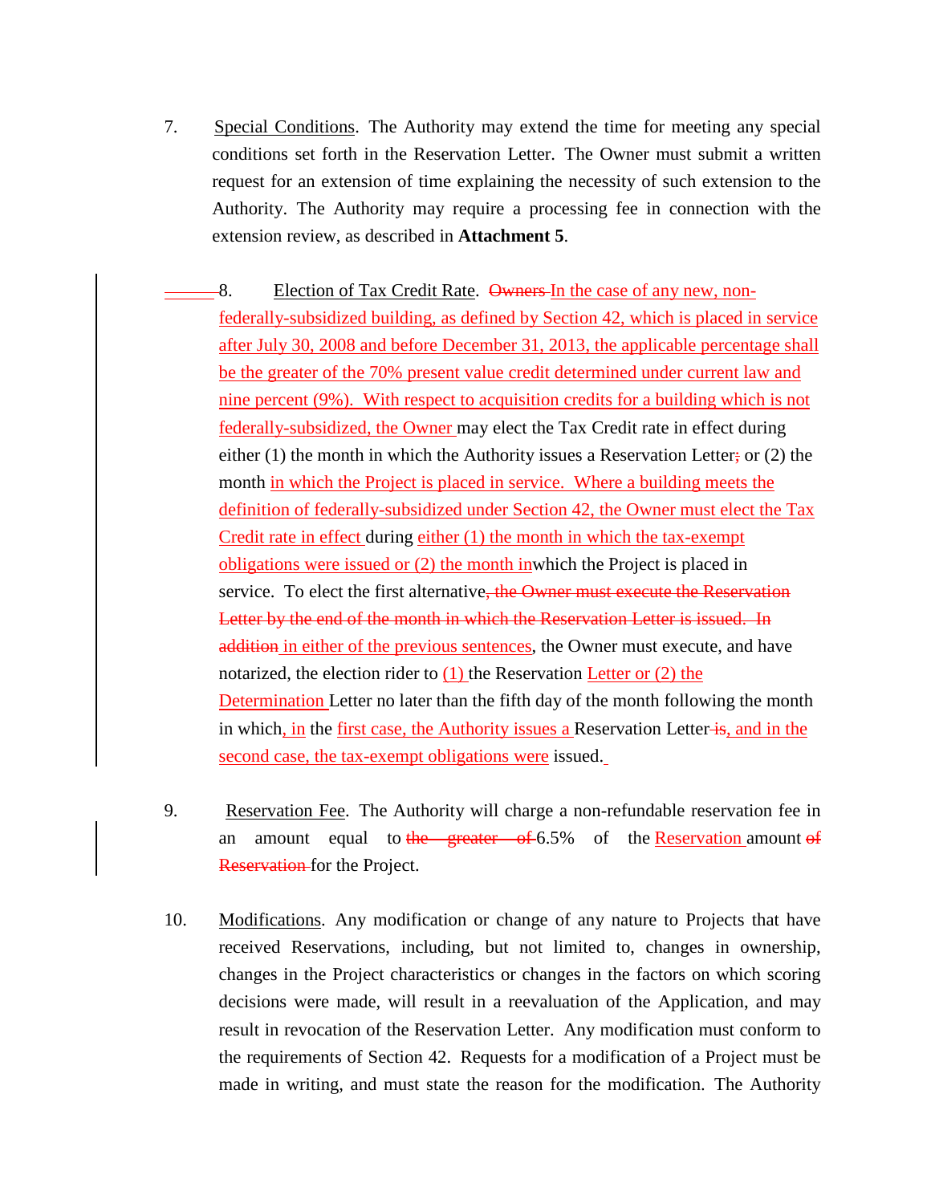7. Special Conditions. The Authority may extend the time for meeting any special conditions set forth in the Reservation Letter. The Owner must submit a written request for an extension of time explaining the necessity of such extension to the Authority. The Authority may require a processing fee in connection with the extension review, as described in **Attachment 5**.

8. Election of Tax Credit Rate. ~~Owners~~ In the case of any new, non-federally-subsidized building, as defined by Section 42, which is placed in service after July 30, 2008 and before December 31, 2013, the applicable percentage shall be the greater of the 70% present value credit determined under current law and nine percent (9%). With respect to acquisition credits for a building which is not federally-subsidized, the Owner may elect the Tax Credit rate in effect during either (1) the month in which the Authority issues a Reservation Letter~~;~~ or (2) the month in which the Project is placed in service. Where a building meets the definition of federally-subsidized under Section 42, the Owner must elect the Tax Credit rate in effect during either (1) the month in which the tax-exempt obligations were issued or (2) the month inwhich the Project is placed in service. To elect the first alternative~~, the Owner must execute the Reservation Letter by the end of the month in which the Reservation Letter is issued. In addition~~ in either of the previous sentences, the Owner must execute, and have notarized, the election rider to (1) the Reservation Letter or (2) the Determination Letter no later than the fifth day of the month following the month in which, in the first case, the Authority issues a Reservation Letter ~~is~~, and in the second case, the tax-exempt obligations were issued.

9. Reservation Fee. The Authority will charge a non-refundable reservation fee in an amount equal to ~~the greater of~~ 6.5% of the Reservation amount ~~of Reservation~~ for the Project.

10. Modifications. Any modification or change of any nature to Projects that have received Reservations, including, but not limited to, changes in ownership, changes in the Project characteristics or changes in the factors on which scoring decisions were made, will result in a reevaluation of the Application, and may result in revocation of the Reservation Letter. Any modification must conform to the requirements of Section 42. Requests for a modification of a Project must be made in writing, and must state the reason for the modification. The Authority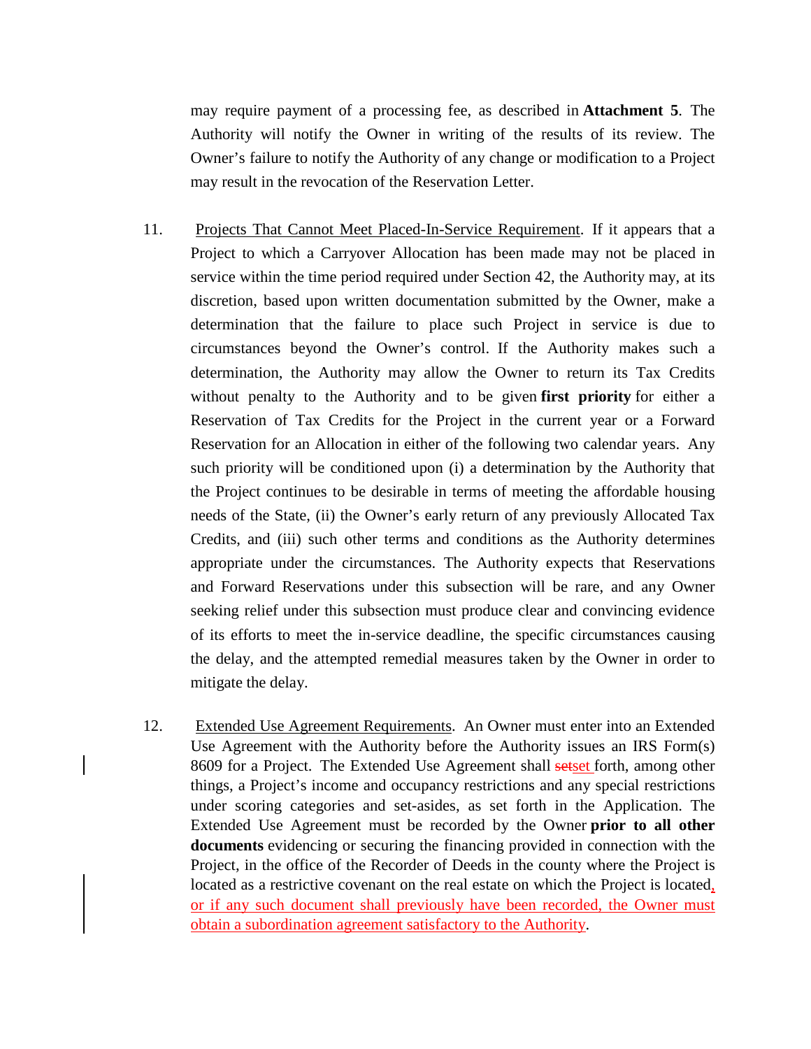may require payment of a processing fee, as described in **Attachment 5**. The Authority will notify the Owner in writing of the results of its review. The Owner's failure to notify the Authority of any change or modification to a Project may result in the revocation of the Reservation Letter.

11. Projects That Cannot Meet Placed-In-Service Requirement. If it appears that a Project to which a Carryover Allocation has been made may not be placed in service within the time period required under Section 42, the Authority may, at its discretion, based upon written documentation submitted by the Owner, make a determination that the failure to place such Project in service is due to circumstances beyond the Owner's control. If the Authority makes such a determination, the Authority may allow the Owner to return its Tax Credits without penalty to the Authority and to be given **first priority** for either a Reservation of Tax Credits for the Project in the current year or a Forward Reservation for an Allocation in either of the following two calendar years. Any such priority will be conditioned upon (i) a determination by the Authority that the Project continues to be desirable in terms of meeting the affordable housing needs of the State, (ii) the Owner's early return of any previously Allocated Tax Credits, and (iii) such other terms and conditions as the Authority determines appropriate under the circumstances. The Authority expects that Reservations and Forward Reservations under this subsection will be rare, and any Owner seeking relief under this subsection must produce clear and convincing evidence of its efforts to meet the in-service deadline, the specific circumstances causing the delay, and the attempted remedial measures taken by the Owner in order to mitigate the delay.

12. Extended Use Agreement Requirements. An Owner must enter into an Extended Use Agreement with the Authority before the Authority issues an IRS Form(s) 8609 for a Project. The Extended Use Agreement shall ~~set~~set forth, among other things, a Project's income and occupancy restrictions and any special restrictions under scoring categories and set-asides, as set forth in the Application. The Extended Use Agreement must be recorded by the Owner **prior to all other documents** evidencing or securing the financing provided in connection with the Project, in the office of the Recorder of Deeds in the county where the Project is located as a restrictive covenant on the real estate on which the Project is located, or if any such document shall previously have been recorded, the Owner must obtain a subordination agreement satisfactory to the Authority.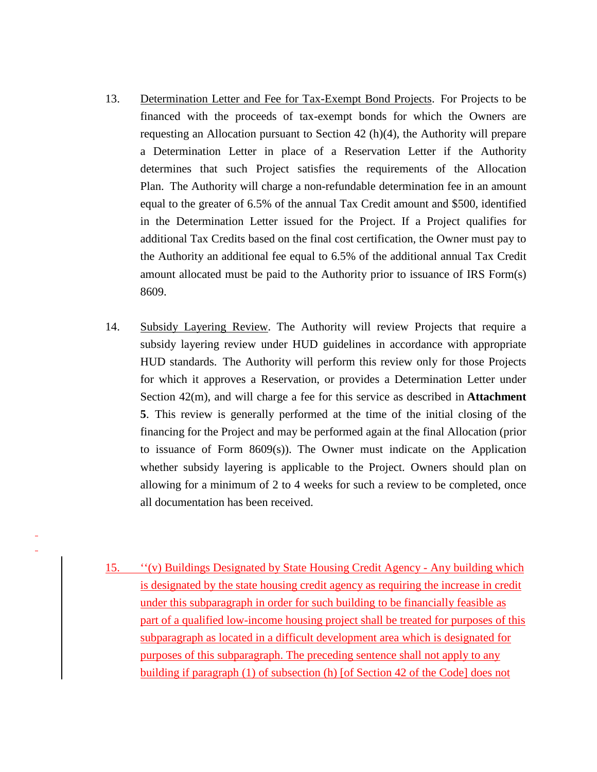13. Determination Letter and Fee for Tax-Exempt Bond Projects. For Projects to be financed with the proceeds of tax-exempt bonds for which the Owners are requesting an Allocation pursuant to Section 42 (h)(4), the Authority will prepare a Determination Letter in place of a Reservation Letter if the Authority determines that such Project satisfies the requirements of the Allocation Plan. The Authority will charge a non-refundable determination fee in an amount equal to the greater of 6.5% of the annual Tax Credit amount and $500, identified in the Determination Letter issued for the Project. If a Project qualifies for additional Tax Credits based on the final cost certification, the Owner must pay to the Authority an additional fee equal to 6.5% of the additional annual Tax Credit amount allocated must be paid to the Authority prior to issuance of IRS Form(s) 8609.

14. Subsidy Layering Review. The Authority will review Projects that require a subsidy layering review under HUD guidelines in accordance with appropriate HUD standards. The Authority will perform this review only for those Projects for which it approves a Reservation, or provides a Determination Letter under Section 42(m), and will charge a fee for this service as described in **Attachment 5**. This review is generally performed at the time of the initial closing of the financing for the Project and may be performed again at the final Allocation (prior to issuance of Form 8609(s)). The Owner must indicate on the Application whether subsidy layering is applicable to the Project. Owners should plan on allowing for a minimum of 2 to 4 weeks for such a review to be completed, once all documentation has been received.

15. ‘‘(v) Buildings Designated by State Housing Credit Agency - Any building which is designated by the state housing credit agency as requiring the increase in credit under this subparagraph in order for such building to be financially feasible as part of a qualified low-income housing project shall be treated for purposes of this subparagraph as located in a difficult development area which is designated for purposes of this subparagraph. The preceding sentence shall not apply to any building if paragraph (1) of subsection (h) [of Section 42 of the Code] does not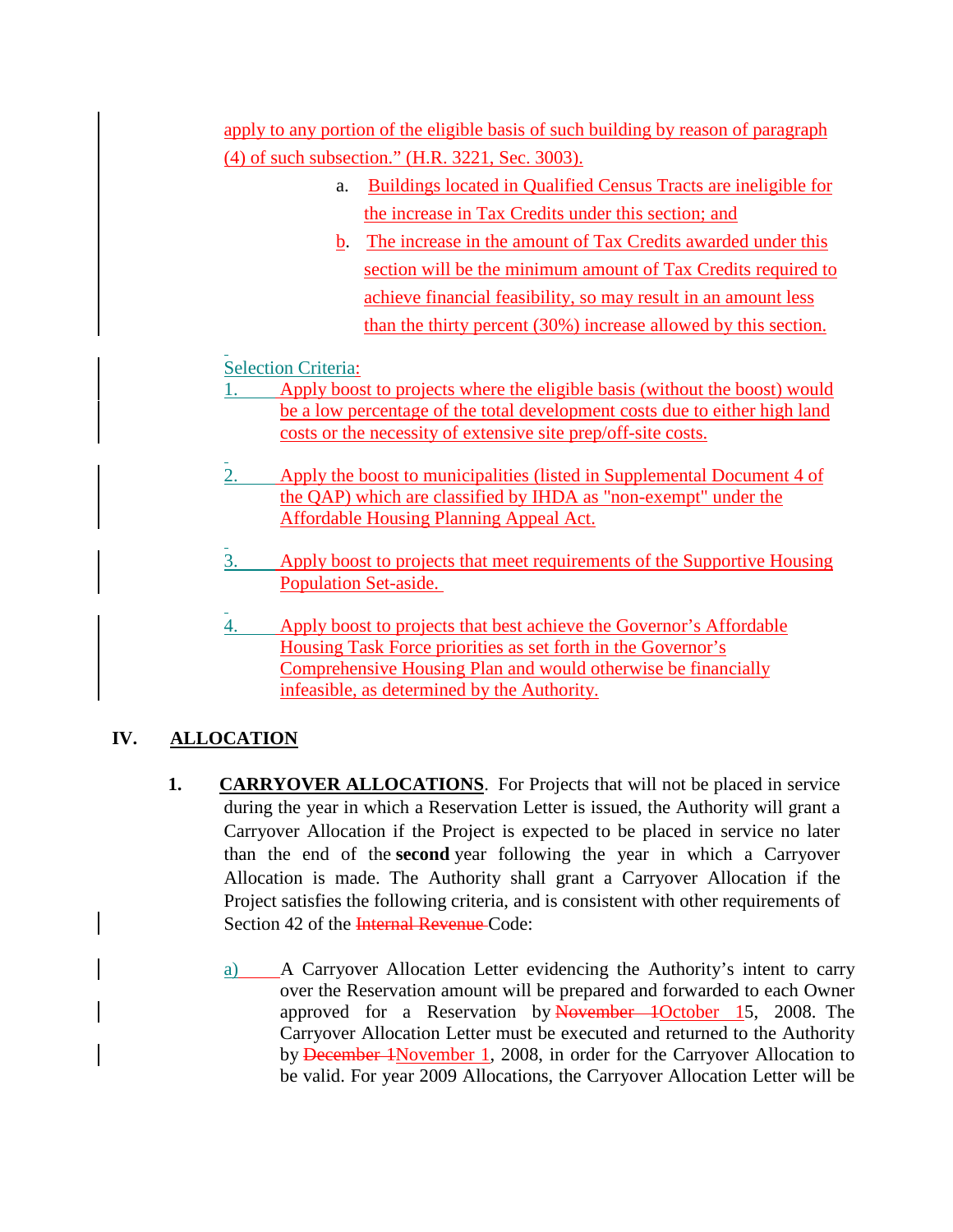apply to any portion of the eligible basis of such building by reason of paragraph (4) of such subsection." (H.R. 3221, Sec. 3003).

a. Buildings located in Qualified Census Tracts are ineligible for the increase in Tax Credits under this section; and

b. The increase in the amount of Tax Credits awarded under this section will be the minimum amount of Tax Credits required to achieve financial feasibility, so may result in an amount less than the thirty percent (30%) increase allowed by this section.

Selection Criteria:

1. Apply boost to projects where the eligible basis (without the boost) would be a low percentage of the total development costs due to either high land costs or the necessity of extensive site prep/off-site costs.

2. Apply the boost to municipalities (listed in Supplemental Document 4 of the QAP) which are classified by IHDA as "non-exempt" under the Affordable Housing Planning Appeal Act.

3. Apply boost to projects that meet requirements of the Supportive Housing Population Set-aside.

4. Apply boost to projects that best achieve the Governor's Affordable Housing Task Force priorities as set forth in the Governor's Comprehensive Housing Plan and would otherwise be financially infeasible, as determined by the Authority.

## IV. ALLOCATION

**1. CARRYOVER ALLOCATIONS**. For Projects that will not be placed in service during the year in which a Reservation Letter is issued, the Authority will grant a Carryover Allocation if the Project is expected to be placed in service no later than the end of the **second** year following the year in which a Carryover Allocation is made. The Authority shall grant a Carryover Allocation if the Project satisfies the following criteria, and is consistent with other requirements of Section 42 of the ~~Internal Revenue~~ Code:

a) A Carryover Allocation Letter evidencing the Authority's intent to carry over the Reservation amount will be prepared and forwarded to each Owner approved for a Reservation by ~~November 1~~October 15, 2008. The Carryover Allocation Letter must be executed and returned to the Authority by ~~December 1~~November 1, 2008, in order for the Carryover Allocation to be valid. For year 2009 Allocations, the Carryover Allocation Letter will be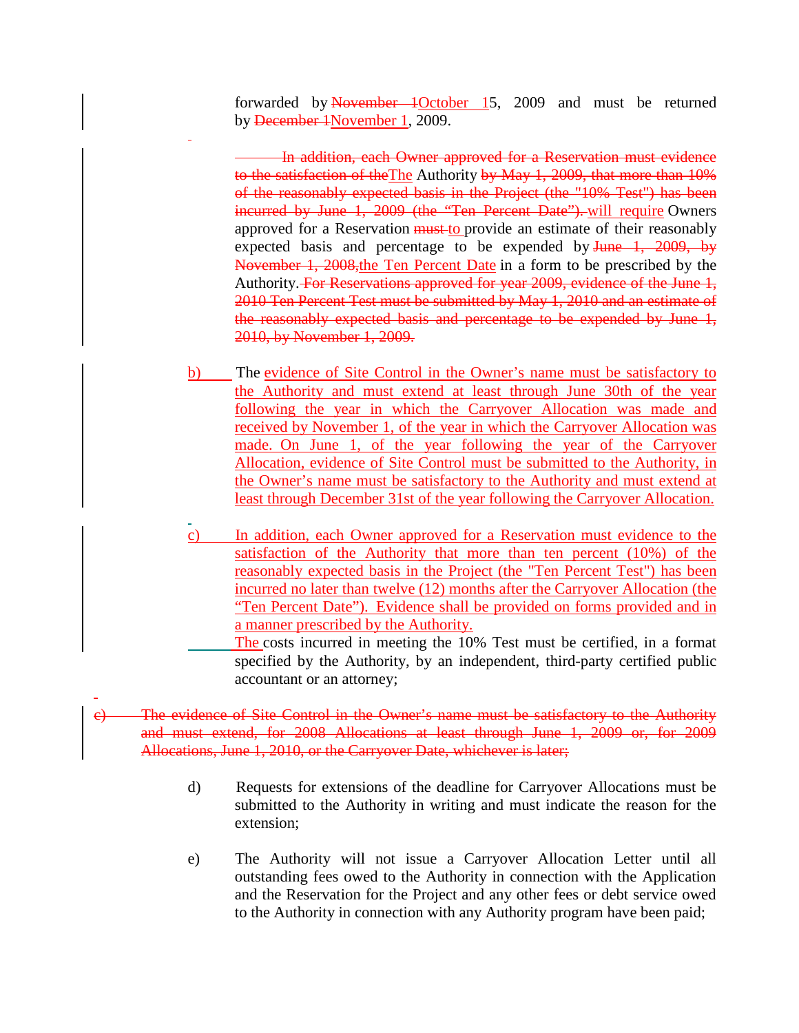forwarded by ~~November 1~~October 15, 2009 and must be returned by ~~December 1~~November 1, 2009.

~~In addition, each Owner approved for a Reservation must evidence to the satisfaction of the~~The Authority ~~by May 1, 2009, that more than 10% of the reasonably expected basis in the Project (the "10% Test") has been incurred by June 1, 2009 (the "Ten Percent Date").~~ will require Owners approved for a Reservation ~~must~~ to provide an estimate of their reasonably expected basis and percentage to be expended by ~~June 1, 2009, by November 1, 2008,~~the Ten Percent Date in a form to be prescribed by the Authority. ~~For Reservations approved for year 2009, evidence of the June 1, 2010 Ten Percent Test must be submitted by May 1, 2010 and an estimate of the reasonably expected basis and percentage to be expended by June 1, 2010, by November 1, 2009.~~

b) The evidence of Site Control in the Owner's name must be satisfactory to the Authority and must extend at least through June 30th of the year following the year in which the Carryover Allocation was made and received by November 1, of the year in which the Carryover Allocation was made. On June 1, of the year following the year of the Carryover Allocation, evidence of Site Control must be submitted to the Authority, in the Owner's name must be satisfactory to the Authority and must extend at least through December 31st of the year following the Carryover Allocation.

c) In addition, each Owner approved for a Reservation must evidence to the satisfaction of the Authority that more than ten percent (10%) of the reasonably expected basis in the Project (the "Ten Percent Test") has been incurred no later than twelve (12) months after the Carryover Allocation (the "Ten Percent Date"). Evidence shall be provided on forms provided and in a manner prescribed by the Authority.

The costs incurred in meeting the 10% Test must be certified, in a format specified by the Authority, by an independent, third-party certified public accountant or an attorney;

~~c) The evidence of Site Control in the Owner's name must be satisfactory to the Authority and must extend, for 2008 Allocations at least through June 1, 2009 or, for 2009 Allocations, June 1, 2010, or the Carryover Date, whichever is later;~~

d) Requests for extensions of the deadline for Carryover Allocations must be submitted to the Authority in writing and must indicate the reason for the extension;

e) The Authority will not issue a Carryover Allocation Letter until all outstanding fees owed to the Authority in connection with the Application and the Reservation for the Project and any other fees or debt service owed to the Authority in connection with any Authority program have been paid;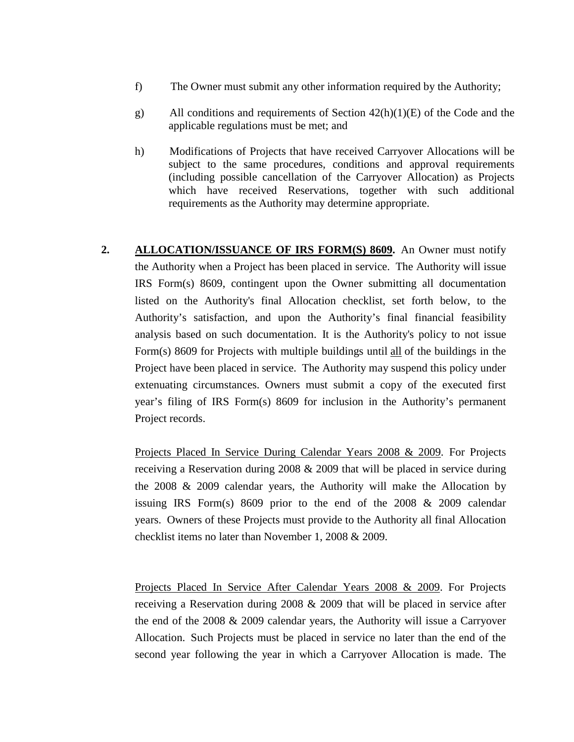f) The Owner must submit any other information required by the Authority;

g) All conditions and requirements of Section 42(h)(1)(E) of the Code and the applicable regulations must be met; and

h) Modifications of Projects that have received Carryover Allocations will be subject to the same procedures, conditions and approval requirements (including possible cancellation of the Carryover Allocation) as Projects which have received Reservations, together with such additional requirements as the Authority may determine appropriate.

**2. <u>ALLOCATION/ISSUANCE OF IRS FORM(S) 8609</u>.** An Owner must notify the Authority when a Project has been placed in service. The Authority will issue IRS Form(s) 8609, contingent upon the Owner submitting all documentation listed on the Authority's final Allocation checklist, set forth below, to the Authority's satisfaction, and upon the Authority's final financial feasibility analysis based on such documentation. It is the Authority's policy to not issue Form(s) 8609 for Projects with multiple buildings until <u>all</u> of the buildings in the Project have been placed in service. The Authority may suspend this policy under extenuating circumstances. Owners must submit a copy of the executed first year's filing of IRS Form(s) 8609 for inclusion in the Authority's permanent Project records.

<u>Projects Placed In Service During Calendar Years 2008 & 2009</u>. For Projects receiving a Reservation during 2008 & 2009 that will be placed in service during the 2008 & 2009 calendar years, the Authority will make the Allocation by issuing IRS Form(s) 8609 prior to the end of the 2008 & 2009 calendar years. Owners of these Projects must provide to the Authority all final Allocation checklist items no later than November 1, 2008 & 2009.

<u>Projects Placed In Service After Calendar Years 2008 & 2009</u>. For Projects receiving a Reservation during 2008 & 2009 that will be placed in service after the end of the 2008 & 2009 calendar years, the Authority will issue a Carryover Allocation. Such Projects must be placed in service no later than the end of the second year following the year in which a Carryover Allocation is made. The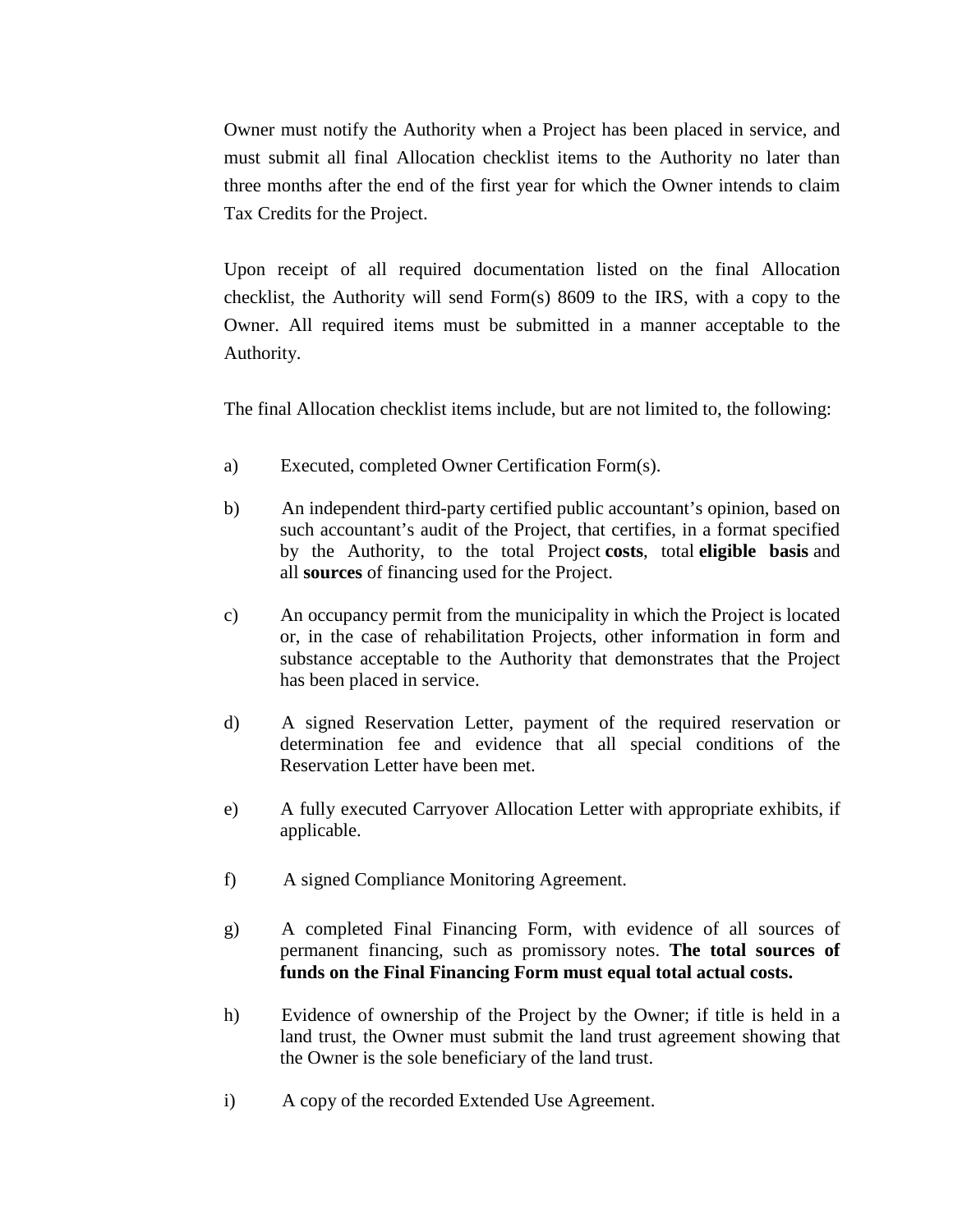Owner must notify the Authority when a Project has been placed in service, and must submit all final Allocation checklist items to the Authority no later than three months after the end of the first year for which the Owner intends to claim Tax Credits for the Project.

Upon receipt of all required documentation listed on the final Allocation checklist, the Authority will send Form(s) 8609 to the IRS, with a copy to the Owner. All required items must be submitted in a manner acceptable to the Authority.

The final Allocation checklist items include, but are not limited to, the following:

a) Executed, completed Owner Certification Form(s).

b) An independent third-party certified public accountant's opinion, based on such accountant's audit of the Project, that certifies, in a format specified by the Authority, to the total Project **costs**, total **eligible basis** and all **sources** of financing used for the Project.

c) An occupancy permit from the municipality in which the Project is located or, in the case of rehabilitation Projects, other information in form and substance acceptable to the Authority that demonstrates that the Project has been placed in service.

d) A signed Reservation Letter, payment of the required reservation or determination fee and evidence that all special conditions of the Reservation Letter have been met.

e) A fully executed Carryover Allocation Letter with appropriate exhibits, if applicable.

f) A signed Compliance Monitoring Agreement.

g) A completed Final Financing Form, with evidence of all sources of permanent financing, such as promissory notes. **The total sources of funds on the Final Financing Form must equal total actual costs.**

h) Evidence of ownership of the Project by the Owner; if title is held in a land trust, the Owner must submit the land trust agreement showing that the Owner is the sole beneficiary of the land trust.

i) A copy of the recorded Extended Use Agreement.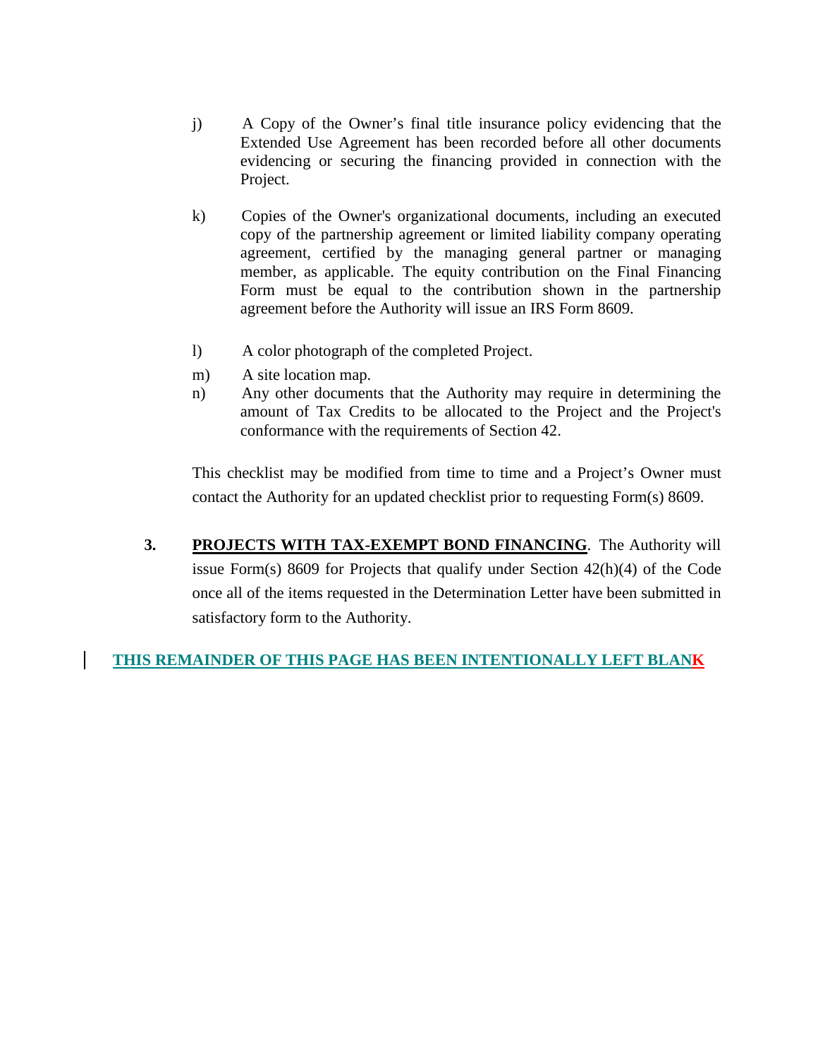j) A Copy of the Owner's final title insurance policy evidencing that the Extended Use Agreement has been recorded before all other documents evidencing or securing the financing provided in connection with the Project.

k) Copies of the Owner's organizational documents, including an executed copy of the partnership agreement or limited liability company operating agreement, certified by the managing general partner or managing member, as applicable. The equity contribution on the Final Financing Form must be equal to the contribution shown in the partnership agreement before the Authority will issue an IRS Form 8609.

l) A color photograph of the completed Project.

m) A site location map.

n) Any other documents that the Authority may require in determining the amount of Tax Credits to be allocated to the Project and the Project's conformance with the requirements of Section 42.

This checklist may be modified from time to time and a Project's Owner must contact the Authority for an updated checklist prior to requesting Form(s) 8609.

**3. PROJECTS WITH TAX-EXEMPT BOND FINANCING**. The Authority will issue Form(s) 8609 for Projects that qualify under Section 42(h)(4) of the Code once all of the items requested in the Determination Letter have been submitted in satisfactory form to the Authority.

**THIS REMAINDER OF THIS PAGE HAS BEEN INTENTIONALLY LEFT BLANK**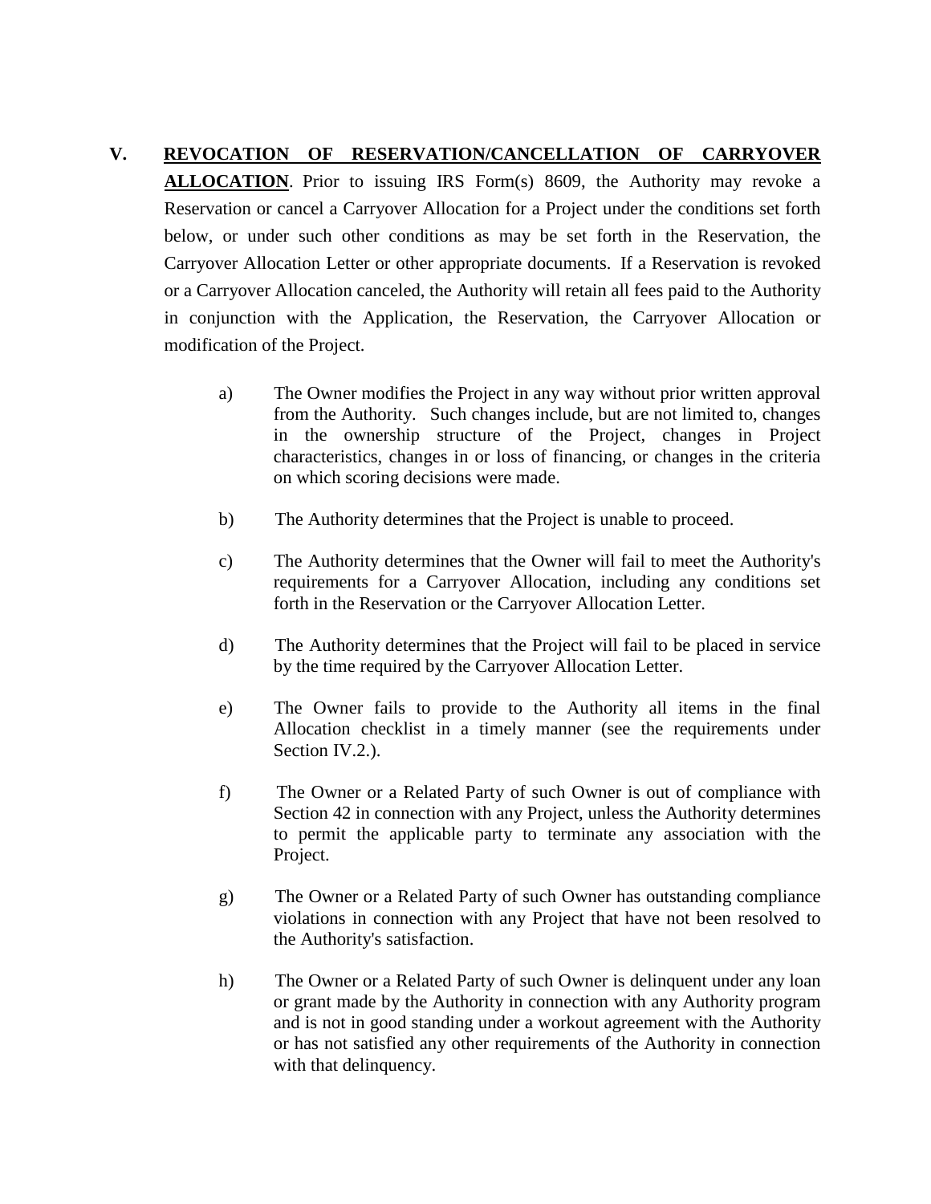## V. **REVOCATION OF RESERVATION/CANCELLATION OF CARRYOVER ALLOCATION**

**REVOCATION OF RESERVATION/CANCELLATION OF CARRYOVER ALLOCATION**. Prior to issuing IRS Form(s) 8609, the Authority may revoke a Reservation or cancel a Carryover Allocation for a Project under the conditions set forth below, or under such other conditions as may be set forth in the Reservation, the Carryover Allocation Letter or other appropriate documents. If a Reservation is revoked or a Carryover Allocation canceled, the Authority will retain all fees paid to the Authority in conjunction with the Application, the Reservation, the Carryover Allocation or modification of the Project.

a) The Owner modifies the Project in any way without prior written approval from the Authority. Such changes include, but are not limited to, changes in the ownership structure of the Project, changes in Project characteristics, changes in or loss of financing, or changes in the criteria on which scoring decisions were made.

b) The Authority determines that the Project is unable to proceed.

c) The Authority determines that the Owner will fail to meet the Authority's requirements for a Carryover Allocation, including any conditions set forth in the Reservation or the Carryover Allocation Letter.

d) The Authority determines that the Project will fail to be placed in service by the time required by the Carryover Allocation Letter.

e) The Owner fails to provide to the Authority all items in the final Allocation checklist in a timely manner (see the requirements under Section IV.2.).

f) The Owner or a Related Party of such Owner is out of compliance with Section 42 in connection with any Project, unless the Authority determines to permit the applicable party to terminate any association with the Project.

g) The Owner or a Related Party of such Owner has outstanding compliance violations in connection with any Project that have not been resolved to the Authority's satisfaction.

h) The Owner or a Related Party of such Owner is delinquent under any loan or grant made by the Authority in connection with any Authority program and is not in good standing under a workout agreement with the Authority or has not satisfied any other requirements of the Authority in connection with that delinquency.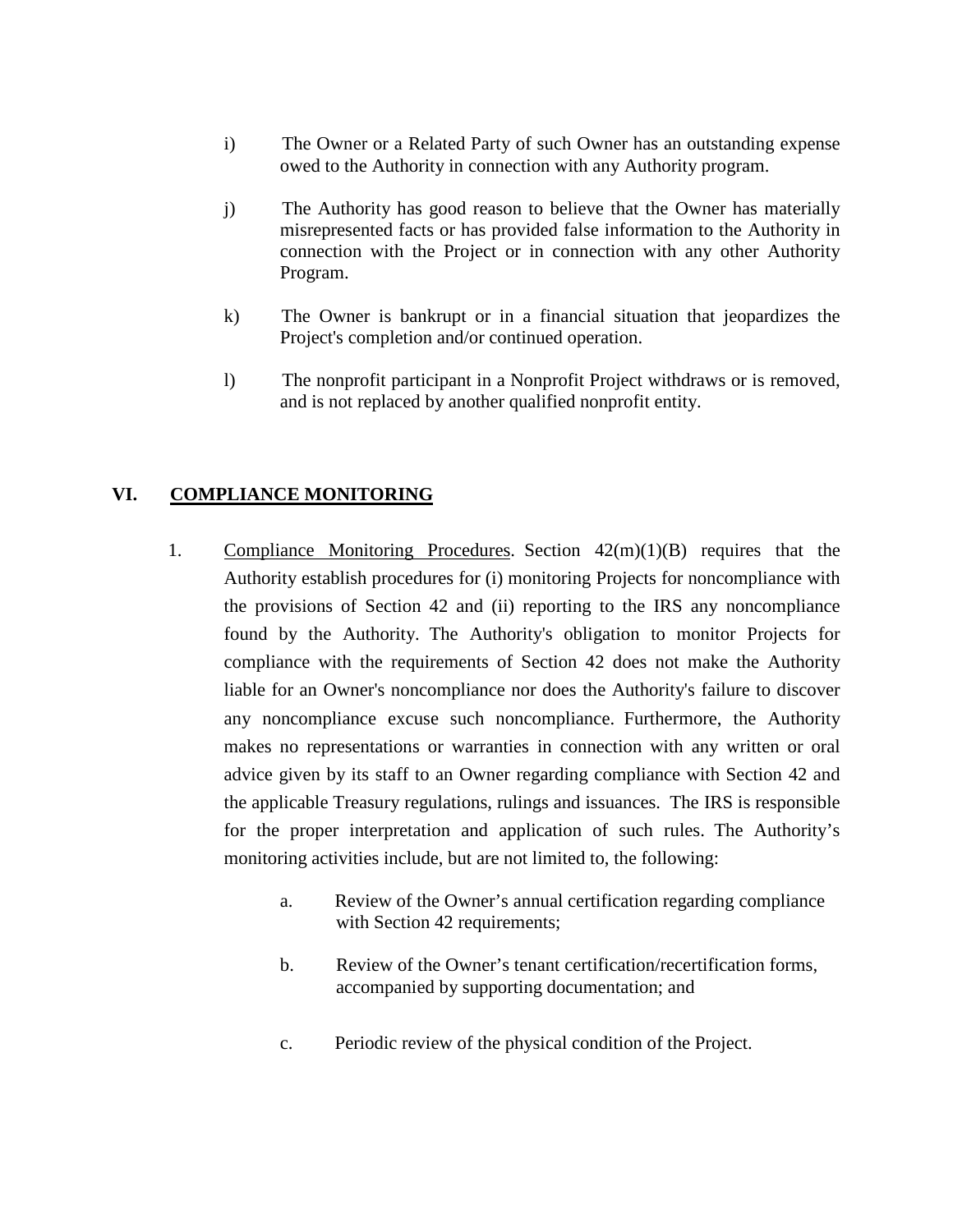i) The Owner or a Related Party of such Owner has an outstanding expense owed to the Authority in connection with any Authority program.

j) The Authority has good reason to believe that the Owner has materially misrepresented facts or has provided false information to the Authority in connection with the Project or in connection with any other Authority Program.

k) The Owner is bankrupt or in a financial situation that jeopardizes the Project's completion and/or continued operation.

l) The nonprofit participant in a Nonprofit Project withdraws or is removed, and is not replaced by another qualified nonprofit entity.

## VI. COMPLIANCE MONITORING

1. Compliance Monitoring Procedures. Section 42(m)(1)(B) requires that the Authority establish procedures for (i) monitoring Projects for noncompliance with the provisions of Section 42 and (ii) reporting to the IRS any noncompliance found by the Authority. The Authority's obligation to monitor Projects for compliance with the requirements of Section 42 does not make the Authority liable for an Owner's noncompliance nor does the Authority's failure to discover any noncompliance excuse such noncompliance. Furthermore, the Authority makes no representations or warranties in connection with any written or oral advice given by its staff to an Owner regarding compliance with Section 42 and the applicable Treasury regulations, rulings and issuances. The IRS is responsible for the proper interpretation and application of such rules. The Authority's monitoring activities include, but are not limited to, the following:

    a. Review of the Owner's annual certification regarding compliance with Section 42 requirements;

    b. Review of the Owner's tenant certification/recertification forms, accompanied by supporting documentation; and

    c. Periodic review of the physical condition of the Project.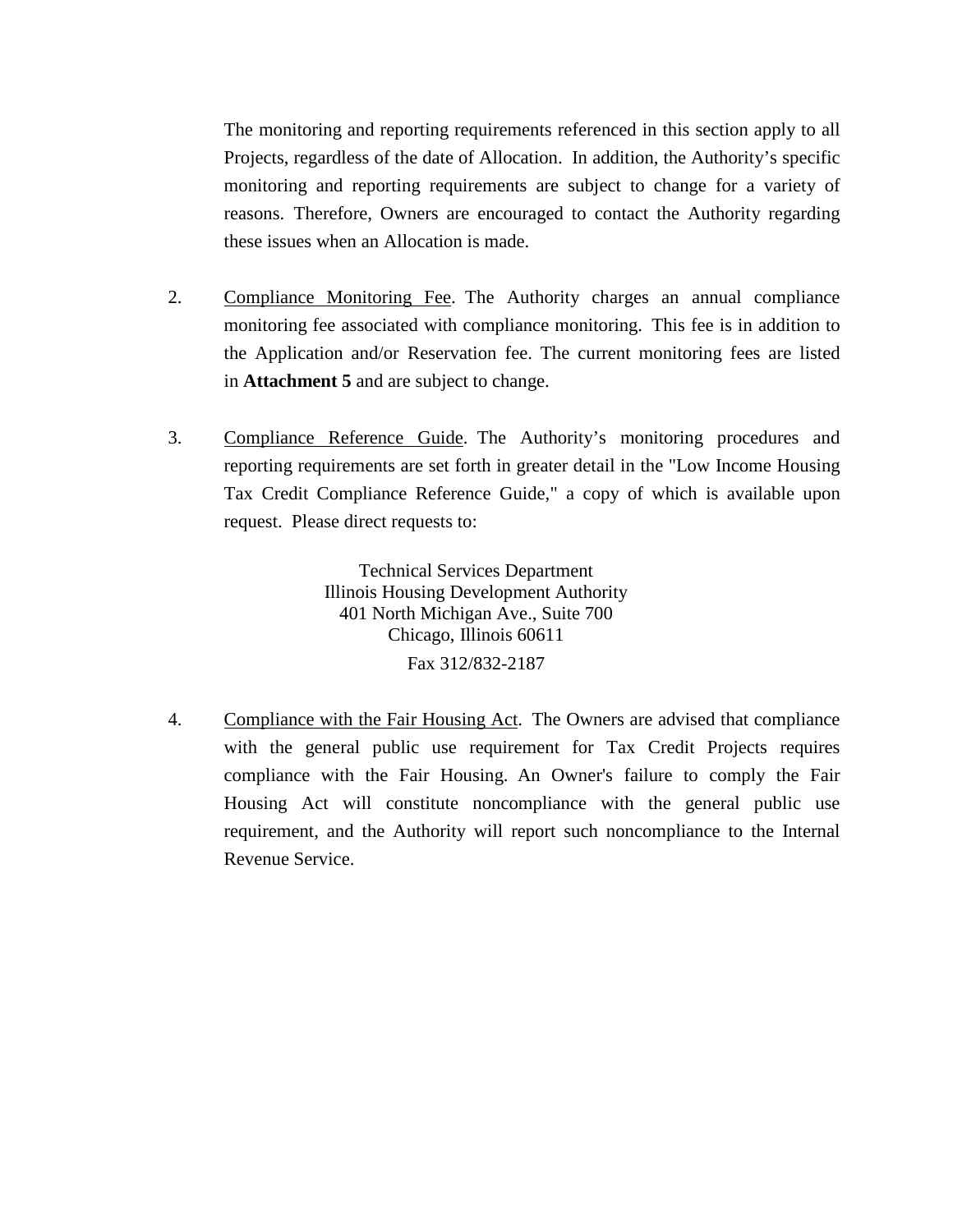The monitoring and reporting requirements referenced in this section apply to all Projects, regardless of the date of Allocation. In addition, the Authority's specific monitoring and reporting requirements are subject to change for a variety of reasons. Therefore, Owners are encouraged to contact the Authority regarding these issues when an Allocation is made.

2. Compliance Monitoring Fee. The Authority charges an annual compliance monitoring fee associated with compliance monitoring. This fee is in addition to the Application and/or Reservation fee. The current monitoring fees are listed in **Attachment 5** and are subject to change.

3. Compliance Reference Guide. The Authority's monitoring procedures and reporting requirements are set forth in greater detail in the "Low Income Housing Tax Credit Compliance Reference Guide," a copy of which is available upon request. Please direct requests to:

   Technical Services Department
   Illinois Housing Development Authority
   401 North Michigan Ave., Suite 700
   Chicago, Illinois 60611
   Fax 312/832-2187

4. Compliance with the Fair Housing Act. The Owners are advised that compliance with the general public use requirement for Tax Credit Projects requires compliance with the Fair Housing. An Owner's failure to comply the Fair Housing Act will constitute noncompliance with the general public use requirement, and the Authority will report such noncompliance to the Internal Revenue Service.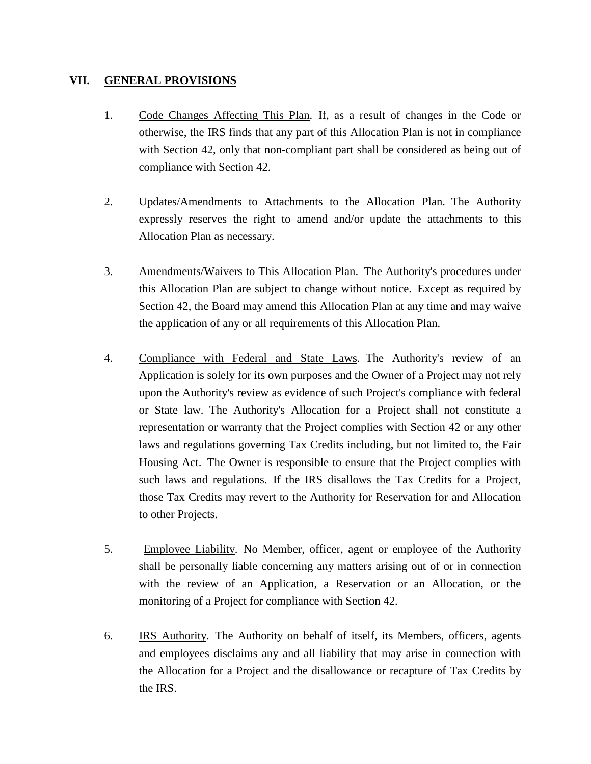## VII. GENERAL PROVISIONS

1. Code Changes Affecting This Plan. If, as a result of changes in the Code or otherwise, the IRS finds that any part of this Allocation Plan is not in compliance with Section 42, only that non-compliant part shall be considered as being out of compliance with Section 42.

2. Updates/Amendments to Attachments to the Allocation Plan. The Authority expressly reserves the right to amend and/or update the attachments to this Allocation Plan as necessary.

3. Amendments/Waivers to This Allocation Plan. The Authority's procedures under this Allocation Plan are subject to change without notice. Except as required by Section 42, the Board may amend this Allocation Plan at any time and may waive the application of any or all requirements of this Allocation Plan.

4. Compliance with Federal and State Laws. The Authority's review of an Application is solely for its own purposes and the Owner of a Project may not rely upon the Authority's review as evidence of such Project's compliance with federal or State law. The Authority's Allocation for a Project shall not constitute a representation or warranty that the Project complies with Section 42 or any other laws and regulations governing Tax Credits including, but not limited to, the Fair Housing Act. The Owner is responsible to ensure that the Project complies with such laws and regulations. If the IRS disallows the Tax Credits for a Project, those Tax Credits may revert to the Authority for Reservation for and Allocation to other Projects.

5. Employee Liability. No Member, officer, agent or employee of the Authority shall be personally liable concerning any matters arising out of or in connection with the review of an Application, a Reservation or an Allocation, or the monitoring of a Project for compliance with Section 42.

6. IRS Authority. The Authority on behalf of itself, its Members, officers, agents and employees disclaims any and all liability that may arise in connection with the Allocation for a Project and the disallowance or recapture of Tax Credits by the IRS.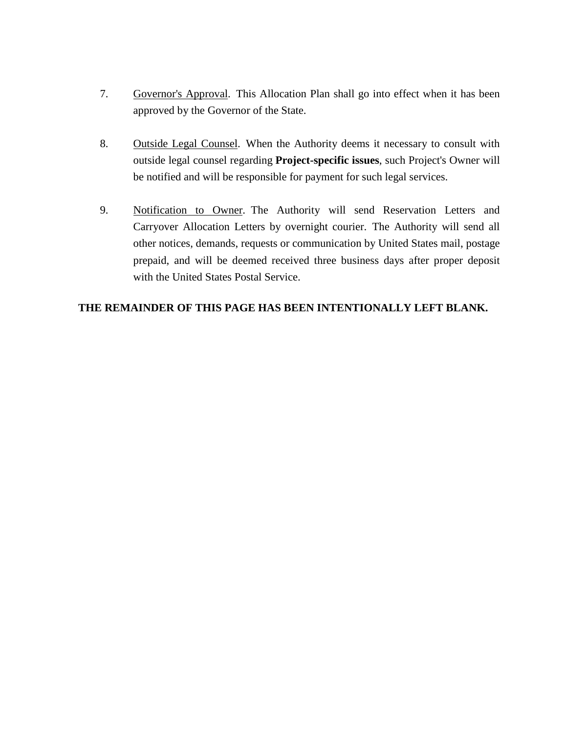7. Governor's Approval. This Allocation Plan shall go into effect when it has been approved by the Governor of the State.

8. Outside Legal Counsel. When the Authority deems it necessary to consult with outside legal counsel regarding **Project-specific issues**, such Project's Owner will be notified and will be responsible for payment for such legal services.

9. Notification to Owner. The Authority will send Reservation Letters and Carryover Allocation Letters by overnight courier. The Authority will send all other notices, demands, requests or communication by United States mail, postage prepaid, and will be deemed received three business days after proper deposit with the United States Postal Service.

**THE REMAINDER OF THIS PAGE HAS BEEN INTENTIONALLY LEFT BLANK.**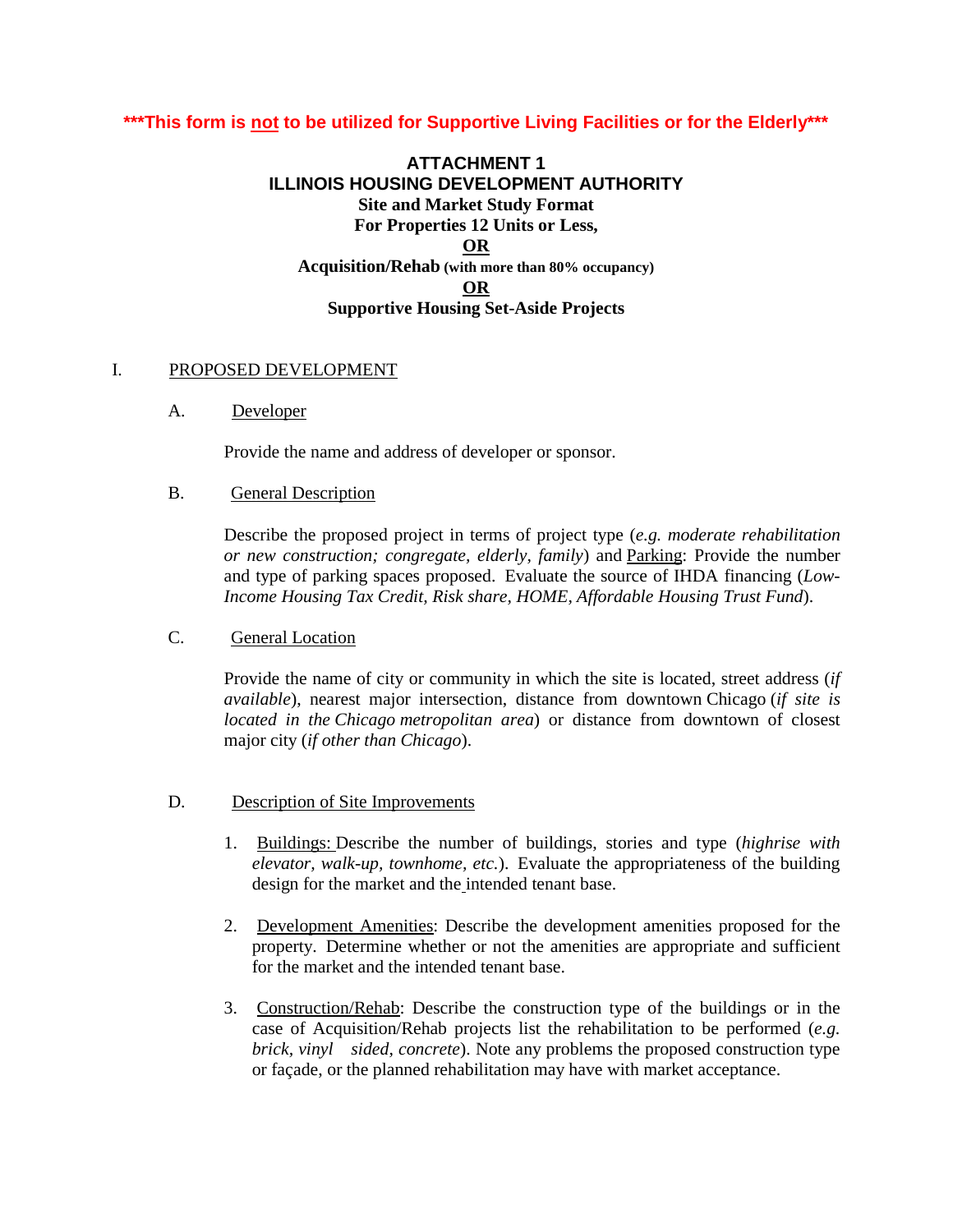**\*\*\*This form is <u>not</u> to be utilized for Supportive Living Facilities or for the Elderly\*\*\***

**ATTACHMENT 1**
**ILLINOIS HOUSING DEVELOPMENT AUTHORITY**
**Site and Market Study Format**
**For Properties 12 Units or Less,**
**<u>OR</u>**
**Acquisition/Rehab (with more than 80% occupancy)**
**<u>OR</u>**
**Supportive Housing Set-Aside Projects**

## I. <u>PROPOSED DEVELOPMENT</u>

### A. <u>Developer</u>

Provide the name and address of developer or sponsor.

### B. <u>General Description</u>

Describe the proposed project in terms of project type (*e.g. moderate rehabilitation or new construction; congregate, elderly, family*) and <u>Parking</u>: Provide the number and type of parking spaces proposed. Evaluate the source of IHDA financing (*Low-Income Housing Tax Credit, Risk share, HOME, Affordable Housing Trust Fund*).

### C. <u>General Location</u>

Provide the name of city or community in which the site is located, street address (*if available*), nearest major intersection, distance from downtown Chicago (*if site is located in the Chicago metropolitan area*) or distance from downtown of closest major city (*if other than Chicago*).

### D. <u>Description of Site Improvements</u>

1. <u>Buildings:</u> Describe the number of buildings, stories and type (*highrise with elevator, walk-up, townhome, etc.*). Evaluate the appropriateness of the building design for the market and the intended tenant base.

2. <u>Development Amenities</u>: Describe the development amenities proposed for the property. Determine whether or not the amenities are appropriate and sufficient for the market and the intended tenant base.

3. <u>Construction/Rehab</u>: Describe the construction type of the buildings or in the case of Acquisition/Rehab projects list the rehabilitation to be performed (*e.g. brick, vinyl sided, concrete*). Note any problems the proposed construction type or façade, or the planned rehabilitation may have with market acceptance.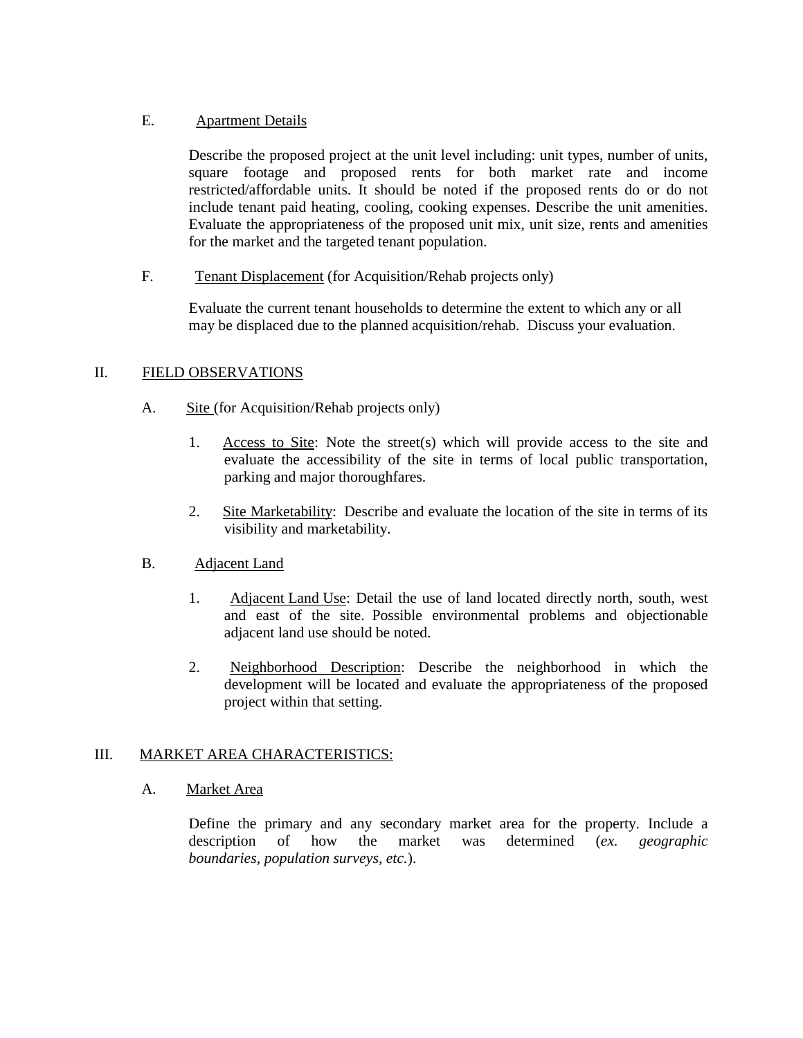E. Apartment Details

Describe the proposed project at the unit level including: unit types, number of units, square footage and proposed rents for both market rate and income restricted/affordable units. It should be noted if the proposed rents do or do not include tenant paid heating, cooling, cooking expenses. Describe the unit amenities. Evaluate the appropriateness of the proposed unit mix, unit size, rents and amenities for the market and the targeted tenant population.

F. Tenant Displacement (for Acquisition/Rehab projects only)

Evaluate the current tenant households to determine the extent to which any or all may be displaced due to the planned acquisition/rehab. Discuss your evaluation.

## II. FIELD OBSERVATIONS

A. Site (for Acquisition/Rehab projects only)

1. Access to Site: Note the street(s) which will provide access to the site and evaluate the accessibility of the site in terms of local public transportation, parking and major thoroughfares.

2. Site Marketability: Describe and evaluate the location of the site in terms of its visibility and marketability.

B. Adjacent Land

1. Adjacent Land Use: Detail the use of land located directly north, south, west and east of the site. Possible environmental problems and objectionable adjacent land use should be noted.

2. Neighborhood Description: Describe the neighborhood in which the development will be located and evaluate the appropriateness of the proposed project within that setting.

## III. MARKET AREA CHARACTERISTICS:

A. Market Area

Define the primary and any secondary market area for the property. Include a description of how the market was determined (*ex. geographic boundaries, population surveys, etc.*).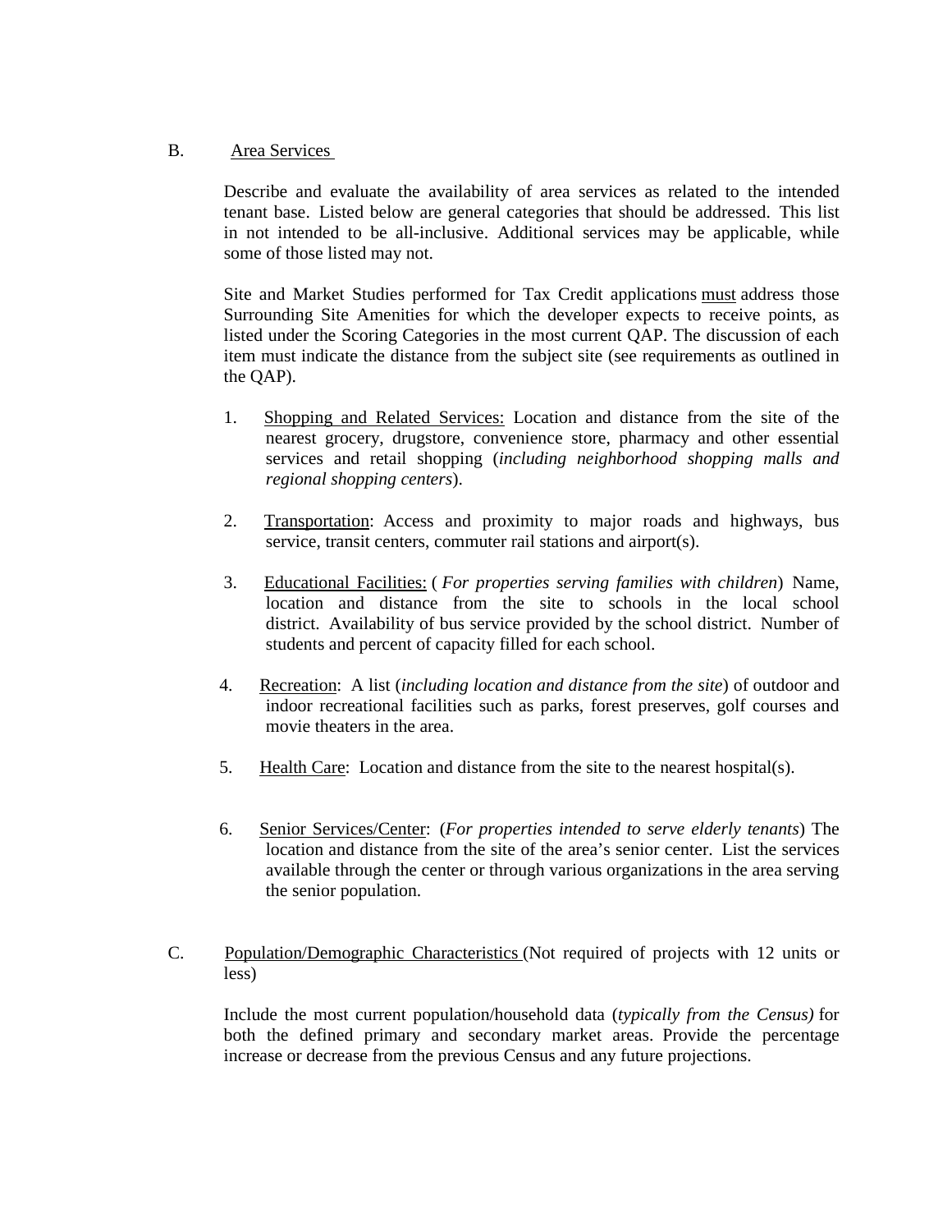## B. Area Services

Describe and evaluate the availability of area services as related to the intended tenant base. Listed below are general categories that should be addressed. This list in not intended to be all-inclusive. Additional services may be applicable, while some of those listed may not.

Site and Market Studies performed for Tax Credit applications must address those Surrounding Site Amenities for which the developer expects to receive points, as listed under the Scoring Categories in the most current QAP. The discussion of each item must indicate the distance from the subject site (see requirements as outlined in the QAP).

1. Shopping and Related Services: Location and distance from the site of the nearest grocery, drugstore, convenience store, pharmacy and other essential services and retail shopping (*including neighborhood shopping malls and regional shopping centers*).

2. Transportation: Access and proximity to major roads and highways, bus service, transit centers, commuter rail stations and airport(s).

3. Educational Facilities: ( *For properties serving families with children*) Name, location and distance from the site to schools in the local school district. Availability of bus service provided by the school district. Number of students and percent of capacity filled for each school.

4. Recreation: A list (*including location and distance from the site*) of outdoor and indoor recreational facilities such as parks, forest preserves, golf courses and movie theaters in the area.

5. Health Care: Location and distance from the site to the nearest hospital(s).

6. Senior Services/Center: (*For properties intended to serve elderly tenants*) The location and distance from the site of the area's senior center. List the services available through the center or through various organizations in the area serving the senior population.

## C. Population/Demographic Characteristics (Not required of projects with 12 units or less)

Include the most current population/household data (*typically from the Census)* for both the defined primary and secondary market areas. Provide the percentage increase or decrease from the previous Census and any future projections.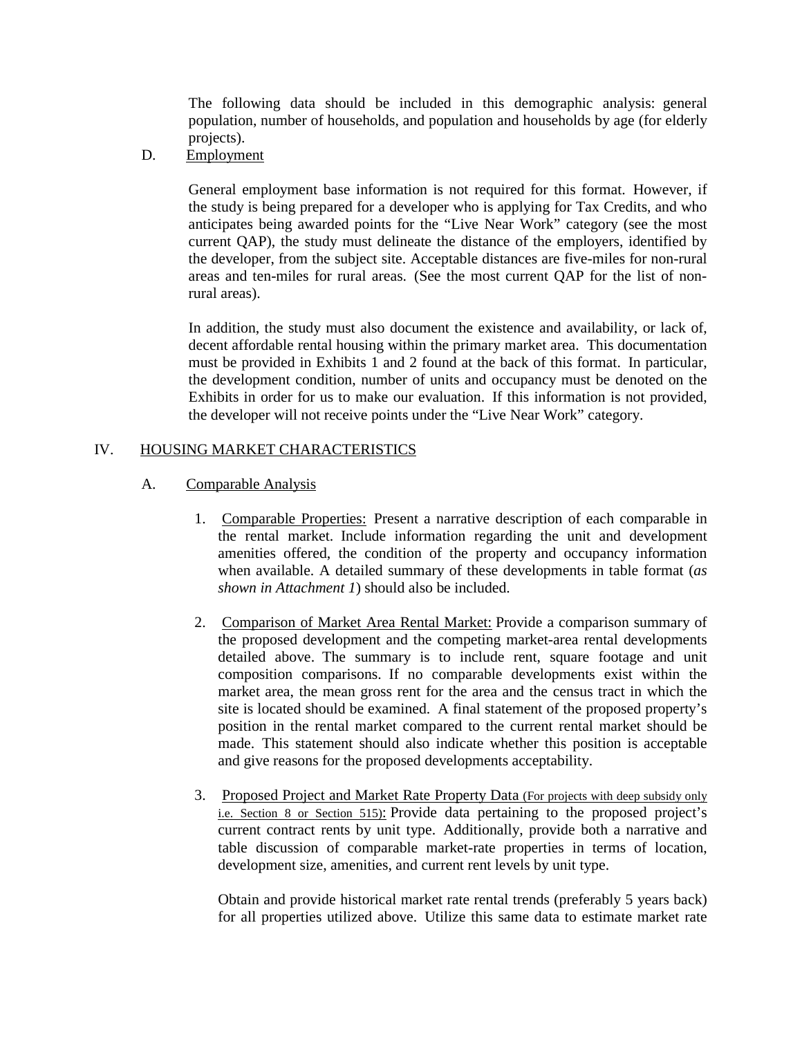The following data should be included in this demographic analysis: general population, number of households, and population and households by age (for elderly projects).

D. Employment

General employment base information is not required for this format. However, if the study is being prepared for a developer who is applying for Tax Credits, and who anticipates being awarded points for the "Live Near Work" category (see the most current QAP), the study must delineate the distance of the employers, identified by the developer, from the subject site. Acceptable distances are five-miles for non-rural areas and ten-miles for rural areas. (See the most current QAP for the list of non-rural areas).

In addition, the study must also document the existence and availability, or lack of, decent affordable rental housing within the primary market area. This documentation must be provided in Exhibits 1 and 2 found at the back of this format. In particular, the development condition, number of units and occupancy must be denoted on the Exhibits in order for us to make our evaluation. If this information is not provided, the developer will not receive points under the "Live Near Work" category.

## IV. HOUSING MARKET CHARACTERISTICS

### A. Comparable Analysis

1. Comparable Properties: Present a narrative description of each comparable in the rental market. Include information regarding the unit and development amenities offered, the condition of the property and occupancy information when available. A detailed summary of these developments in table format (*as shown in Attachment 1*) should also be included.

2. Comparison of Market Area Rental Market: Provide a comparison summary of the proposed development and the competing market-area rental developments detailed above. The summary is to include rent, square footage and unit composition comparisons. If no comparable developments exist within the market area, the mean gross rent for the area and the census tract in which the site is located should be examined. A final statement of the proposed property's position in the rental market compared to the current rental market should be made. This statement should also indicate whether this position is acceptable and give reasons for the proposed developments acceptability.

3. Proposed Project and Market Rate Property Data (For projects with deep subsidy only i.e. Section 8 or Section 515): Provide data pertaining to the proposed project's current contract rents by unit type. Additionally, provide both a narrative and table discussion of comparable market-rate properties in terms of location, development size, amenities, and current rent levels by unit type.

   Obtain and provide historical market rate rental trends (preferably 5 years back) for all properties utilized above. Utilize this same data to estimate market rate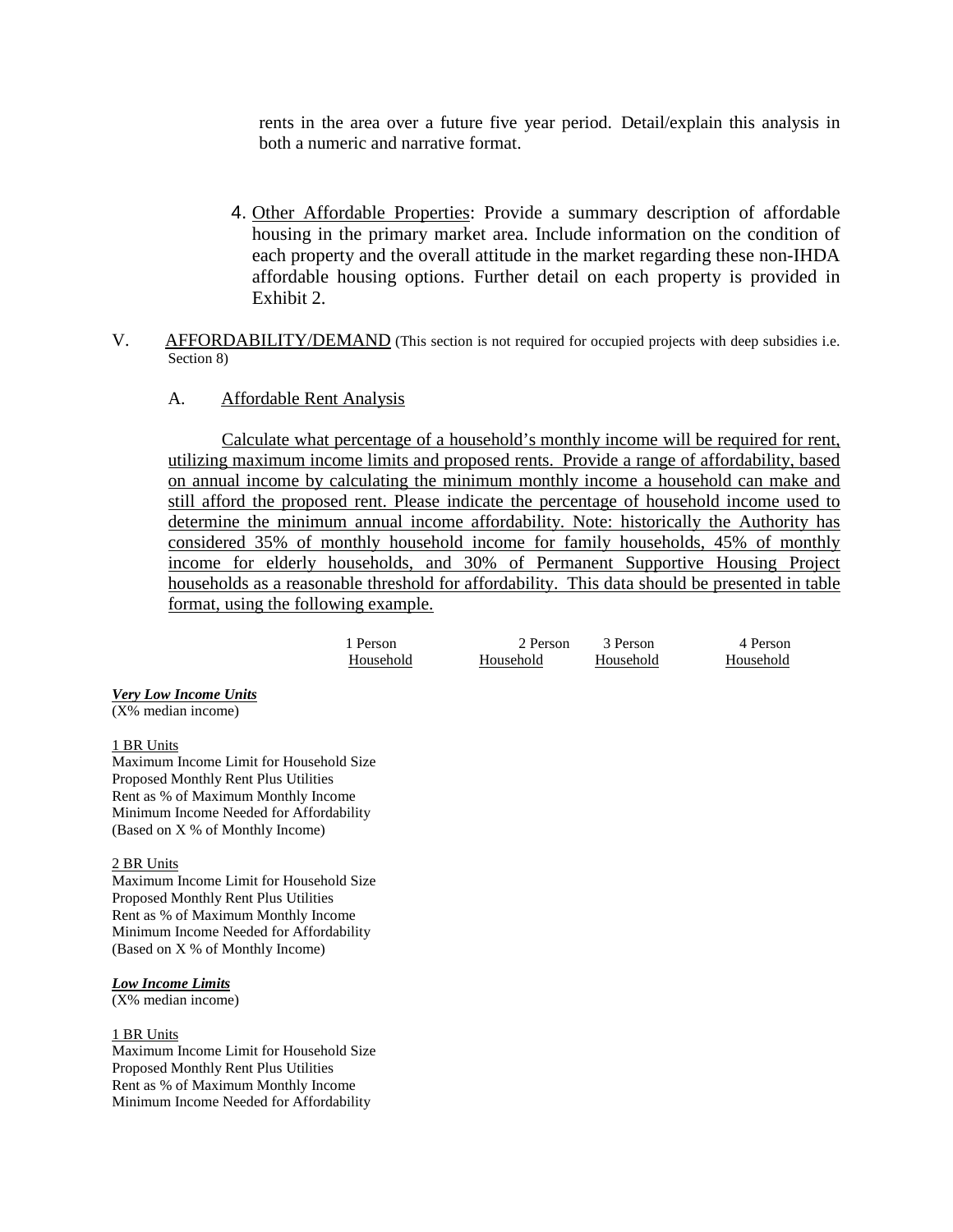rents in the area over a future five year period. Detail/explain this analysis in both a numeric and narrative format.

4. Other Affordable Properties: Provide a summary description of affordable housing in the primary market area. Include information on the condition of each property and the overall attitude in the market regarding these non-IHDA affordable housing options. Further detail on each property is provided in Exhibit 2.

## V. AFFORDABILITY/DEMAND (This section is not required for occupied projects with deep subsidies i.e. Section 8)

### A. Affordable Rent Analysis

Calculate what percentage of a household's monthly income will be required for rent, utilizing maximum income limits and proposed rents. Provide a range of affordability, based on annual income by calculating the minimum monthly income a household can make and still afford the proposed rent. Please indicate the percentage of household income used to determine the minimum annual income affordability. Note: historically the Authority has considered 35% of monthly household income for family households, 45% of monthly income for elderly households, and 30% of Permanent Supportive Housing Project households as a reasonable threshold for affordability. This data should be presented in table format, using the following example.

| | 1 Person Household | 2 Person Household | 3 Person Household | 4 Person Household |
|---|---|---|---|---|
| ***Very Low Income Units*** (X% median income) | | | | |
| 1 BR Units | | | | |
| Maximum Income Limit for Household Size | | | | |
| Proposed Monthly Rent Plus Utilities | | | | |
| Rent as % of Maximum Monthly Income | | | | |
| Minimum Income Needed for Affordability (Based on X % of Monthly Income) | | | | |
| 2 BR Units | | | | |
| Maximum Income Limit for Household Size | | | | |
| Proposed Monthly Rent Plus Utilities | | | | |
| Rent as % of Maximum Monthly Income | | | | |
| Minimum Income Needed for Affordability (Based on X % of Monthly Income) | | | | |
| ***Low Income Limits*** (X% median income) | | | | |
| 1 BR Units | | | | |
| Maximum Income Limit for Household Size | | | | |
| Proposed Monthly Rent Plus Utilities | | | | |
| Rent as % of Maximum Monthly Income | | | | |
| Minimum Income Needed for Affordability | | | | |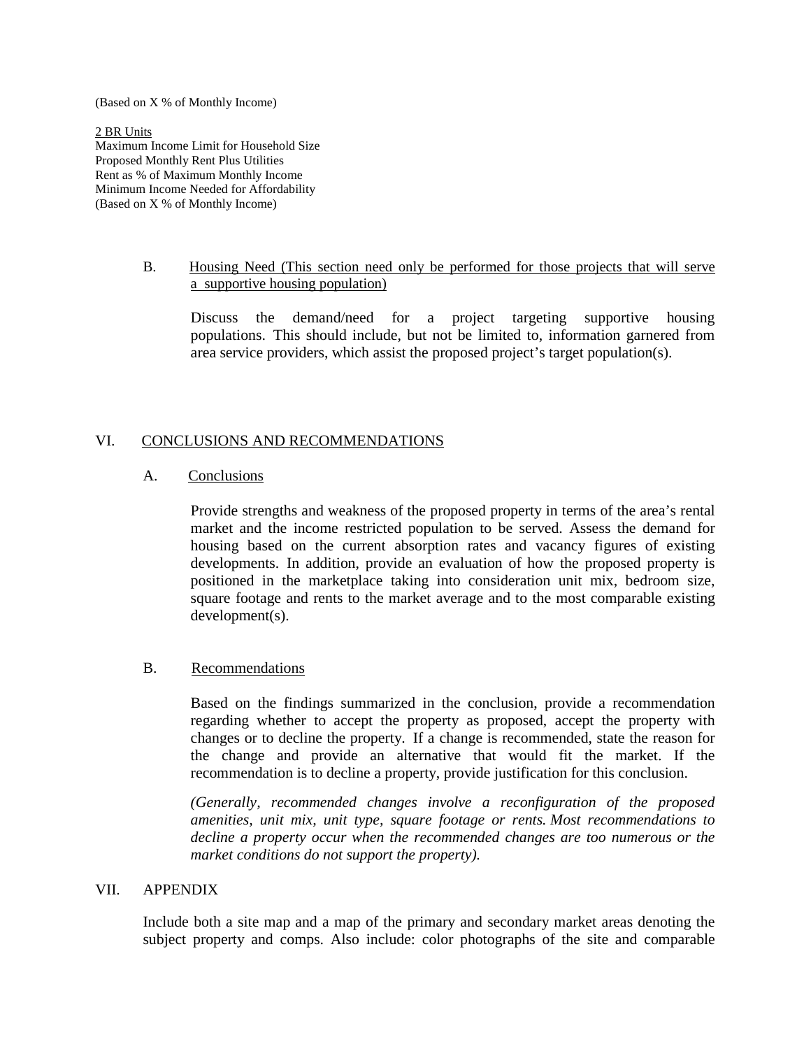(Based on X % of Monthly Income)

<u>2 BR Units</u>
Maximum Income Limit for Household Size
Proposed Monthly Rent Plus Utilities
Rent as % of Maximum Monthly Income
Minimum Income Needed for Affordability
(Based on X % of Monthly Income)

B. <u>Housing Need (This section need only be performed for those projects that will serve a supportive housing population)</u>

Discuss the demand/need for a project targeting supportive housing populations. This should include, but not be limited to, information garnered from area service providers, which assist the proposed project's target population(s).

## VI. <u>CONCLUSIONS AND RECOMMENDATIONS</u>

### A. <u>Conclusions</u>

Provide strengths and weakness of the proposed property in terms of the area's rental market and the income restricted population to be served. Assess the demand for housing based on the current absorption rates and vacancy figures of existing developments. In addition, provide an evaluation of how the proposed property is positioned in the marketplace taking into consideration unit mix, bedroom size, square footage and rents to the market average and to the most comparable existing development(s).

### B. <u>Recommendations</u>

Based on the findings summarized in the conclusion, provide a recommendation regarding whether to accept the property as proposed, accept the property with changes or to decline the property. If a change is recommended, state the reason for the change and provide an alternative that would fit the market. If the recommendation is to decline a property, provide justification for this conclusion.

*(Generally, recommended changes involve a reconfiguration of the proposed amenities, unit mix, unit type, square footage or rents. Most recommendations to decline a property occur when the recommended changes are too numerous or the market conditions do not support the property).*

## VII. APPENDIX

Include both a site map and a map of the primary and secondary market areas denoting the subject property and comps. Also include: color photographs of the site and comparable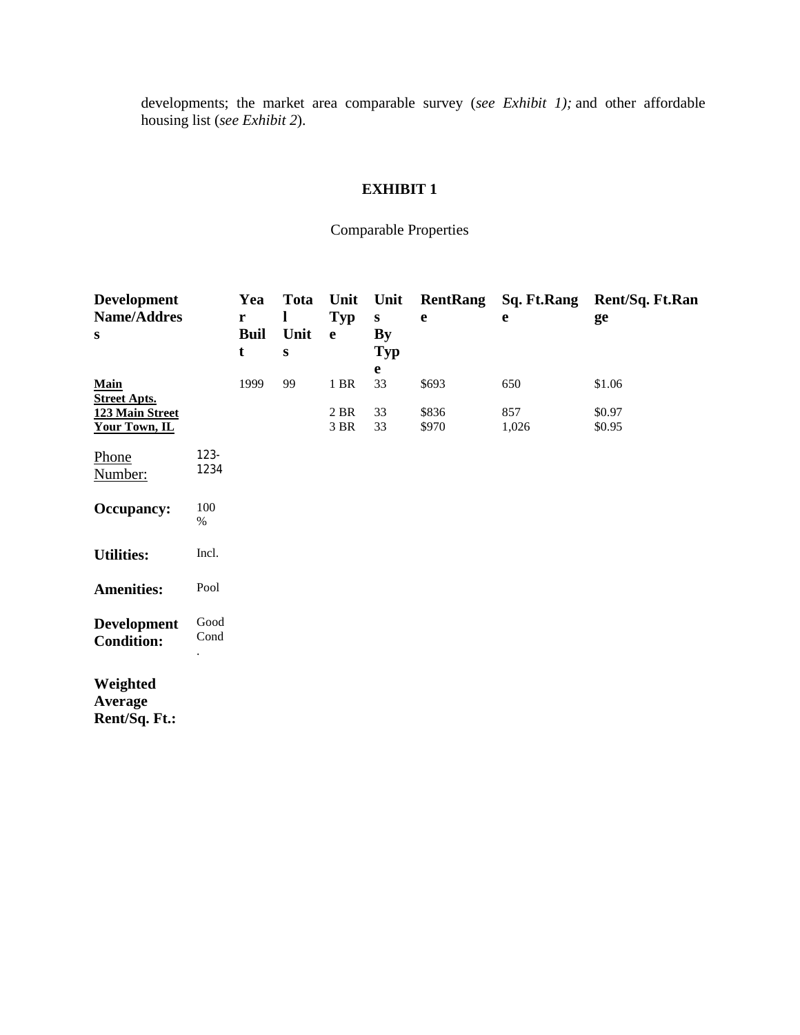developments; the market area comparable survey (*see Exhibit 1);* and other affordable housing list (*see Exhibit 2*).

## EXHIBIT 1

Comparable Properties

| Development Name/Address | | Year Built | Total Units | Unit Type | Units By Type | RentRange | Sq. Ft.Range | Rent/Sq. Ft.Range |
|---|---|---|---|---|---|---|---|---|
| **Main Street Apts.** | | 1999 | 99 | 1 BR | 33 | $693 | 650 | $1.06 |
| **123 Main Street** | | | | 2 BR | 33 | $836 | 857 | $0.97 |
| **Your Town, IL** | | | | 3 BR | 33 | $970 | 1,026 | $0.95 |
| Phone Number: | 123-1234 | | | | | | | |
| **Occupancy:** | 100 % | | | | | | | |
| **Utilities:** | Incl. | | | | | | | |
| **Amenities:** | Pool | | | | | | | |
| **Development Condition:** | Good Cond. | | | | | | | |
| **Weighted Average Rent/Sq. Ft.:** | | | | | | | | |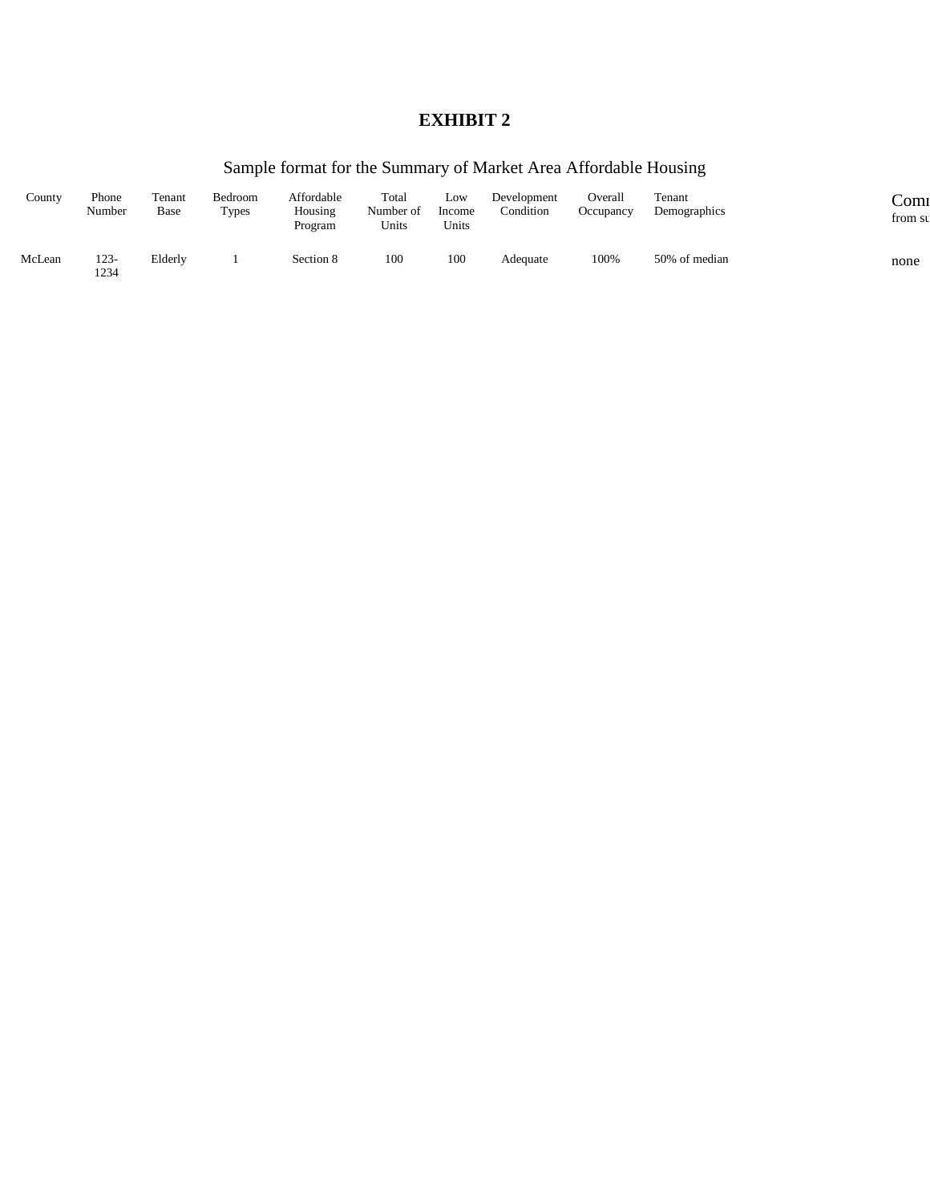# EXHIBIT 2

Sample format for the Summary of Market Area Affordable Housing

| County | Phone Number | Tenant Base | Bedroom Types | Affordable Housing Program | Total Number of Units | Low Income Units | Development Condition | Overall Occupancy | Tenant Demographics | Comm from su |
|---|---|---|---|---|---|---|---|---|---|---|
| McLean | 123-1234 | Elderly | 1 | Section 8 | 100 | 100 | Adequate | 100% | 50% of median | none |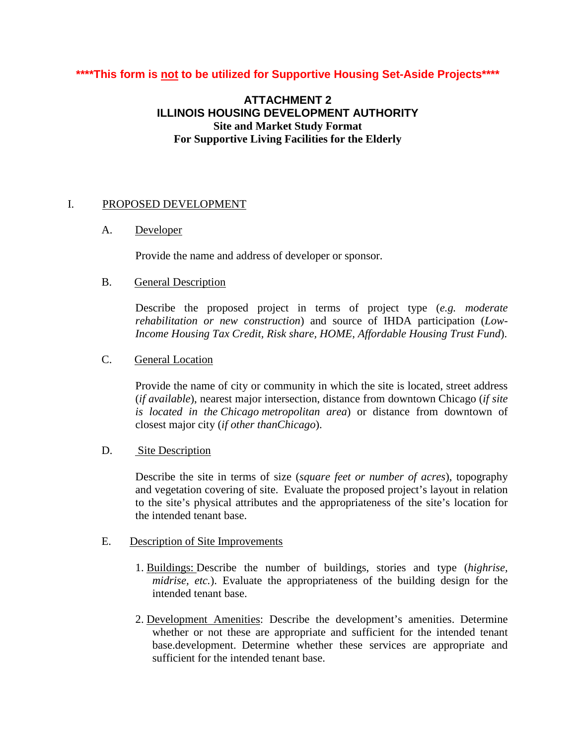**\*\*\*\*This form is <u>not</u> to be utilized for Supportive Housing Set-Aside Projects\*\*\*\***

## ATTACHMENT 2
## ILLINOIS HOUSING DEVELOPMENT AUTHORITY
### Site and Market Study Format
### For Supportive Living Facilities for the Elderly

I. <u>PROPOSED DEVELOPMENT</u>

A. <u>Developer</u>

Provide the name and address of developer or sponsor.

B. <u>General Description</u>

Describe the proposed project in terms of project type (*e.g. moderate rehabilitation or new construction*) and source of IHDA participation (*Low-Income Housing Tax Credit, Risk share, HOME, Affordable Housing Trust Fund*).

C. <u>General Location</u>

Provide the name of city or community in which the site is located, street address (*if available*), nearest major intersection, distance from downtown Chicago (*if site is located in the Chicago metropolitan area*) or distance from downtown of closest major city (*if other thanChicago*).

D. <u>Site Description</u>

Describe the site in terms of size (*square feet or number of acres*), topography and vegetation covering of site. Evaluate the proposed project's layout in relation to the site's physical attributes and the appropriateness of the site's location for the intended tenant base.

E. <u>Description of Site Improvements</u>

1. <u>Buildings:</u> Describe the number of buildings, stories and type (*highrise, midrise, etc.*). Evaluate the appropriateness of the building design for the intended tenant base.

2. <u>Development Amenities</u>: Describe the development's amenities. Determine whether or not these are appropriate and sufficient for the intended tenant base.development. Determine whether these services are appropriate and sufficient for the intended tenant base.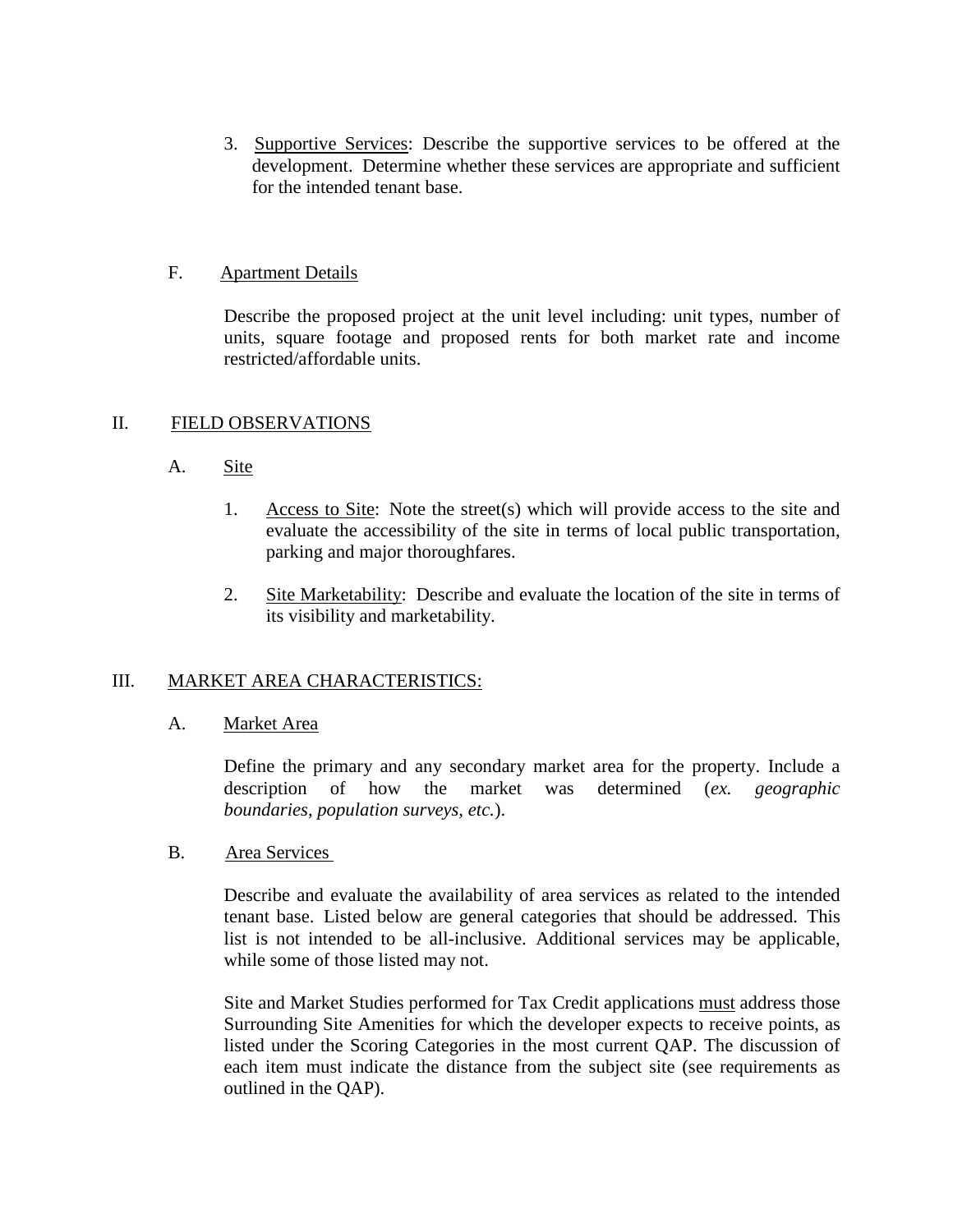3. Supportive Services: Describe the supportive services to be offered at the development. Determine whether these services are appropriate and sufficient for the intended tenant base.

F. Apartment Details

Describe the proposed project at the unit level including: unit types, number of units, square footage and proposed rents for both market rate and income restricted/affordable units.

## II. FIELD OBSERVATIONS

### A. Site

1. Access to Site: Note the street(s) which will provide access to the site and evaluate the accessibility of the site in terms of local public transportation, parking and major thoroughfares.

2. Site Marketability: Describe and evaluate the location of the site in terms of its visibility and marketability.

## III. MARKET AREA CHARACTERISTICS:

### A. Market Area

Define the primary and any secondary market area for the property. Include a description of how the market was determined (*ex. geographic boundaries, population surveys, etc.*).

### B. Area Services

Describe and evaluate the availability of area services as related to the intended tenant base. Listed below are general categories that should be addressed. This list is not intended to be all-inclusive. Additional services may be applicable, while some of those listed may not.

Site and Market Studies performed for Tax Credit applications must address those Surrounding Site Amenities for which the developer expects to receive points, as listed under the Scoring Categories in the most current QAP. The discussion of each item must indicate the distance from the subject site (see requirements as outlined in the QAP).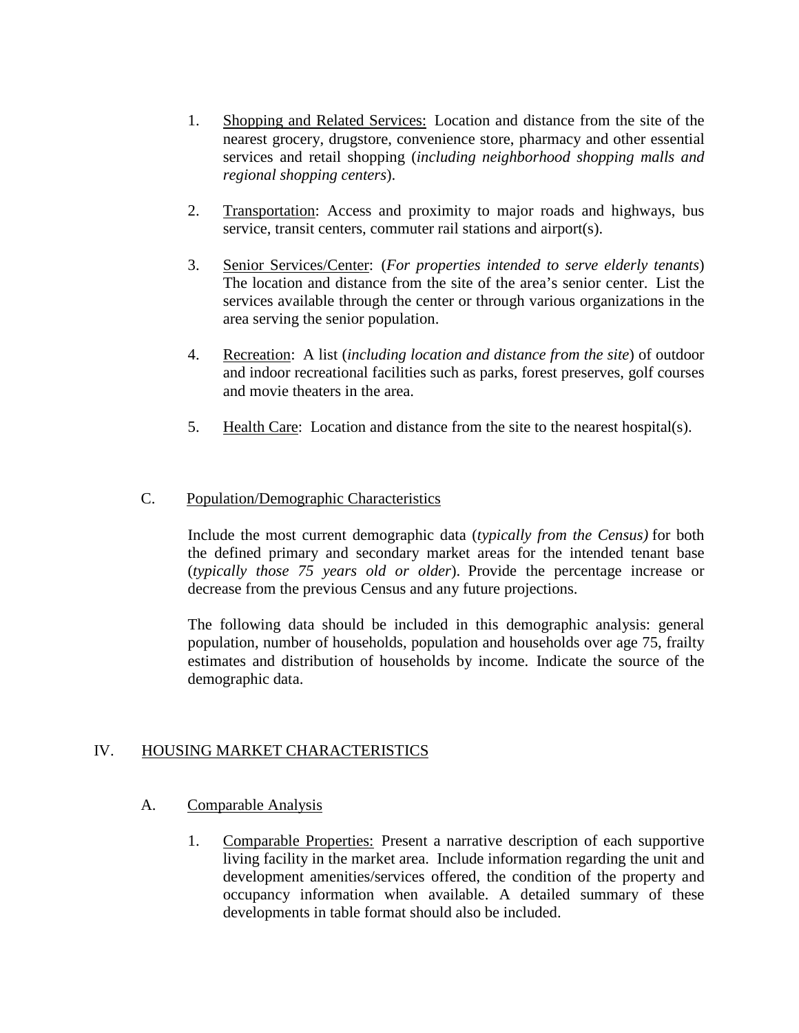1. <u>Shopping and Related Services:</u> Location and distance from the site of the nearest grocery, drugstore, convenience store, pharmacy and other essential services and retail shopping (*including neighborhood shopping malls and regional shopping centers*).

2. <u>Transportation</u>: Access and proximity to major roads and highways, bus service, transit centers, commuter rail stations and airport(s).

3. <u>Senior Services/Center</u>: (*For properties intended to serve elderly tenants*) The location and distance from the site of the area's senior center. List the services available through the center or through various organizations in the area serving the senior population.

4. <u>Recreation</u>: A list (*including location and distance from the site*) of outdoor and indoor recreational facilities such as parks, forest preserves, golf courses and movie theaters in the area.

5. <u>Health Care</u>: Location and distance from the site to the nearest hospital(s).

### C. <u>Population/Demographic Characteristics</u>

Include the most current demographic data (*typically from the Census)* for both the defined primary and secondary market areas for the intended tenant base (*typically those 75 years old or older*). Provide the percentage increase or decrease from the previous Census and any future projections.

The following data should be included in this demographic analysis: general population, number of households, population and households over age 75, frailty estimates and distribution of households by income. Indicate the source of the demographic data.

## IV. <u>HOUSING MARKET CHARACTERISTICS</u>

### A. <u>Comparable Analysis</u>

1. <u>Comparable Properties:</u> Present a narrative description of each supportive living facility in the market area. Include information regarding the unit and development amenities/services offered, the condition of the property and occupancy information when available. A detailed summary of these developments in table format should also be included.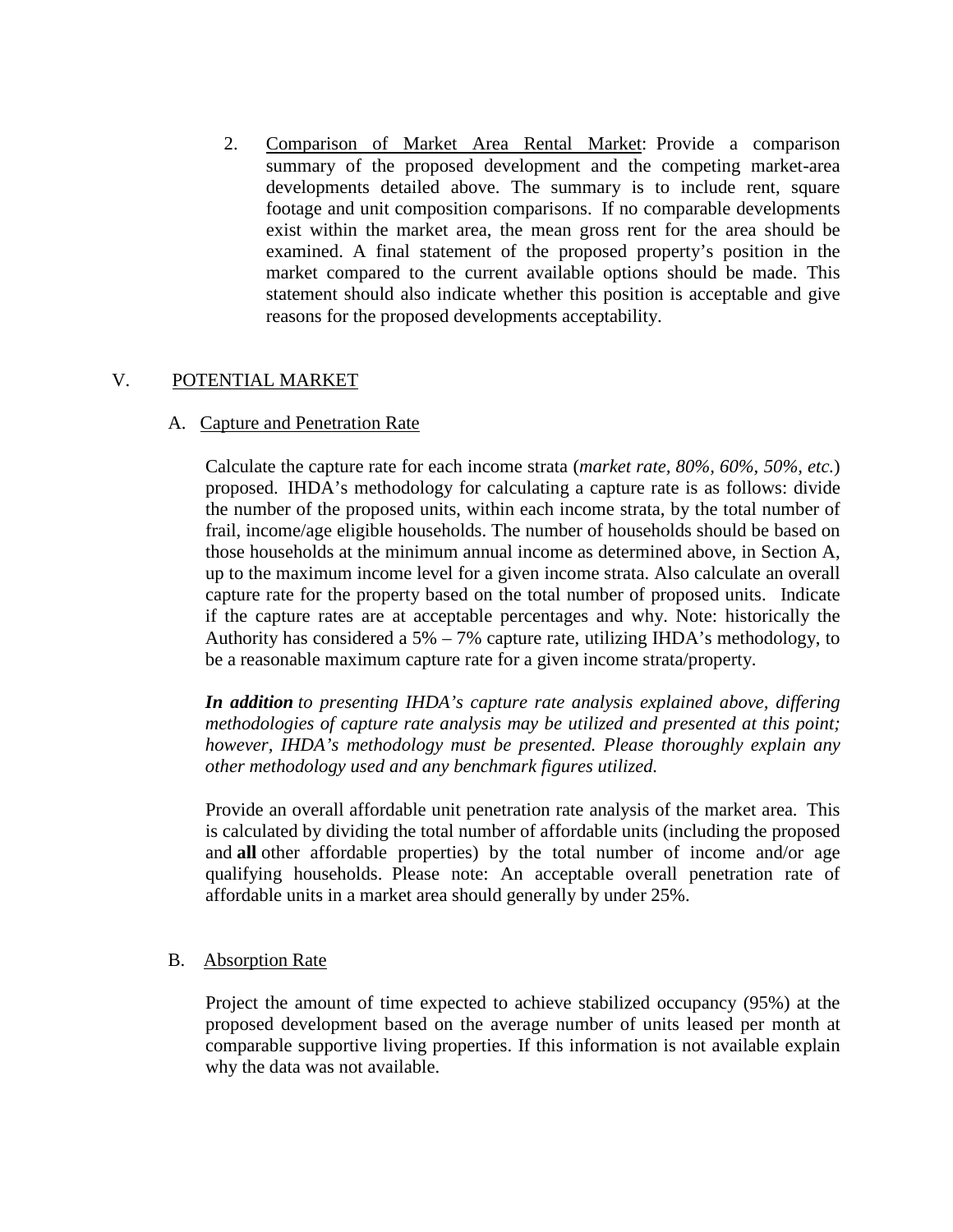2. Comparison of Market Area Rental Market: Provide a comparison summary of the proposed development and the competing market-area developments detailed above. The summary is to include rent, square footage and unit composition comparisons. If no comparable developments exist within the market area, the mean gross rent for the area should be examined. A final statement of the proposed property's position in the market compared to the current available options should be made. This statement should also indicate whether this position is acceptable and give reasons for the proposed developments acceptability.

## V. POTENTIAL MARKET

### A. Capture and Penetration Rate

Calculate the capture rate for each income strata (*market rate, 80%, 60%, 50%, etc.*) proposed. IHDA's methodology for calculating a capture rate is as follows: divide the number of the proposed units, within each income strata, by the total number of frail, income/age eligible households. The number of households should be based on those households at the minimum annual income as determined above, in Section A, up to the maximum income level for a given income strata. Also calculate an overall capture rate for the property based on the total number of proposed units. Indicate if the capture rates are at acceptable percentages and why. Note: historically the Authority has considered a 5% – 7% capture rate, utilizing IHDA's methodology, to be a reasonable maximum capture rate for a given income strata/property.

***In addition*** *to presenting IHDA's capture rate analysis explained above, differing methodologies of capture rate analysis may be utilized and presented at this point; however, IHDA's methodology must be presented. Please thoroughly explain any other methodology used and any benchmark figures utilized.*

Provide an overall affordable unit penetration rate analysis of the market area. This is calculated by dividing the total number of affordable units (including the proposed and **all** other affordable properties) by the total number of income and/or age qualifying households. Please note: An acceptable overall penetration rate of affordable units in a market area should generally by under 25%.

### B. Absorption Rate

Project the amount of time expected to achieve stabilized occupancy (95%) at the proposed development based on the average number of units leased per month at comparable supportive living properties. If this information is not available explain why the data was not available.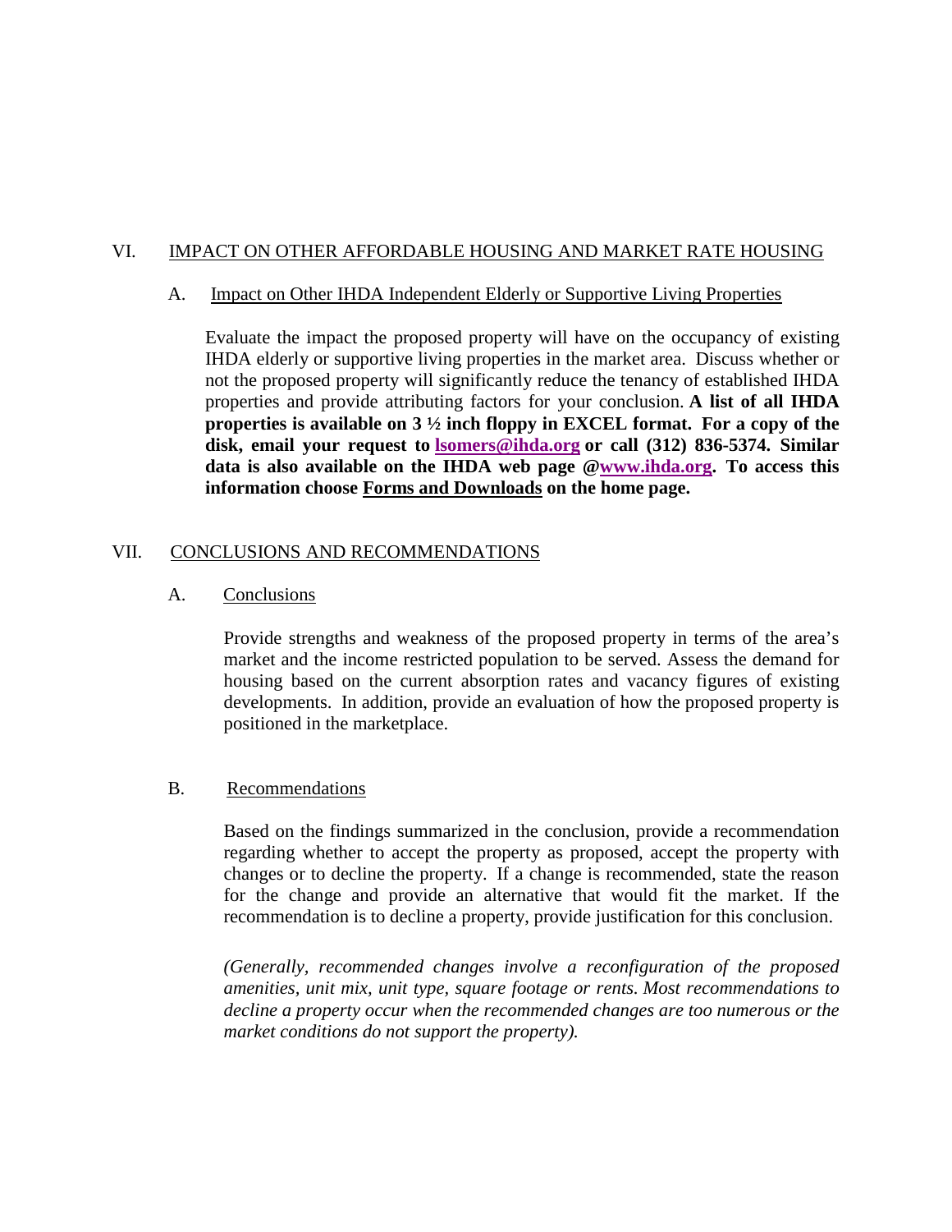## VI. IMPACT ON OTHER AFFORDABLE HOUSING AND MARKET RATE HOUSING

### A. Impact on Other IHDA Independent Elderly or Supportive Living Properties

Evaluate the impact the proposed property will have on the occupancy of existing IHDA elderly or supportive living properties in the market area. Discuss whether or not the proposed property will significantly reduce the tenancy of established IHDA properties and provide attributing factors for your conclusion. **A list of all IHDA properties is available on 3 ½ inch floppy in EXCEL format. For a copy of the disk, email your request to lsomers@ihda.org or call (312) 836-5374. Similar data is also available on the IHDA web page @www.ihda.org. To access this information choose Forms and Downloads on the home page.**

## VII. CONCLUSIONS AND RECOMMENDATIONS

### A. Conclusions

Provide strengths and weakness of the proposed property in terms of the area's market and the income restricted population to be served. Assess the demand for housing based on the current absorption rates and vacancy figures of existing developments. In addition, provide an evaluation of how the proposed property is positioned in the marketplace.

### B. Recommendations

Based on the findings summarized in the conclusion, provide a recommendation regarding whether to accept the property as proposed, accept the property with changes or to decline the property. If a change is recommended, state the reason for the change and provide an alternative that would fit the market. If the recommendation is to decline a property, provide justification for this conclusion.

*(Generally, recommended changes involve a reconfiguration of the proposed amenities, unit mix, unit type, square footage or rents. Most recommendations to decline a property occur when the recommended changes are too numerous or the market conditions do not support the property).*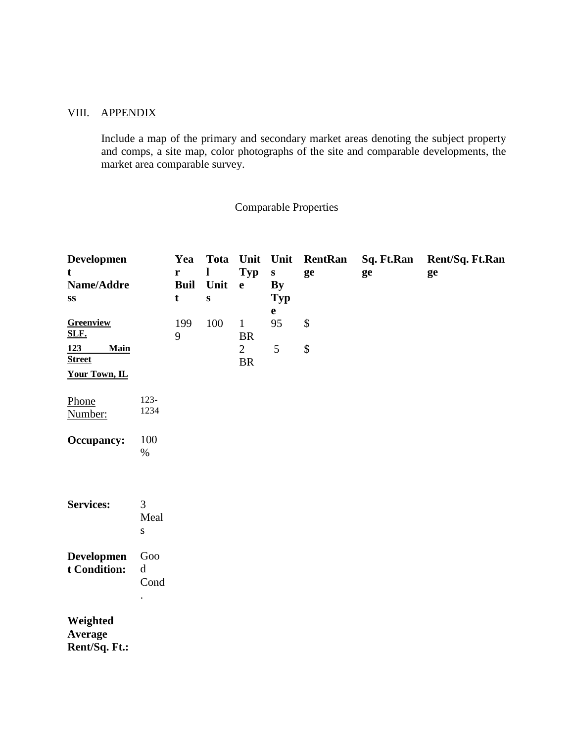## VIII. APPENDIX

Include a map of the primary and secondary market areas denoting the subject property and comps, a site map, color photographs of the site and comparable developments, the market area comparable survey.

Comparable Properties

| Development Name/Address | | Year Built | Total Units | Unit Type | Units By Type | RentRange | Sq. Ft.Range | Rent/Sq. Ft.Range |
|---|---|---|---|---|---|---|---|---|
| **Greenview SLF.** | | 1999 | 100 | 1 BR | 95 | $ | | |
| **123 Main Street** | | | | 2 BR | 5 | $ | | |
| **Your Town, IL** | | | | | | | | |
| Phone Number: | 123-1234 | | | | | | | |
| **Occupancy:** | 100 % | | | | | | | |
| **Services:** | 3 Meals | | | | | | | |
| **Development Condition:** | Good Cond. | | | | | | | |
| **Weighted Average Rent/Sq. Ft.:** | | | | | | | | |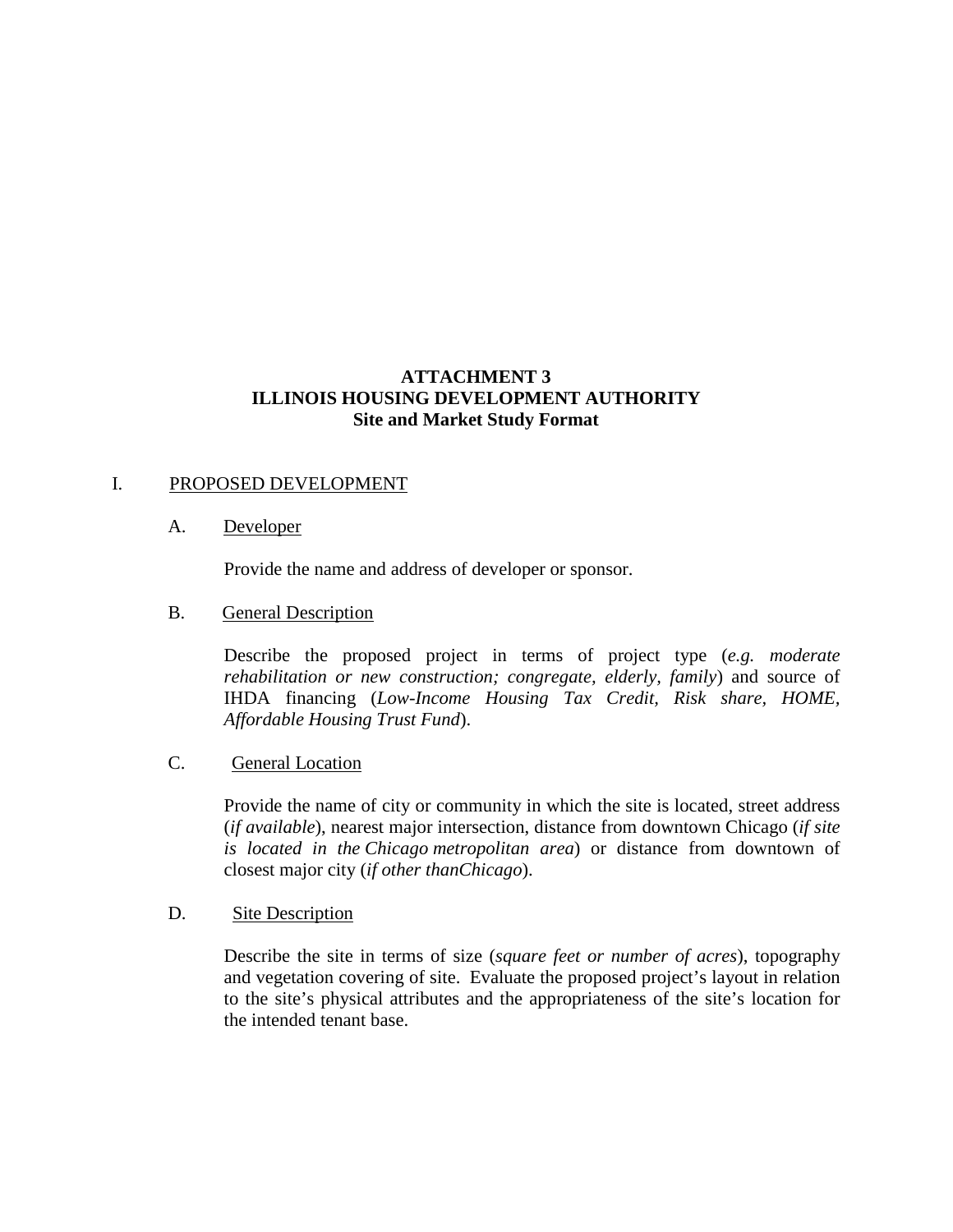**ATTACHMENT 3**
**ILLINOIS HOUSING DEVELOPMENT AUTHORITY**
**Site and Market Study Format**

I. PROPOSED DEVELOPMENT

A. Developer

Provide the name and address of developer or sponsor.

B. General Description

Describe the proposed project in terms of project type (*e.g. moderate rehabilitation or new construction; congregate, elderly, family*) and source of IHDA financing (*Low-Income Housing Tax Credit, Risk share, HOME, Affordable Housing Trust Fund*).

C. General Location

Provide the name of city or community in which the site is located, street address (*if available*), nearest major intersection, distance from downtown Chicago (*if site is located in the Chicago metropolitan area*) or distance from downtown of closest major city (*if other thanChicago*).

D. Site Description

Describe the site in terms of size (*square feet or number of acres*), topography and vegetation covering of site. Evaluate the proposed project's layout in relation to the site's physical attributes and the appropriateness of the site's location for the intended tenant base.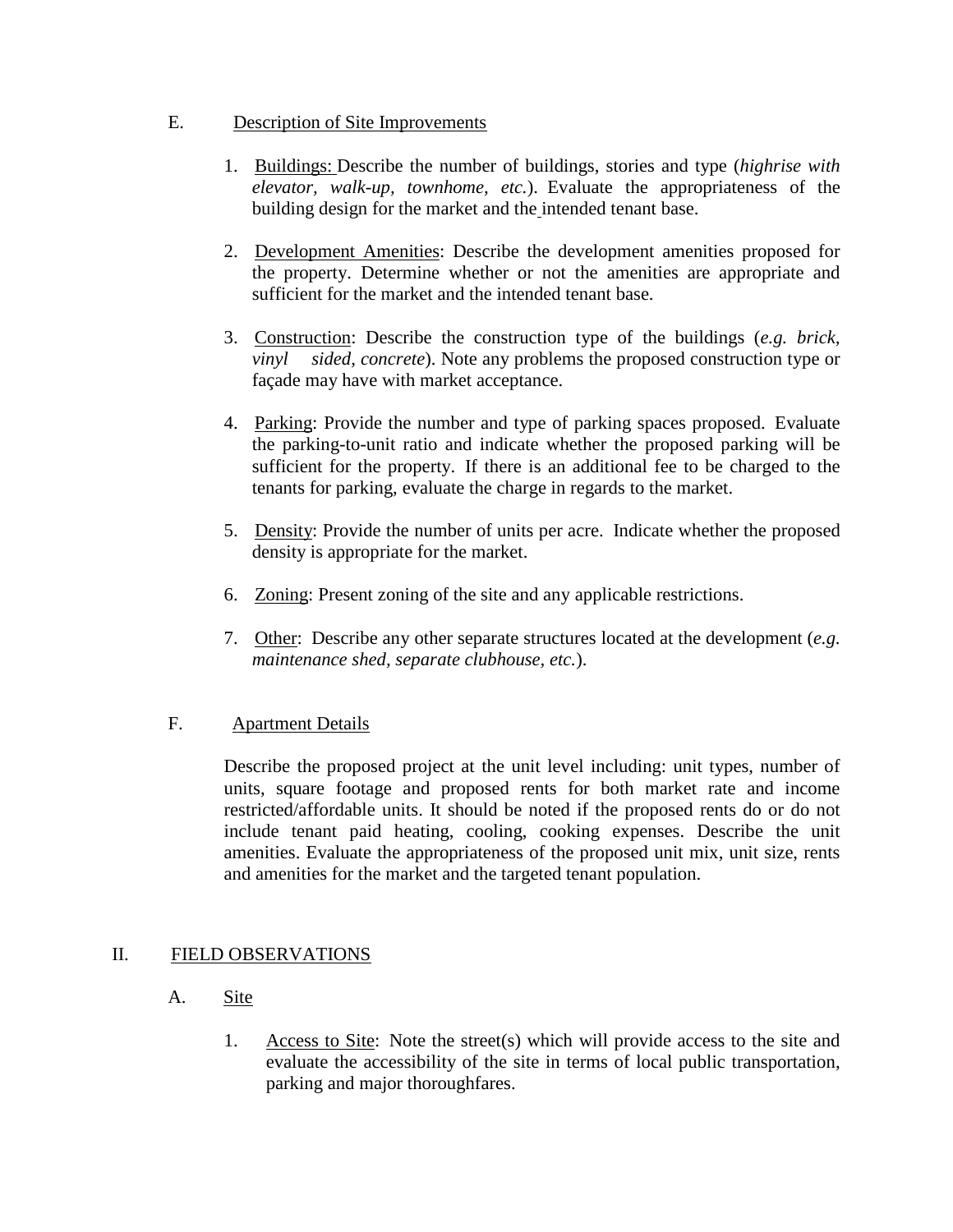E. Description of Site Improvements

1. Buildings: Describe the number of buildings, stories and type (*highrise with elevator, walk-up, townhome, etc.*). Evaluate the appropriateness of the building design for the market and the intended tenant base.

2. Development Amenities: Describe the development amenities proposed for the property. Determine whether or not the amenities are appropriate and sufficient for the market and the intended tenant base.

3. Construction: Describe the construction type of the buildings (*e.g. brick, vinyl sided, concrete*). Note any problems the proposed construction type or façade may have with market acceptance.

4. Parking: Provide the number and type of parking spaces proposed. Evaluate the parking-to-unit ratio and indicate whether the proposed parking will be sufficient for the property. If there is an additional fee to be charged to the tenants for parking, evaluate the charge in regards to the market.

5. Density: Provide the number of units per acre. Indicate whether the proposed density is appropriate for the market.

6. Zoning: Present zoning of the site and any applicable restrictions.

7. Other: Describe any other separate structures located at the development (*e.g. maintenance shed, separate clubhouse, etc.*).

F. Apartment Details

Describe the proposed project at the unit level including: unit types, number of units, square footage and proposed rents for both market rate and income restricted/affordable units. It should be noted if the proposed rents do or do not include tenant paid heating, cooling, cooking expenses. Describe the unit amenities. Evaluate the appropriateness of the proposed unit mix, unit size, rents and amenities for the market and the targeted tenant population.

## II. FIELD OBSERVATIONS

A. Site

1. Access to Site: Note the street(s) which will provide access to the site and evaluate the accessibility of the site in terms of local public transportation, parking and major thoroughfares.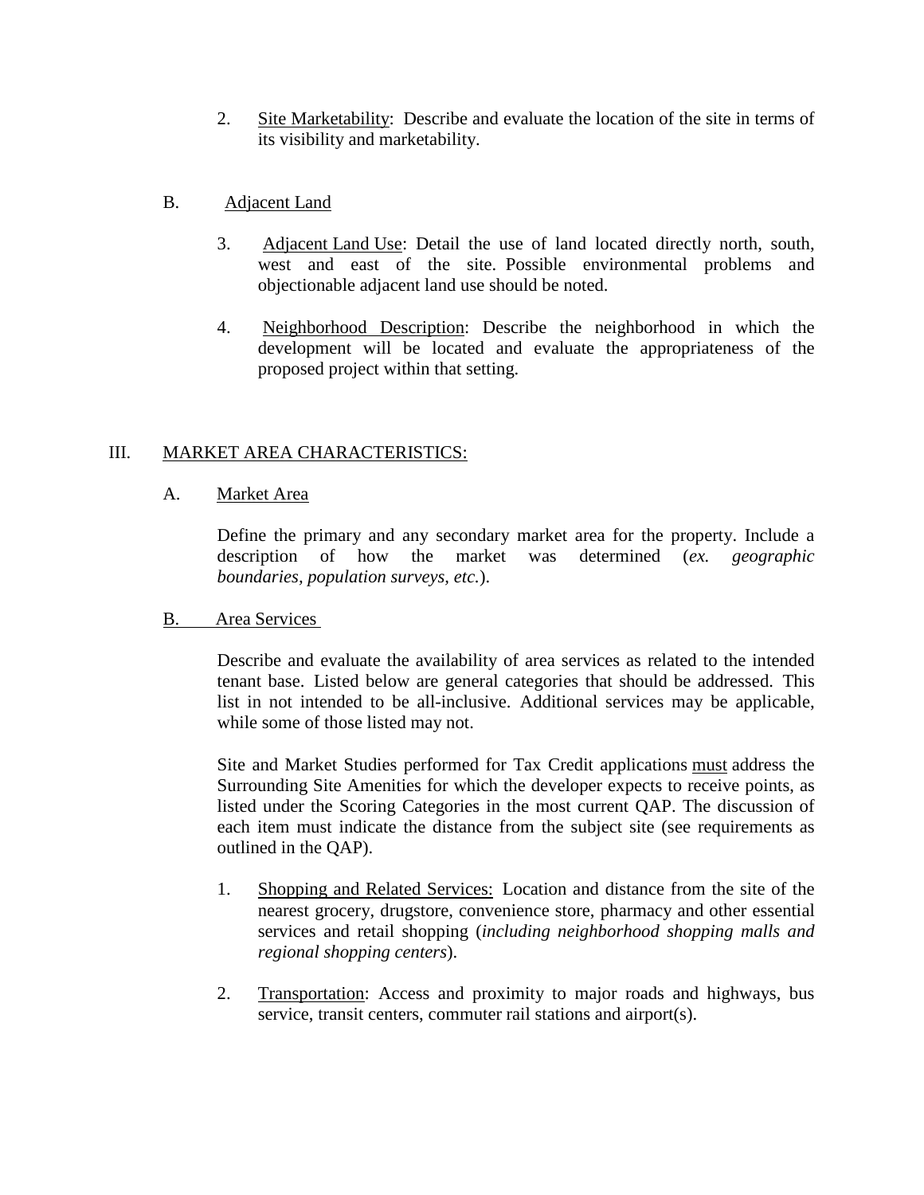2. Site Marketability: Describe and evaluate the location of the site in terms of its visibility and marketability.

B. Adjacent Land

3. Adjacent Land Use: Detail the use of land located directly north, south, west and east of the site. Possible environmental problems and objectionable adjacent land use should be noted.

4. Neighborhood Description: Describe the neighborhood in which the development will be located and evaluate the appropriateness of the proposed project within that setting.

## III. MARKET AREA CHARACTERISTICS:

A. Market Area

Define the primary and any secondary market area for the property. Include a description of how the market was determined (*ex. geographic boundaries, population surveys, etc.*).

B. Area Services

Describe and evaluate the availability of area services as related to the intended tenant base. Listed below are general categories that should be addressed. This list in not intended to be all-inclusive. Additional services may be applicable, while some of those listed may not.

Site and Market Studies performed for Tax Credit applications must address the Surrounding Site Amenities for which the developer expects to receive points, as listed under the Scoring Categories in the most current QAP. The discussion of each item must indicate the distance from the subject site (see requirements as outlined in the QAP).

1. Shopping and Related Services: Location and distance from the site of the nearest grocery, drugstore, convenience store, pharmacy and other essential services and retail shopping (*including neighborhood shopping malls and regional shopping centers*).

2. Transportation: Access and proximity to major roads and highways, bus service, transit centers, commuter rail stations and airport(s).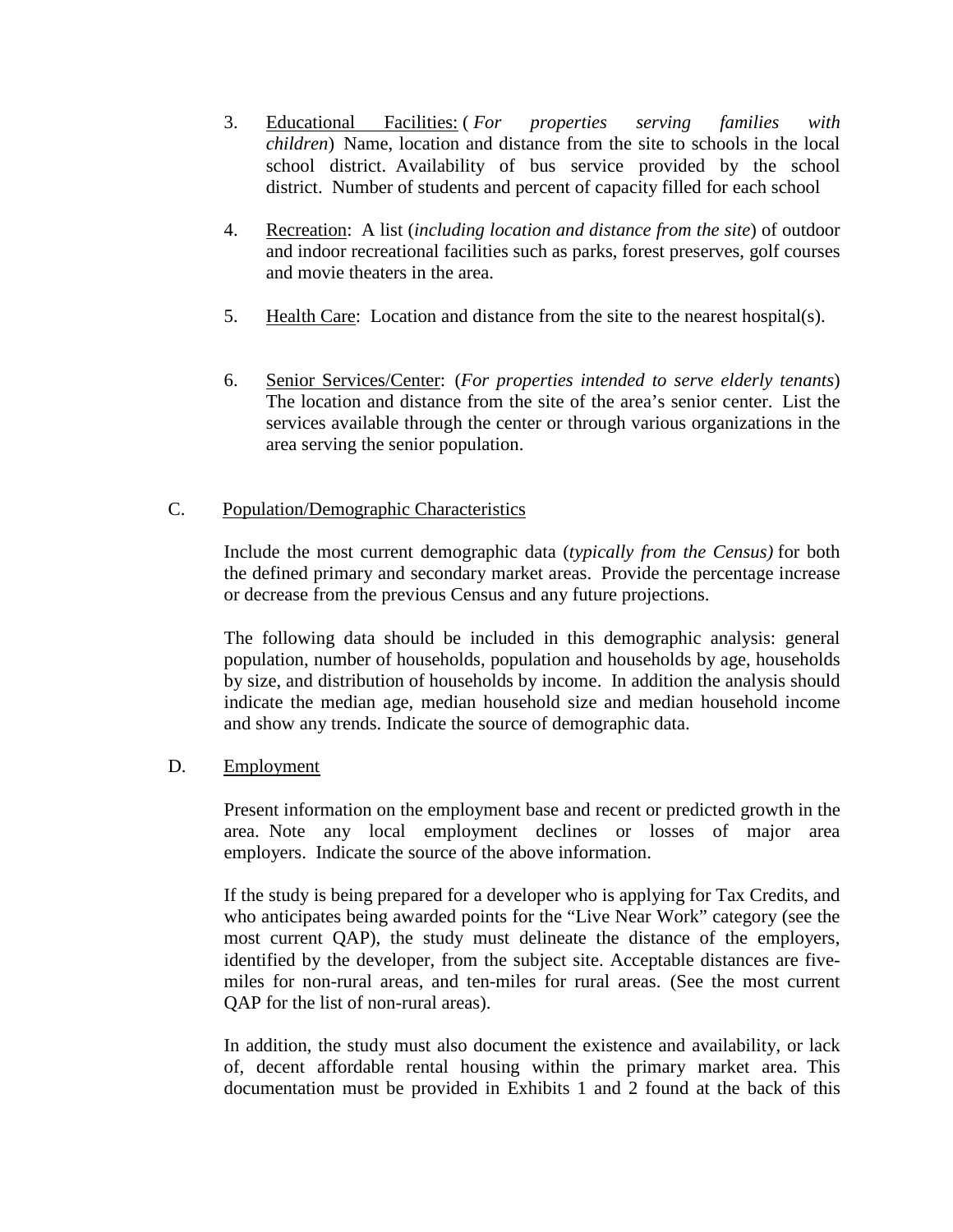3. Educational Facilities: ( *For properties serving families with children*) Name, location and distance from the site to schools in the local school district. Availability of bus service provided by the school district. Number of students and percent of capacity filled for each school

4. Recreation: A list (*including location and distance from the site*) of outdoor and indoor recreational facilities such as parks, forest preserves, golf courses and movie theaters in the area.

5. Health Care: Location and distance from the site to the nearest hospital(s).

6. Senior Services/Center: (*For properties intended to serve elderly tenants*) The location and distance from the site of the area's senior center. List the services available through the center or through various organizations in the area serving the senior population.

C. Population/Demographic Characteristics

Include the most current demographic data (*typically from the Census)* for both the defined primary and secondary market areas. Provide the percentage increase or decrease from the previous Census and any future projections.

The following data should be included in this demographic analysis: general population, number of households, population and households by age, households by size, and distribution of households by income. In addition the analysis should indicate the median age, median household size and median household income and show any trends. Indicate the source of demographic data.

D. Employment

Present information on the employment base and recent or predicted growth in the area. Note any local employment declines or losses of major area employers. Indicate the source of the above information.

If the study is being prepared for a developer who is applying for Tax Credits, and who anticipates being awarded points for the "Live Near Work" category (see the most current QAP), the study must delineate the distance of the employers, identified by the developer, from the subject site. Acceptable distances are five-miles for non-rural areas, and ten-miles for rural areas. (See the most current QAP for the list of non-rural areas).

In addition, the study must also document the existence and availability, or lack of, decent affordable rental housing within the primary market area. This documentation must be provided in Exhibits 1 and 2 found at the back of this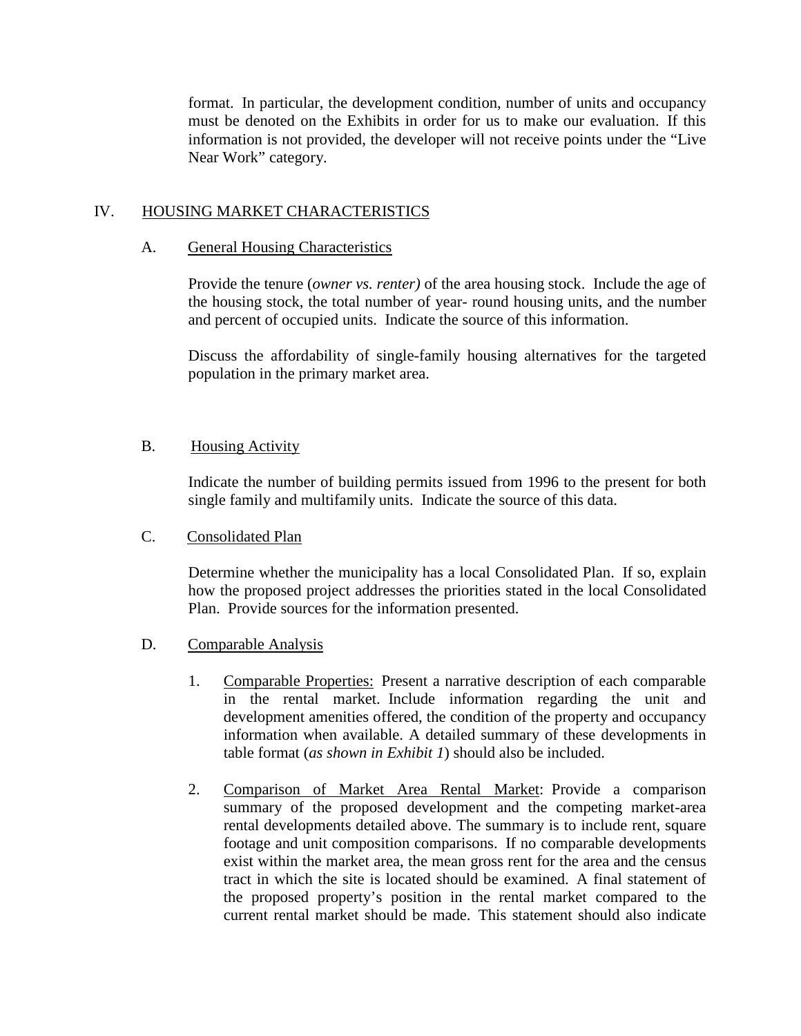format. In particular, the development condition, number of units and occupancy must be denoted on the Exhibits in order for us to make our evaluation. If this information is not provided, the developer will not receive points under the "Live Near Work" category.

## IV. HOUSING MARKET CHARACTERISTICS

### A. General Housing Characteristics

Provide the tenure (*owner vs. renter)* of the area housing stock. Include the age of the housing stock, the total number of year- round housing units, and the number and percent of occupied units. Indicate the source of this information.

Discuss the affordability of single-family housing alternatives for the targeted population in the primary market area.

### B. Housing Activity

Indicate the number of building permits issued from 1996 to the present for both single family and multifamily units. Indicate the source of this data.

### C. Consolidated Plan

Determine whether the municipality has a local Consolidated Plan. If so, explain how the proposed project addresses the priorities stated in the local Consolidated Plan. Provide sources for the information presented.

### D. Comparable Analysis

1. Comparable Properties: Present a narrative description of each comparable in the rental market. Include information regarding the unit and development amenities offered, the condition of the property and occupancy information when available. A detailed summary of these developments in table format (*as shown in Exhibit 1*) should also be included.

2. Comparison of Market Area Rental Market: Provide a comparison summary of the proposed development and the competing market-area rental developments detailed above. The summary is to include rent, square footage and unit composition comparisons. If no comparable developments exist within the market area, the mean gross rent for the area and the census tract in which the site is located should be examined. A final statement of the proposed property's position in the rental market compared to the current rental market should be made. This statement should also indicate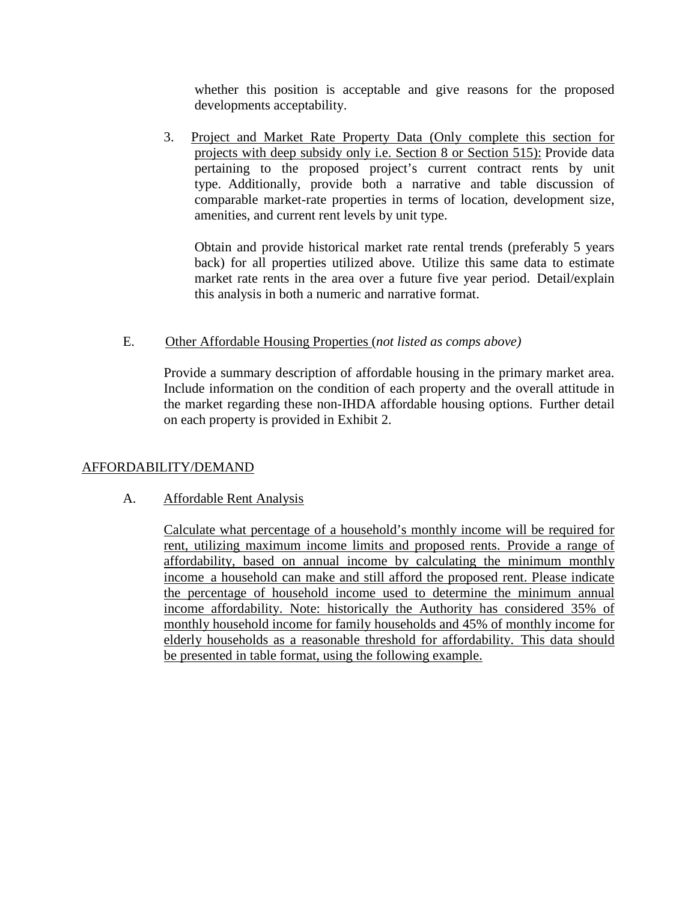whether this position is acceptable and give reasons for the proposed developments acceptability.

3. <u>Project and Market Rate Property Data (Only complete this section for projects with deep subsidy only i.e. Section 8 or Section 515):</u> Provide data pertaining to the proposed project's current contract rents by unit type. Additionally, provide both a narrative and table discussion of comparable market-rate properties in terms of location, development size, amenities, and current rent levels by unit type.

   Obtain and provide historical market rate rental trends (preferably 5 years back) for all properties utilized above. Utilize this same data to estimate market rate rents in the area over a future five year period. Detail/explain this analysis in both a numeric and narrative format.

E. <u>Other Affordable Housing Properties</u> (*not listed as comps above)*

   Provide a summary description of affordable housing in the primary market area. Include information on the condition of each property and the overall attitude in the market regarding these non-IHDA affordable housing options. Further detail on each property is provided in Exhibit 2.

<u>AFFORDABILITY/DEMAND</u>

A. <u>Affordable Rent Analysis</u>

   <u>Calculate what percentage of a household's monthly income will be required for rent, utilizing maximum income limits and proposed rents. Provide a range of affordability, based on annual income by calculating the minimum monthly income a household can make and still afford the proposed rent. Please indicate the percentage of household income used to determine the minimum annual income affordability. Note: historically the Authority has considered 35% of monthly household income for family households and 45% of monthly income for elderly households as a reasonable threshold for affordability. This data should be presented in table format, using the following example.</u>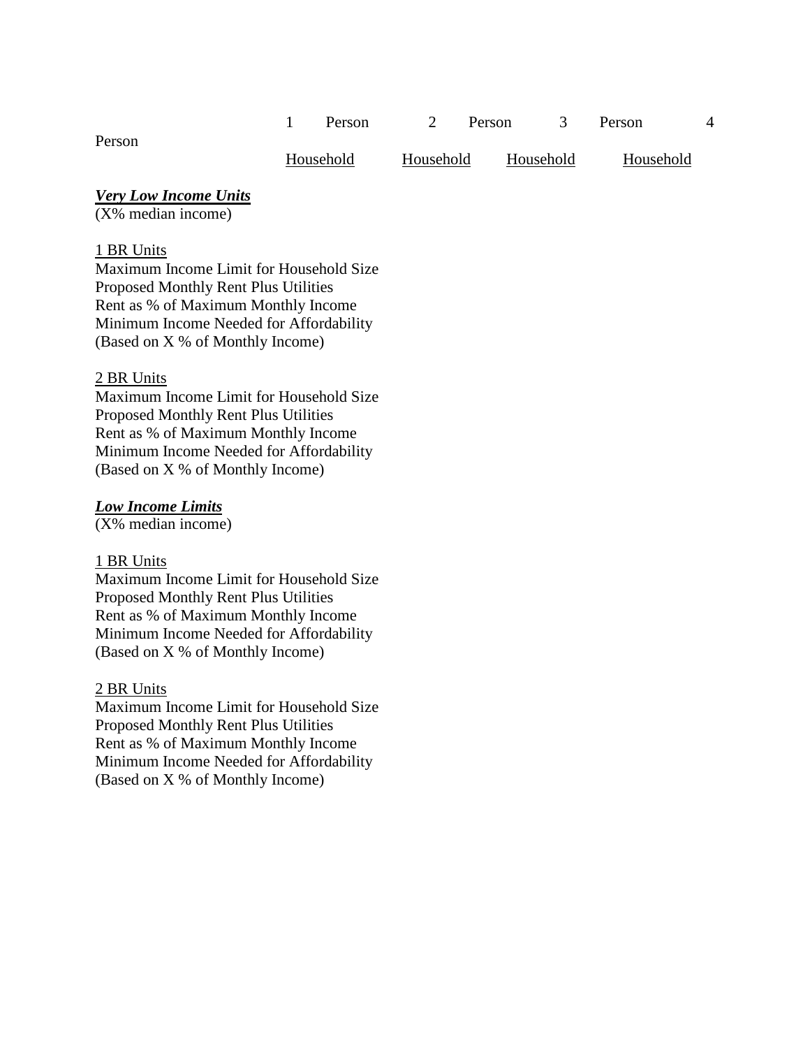| | 1 Person Household | 2 Person Household | 3 Person Household | 4 Person Household |
|---|---|---|---|---|
| ***Very Low Income Units*** | | | | |
| (X% median income) | | | | |
| 1 BR Units | | | | |
| Maximum Income Limit for Household Size | | | | |
| Proposed Monthly Rent Plus Utilities | | | | |
| Rent as % of Maximum Monthly Income | | | | |
| Minimum Income Needed for Affordability (Based on X % of Monthly Income) | | | | |
| 2 BR Units | | | | |
| Maximum Income Limit for Household Size | | | | |
| Proposed Monthly Rent Plus Utilities | | | | |
| Rent as % of Maximum Monthly Income | | | | |
| Minimum Income Needed for Affordability (Based on X % of Monthly Income) | | | | |
| ***Low Income Limits*** | | | | |
| (X% median income) | | | | |
| 1 BR Units | | | | |
| Maximum Income Limit for Household Size | | | | |
| Proposed Monthly Rent Plus Utilities | | | | |
| Rent as % of Maximum Monthly Income | | | | |
| Minimum Income Needed for Affordability (Based on X % of Monthly Income) | | | | |
| 2 BR Units | | | | |
| Maximum Income Limit for Household Size | | | | |
| Proposed Monthly Rent Plus Utilities | | | | |
| Rent as % of Maximum Monthly Income | | | | |
| Minimum Income Needed for Affordability (Based on X % of Monthly Income) | | | | |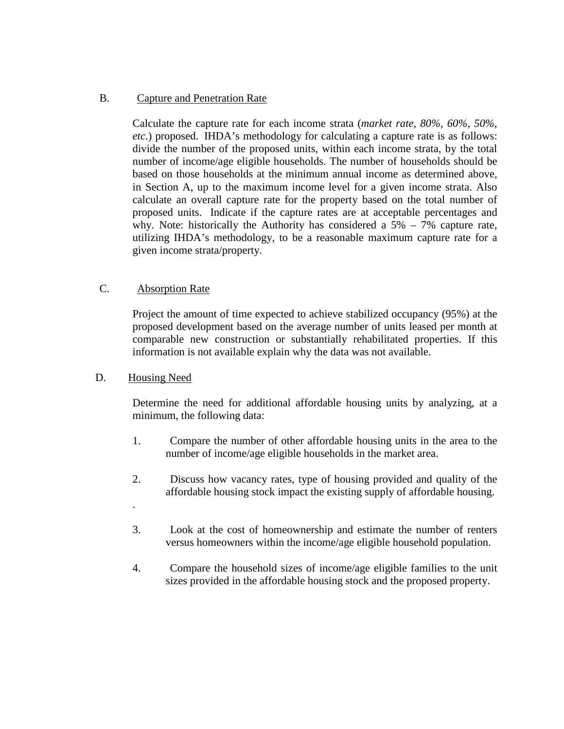B. Capture and Penetration Rate

Calculate the capture rate for each income strata (*market rate, 80%, 60%, 50%, etc.*) proposed. IHDA's methodology for calculating a capture rate is as follows: divide the number of the proposed units, within each income strata, by the total number of income/age eligible households. The number of households should be based on those households at the minimum annual income as determined above, in Section A, up to the maximum income level for a given income strata. Also calculate an overall capture rate for the property based on the total number of proposed units. Indicate if the capture rates are at acceptable percentages and why. Note: historically the Authority has considered a 5% – 7% capture rate, utilizing IHDA's methodology, to be a reasonable maximum capture rate for a given income strata/property.

C. Absorption Rate

Project the amount of time expected to achieve stabilized occupancy (95%) at the proposed development based on the average number of units leased per month at comparable new construction or substantially rehabilitated properties. If this information is not available explain why the data was not available.

D. Housing Need

Determine the need for additional affordable housing units by analyzing, at a minimum, the following data:

1. Compare the number of other affordable housing units in the area to the number of income/age eligible households in the market area.

2. Discuss how vacancy rates, type of housing provided and quality of the affordable housing stock impact the existing supply of affordable housing.

.

3. Look at the cost of homeownership and estimate the number of renters versus homeowners within the income/age eligible household population.

4. Compare the household sizes of income/age eligible families to the unit sizes provided in the affordable housing stock and the proposed property.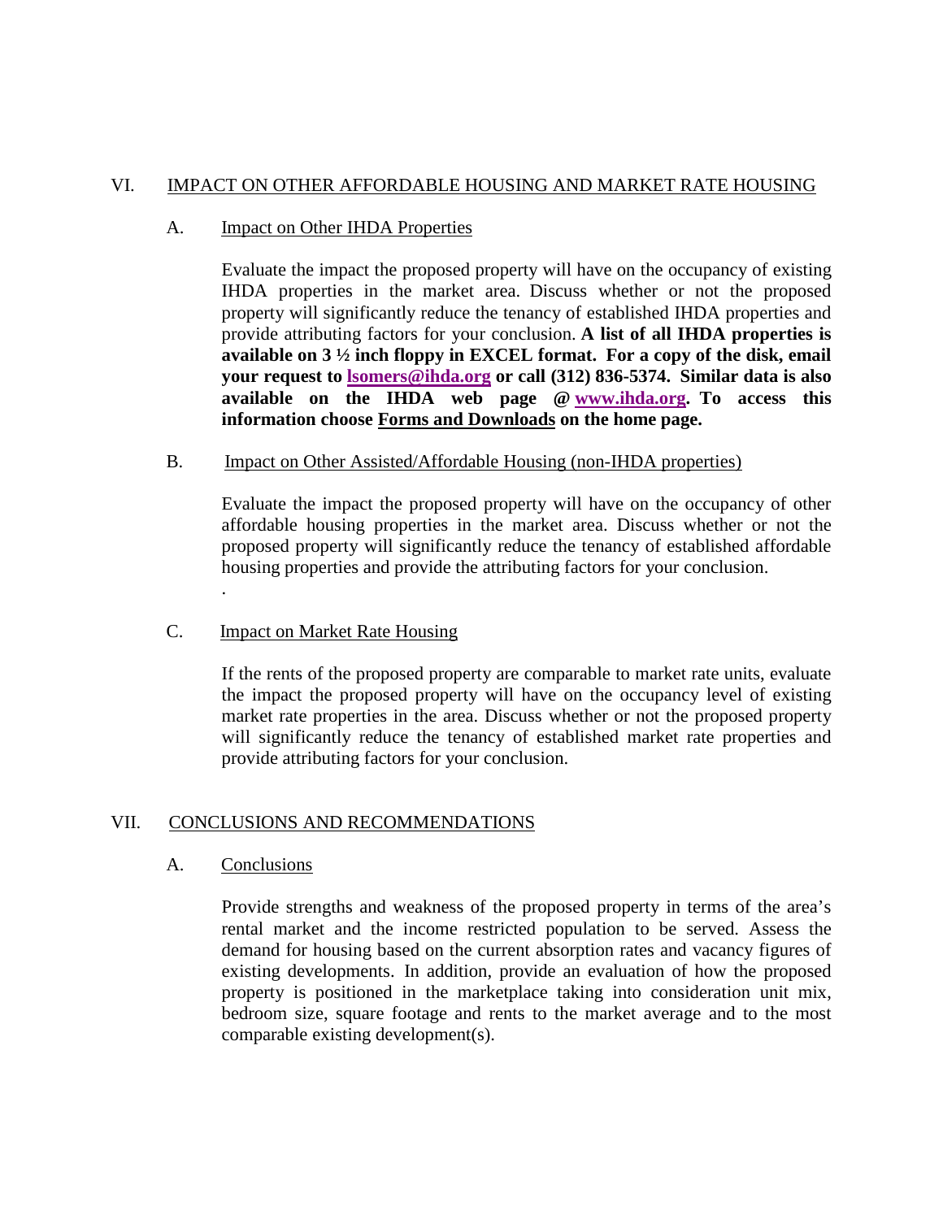## VI. IMPACT ON OTHER AFFORDABLE HOUSING AND MARKET RATE HOUSING

### A. Impact on Other IHDA Properties

Evaluate the impact the proposed property will have on the occupancy of existing IHDA properties in the market area. Discuss whether or not the proposed property will significantly reduce the tenancy of established IHDA properties and provide attributing factors for your conclusion. **A list of all IHDA properties is available on 3 ½ inch floppy in EXCEL format. For a copy of the disk, email your request to lsomers@ihda.org or call (312) 836-5374. Similar data is also available on the IHDA web page @ www.ihda.org. To access this information choose Forms and Downloads on the home page.**

### B. Impact on Other Assisted/Affordable Housing (non-IHDA properties)

Evaluate the impact the proposed property will have on the occupancy of other affordable housing properties in the market area. Discuss whether or not the proposed property will significantly reduce the tenancy of established affordable housing properties and provide the attributing factors for your conclusion.

.

### C. Impact on Market Rate Housing

If the rents of the proposed property are comparable to market rate units, evaluate the impact the proposed property will have on the occupancy level of existing market rate properties in the area. Discuss whether or not the proposed property will significantly reduce the tenancy of established market rate properties and provide attributing factors for your conclusion.

## VII. CONCLUSIONS AND RECOMMENDATIONS

### A. Conclusions

Provide strengths and weakness of the proposed property in terms of the area's rental market and the income restricted population to be served. Assess the demand for housing based on the current absorption rates and vacancy figures of existing developments. In addition, provide an evaluation of how the proposed property is positioned in the marketplace taking into consideration unit mix, bedroom size, square footage and rents to the market average and to the most comparable existing development(s).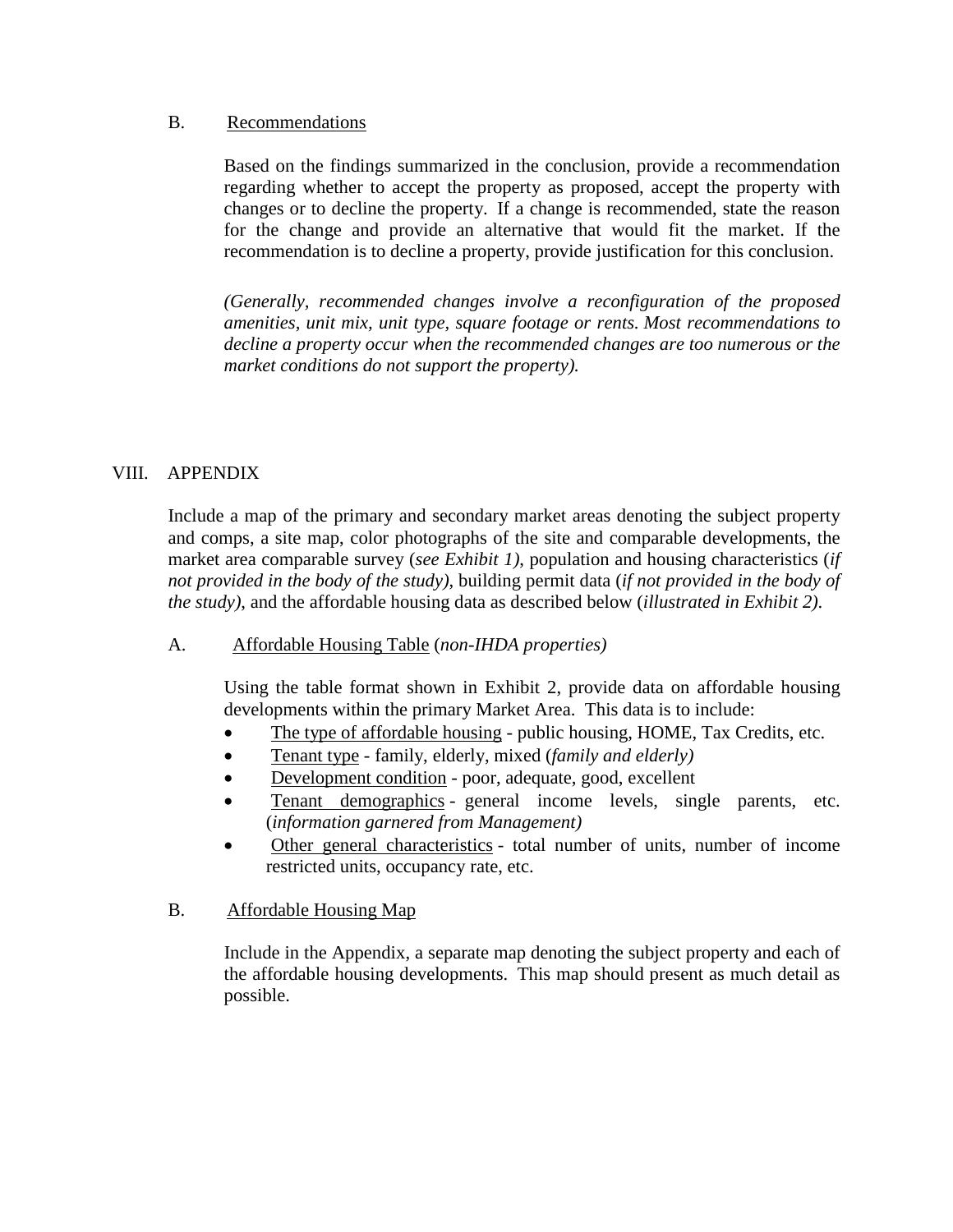### B. Recommendations

Based on the findings summarized in the conclusion, provide a recommendation regarding whether to accept the property as proposed, accept the property with changes or to decline the property. If a change is recommended, state the reason for the change and provide an alternative that would fit the market. If the recommendation is to decline a property, provide justification for this conclusion.

*(Generally, recommended changes involve a reconfiguration of the proposed amenities, unit mix, unit type, square footage or rents. Most recommendations to decline a property occur when the recommended changes are too numerous or the market conditions do not support the property).*

## VIII. APPENDIX

Include a map of the primary and secondary market areas denoting the subject property and comps, a site map, color photographs of the site and comparable developments, the market area comparable survey (*see Exhibit 1)*, population and housing characteristics (*if not provided in the body of the study)*, building permit data (*if not provided in the body of the study),* and the affordable housing data as described below (*illustrated in Exhibit 2).*

### A. Affordable Housing Table (*non-IHDA properties)*

Using the table format shown in Exhibit 2, provide data on affordable housing developments within the primary Market Area. This data is to include:

- The type of affordable housing - public housing, HOME, Tax Credits, etc.
- Tenant type - family, elderly, mixed (*family and elderly)*
- Development condition - poor, adequate, good, excellent
- Tenant demographics - general income levels, single parents, etc. (*information garnered from Management)*
- Other general characteristics - total number of units, number of income restricted units, occupancy rate, etc.

### B. Affordable Housing Map

Include in the Appendix, a separate map denoting the subject property and each of the affordable housing developments. This map should present as much detail as possible.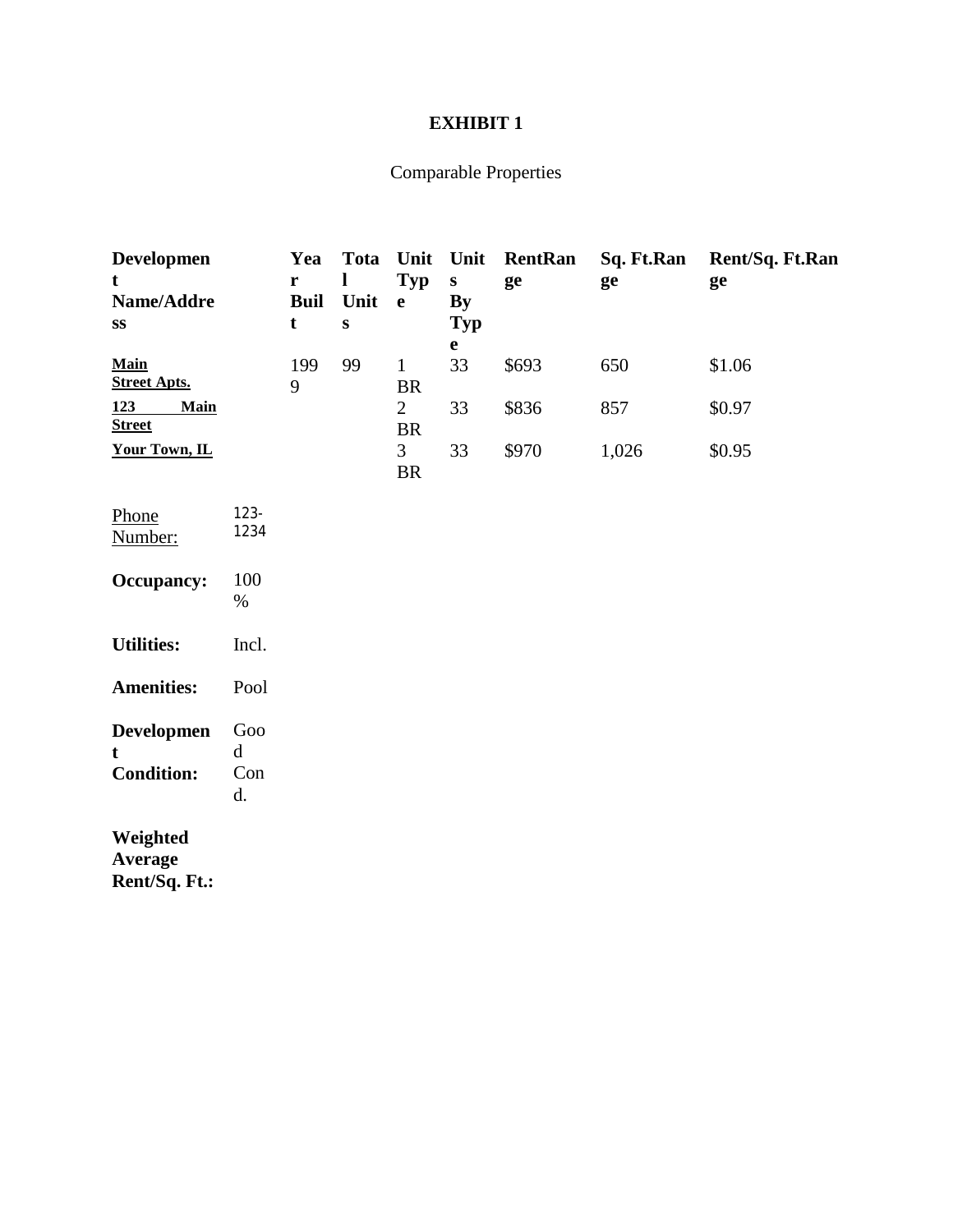**EXHIBIT 1**

Comparable Properties

| Development Name/Address | Year Built | Total Units | Unit Type | Units By Type | RentRange | Sq. Ft.Range | Rent/Sq. Ft.Range |
|---|---|---|---|---|---|---|---|
| **Main Street Apts.** | 1999 | 99 | 1 BR | 33 | $693 | 650 | $1.06 |
| **123 Main Street** | | | 2 BR | 33 | $836 | 857 | $0.97 |
| **Your Town, IL** | | | 3 BR | 33 | $970 | 1,026 | $0.95 |

| | |
|---|---|
| Phone Number: | 123-1234 |
| **Occupancy:** | 100 % |
| **Utilities:** | Incl. |
| **Amenities:** | Pool |
| **Development Condition:** | Good Cond. |
| **Weighted Average Rent/Sq. Ft.:** | |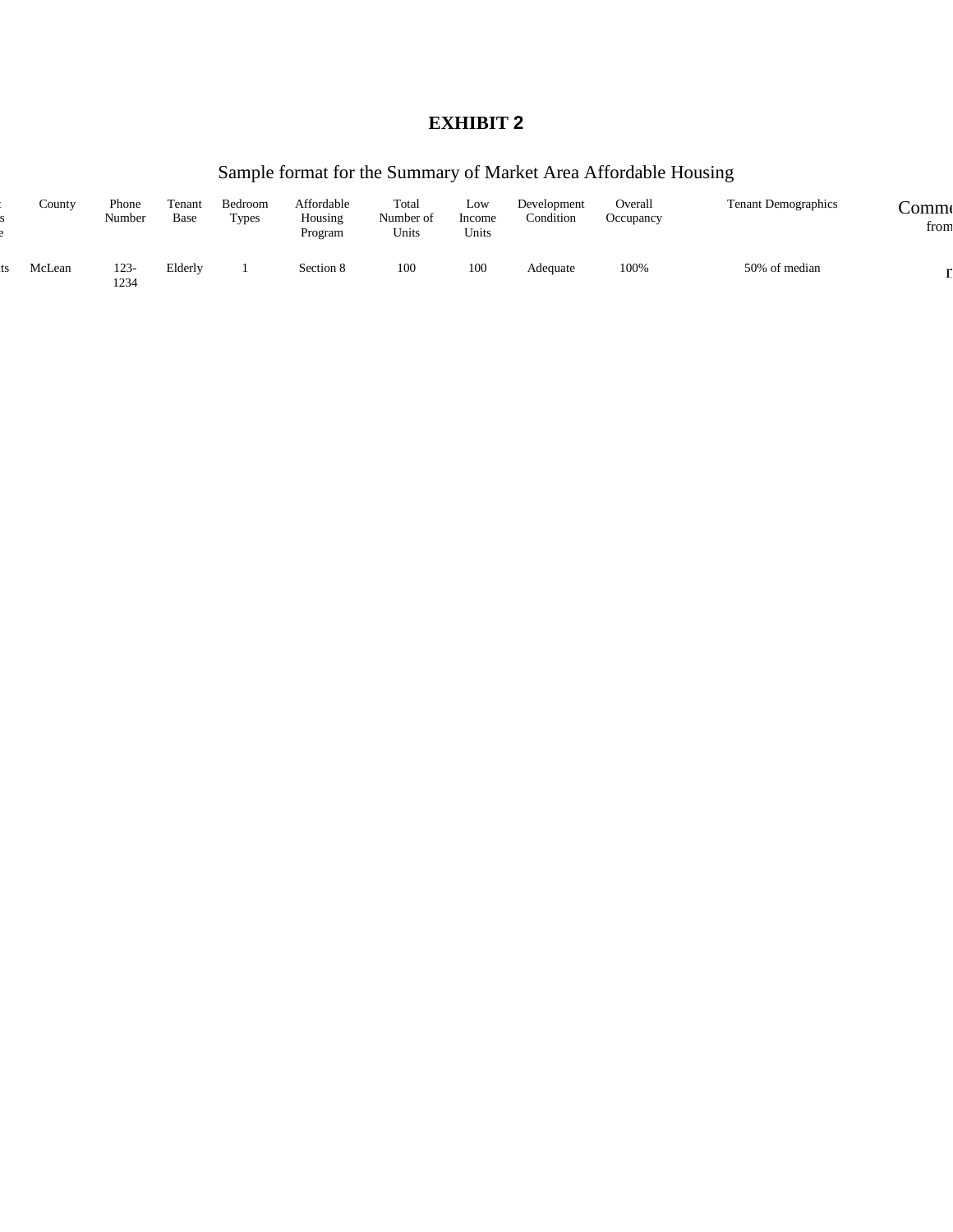# EXHIBIT 2

## Sample format for the Summary of Market Area Affordable Housing

| ... | County | Phone Number | Tenant Base | Bedroom Types | Affordable Housing Program | Total Number of Units | Low Income Units | Development Condition | Overall Occupancy | Tenant Demographics | Comme... from... |
|---|---|---|---|---|---|---|---|---|---|---|---|
| ...ts | McLean | 123-1234 | Elderly | 1 | Section 8 | 100 | 100 | Adequate | 100% | 50% of median | n... |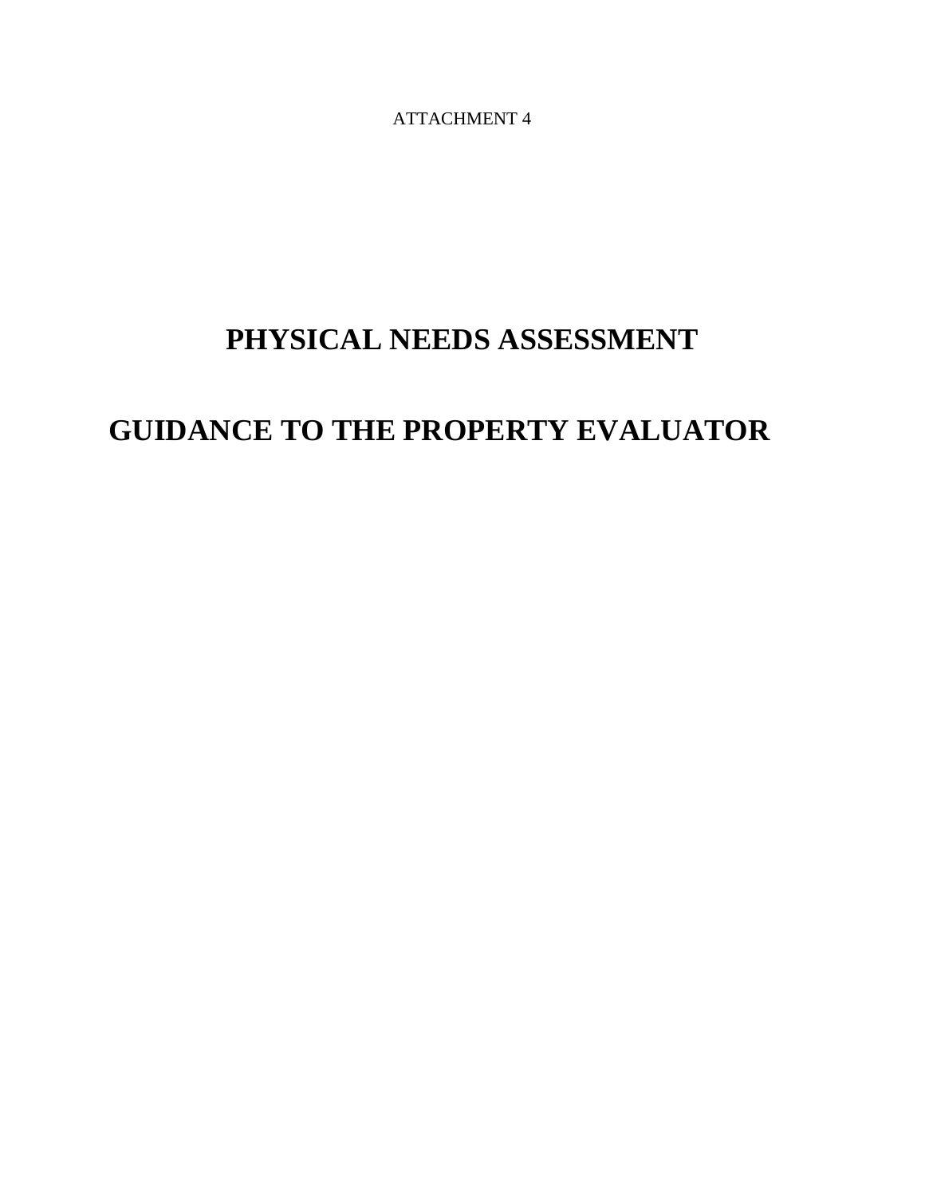ATTACHMENT 4

# PHYSICAL NEEDS ASSESSMENT

# GUIDANCE TO THE PROPERTY EVALUATOR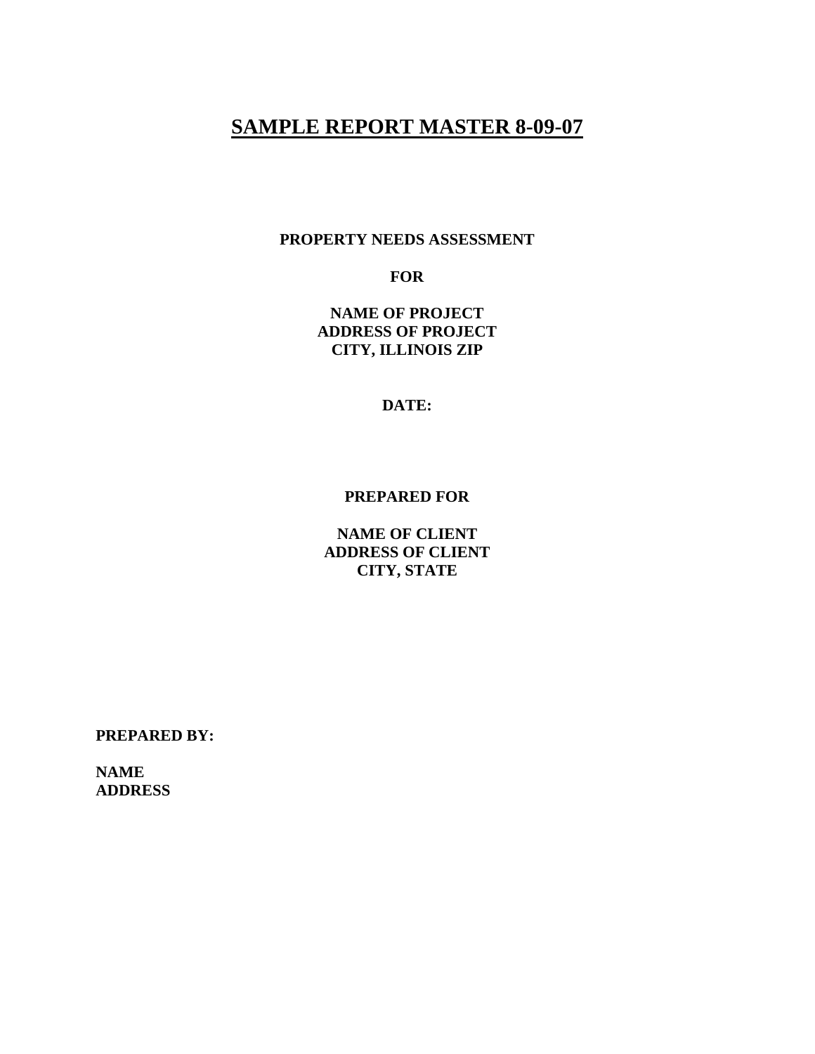# SAMPLE REPORT MASTER 8-09-07

**PROPERTY NEEDS ASSESSMENT**

**FOR**

**NAME OF PROJECT**
**ADDRESS OF PROJECT**
**CITY, ILLINOIS ZIP**

**DATE:**

**PREPARED FOR**

**NAME OF CLIENT**
**ADDRESS OF CLIENT**
**CITY, STATE**

**PREPARED BY:**

**NAME**
**ADDRESS**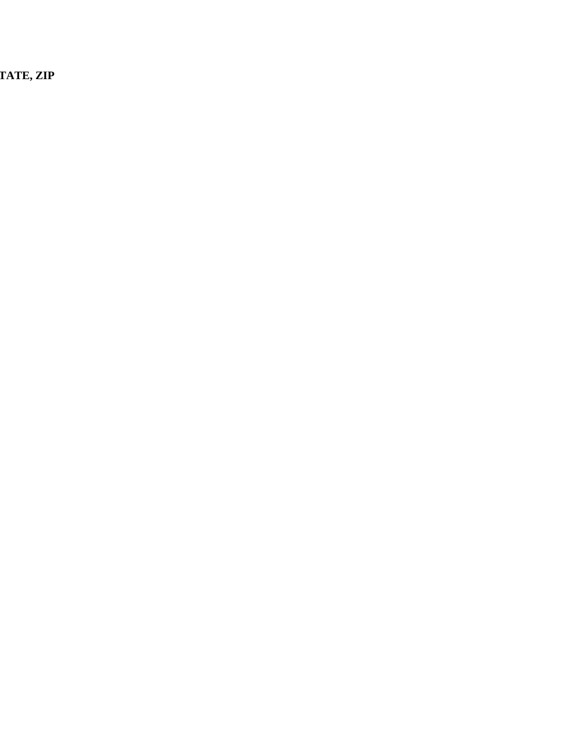**TATE, ZIP**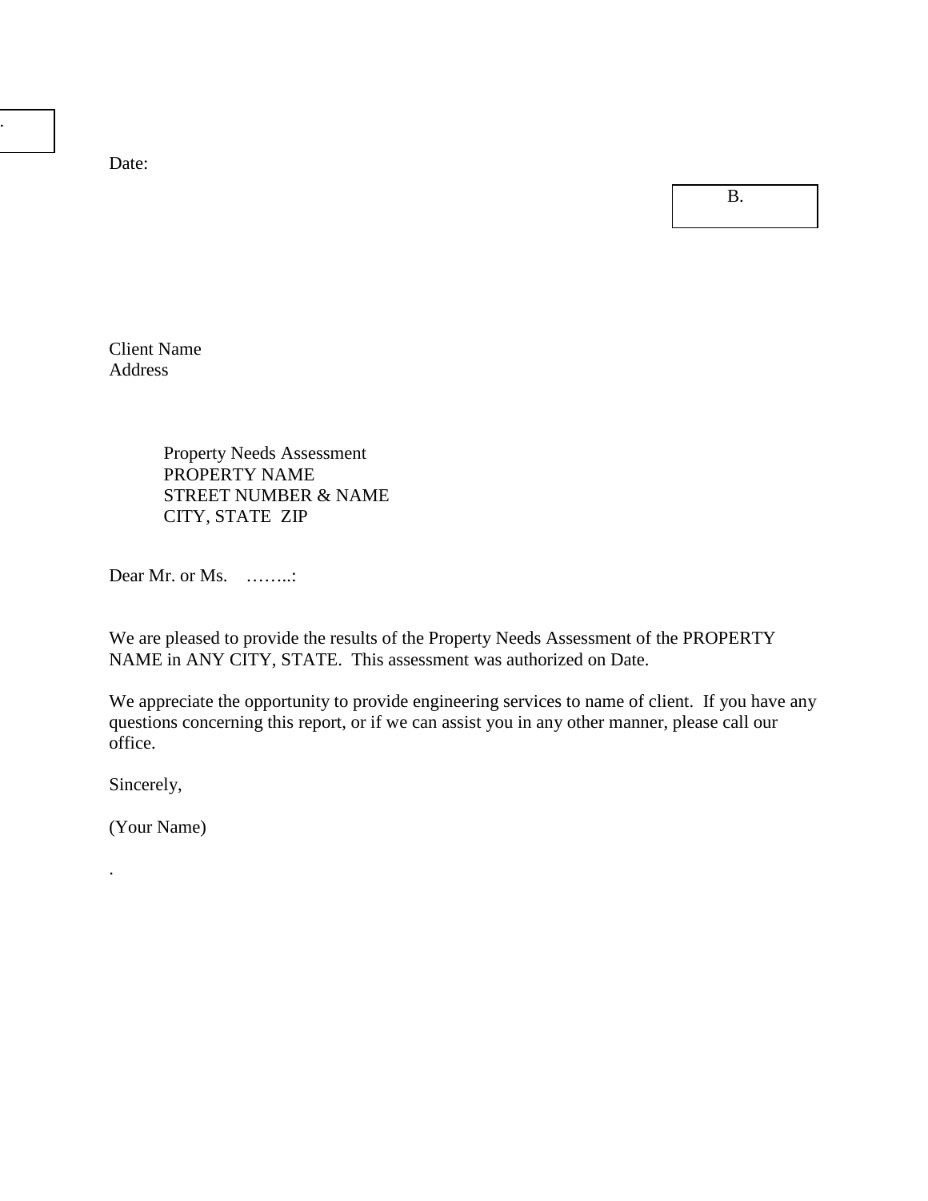.

Date:

B.

Client Name
Address

Property Needs Assessment
PROPERTY NAME
STREET NUMBER & NAME
CITY, STATE  ZIP

Dear Mr. or Ms.    ……..:

We are pleased to provide the results of the Property Needs Assessment of the PROPERTY NAME in ANY CITY, STATE.  This assessment was authorized on Date.

We appreciate the opportunity to provide engineering services to name of client.  If you have any questions concerning this report, or if we can assist you in any other manner, please call our office.

Sincerely,

(Your Name)

.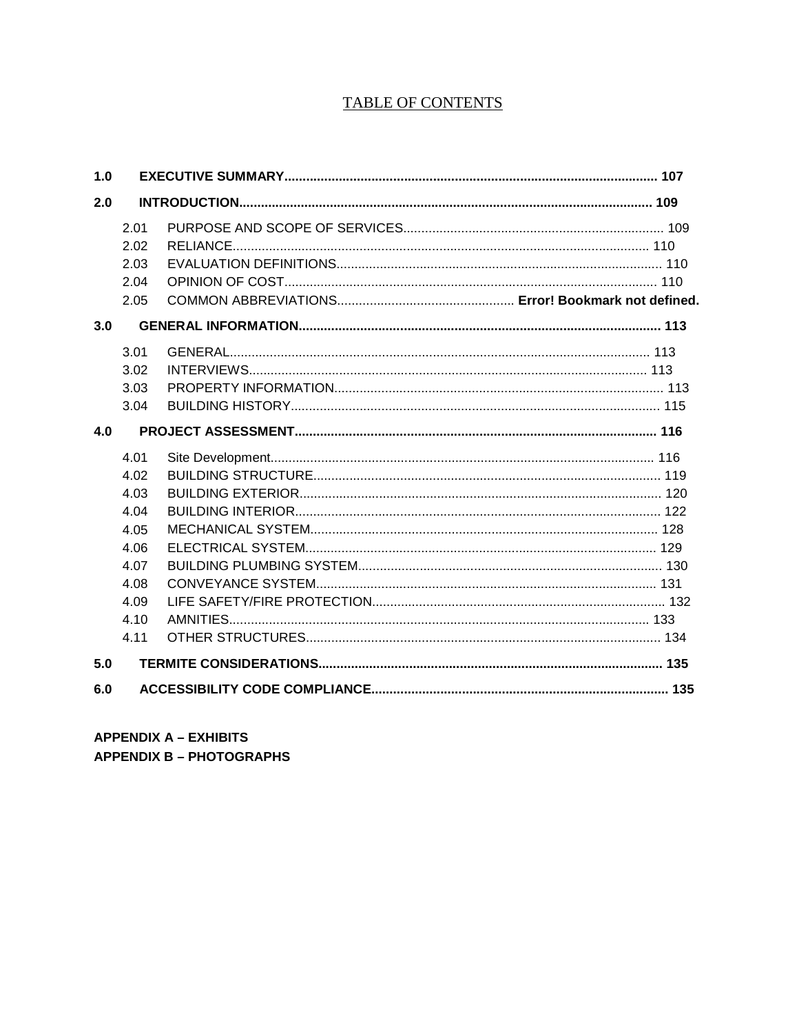# TABLE OF CONTENTS

**1.0 EXECUTIVE SUMMARY....................................................................................................... 107**

**2.0 INTRODUCTION................................................................................................................. 109**

- 2.01 PURPOSE AND SCOPE OF SERVICES....................................................................... 109
- 2.02 RELIANCE.................................................................................................................. 110
- 2.03 EVALUATION DEFINITIONS......................................................................................... 110
- 2.04 OPINION OF COST...................................................................................................... 110
- 2.05 COMMON ABBREVIATIONS................................................ **Error! Bookmark not defined.**

**3.0 GENERAL INFORMATION.................................................................................................. 113**

- 3.01 GENERAL.................................................................................................................... 113
- 3.02 INTERVIEWS............................................................................................................... 113
- 3.03 PROPERTY INFORMATION........................................................................................ 113
- 3.04 BUILDING HISTORY..................................................................................................... 115

**4.0 PROJECT ASSESSMENT................................................................................................... 116**

- 4.01 Site Development......................................................................................................... 116
- 4.02 BUILDING STRUCTURE.............................................................................................. 119
- 4.03 BUILDING EXTERIOR.................................................................................................. 120
- 4.04 BUILDING INTERIOR................................................................................................... 122
- 4.05 MECHANICAL SYSTEM.............................................................................................. 128
- 4.06 ELECTRICAL SYSTEM................................................................................................ 129
- 4.07 BUILDING PLUMBING SYSTEM................................................................................... 130
- 4.08 CONVEYANCE SYSTEM............................................................................................. 131
- 4.09 LIFE SAFETY/FIRE PROTECTION................................................................................ 132
- 4.10 AMNITIES.................................................................................................................... 133
- 4.11 OTHER STRUCTURES................................................................................................. 134

**5.0 TERMITE CONSIDERATIONS............................................................................................. 135**

**6.0 ACCESSIBILITY CODE COMPLIANCE................................................................................. 135**

**APPENDIX A – EXHIBITS**

**APPENDIX B – PHOTOGRAPHS**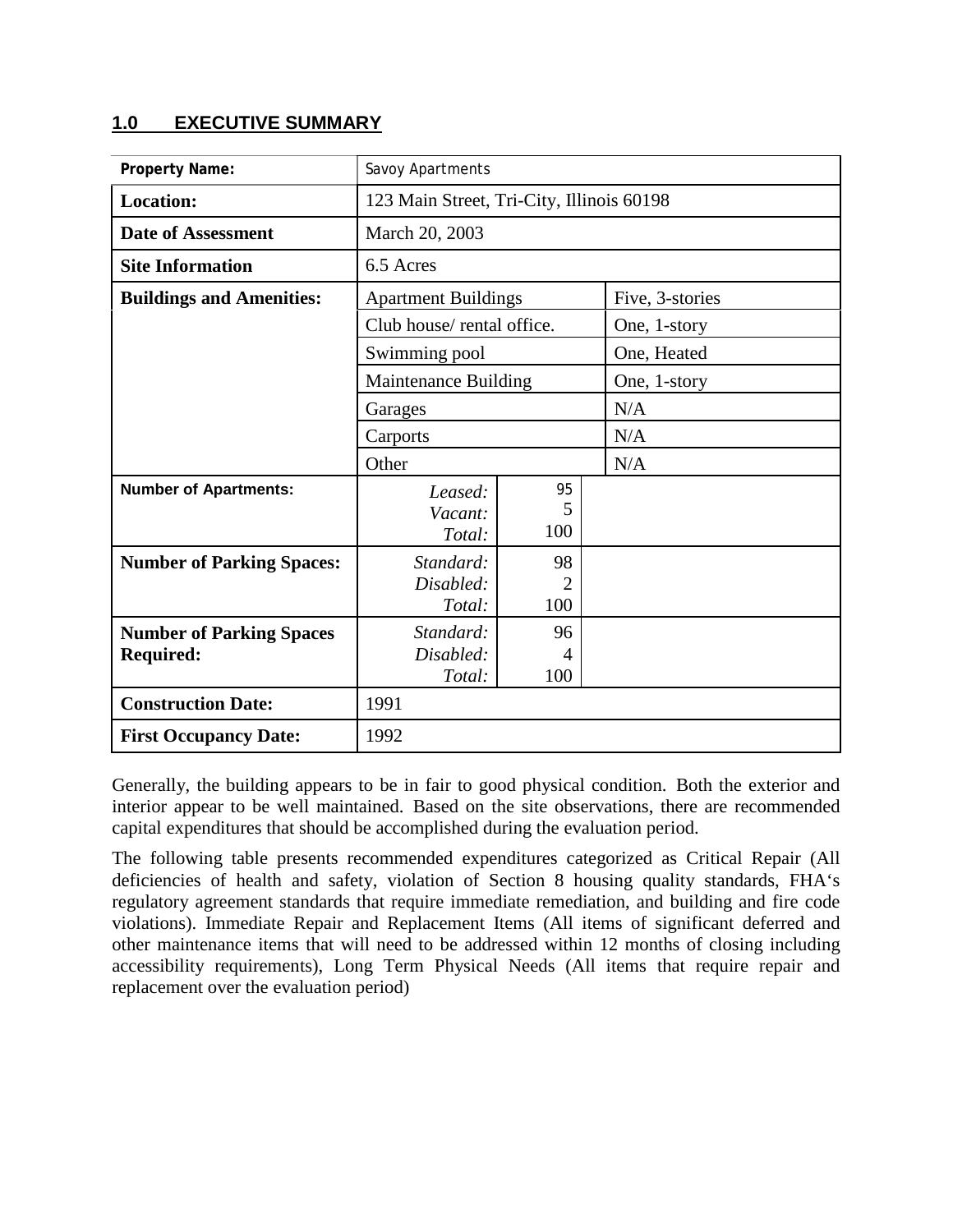## 1.0 EXECUTIVE SUMMARY

| Property Name: | Savoy Apartments | | |
|---|---|---|---|
| **Location:** | 123 Main Street, Tri-City, Illinois 60198 | | |
| **Date of Assessment** | March 20, 2003 | | |
| **Site Information** | 6.5 Acres | | |
| **Buildings and Amenities:** | Apartment Buildings | | Five, 3-stories |
| | Club house/ rental office. | | One, 1-story |
| | Swimming pool | | One, Heated |
| | Maintenance Building | | One, 1-story |
| | Garages | | N/A |
| | Carports | | N/A |
| | Other | | N/A |
| **Number of Apartments:** | *Leased:*<br>*Vacant:*<br>*Total:* | 95<br>5<br>100 | |
| **Number of Parking Spaces:** | *Standard:*<br>*Disabled:*<br>*Total:* | 98<br>2<br>100 | |
| **Number of Parking Spaces Required:** | *Standard:*<br>*Disabled:*<br>*Total:* | 96<br>4<br>100 | |
| **Construction Date:** | 1991 | | |
| **First Occupancy Date:** | 1992 | | |

Generally, the building appears to be in fair to good physical condition. Both the exterior and interior appear to be well maintained. Based on the site observations, there are recommended capital expenditures that should be accomplished during the evaluation period.

The following table presents recommended expenditures categorized as Critical Repair (All deficiencies of health and safety, violation of Section 8 housing quality standards, FHA's regulatory agreement standards that require immediate remediation, and building and fire code violations). Immediate Repair and Replacement Items (All items of significant deferred and other maintenance items that will need to be addressed within 12 months of closing including accessibility requirements), Long Term Physical Needs (All items that require repair and replacement over the evaluation period)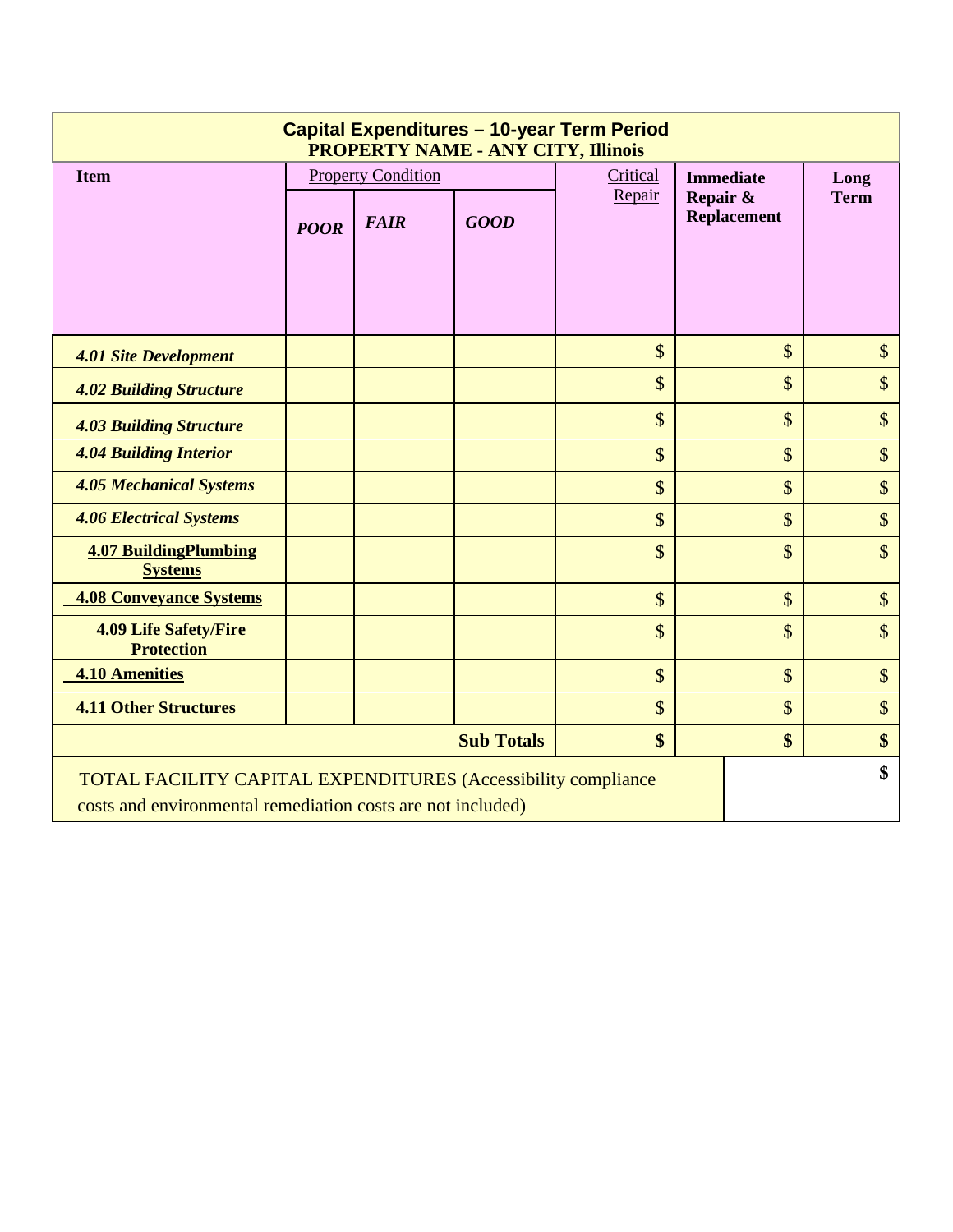| Capital Expenditures – 10-year Term Period<br>PROPERTY NAME - ANY CITY, Illinois | | | | | | |
|---|---|---|---|---|---|---|
| **Item** | Property Condition | | | Critical Repair | **Immediate Repair & Replacement** | **Long Term** |
| | ***POOR*** | ***FAIR*** | ***GOOD*** | | | |
| ***4.01 Site Development*** | | | | $ | $ | $ |
| ***4.02 Building Structure*** | | | | $ | $ | $ |
| ***4.03 Building Structure*** | | | | $ | $ | $ |
| ***4.04 Building Interior*** | | | | $ | $ | $ |
| ***4.05 Mechanical Systems*** | | | | $ | $ | $ |
| ***4.06 Electrical Systems*** | | | | $ | $ | $ |
| **4.07 BuildingPlumbing Systems** | | | | $ | $ | $ |
| **4.08 Conveyance Systems** | | | | $ | $ | $ |
| **4.09 Life Safety/Fire Protection** | | | | $ | $ | $ |
| **4.10 Amenities** | | | | $ | $ | $ |
| **4.11 Other Structures** | | | | $ | $ | $ |
| | | | **Sub Totals** | **$** | **$** | **$** |
| TOTAL FACILITY CAPITAL EXPENDITURES (Accessibility compliance costs and environmental remediation costs are not included) | | | | | | **$** |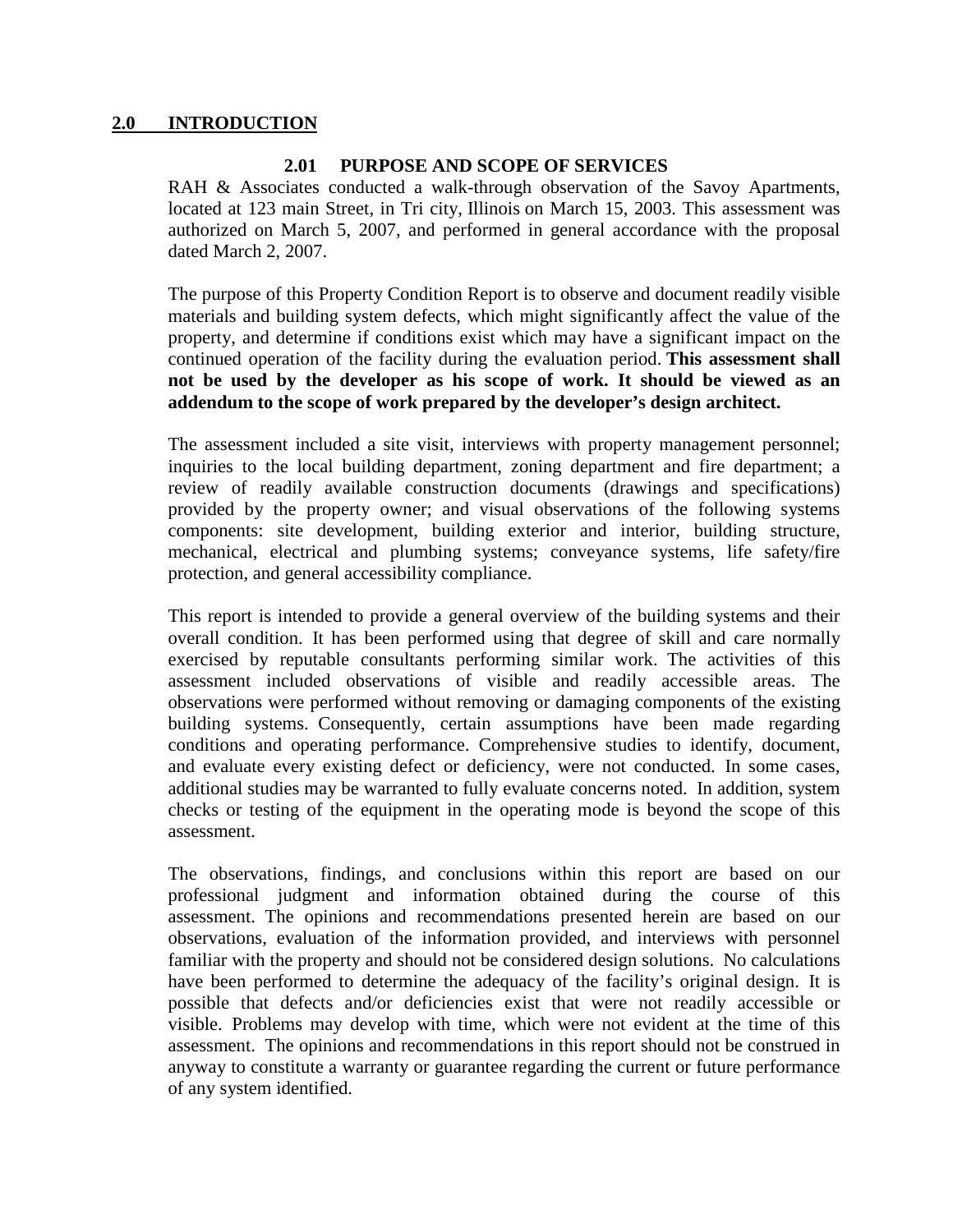## 2.0 INTRODUCTION

### 2.01 PURPOSE AND SCOPE OF SERVICES

RAH & Associates conducted a walk-through observation of the Savoy Apartments, located at 123 main Street, in Tri city, Illinois on March 15, 2003. This assessment was authorized on March 5, 2007, and performed in general accordance with the proposal dated March 2, 2007.

The purpose of this Property Condition Report is to observe and document readily visible materials and building system defects, which might significantly affect the value of the property, and determine if conditions exist which may have a significant impact on the continued operation of the facility during the evaluation period. **This assessment shall not be used by the developer as his scope of work. It should be viewed as an addendum to the scope of work prepared by the developer's design architect.**

The assessment included a site visit, interviews with property management personnel; inquiries to the local building department, zoning department and fire department; a review of readily available construction documents (drawings and specifications) provided by the property owner; and visual observations of the following systems components: site development, building exterior and interior, building structure, mechanical, electrical and plumbing systems; conveyance systems, life safety/fire protection, and general accessibility compliance.

This report is intended to provide a general overview of the building systems and their overall condition. It has been performed using that degree of skill and care normally exercised by reputable consultants performing similar work. The activities of this assessment included observations of visible and readily accessible areas. The observations were performed without removing or damaging components of the existing building systems. Consequently, certain assumptions have been made regarding conditions and operating performance. Comprehensive studies to identify, document, and evaluate every existing defect or deficiency, were not conducted. In some cases, additional studies may be warranted to fully evaluate concerns noted. In addition, system checks or testing of the equipment in the operating mode is beyond the scope of this assessment.

The observations, findings, and conclusions within this report are based on our professional judgment and information obtained during the course of this assessment. The opinions and recommendations presented herein are based on our observations, evaluation of the information provided, and interviews with personnel familiar with the property and should not be considered design solutions. No calculations have been performed to determine the adequacy of the facility's original design. It is possible that defects and/or deficiencies exist that were not readily accessible or visible. Problems may develop with time, which were not evident at the time of this assessment. The opinions and recommendations in this report should not be construed in anyway to constitute a warranty or guarantee regarding the current or future performance of any system identified.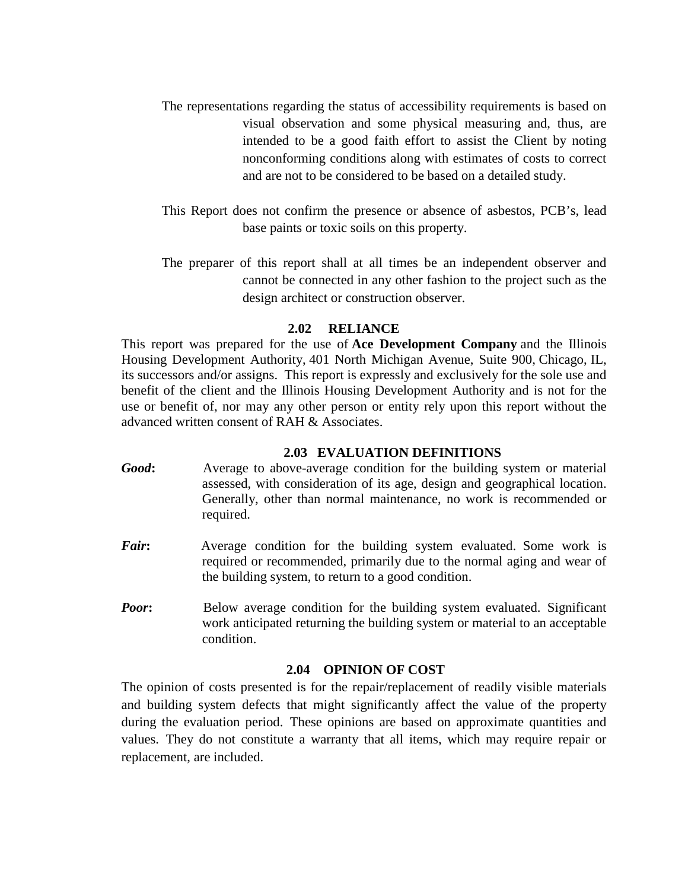The representations regarding the status of accessibility requirements is based on visual observation and some physical measuring and, thus, are intended to be a good faith effort to assist the Client by noting nonconforming conditions along with estimates of costs to correct and are not to be considered to be based on a detailed study.

This Report does not confirm the presence or absence of asbestos, PCB's, lead base paints or toxic soils on this property.

The preparer of this report shall at all times be an independent observer and cannot be connected in any other fashion to the project such as the design architect or construction observer.

### 2.02 RELIANCE

This report was prepared for the use of **Ace Development Company** and the Illinois Housing Development Authority, 401 North Michigan Avenue, Suite 900, Chicago, IL, its successors and/or assigns. This report is expressly and exclusively for the sole use and benefit of the client and the Illinois Housing Development Authority and is not for the use or benefit of, nor may any other person or entity rely upon this report without the advanced written consent of RAH & Associates.

### 2.03 EVALUATION DEFINITIONS

***Good*:** Average to above-average condition for the building system or material assessed, with consideration of its age, design and geographical location. Generally, other than normal maintenance, no work is recommended or required.

***Fair*:** Average condition for the building system evaluated. Some work is required or recommended, primarily due to the normal aging and wear of the building system, to return to a good condition.

***Poor*:** Below average condition for the building system evaluated. Significant work anticipated returning the building system or material to an acceptable condition.

### 2.04 OPINION OF COST

The opinion of costs presented is for the repair/replacement of readily visible materials and building system defects that might significantly affect the value of the property during the evaluation period. These opinions are based on approximate quantities and values. They do not constitute a warranty that all items, which may require repair or replacement, are included.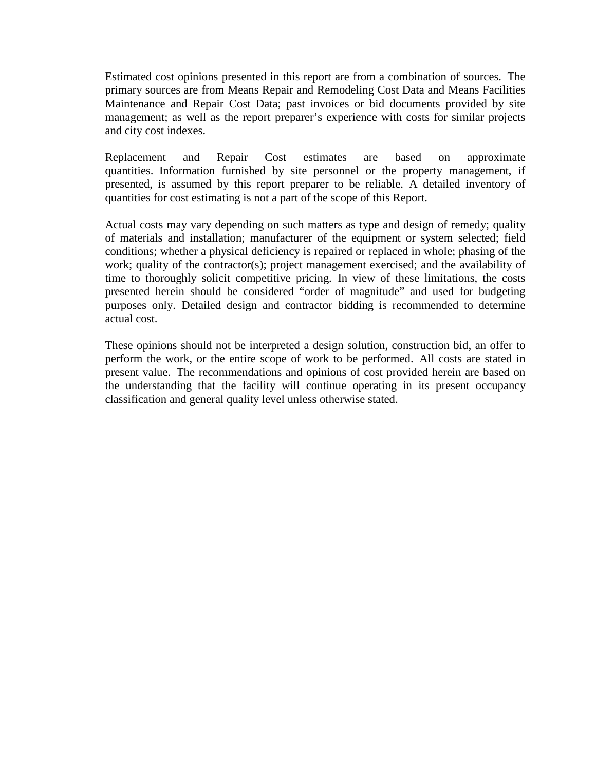Estimated cost opinions presented in this report are from a combination of sources. The primary sources are from Means Repair and Remodeling Cost Data and Means Facilities Maintenance and Repair Cost Data; past invoices or bid documents provided by site management; as well as the report preparer's experience with costs for similar projects and city cost indexes.

Replacement and Repair Cost estimates are based on approximate quantities. Information furnished by site personnel or the property management, if presented, is assumed by this report preparer to be reliable. A detailed inventory of quantities for cost estimating is not a part of the scope of this Report.

Actual costs may vary depending on such matters as type and design of remedy; quality of materials and installation; manufacturer of the equipment or system selected; field conditions; whether a physical deficiency is repaired or replaced in whole; phasing of the work; quality of the contractor(s); project management exercised; and the availability of time to thoroughly solicit competitive pricing. In view of these limitations, the costs presented herein should be considered "order of magnitude" and used for budgeting purposes only. Detailed design and contractor bidding is recommended to determine actual cost.

These opinions should not be interpreted a design solution, construction bid, an offer to perform the work, or the entire scope of work to be performed. All costs are stated in present value. The recommendations and opinions of cost provided herein are based on the understanding that the facility will continue operating in its present occupancy classification and general quality level unless otherwise stated.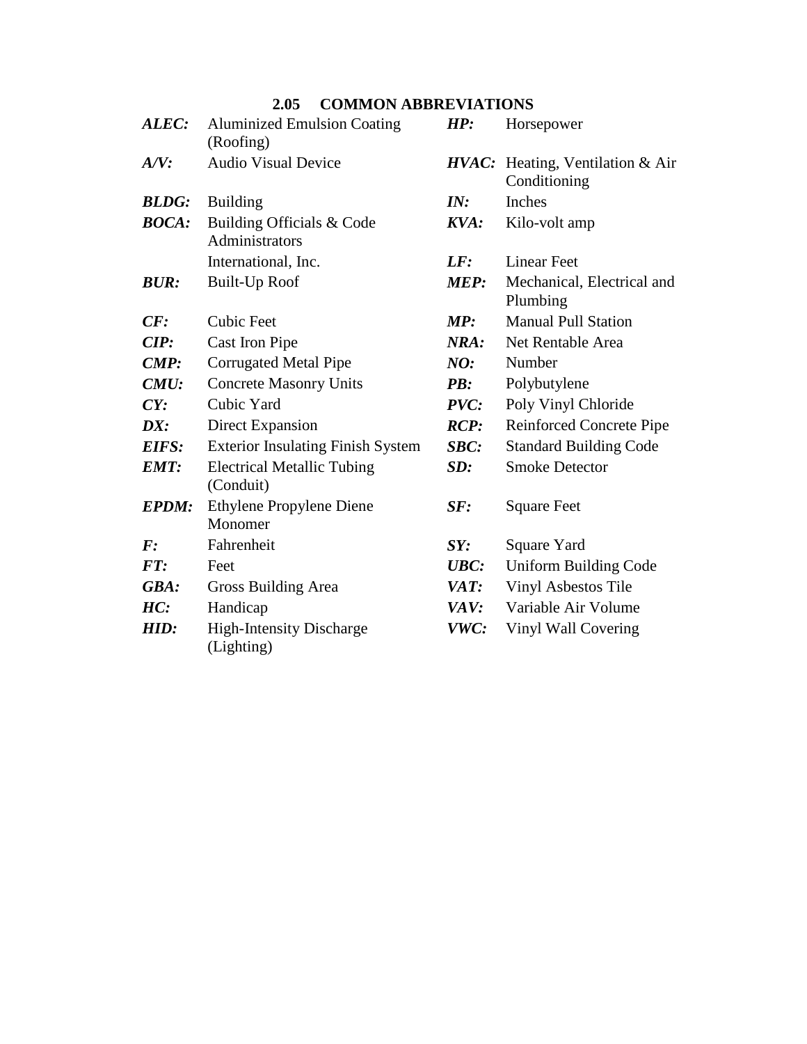## 2.05 COMMON ABBREVIATIONS

***ALEC:*** Aluminized Emulsion Coating (Roofing)

***A/V:*** Audio Visual Device

***BLDG:*** Building

***BOCA:*** Building Officials & Code Administrators International, Inc.

***BUR:*** Built-Up Roof

***CF:*** Cubic Feet

***CIP:*** Cast Iron Pipe

***CMP:*** Corrugated Metal Pipe

***CMU:*** Concrete Masonry Units

***CY:*** Cubic Yard

***DX:*** Direct Expansion

***EIFS:*** Exterior Insulating Finish System

***EMT:*** Electrical Metallic Tubing (Conduit)

***EPDM:*** Ethylene Propylene Diene Monomer

***F:*** Fahrenheit

***FT:*** Feet

***GBA:*** Gross Building Area

***HC:*** Handicap

***HID:*** High-Intensity Discharge (Lighting)

***HP:*** Horsepower

***HVAC:*** Heating, Ventilation & Air Conditioning

***IN:*** Inches

***KVA:*** Kilo-volt amp

***LF:*** Linear Feet

***MEP:*** Mechanical, Electrical and Plumbing

***MP:*** Manual Pull Station

***NRA:*** Net Rentable Area

***NO:*** Number

***PB:*** Polybutylene

***PVC:*** Poly Vinyl Chloride

***RCP:*** Reinforced Concrete Pipe

***SBC:*** Standard Building Code

***SD:*** Smoke Detector

***SF:*** Square Feet

***SY:*** Square Yard

***UBC:*** Uniform Building Code

***VAT:*** Vinyl Asbestos Tile

***VAV:*** Variable Air Volume

***VWC:*** Vinyl Wall Covering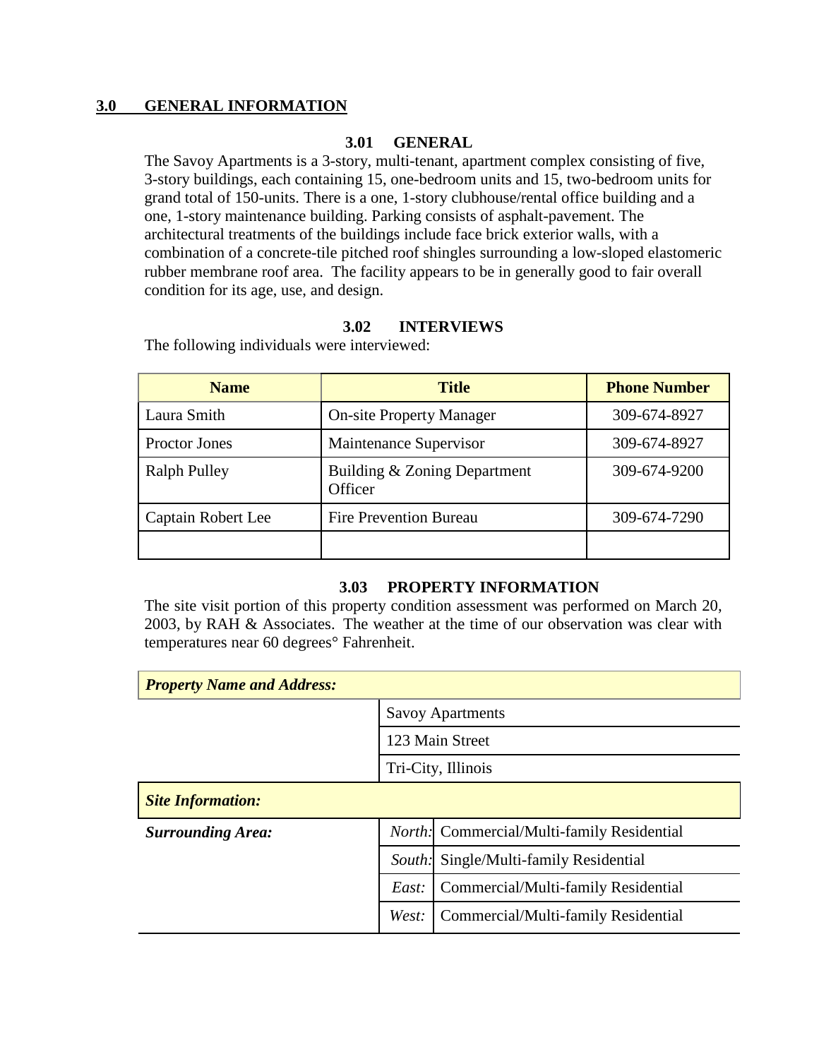## 3.0 GENERAL INFORMATION

### 3.01 GENERAL

The Savoy Apartments is a 3-story, multi-tenant, apartment complex consisting of five, 3-story buildings, each containing 15, one-bedroom units and 15, two-bedroom units for grand total of 150-units. There is a one, 1-story clubhouse/rental office building and a one, 1-story maintenance building. Parking consists of asphalt-pavement. The architectural treatments of the buildings include face brick exterior walls, with a combination of a concrete-tile pitched roof shingles surrounding a low-sloped elastomeric rubber membrane roof area. The facility appears to be in generally good to fair overall condition for its age, use, and design.

### 3.02 INTERVIEWS

The following individuals were interviewed:

| Name | Title | Phone Number |
|---|---|---|
| Laura Smith | On-site Property Manager | 309-674-8927 |
| Proctor Jones | Maintenance Supervisor | 309-674-8927 |
| Ralph Pulley | Building & Zoning Department Officer | 309-674-9200 |
| Captain Robert Lee | Fire Prevention Bureau | 309-674-7290 |
| | | |

### 3.03 PROPERTY INFORMATION

The site visit portion of this property condition assessment was performed on March 20, 2003, by RAH & Associates. The weather at the time of our observation was clear with temperatures near 60 degrees° Fahrenheit.

| ***Property Name and Address:*** | | |
|---|---|---|
| | Savoy Apartments | |
| | 123 Main Street | |
| | Tri-City, Illinois | |
| ***Site Information:*** | | |
| ***Surrounding Area:*** | *North:* | Commercial/Multi-family Residential |
| | *South:* | Single/Multi-family Residential |
| | *East:* | Commercial/Multi-family Residential |
| | *West:* | Commercial/Multi-family Residential |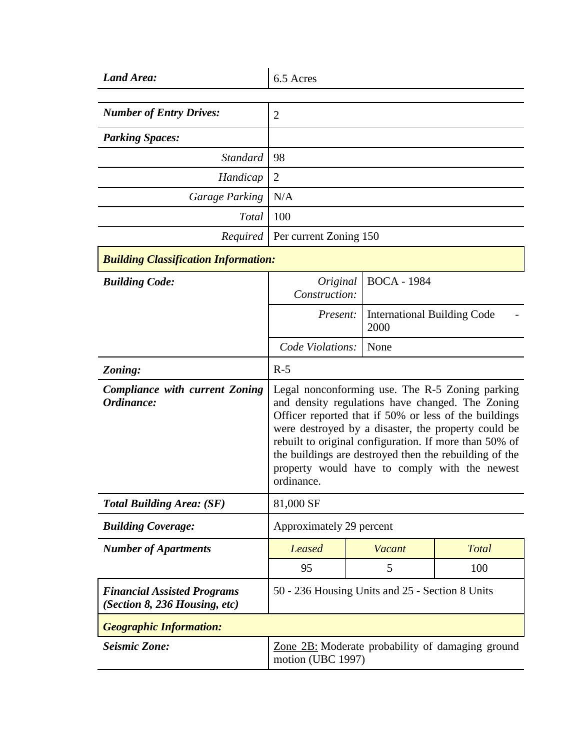| | | | |
|---|---|---|---|
| ***Land Area:*** | 6.5 Acres | | |
| ***Number of Entry Drives:*** | 2 | | |
| ***Parking Spaces:*** | | | |
| *Standard* | 98 | | |
| *Handicap* | 2 | | |
| *Garage Parking* | N/A | | |
| *Total* | 100 | | |
| *Required* | Per current Zoning 150 | | |
| ***Building Classification Information:*** | | | |
| ***Building Code:*** | *Original Construction:* | BOCA - 1984 | |
| | *Present:* | International Building Code - 2000 | |
| | *Code Violations:* | None | |
| ***Zoning:*** | R-5 | | |
| ***Compliance with current Zoning Ordinance:*** | Legal nonconforming use. The R-5 Zoning parking and density regulations have changed. The Zoning Officer reported that if 50% or less of the buildings were destroyed by a disaster, the property could be rebuilt to original configuration. If more than 50% of the buildings are destroyed then the rebuilding of the property would have to comply with the newest ordinance. | | |
| ***Total Building Area: (SF)*** | 81,000 SF | | |
| ***Building Coverage:*** | Approximately 29 percent | | |
| ***Number of Apartments*** | *Leased* | *Vacant* | *Total* |
| | 95 | 5 | 100 |
| ***Financial Assisted Programs (Section 8, 236 Housing, etc)*** | 50 - 236 Housing Units and 25 - Section 8 Units | | |
| ***Geographic Information:*** | | | |
| ***Seismic Zone:*** | Zone 2B: Moderate probability of damaging ground motion (UBC 1997) | | |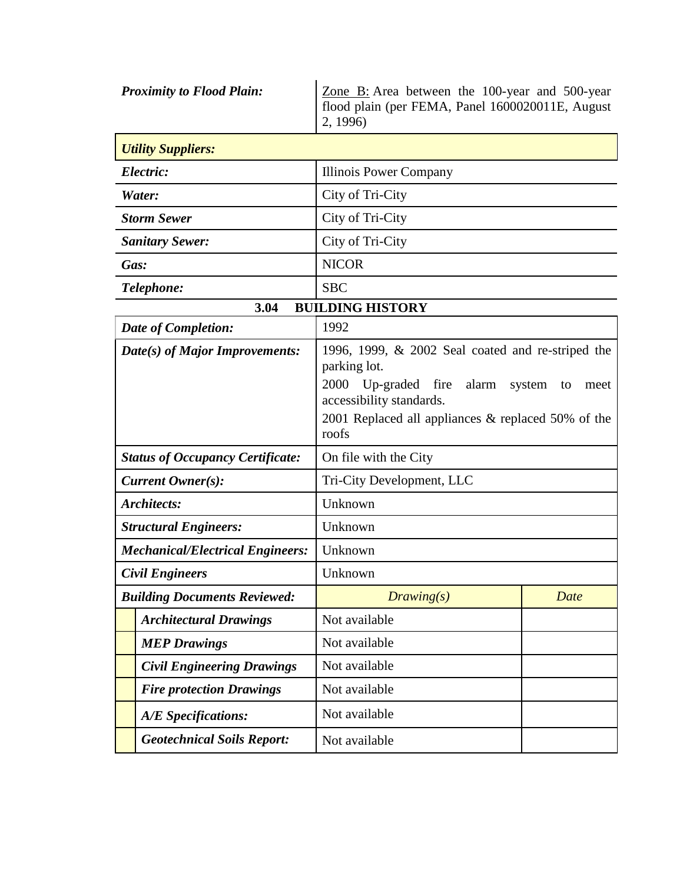| | |
|---|---|
| ***Proximity to Flood Plain:*** | Zone B: Area between the 100-year and 500-year flood plain (per FEMA, Panel 1600020011E, August 2, 1996) |
| ***Utility Suppliers:*** | |
| ***Electric:*** | Illinois Power Company |
| ***Water:*** | City of Tri-City |
| ***Storm Sewer*** | City of Tri-City |
| ***Sanitary Sewer:*** | City of Tri-City |
| ***Gas:*** | NICOR |
| ***Telephone:*** | SBC |

### 3.04 BUILDING HISTORY

| | | |
|---|---|---|
| ***Date of Completion:*** | 1992 | |
| ***Date(s) of Major Improvements:*** | 1996, 1999, & 2002 Seal coated and re-striped the parking lot.<br>2000 Up-graded fire alarm system to meet accessibility standards.<br>2001 Replaced all appliances & replaced 50% of the roofs | |
| ***Status of Occupancy Certificate:*** | On file with the City | |
| ***Current Owner(s):*** | Tri-City Development, LLC | |
| ***Architects:*** | Unknown | |
| ***Structural Engineers:*** | Unknown | |
| ***Mechanical/Electrical Engineers:*** | Unknown | |
| ***Civil Engineers*** | Unknown | |
| ***Building Documents Reviewed:*** | *Drawing(s)* | *Date* |
| ***Architectural Drawings*** | Not available | |
| ***MEP Drawings*** | Not available | |
| ***Civil Engineering Drawings*** | Not available | |
| ***Fire protection Drawings*** | Not available | |
| ***A/E Specifications:*** | Not available | |
| ***Geotechnical Soils Report:*** | Not available | |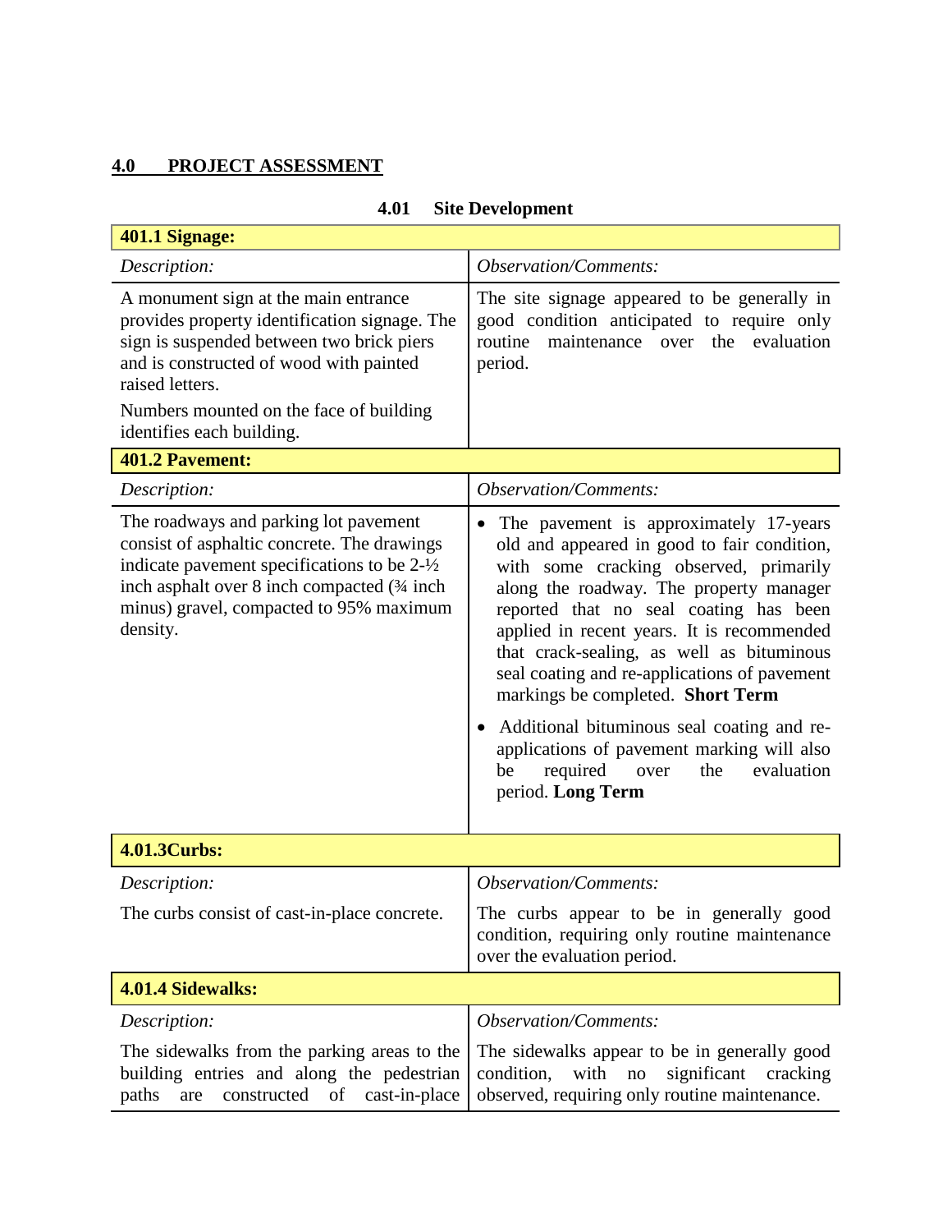## 4.0 PROJECT ASSESSMENT

### 4.01 Site Development

| **401.1 Signage:** | |
|---|---|
| *Description:* | *Observation/Comments:* |
| A monument sign at the main entrance provides property identification signage. The sign is suspended between two brick piers and is constructed of wood with painted raised letters.<br><br>Numbers mounted on the face of building identifies each building. | The site signage appeared to be generally in good condition anticipated to require only routine maintenance over the evaluation period. |
| **401.2 Pavement:** | |
| *Description:* | *Observation/Comments:* |
| The roadways and parking lot pavement consist of asphaltic concrete. The drawings indicate pavement specifications to be 2-½ inch asphalt over 8 inch compacted (¾ inch minus) gravel, compacted to 95% maximum density. | • The pavement is approximately 17-years old and appeared in good to fair condition, with some cracking observed, primarily along the roadway. The property manager reported that no seal coating has been applied in recent years. It is recommended that crack-sealing, as well as bituminous seal coating and re-applications of pavement markings be completed. **Short Term**<br><br>• Additional bituminous seal coating and re-applications of pavement marking will also be required over the evaluation period. **Long Term** |
| **4.01.3Curbs:** | |
| *Description:* | *Observation/Comments:* |
| The curbs consist of cast-in-place concrete. | The curbs appear to be in generally good condition, requiring only routine maintenance over the evaluation period. |
| **4.01.4 Sidewalks:** | |
| *Description:* | *Observation/Comments:* |
| The sidewalks from the parking areas to the building entries and along the pedestrian paths are constructed of cast-in-place | The sidewalks appear to be in generally good condition, with no significant cracking observed, requiring only routine maintenance. |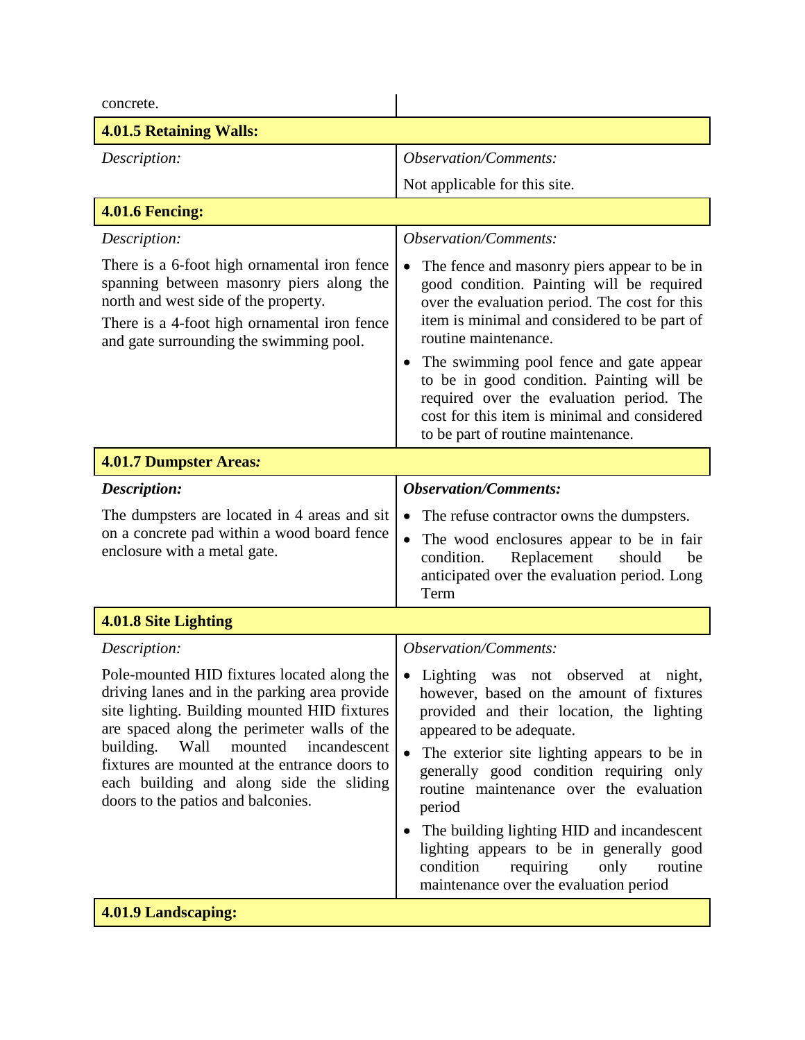concrete.

### 4.01.5 Retaining Walls:

| *Description:* | *Observation/Comments:* |
| --- | --- |
| | Not applicable for this site. |

### 4.01.6 Fencing:

| *Description:* | *Observation/Comments:* |
| --- | --- |
| There is a 6-foot high ornamental iron fence spanning between masonry piers along the north and west side of the property.<br><br>There is a 4-foot high ornamental iron fence and gate surrounding the swimming pool. | • The fence and masonry piers appear to be in good condition. Painting will be required over the evaluation period. The cost for this item is minimal and considered to be part of routine maintenance.<br><br>• The swimming pool fence and gate appear to be in good condition. Painting will be required over the evaluation period. The cost for this item is minimal and considered to be part of routine maintenance. |

### 4.01.7 Dumpster Areas*:*

| ***Description:*** | ***Observation/Comments:*** |
| --- | --- |
| The dumpsters are located in 4 areas and sit on a concrete pad within a wood board fence enclosure with a metal gate. | • The refuse contractor owns the dumpsters.<br><br>• The wood enclosures appear to be in fair condition. Replacement should be anticipated over the evaluation period. Long Term |

### 4.01.8 Site Lighting

| *Description:* | *Observation/Comments:* |
| --- | --- |
| Pole-mounted HID fixtures located along the driving lanes and in the parking area provide site lighting. Building mounted HID fixtures are spaced along the perimeter walls of the building. Wall mounted incandescent fixtures are mounted at the entrance doors to each building and along side the sliding doors to the patios and balconies. | • Lighting was not observed at night, however, based on the amount of fixtures provided and their location, the lighting appeared to be adequate.<br><br>• The exterior site lighting appears to be in generally good condition requiring only routine maintenance over the evaluation period<br><br>• The building lighting HID and incandescent lighting appears to be in generally good condition requiring only routine maintenance over the evaluation period |

### 4.01.9 Landscaping: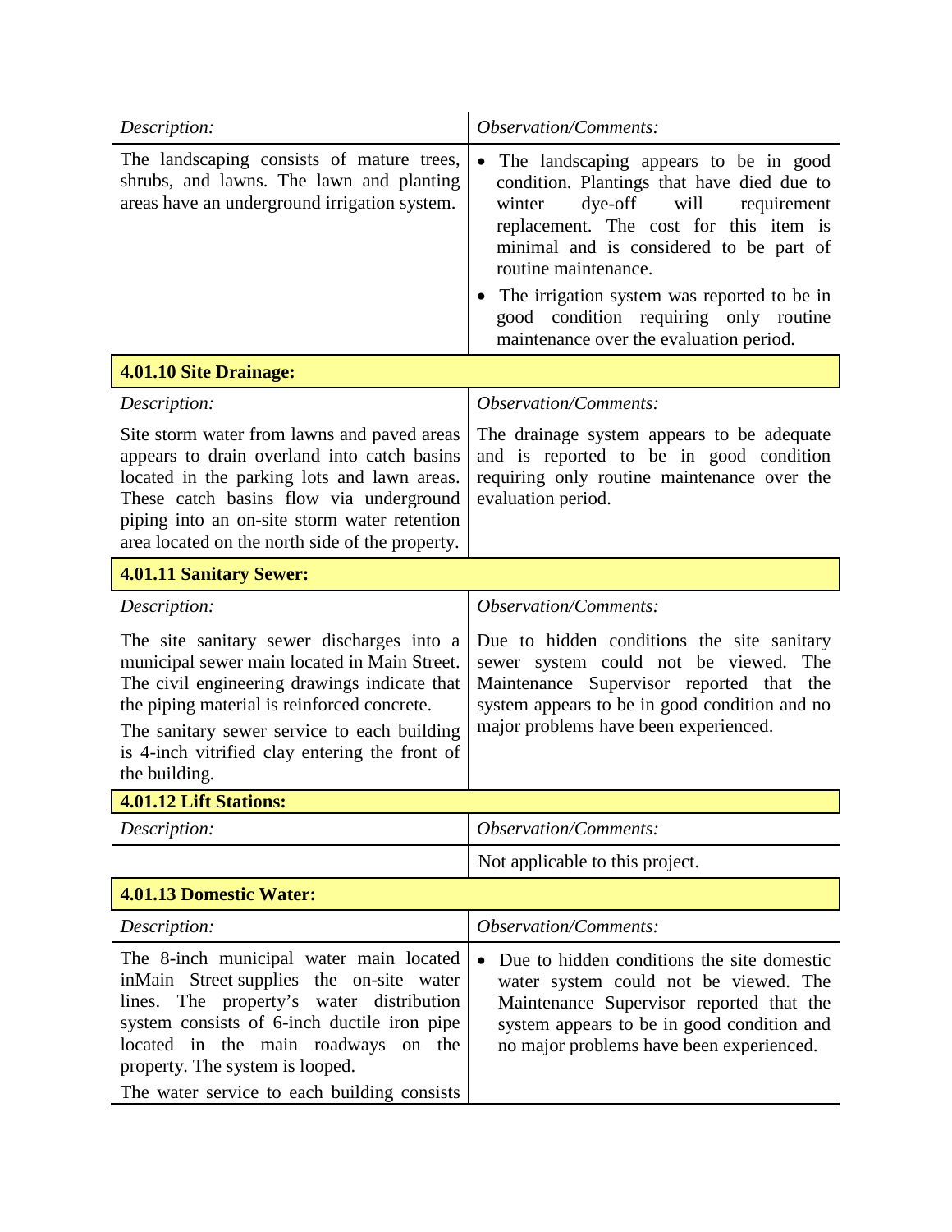| *Description:* | *Observation/Comments:* |
|---|---|
| The landscaping consists of mature trees, shrubs, and lawns. The lawn and planting areas have an underground irrigation system. | • The landscaping appears to be in good condition. Plantings that have died due to winter dye-off will requirement replacement. The cost for this item is minimal and is considered to be part of routine maintenance.<br>• The irrigation system was reported to be in good condition requiring only routine maintenance over the evaluation period. |

**4.01.10 Site Drainage:**

| *Description:* | *Observation/Comments:* |
|---|---|
| Site storm water from lawns and paved areas appears to drain overland into catch basins located in the parking lots and lawn areas. These catch basins flow via underground piping into an on-site storm water retention area located on the north side of the property. | The drainage system appears to be adequate and is reported to be in good condition requiring only routine maintenance over the evaluation period. |

**4.01.11 Sanitary Sewer:**

| *Description:* | *Observation/Comments:* |
|---|---|
| The site sanitary sewer discharges into a municipal sewer main located in Main Street. The civil engineering drawings indicate that the piping material is reinforced concrete.<br>The sanitary sewer service to each building is 4-inch vitrified clay entering the front of the building. | Due to hidden conditions the site sanitary sewer system could not be viewed. The Maintenance Supervisor reported that the system appears to be in good condition and no major problems have been experienced. |

**4.01.12 Lift Stations:**

| *Description:* | *Observation/Comments:* |
|---|---|
| | Not applicable to this project. |

**4.01.13 Domestic Water:**

| *Description:* | *Observation/Comments:* |
|---|---|
| The 8-inch municipal water main located inMain Street supplies the on-site water lines. The property's water distribution system consists of 6-inch ductile iron pipe located in the main roadways on the property. The system is looped.<br>The water service to each building consists | • Due to hidden conditions the site domestic water system could not be viewed. The Maintenance Supervisor reported that the system appears to be in good condition and no major problems have been experienced. |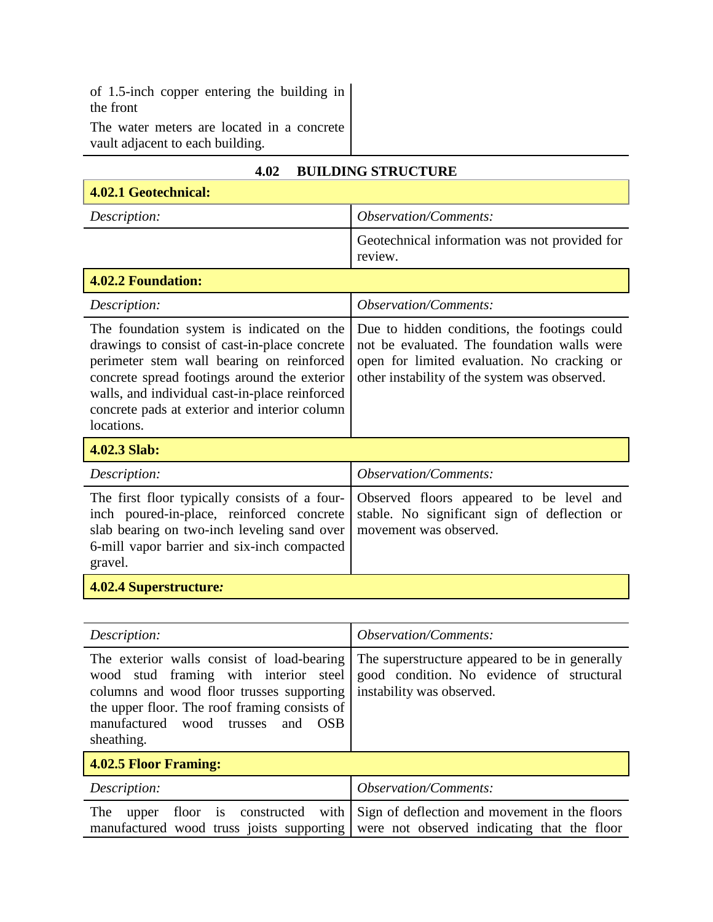| | |
|---|---|
| of 1.5-inch copper entering the building in the front<br>The water meters are located in a concrete vault adjacent to each building. | |

## 4.02 BUILDING STRUCTURE

**4.02.1 Geotechnical:**

| *Description:* | *Observation/Comments:* |
|---|---|
| | Geotechnical information was not provided for review. |

**4.02.2 Foundation:**

| *Description:* | *Observation/Comments:* |
|---|---|
| The foundation system is indicated on the drawings to consist of cast-in-place concrete perimeter stem wall bearing on reinforced concrete spread footings around the exterior walls, and individual cast-in-place reinforced concrete pads at exterior and interior column locations. | Due to hidden conditions, the footings could not be evaluated. The foundation walls were open for limited evaluation. No cracking or other instability of the system was observed. |

**4.02.3 Slab:**

| *Description:* | *Observation/Comments:* |
|---|---|
| The first floor typically consists of a four-inch poured-in-place, reinforced concrete slab bearing on two-inch leveling sand over 6-mill vapor barrier and six-inch compacted gravel. | Observed floors appeared to be level and stable. No significant sign of deflection or movement was observed. |

**4.02.4 Superstructure*:***

| *Description:* | *Observation/Comments:* |
|---|---|
| The exterior walls consist of load-bearing wood stud framing with interior steel columns and wood floor trusses supporting the upper floor. The roof framing consists of manufactured wood trusses and OSB sheathing. | The superstructure appeared to be in generally good condition. No evidence of structural instability was observed. |

**4.02.5 Floor Framing:**

| *Description:* | *Observation/Comments:* |
|---|---|
| The upper floor is constructed with manufactured wood truss joists supporting | Sign of deflection and movement in the floors were not observed indicating that the floor |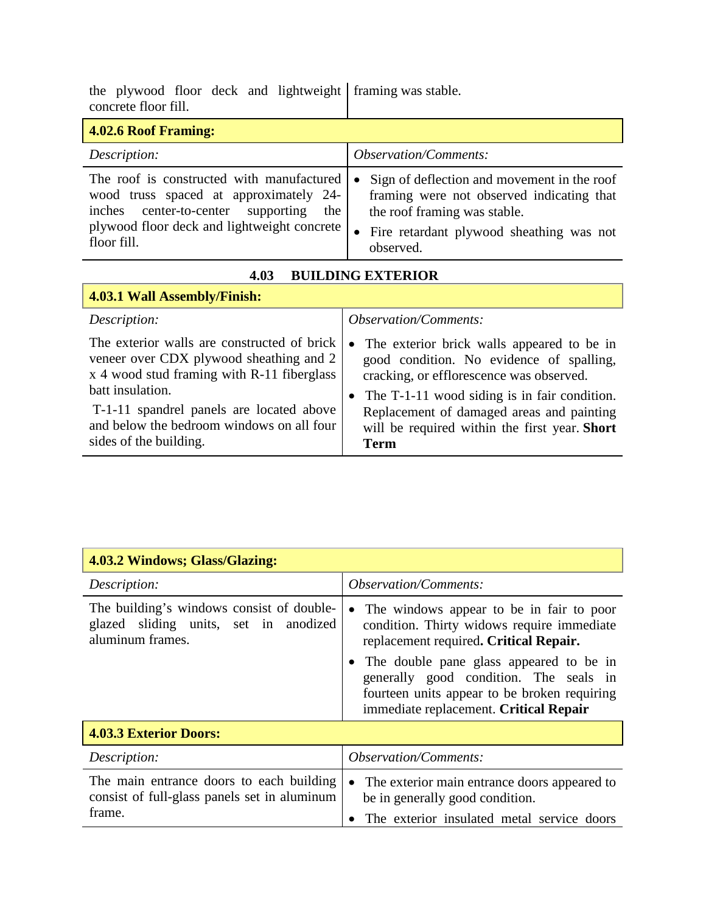| | |
|---|---|
| the plywood floor deck and lightweight concrete floor fill. | framing was stable. |

| **4.02.6 Roof Framing:** | |
|---|---|
| *Description:* | *Observation/Comments:* |
| The roof is constructed with manufactured wood truss spaced at approximately 24-inches center-to-center supporting the plywood floor deck and lightweight concrete floor fill. | • Sign of deflection and movement in the roof framing were not observed indicating that the roof framing was stable.<br>• Fire retardant plywood sheathing was not observed. |

## 4.03 BUILDING EXTERIOR

| **4.03.1 Wall Assembly/Finish:** | |
|---|---|
| *Description:* | *Observation/Comments:* |
| The exterior walls are constructed of brick veneer over CDX plywood sheathing and 2 x 4 wood stud framing with R-11 fiberglass batt insulation.<br>T-1-11 spandrel panels are located above and below the bedroom windows on all four sides of the building. | • The exterior brick walls appeared to be in good condition. No evidence of spalling, cracking, or efflorescence was observed.<br>• The T-1-11 wood siding is in fair condition. Replacement of damaged areas and painting will be required within the first year. **Short Term** |

| **4.03.2 Windows; Glass/Glazing:** | |
|---|---|
| *Description:* | *Observation/Comments:* |
| The building's windows consist of double-glazed sliding units, set in anodized aluminum frames. | • The windows appear to be in fair to poor condition. Thirty widows require immediate replacement required**. Critical Repair.**<br>• The double pane glass appeared to be in generally good condition. The seals in fourteen units appear to be broken requiring immediate replacement. **Critical Repair** |

| **4.03.3 Exterior Doors:** | |
|---|---|
| *Description:* | *Observation/Comments:* |
| The main entrance doors to each building consist of full-glass panels set in aluminum frame. | • The exterior main entrance doors appeared to be in generally good condition.<br>• The exterior insulated metal service doors |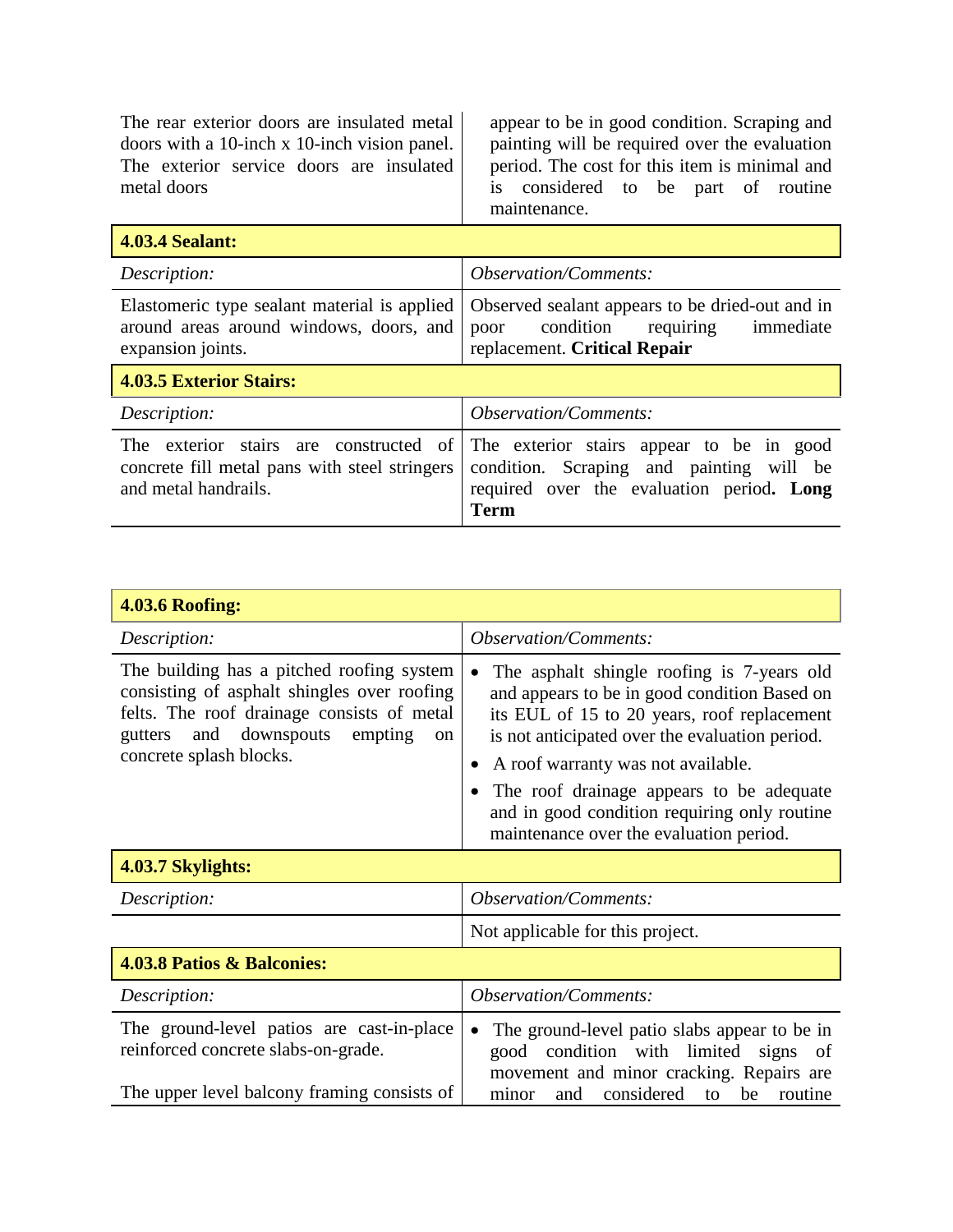| | |
|---|---|
| The rear exterior doors are insulated metal doors with a 10-inch x 10-inch vision panel. The exterior service doors are insulated metal doors | appear to be in good condition. Scraping and painting will be required over the evaluation period. The cost for this item is minimal and is considered to be part of routine maintenance. |

| **4.03.4 Sealant:** | |
|---|---|
| *Description:* | *Observation/Comments:* |
| Elastomeric type sealant material is applied around areas around windows, doors, and expansion joints. | Observed sealant appears to be dried-out and in poor condition requiring immediate replacement. **Critical Repair** |

| **4.03.5 Exterior Stairs:** | |
|---|---|
| *Description:* | *Observation/Comments:* |
| The exterior stairs are constructed of concrete fill metal pans with steel stringers and metal handrails. | The exterior stairs appear to be in good condition. Scraping and painting will be required over the evaluation period**. Long Term** |

| **4.03.6 Roofing:** | |
|---|---|
| *Description:* | *Observation/Comments:* |
| The building has a pitched roofing system consisting of asphalt shingles over roofing felts. The roof drainage consists of metal gutters and downspouts empting on concrete splash blocks. | • The asphalt shingle roofing is 7-years old and appears to be in good condition Based on its EUL of 15 to 20 years, roof replacement is not anticipated over the evaluation period.<br>• A roof warranty was not available.<br>• The roof drainage appears to be adequate and in good condition requiring only routine maintenance over the evaluation period. |

| **4.03.7 Skylights:** | |
|---|---|
| *Description:* | *Observation/Comments:* |
| | Not applicable for this project. |

| **4.03.8 Patios & Balconies:** | |
|---|---|
| *Description:* | *Observation/Comments:* |
| The ground-level patios are cast-in-place reinforced concrete slabs-on-grade.<br><br>The upper level balcony framing consists of | • The ground-level patio slabs appear to be in good condition with limited signs of movement and minor cracking. Repairs are minor and considered to be routine |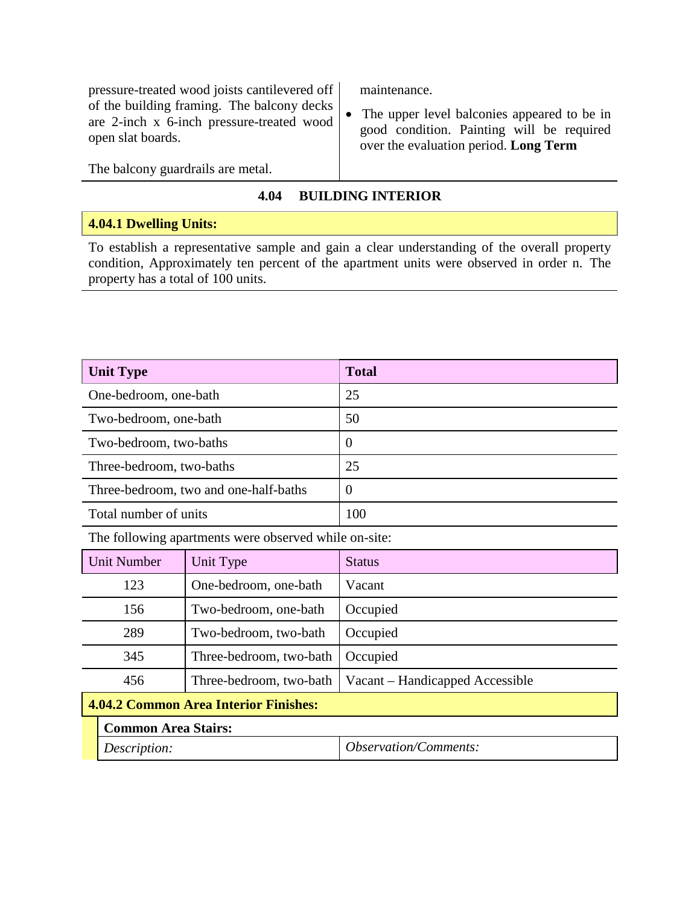| | |
|---|---|
| pressure-treated wood joists cantilevered off of the building framing. The balcony decks are 2-inch x 6-inch pressure-treated wood open slat boards.<br><br>The balcony guardrails are metal. | maintenance.<br><br>• The upper level balconies appeared to be in good condition. Painting will be required over the evaluation period. **Long Term** |

## 4.04 BUILDING INTERIOR

### 4.04.1 Dwelling Units:

To establish a representative sample and gain a clear understanding of the overall property condition, Approximately ten percent of the apartment units were observed in order n. The property has a total of 100 units.

| Unit Type | Total |
|---|---|
| One-bedroom, one-bath | 25 |
| Two-bedroom, one-bath | 50 |
| Two-bedroom, two-baths | 0 |
| Three-bedroom, two-baths | 25 |
| Three-bedroom, two and one-half-baths | 0 |
| Total number of units | 100 |

The following apartments were observed while on-site:

| Unit Number | Unit Type | Status |
|---|---|---|
| 123 | One-bedroom, one-bath | Vacant |
| 156 | Two-bedroom, one-bath | Occupied |
| 289 | Two-bedroom, two-bath | Occupied |
| 345 | Three-bedroom, two-bath | Occupied |
| 456 | Three-bedroom, two-bath | Vacant – Handicapped Accessible |

### 4.04.2 Common Area Interior Finishes:

**Common Area Stairs:**

| *Description:* | *Observation/Comments:* |
|---|---|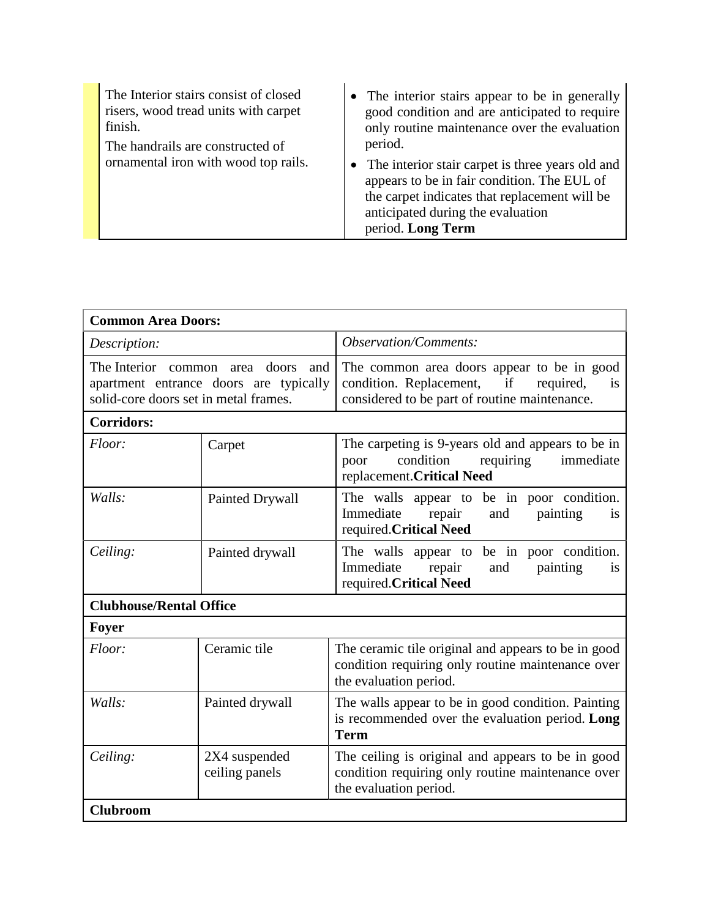| | |
|---|---|
| The Interior stairs consist of closed risers, wood tread units with carpet finish.<br>The handrails are constructed of ornamental iron with wood top rails. | • The interior stairs appear to be in generally good condition and are anticipated to require only routine maintenance over the evaluation period.<br>• The interior stair carpet is three years old and appears to be in fair condition. The EUL of the carpet indicates that replacement will be anticipated during the evaluation period. **Long Term** |

| **Common Area Doors:** | | |
|---|---|---|
| *Description:* | | *Observation/Comments:* |
| The Interior common area doors and apartment entrance doors are typically solid-core doors set in metal frames. | | The common area doors appear to be in good condition. Replacement, if required, is considered to be part of routine maintenance. |
| **Corridors:** | | |
| *Floor:* | Carpet | The carpeting is 9-years old and appears to be in poor condition requiring immediate replacement.**Critical Need** |
| *Walls:* | Painted Drywall | The walls appear to be in poor condition. Immediate repair and painting is required.**Critical Need** |
| *Ceiling:* | Painted drywall | The walls appear to be in poor condition. Immediate repair and painting is required.**Critical Need** |
| **Clubhouse/Rental Office** | | |
| **Foyer** | | |
| *Floor:* | Ceramic tile | The ceramic tile original and appears to be in good condition requiring only routine maintenance over the evaluation period. |
| *Walls:* | Painted drywall | The walls appear to be in good condition. Painting is recommended over the evaluation period. **Long Term** |
| *Ceiling:* | 2X4 suspended ceiling panels | The ceiling is original and appears to be in good condition requiring only routine maintenance over the evaluation period. |
| **Clubroom** | | |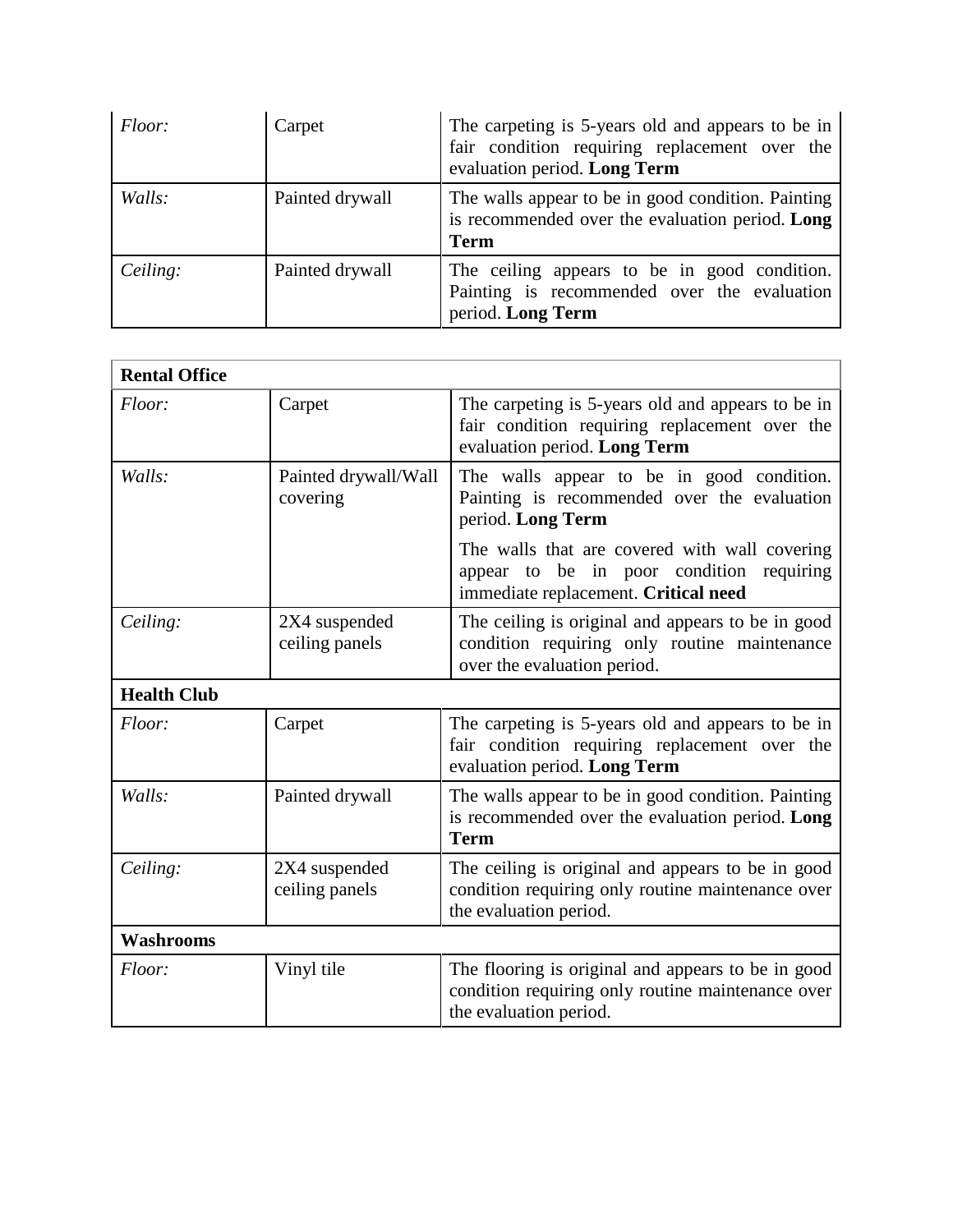| | | |
|---|---|---|
| *Floor:* | Carpet | The carpeting is 5-years old and appears to be in fair condition requiring replacement over the evaluation period. **Long Term** |
| *Walls:* | Painted drywall | The walls appear to be in good condition. Painting is recommended over the evaluation period. **Long Term** |
| *Ceiling:* | Painted drywall | The ceiling appears to be in good condition. Painting is recommended over the evaluation period. **Long Term** |

| **Rental Office** | | |
|---|---|---|
| *Floor:* | Carpet | The carpeting is 5-years old and appears to be in fair condition requiring replacement over the evaluation period. **Long Term** |
| *Walls:* | Painted drywall/Wall covering | The walls appear to be in good condition. Painting is recommended over the evaluation period. **Long Term**<br><br>The walls that are covered with wall covering appear to be in poor condition requiring immediate replacement. **Critical need** |
| *Ceiling:* | 2X4 suspended ceiling panels | The ceiling is original and appears to be in good condition requiring only routine maintenance over the evaluation period. |
| **Health Club** | | |
| *Floor:* | Carpet | The carpeting is 5-years old and appears to be in fair condition requiring replacement over the evaluation period. **Long Term** |
| *Walls:* | Painted drywall | The walls appear to be in good condition. Painting is recommended over the evaluation period. **Long Term** |
| *Ceiling:* | 2X4 suspended ceiling panels | The ceiling is original and appears to be in good condition requiring only routine maintenance over the evaluation period. |
| **Washrooms** | | |
| *Floor:* | Vinyl tile | The flooring is original and appears to be in good condition requiring only routine maintenance over the evaluation period. |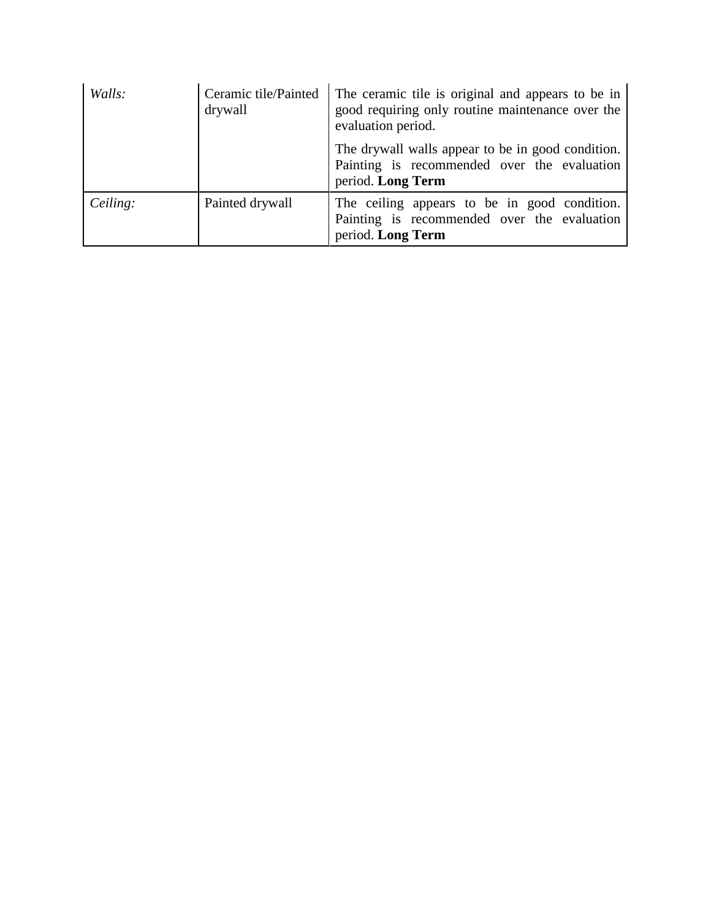| | | |
|---|---|---|
| *Walls:* | Ceramic tile/Painted drywall | The ceramic tile is original and appears to be in good requiring only routine maintenance over the evaluation period.<br><br>The drywall walls appear to be in good condition. Painting is recommended over the evaluation period. **Long Term** |
| *Ceiling:* | Painted drywall | The ceiling appears to be in good condition. Painting is recommended over the evaluation period. **Long Term** |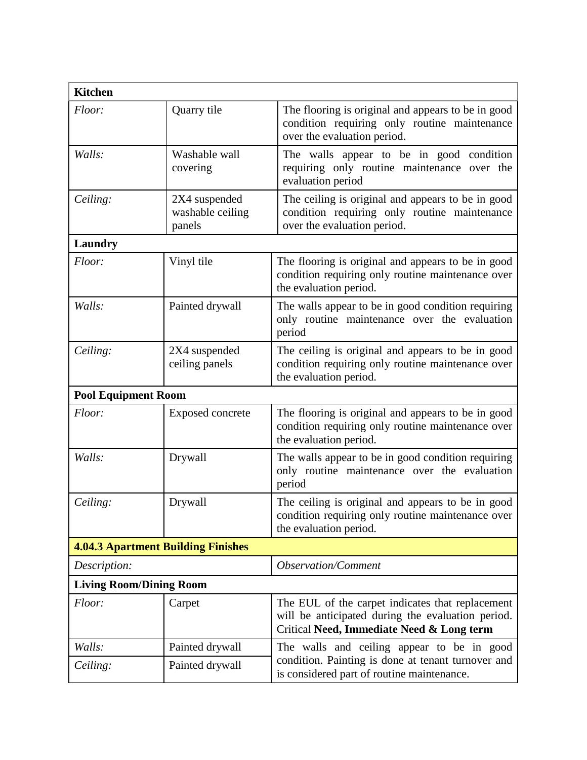| **Kitchen** | | |
|---|---|---|
| *Floor:* | Quarry tile | The flooring is original and appears to be in good condition requiring only routine maintenance over the evaluation period. |
| *Walls:* | Washable wall covering | The walls appear to be in good condition requiring only routine maintenance over the evaluation period |
| *Ceiling:* | 2X4 suspended washable ceiling panels | The ceiling is original and appears to be in good condition requiring only routine maintenance over the evaluation period. |
| **Laundry** | | |
| *Floor:* | Vinyl tile | The flooring is original and appears to be in good condition requiring only routine maintenance over the evaluation period. |
| *Walls:* | Painted drywall | The walls appear to be in good condition requiring only routine maintenance over the evaluation period |
| *Ceiling:* | 2X4 suspended ceiling panels | The ceiling is original and appears to be in good condition requiring only routine maintenance over the evaluation period. |
| **Pool Equipment Room** | | |
| *Floor:* | Exposed concrete | The flooring is original and appears to be in good condition requiring only routine maintenance over the evaluation period. |
| *Walls:* | Drywall | The walls appear to be in good condition requiring only routine maintenance over the evaluation period |
| *Ceiling:* | Drywall | The ceiling is original and appears to be in good condition requiring only routine maintenance over the evaluation period. |

| **4.04.3 Apartment Building Finishes** | | |
|---|---|---|
| *Description:* | | *Observation/Comment* |
| **Living Room/Dining Room** | | |
| *Floor:* | Carpet | The EUL of the carpet indicates that replacement will be anticipated during the evaluation period. Critical **Need, Immediate Need & Long term** |
| *Walls:* | Painted drywall | The walls and ceiling appear to be in good condition. Painting is done at tenant turnover and is considered part of routine maintenance. |
| *Ceiling:* | Painted drywall | |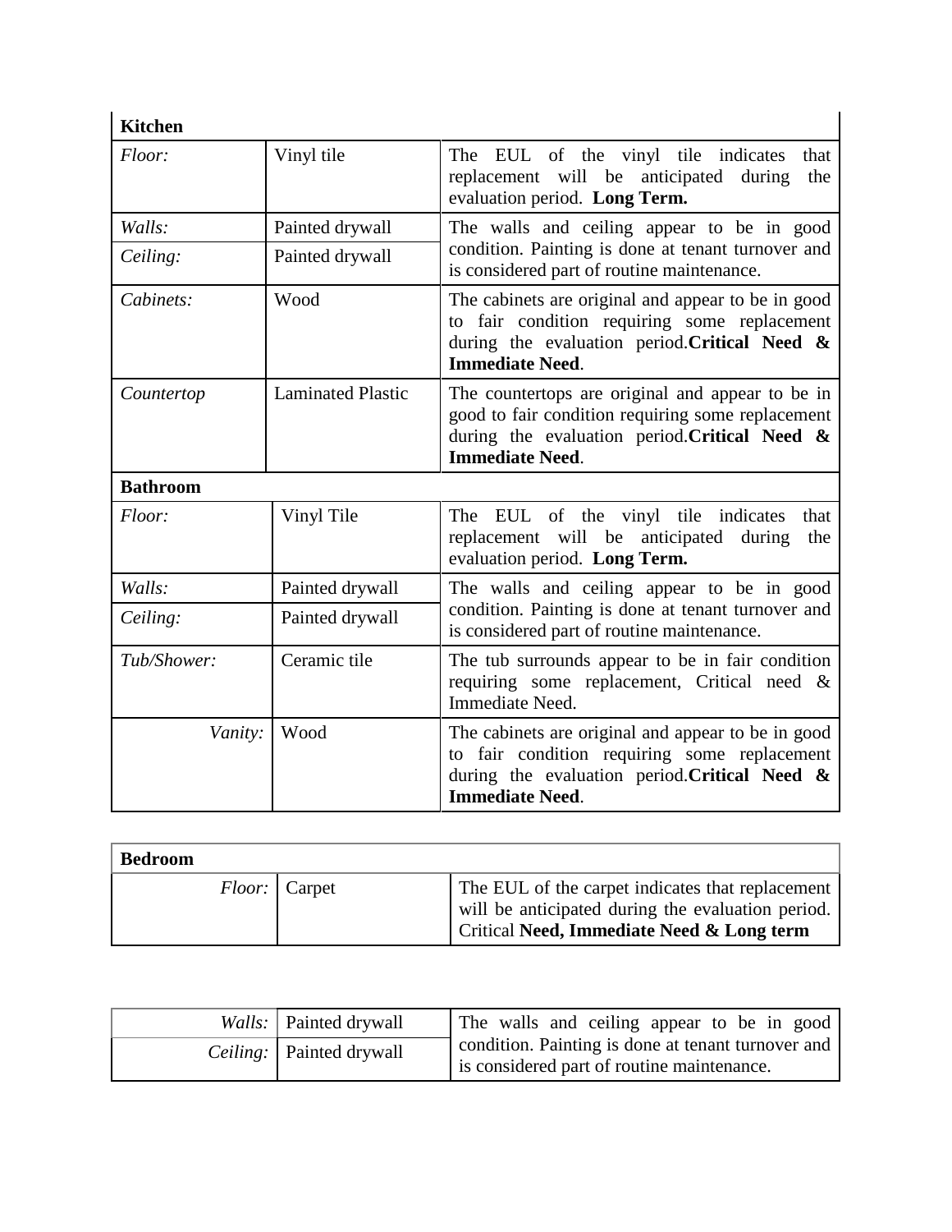| **Kitchen** | | |
|---|---|---|
| *Floor:* | Vinyl tile | The EUL of the vinyl tile indicates that replacement will be anticipated during the evaluation period. **Long Term.** |
| *Walls:* | Painted drywall | The walls and ceiling appear to be in good condition. Painting is done at tenant turnover and is considered part of routine maintenance. |
| *Ceiling:* | Painted drywall | |
| *Cabinets:* | Wood | The cabinets are original and appear to be in good to fair condition requiring some replacement during the evaluation period.**Critical Need & Immediate Need**. |
| *Countertop* | Laminated Plastic | The countertops are original and appear to be in good to fair condition requiring some replacement during the evaluation period.**Critical Need & Immediate Need**. |
| **Bathroom** | | |
| *Floor:* | Vinyl Tile | The EUL of the vinyl tile indicates that replacement will be anticipated during the evaluation period. **Long Term.** |
| *Walls:* | Painted drywall | The walls and ceiling appear to be in good condition. Painting is done at tenant turnover and is considered part of routine maintenance. |
| *Ceiling:* | Painted drywall | |
| *Tub/Shower:* | Ceramic tile | The tub surrounds appear to be in fair condition requiring some replacement, Critical need & Immediate Need. |
| *Vanity:* | Wood | The cabinets are original and appear to be in good to fair condition requiring some replacement during the evaluation period.**Critical Need & Immediate Need**. |

| **Bedroom** | | |
|---|---|---|
| *Floor:* | Carpet | The EUL of the carpet indicates that replacement will be anticipated during the evaluation period. Critical **Need, Immediate Need & Long term** |

| | | |
|---|---|---|
| *Walls:* | Painted drywall | The walls and ceiling appear to be in good condition. Painting is done at tenant turnover and is considered part of routine maintenance. |
| *Ceiling:* | Painted drywall | |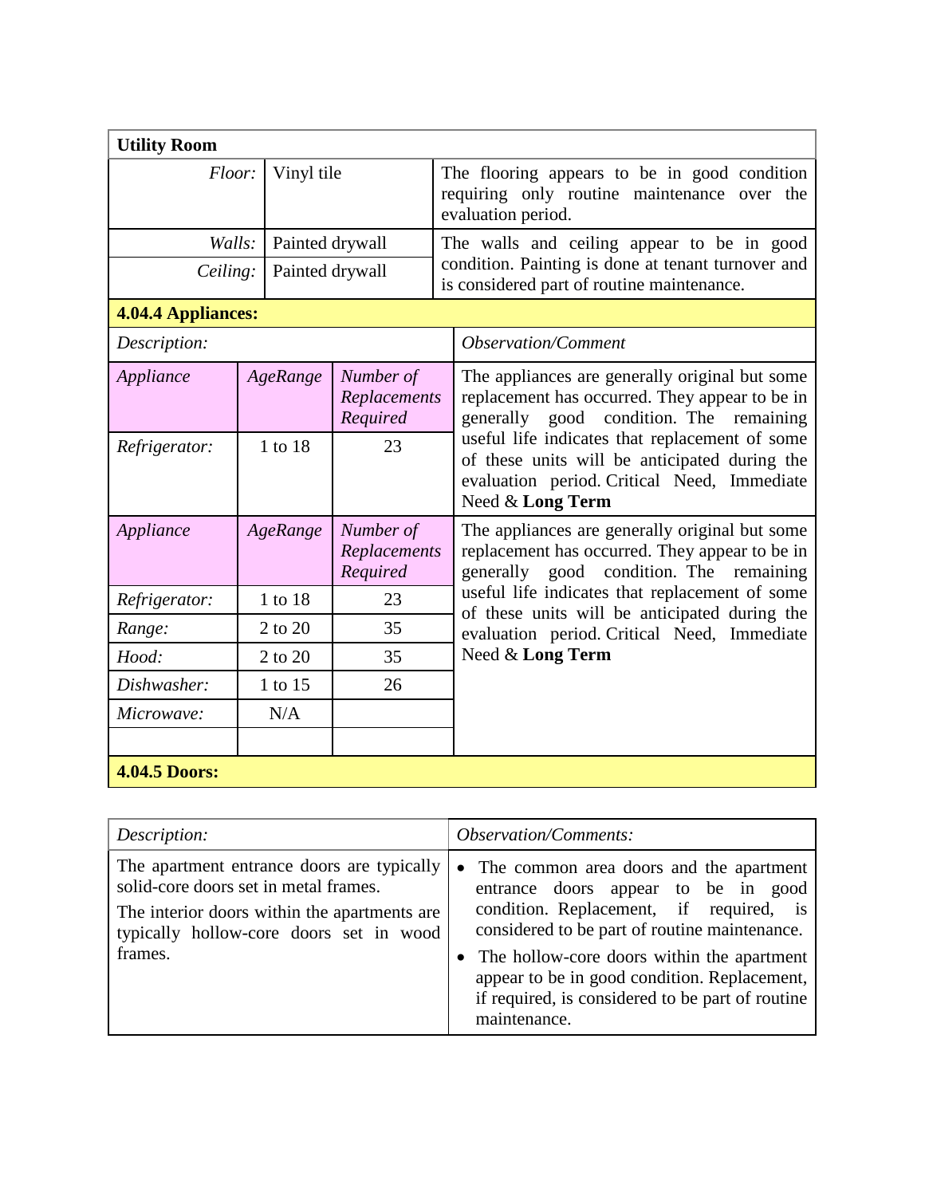| **Utility Room** | | |
|---|---|---|
| *Floor:* | Vinyl tile | The flooring appears to be in good condition requiring only routine maintenance over the evaluation period. |
| *Walls:* | Painted drywall | The walls and ceiling appear to be in good condition. Painting is done at tenant turnover and is considered part of routine maintenance. |
| *Ceiling:* | Painted drywall | |

**4.04.4 Appliances:**

| *Description:* | | | *Observation/Comment* |
|---|---|---|---|
| *Appliance* | *AgeRange* | *Number of Replacements Required* | The appliances are generally original but some replacement has occurred. They appear to be in generally good condition. The remaining useful life indicates that replacement of some of these units will be anticipated during the evaluation period. Critical Need, Immediate Need & **Long Term** |
| *Refrigerator:* | 1 to 18 | 23 | |
| *Appliance* | *AgeRange* | *Number of Replacements Required* | The appliances are generally original but some replacement has occurred. They appear to be in generally good condition. The remaining useful life indicates that replacement of some of these units will be anticipated during the evaluation period. Critical Need, Immediate Need & **Long Term** |
| *Refrigerator:* | 1 to 18 | 23 | |
| *Range:* | 2 to 20 | 35 | |
| *Hood:* | 2 to 20 | 35 | |
| *Dishwasher:* | 1 to 15 | 26 | |
| *Microwave:* | N/A | | |
| | | | |

**4.04.5 Doors:**

| *Description:* | *Observation/Comments:* |
|---|---|
| The apartment entrance doors are typically solid-core doors set in metal frames.<br><br>The interior doors within the apartments are typically hollow-core doors set in wood frames. | • The common area doors and the apartment entrance doors appear to be in good condition. Replacement, if required, is considered to be part of routine maintenance.<br><br>• The hollow-core doors within the apartment appear to be in good condition. Replacement, if required, is considered to be part of routine maintenance. |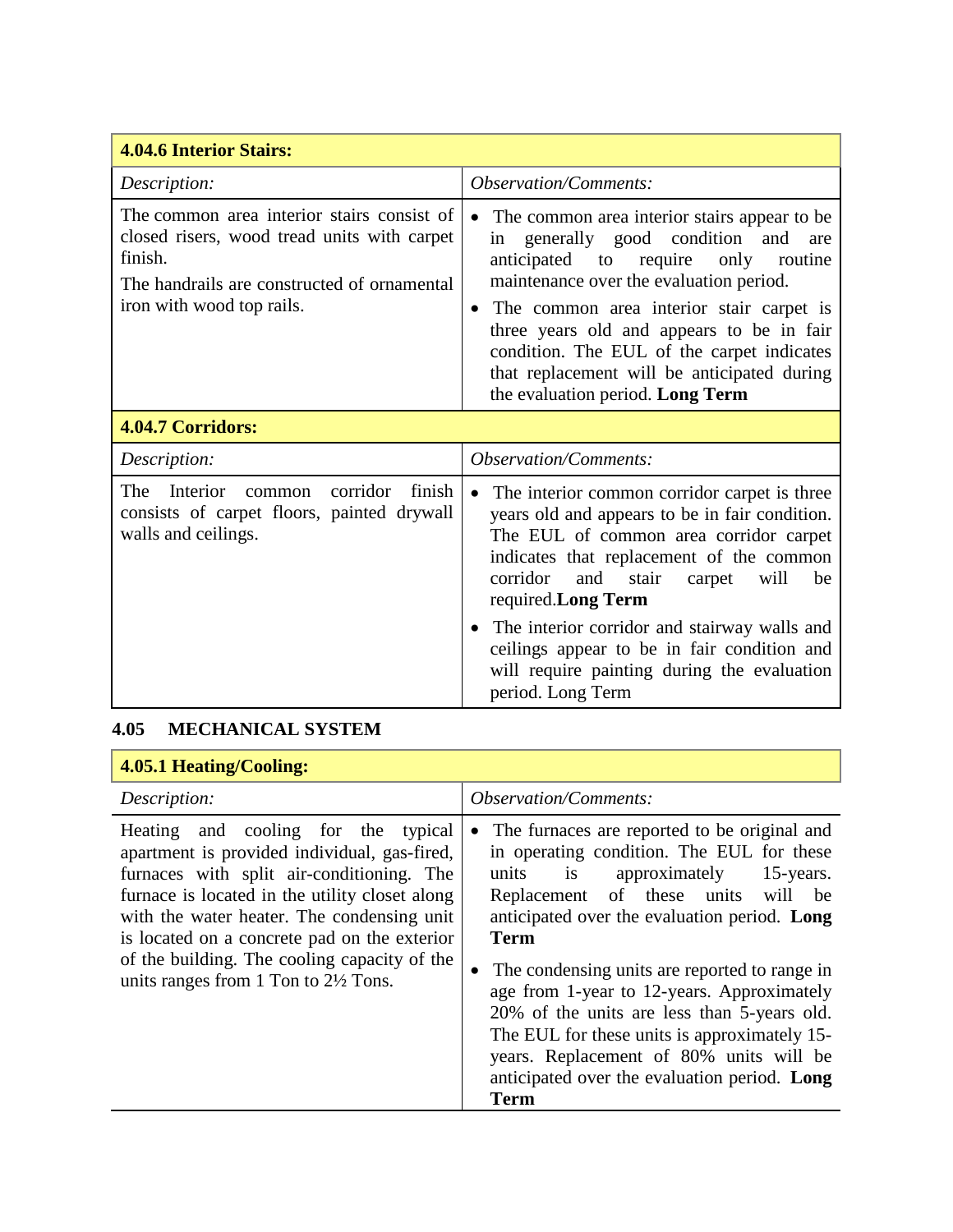| 4.04.6 Interior Stairs: | |
|---|---|
| *Description:* | *Observation/Comments:* |
| The common area interior stairs consist of closed risers, wood tread units with carpet finish.<br>The handrails are constructed of ornamental iron with wood top rails. | • The common area interior stairs appear to be in generally good condition and are anticipated to require only routine maintenance over the evaluation period.<br>• The common area interior stair carpet is three years old and appears to be in fair condition. The EUL of the carpet indicates that replacement will be anticipated during the evaluation period. **Long Term** |
| **4.04.7 Corridors:** | |
| *Description:* | *Observation/Comments:* |
| The Interior common corridor finish consists of carpet floors, painted drywall walls and ceilings. | • The interior common corridor carpet is three years old and appears to be in fair condition. The EUL of common area corridor carpet indicates that replacement of the common corridor and stair carpet will be required.**Long Term**<br>• The interior corridor and stairway walls and ceilings appear to be in fair condition and will require painting during the evaluation period. Long Term |

## 4.05 MECHANICAL SYSTEM

| 4.05.1 Heating/Cooling: | |
|---|---|
| *Description:* | *Observation/Comments:* |
| Heating and cooling for the typical apartment is provided individual, gas-fired, furnaces with split air-conditioning. The furnace is located in the utility closet along with the water heater. The condensing unit is located on a concrete pad on the exterior of the building. The cooling capacity of the units ranges from 1 Ton to 2½ Tons. | • The furnaces are reported to be original and in operating condition. The EUL for these units is approximately 15-years. Replacement of these units will be anticipated over the evaluation period. **Long Term**<br>• The condensing units are reported to range in age from 1-year to 12-years. Approximately 20% of the units are less than 5-years old. The EUL for these units is approximately 15-years. Replacement of 80% units will be anticipated over the evaluation period. **Long Term** |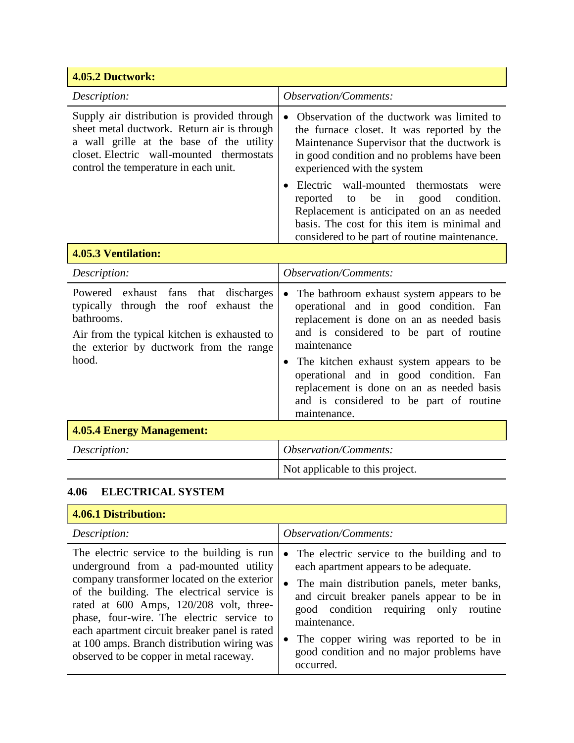| 4.05.2 Ductwork: | |
|---|---|
| *Description:* | *Observation/Comments:* |
| Supply air distribution is provided through sheet metal ductwork. Return air is through a wall grille at the base of the utility closet. Electric wall-mounted thermostats control the temperature in each unit. | • Observation of the ductwork was limited to the furnace closet. It was reported by the Maintenance Supervisor that the ductwork is in good condition and no problems have been experienced with the system<br>• Electric wall-mounted thermostats were reported to be in good condition. Replacement is anticipated on an as needed basis. The cost for this item is minimal and considered to be part of routine maintenance. |

| 4.05.3 Ventilation: | |
|---|---|
| *Description:* | *Observation/Comments:* |
| Powered exhaust fans that discharges typically through the roof exhaust the bathrooms.<br>Air from the typical kitchen is exhausted to the exterior by ductwork from the range hood. | • The bathroom exhaust system appears to be operational and in good condition. Fan replacement is done on an as needed basis and is considered to be part of routine maintenance<br>• The kitchen exhaust system appears to be operational and in good condition. Fan replacement is done on an as needed basis and is considered to be part of routine maintenance. |

| 4.05.4 Energy Management: | |
|---|---|
| *Description:* | *Observation/Comments:* |
| | Not applicable to this project. |

## 4.06 ELECTRICAL SYSTEM

| 4.06.1 Distribution: | |
|---|---|
| *Description:* | *Observation/Comments:* |
| The electric service to the building is run underground from a pad-mounted utility company transformer located on the exterior of the building. The electrical service is rated at 600 Amps, 120/208 volt, three-phase, four-wire. The electric service to each apartment circuit breaker panel is rated at 100 amps. Branch distribution wiring was observed to be copper in metal raceway. | • The electric service to the building and to each apartment appears to be adequate.<br>• The main distribution panels, meter banks, and circuit breaker panels appear to be in good condition requiring only routine maintenance.<br>• The copper wiring was reported to be in good condition and no major problems have occurred. |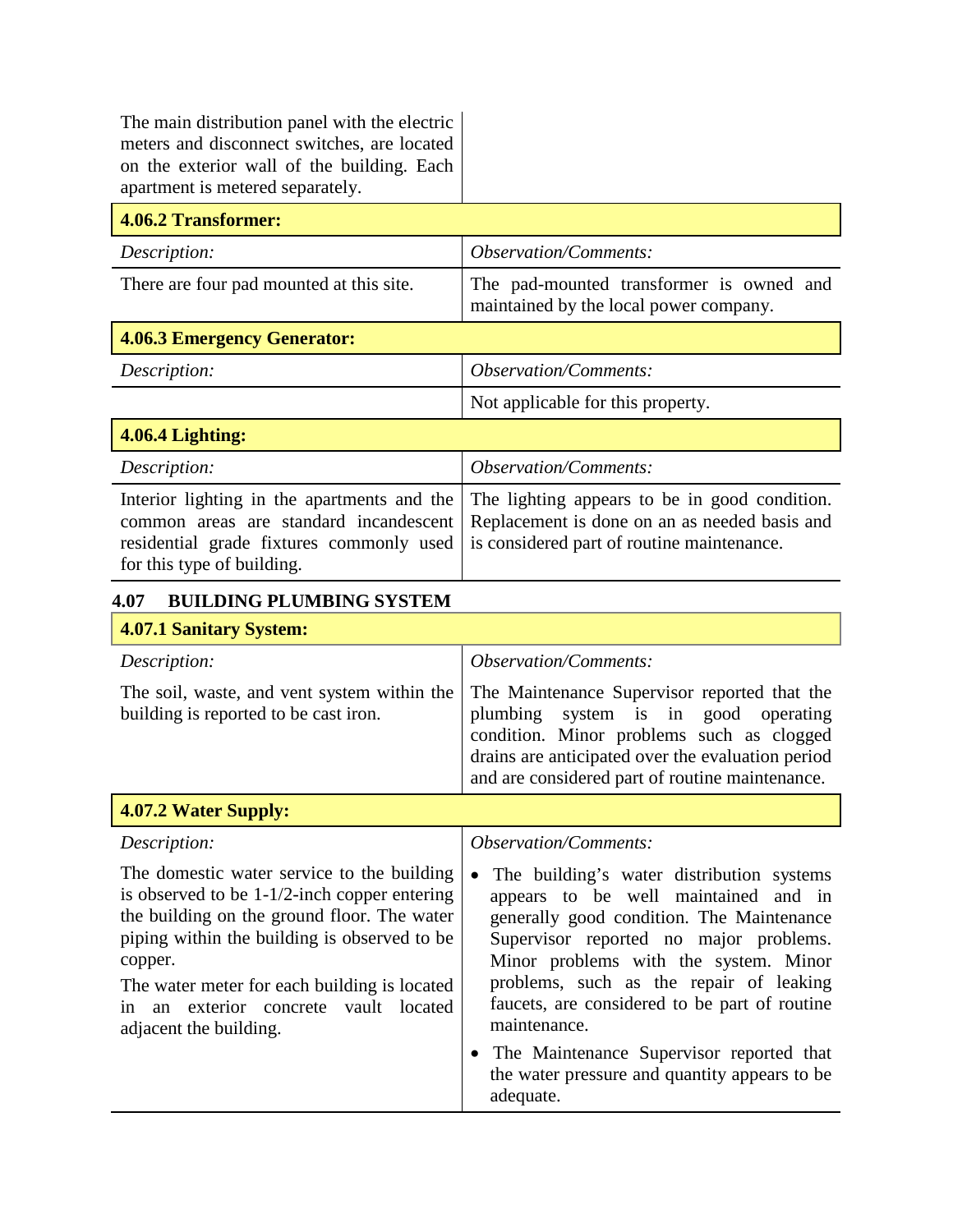| The main distribution panel with the electric meters and disconnect switches, are located on the exterior wall of the building. Each apartment is metered separately. | |
|---|---|
| **4.06.2 Transformer:** | |
| *Description:* | *Observation/Comments:* |
| There are four pad mounted at this site. | The pad-mounted transformer is owned and maintained by the local power company. |
| **4.06.3 Emergency Generator:** | |
| *Description:* | *Observation/Comments:* |
| | Not applicable for this property. |
| **4.06.4 Lighting:** | |
| *Description:* | *Observation/Comments:* |
| Interior lighting in the apartments and the common areas are standard incandescent residential grade fixtures commonly used for this type of building. | The lighting appears to be in good condition. Replacement is done on an as needed basis and is considered part of routine maintenance. |

### 4.07 BUILDING PLUMBING SYSTEM

| **4.07.1 Sanitary System:** | |
|---|---|
| *Description:* | *Observation/Comments:* |
| The soil, waste, and vent system within the building is reported to be cast iron. | The Maintenance Supervisor reported that the plumbing system is in good operating condition. Minor problems such as clogged drains are anticipated over the evaluation period and are considered part of routine maintenance. |
| **4.07.2 Water Supply:** | |
| *Description:* | *Observation/Comments:* |
| The domestic water service to the building is observed to be 1-1/2-inch copper entering the building on the ground floor. The water piping within the building is observed to be copper.<br><br>The water meter for each building is located in an exterior concrete vault located adjacent the building. | • The building's water distribution systems appears to be well maintained and in generally good condition. The Maintenance Supervisor reported no major problems. Minor problems with the system. Minor problems, such as the repair of leaking faucets, are considered to be part of routine maintenance.<br><br>• The Maintenance Supervisor reported that the water pressure and quantity appears to be adequate. |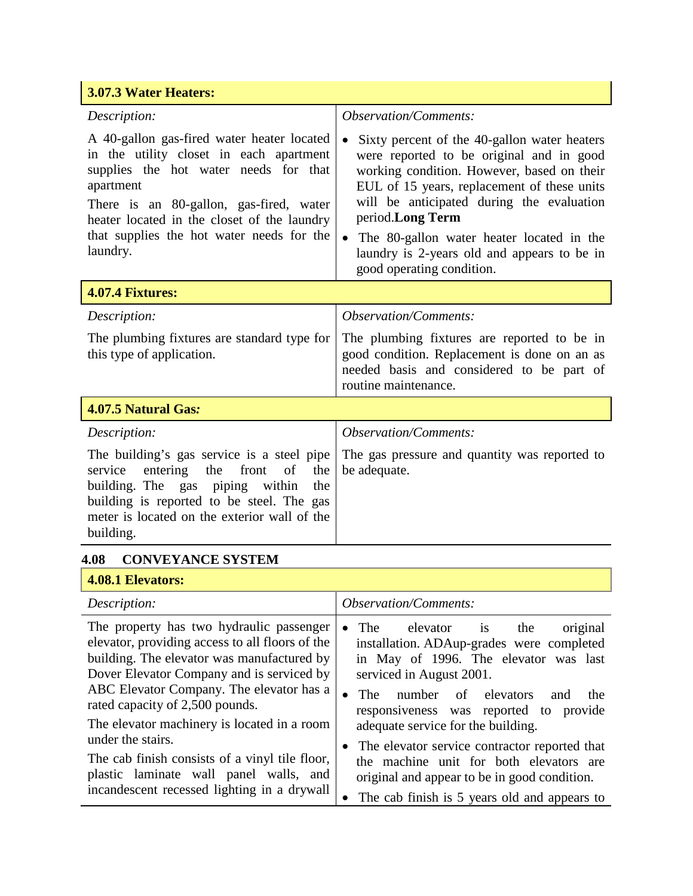| 3.07.3 Water Heaters: | |
|---|---|
| *Description:* | *Observation/Comments:* |
| A 40-gallon gas-fired water heater located in the utility closet in each apartment supplies the hot water needs for that apartment<br>There is an 80-gallon, gas-fired, water heater located in the closet of the laundry that supplies the hot water needs for the laundry. | • Sixty percent of the 40-gallon water heaters were reported to be original and in good working condition. However, based on their EUL of 15 years, replacement of these units will be anticipated during the evaluation period.**Long Term**<br>• The 80-gallon water heater located in the laundry is 2-years old and appears to be in good operating condition. |

| 4.07.4 Fixtures: | |
|---|---|
| *Description:* | *Observation/Comments:* |
| The plumbing fixtures are standard type for this type of application. | The plumbing fixtures are reported to be in good condition. Replacement is done on an as needed basis and considered to be part of routine maintenance. |

| 4.07.5 Natural Gas: | |
|---|---|
| *Description:* | *Observation/Comments:* |
| The building's gas service is a steel pipe service entering the front of the building. The gas piping within the building is reported to be steel. The gas meter is located on the exterior wall of the building. | The gas pressure and quantity was reported to be adequate. |

## 4.08 CONVEYANCE SYSTEM

| 4.08.1 Elevators: | |
|---|---|
| *Description:* | *Observation/Comments:* |
| The property has two hydraulic passenger elevator, providing access to all floors of the building. The elevator was manufactured by Dover Elevator Company and is serviced by ABC Elevator Company. The elevator has a rated capacity of 2,500 pounds.<br>The elevator machinery is located in a room under the stairs.<br>The cab finish consists of a vinyl tile floor, plastic laminate wall panel walls, and incandescent recessed lighting in a drywall | • The elevator is the original installation. ADAup-grades were completed in May of 1996. The elevator was last serviced in August 2001.<br>• The number of elevators and the responsiveness was reported to provide adequate service for the building.<br>• The elevator service contractor reported that the machine unit for both elevators are original and appear to be in good condition.<br>• The cab finish is 5 years old and appears to |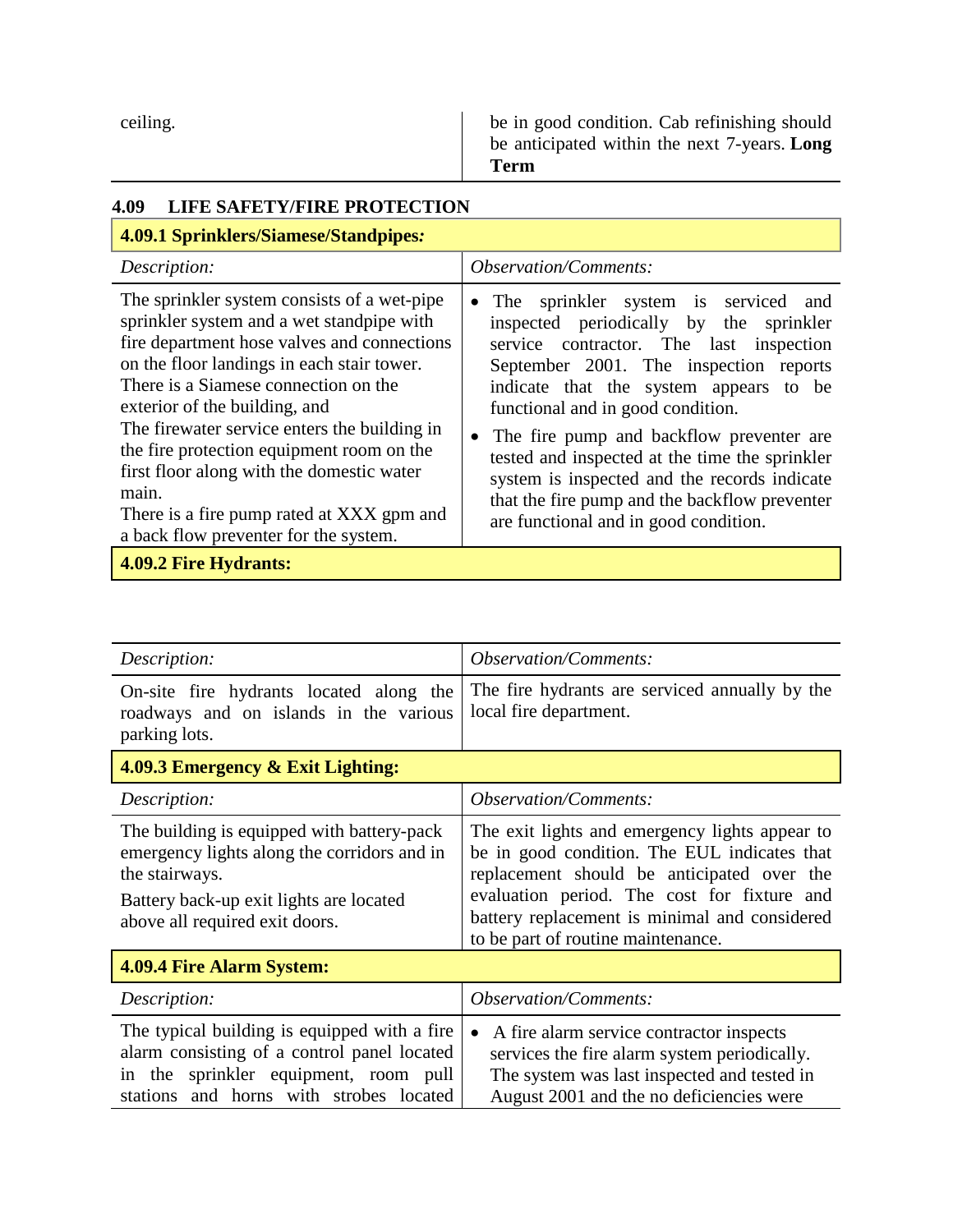| | |
|---|---|
| ceiling. | be in good condition. Cab refinishing should be anticipated within the next 7-years. **Long Term** |

### 4.09 LIFE SAFETY/FIRE PROTECTION

| **4.09.1 Sprinklers/Siamese/Standpipes*:*** | |
|---|---|
| *Description:* | *Observation/Comments:* |
| The sprinkler system consists of a wet-pipe sprinkler system and a wet standpipe with fire department hose valves and connections on the floor landings in each stair tower. There is a Siamese connection on the exterior of the building, and<br>The firewater service enters the building in the fire protection equipment room on the first floor along with the domestic water main.<br>There is a fire pump rated at XXX gpm and a back flow preventer for the system. | • The sprinkler system is serviced and inspected periodically by the sprinkler service contractor. The last inspection September 2001. The inspection reports indicate that the system appears to be functional and in good condition.<br>• The fire pump and backflow preventer are tested and inspected at the time the sprinkler system is inspected and the records indicate that the fire pump and the backflow preventer are functional and in good condition. |
| **4.09.2 Fire Hydrants:** | |
| *Description:* | *Observation/Comments:* |
| On-site fire hydrants located along the roadways and on islands in the various parking lots. | The fire hydrants are serviced annually by the local fire department. |
| **4.09.3 Emergency & Exit Lighting:** | |
| *Description:* | *Observation/Comments:* |
| The building is equipped with battery-pack emergency lights along the corridors and in the stairways.<br>Battery back-up exit lights are located above all required exit doors. | The exit lights and emergency lights appear to be in good condition. The EUL indicates that replacement should be anticipated over the evaluation period. The cost for fixture and battery replacement is minimal and considered to be part of routine maintenance. |
| **4.09.4 Fire Alarm System:** | |
| *Description:* | *Observation/Comments:* |
| The typical building is equipped with a fire alarm consisting of a control panel located in the sprinkler equipment, room pull stations and horns with strobes located | • A fire alarm service contractor inspects services the fire alarm system periodically. The system was last inspected and tested in August 2001 and the no deficiencies were |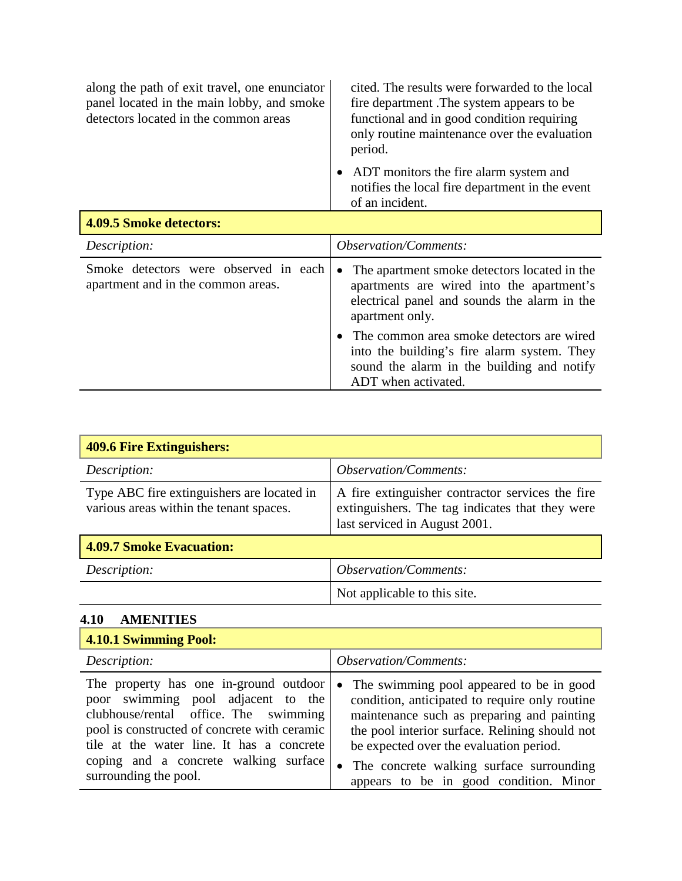| | |
|---|---|
| along the path of exit travel, one enunciator panel located in the main lobby, and smoke detectors located in the common areas | cited. The results were forwarded to the local fire department .The system appears to be functional and in good condition requiring only routine maintenance over the evaluation period.<br>• ADT monitors the fire alarm system and notifies the local fire department in the event of an incident. |

| **4.09.5 Smoke detectors:** | |
|---|---|
| *Description:* | *Observation/Comments:* |
| Smoke detectors were observed in each apartment and in the common areas. | • The apartment smoke detectors located in the apartments are wired into the apartment's electrical panel and sounds the alarm in the apartment only.<br>• The common area smoke detectors are wired into the building's fire alarm system. They sound the alarm in the building and notify ADT when activated. |

| **409.6 Fire Extinguishers:** | |
|---|---|
| *Description:* | *Observation/Comments:* |
| Type ABC fire extinguishers are located in various areas within the tenant spaces. | A fire extinguisher contractor services the fire extinguishers. The tag indicates that they were last serviced in August 2001. |

| **4.09.7 Smoke Evacuation:** | |
|---|---|
| *Description:* | *Observation/Comments:* |
| | Not applicable to this site. |

## 4.10 AMENITIES

| **4.10.1 Swimming Pool:** | |
|---|---|
| *Description:* | *Observation/Comments:* |
| The property has one in-ground outdoor poor swimming pool adjacent to the clubhouse/rental office. The swimming pool is constructed of concrete with ceramic tile at the water line. It has a concrete coping and a concrete walking surface surrounding the pool. | • The swimming pool appeared to be in good condition, anticipated to require only routine maintenance such as preparing and painting the pool interior surface. Relining should not be expected over the evaluation period.<br>• The concrete walking surface surrounding appears to be in good condition. Minor |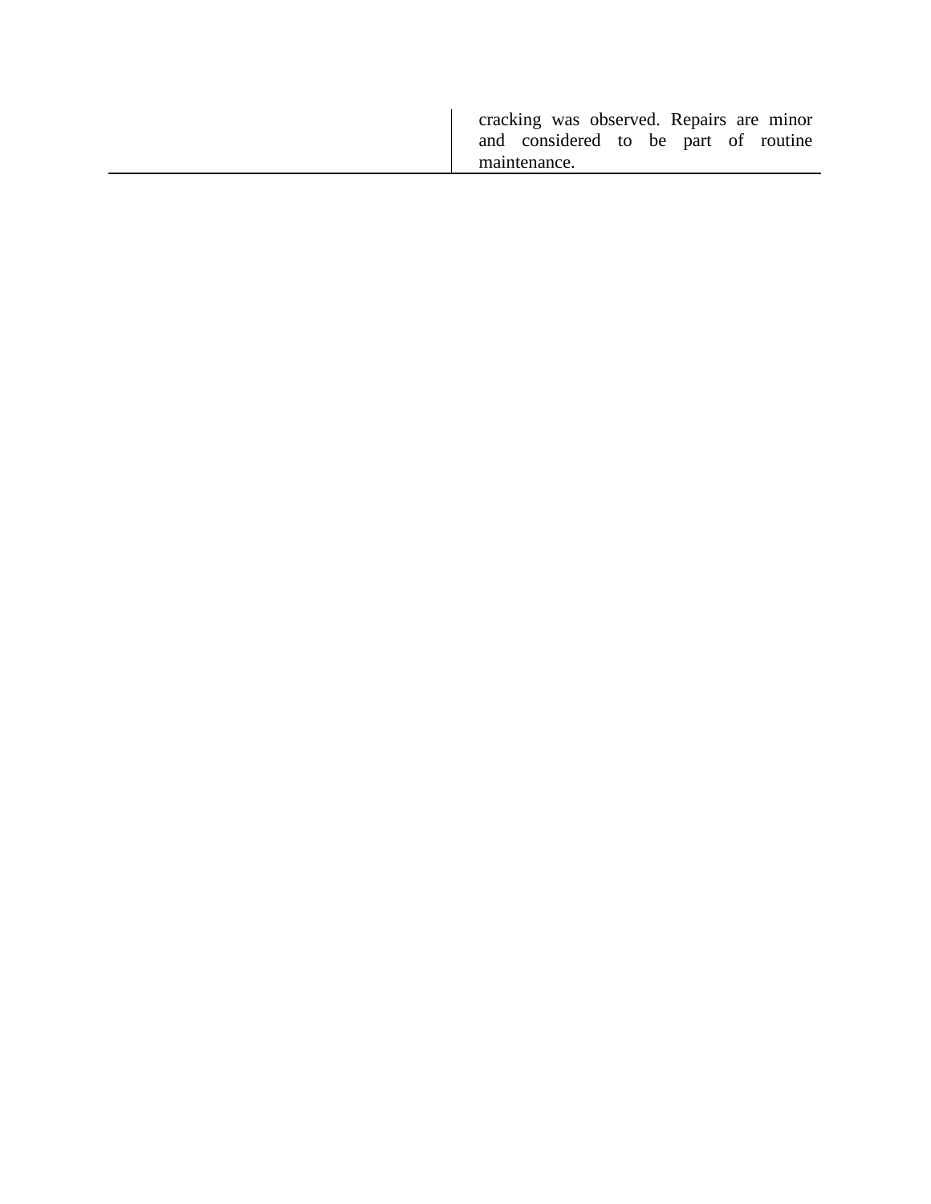| | |
|---|---|
| | cracking was observed. Repairs are minor and considered to be part of routine maintenance. |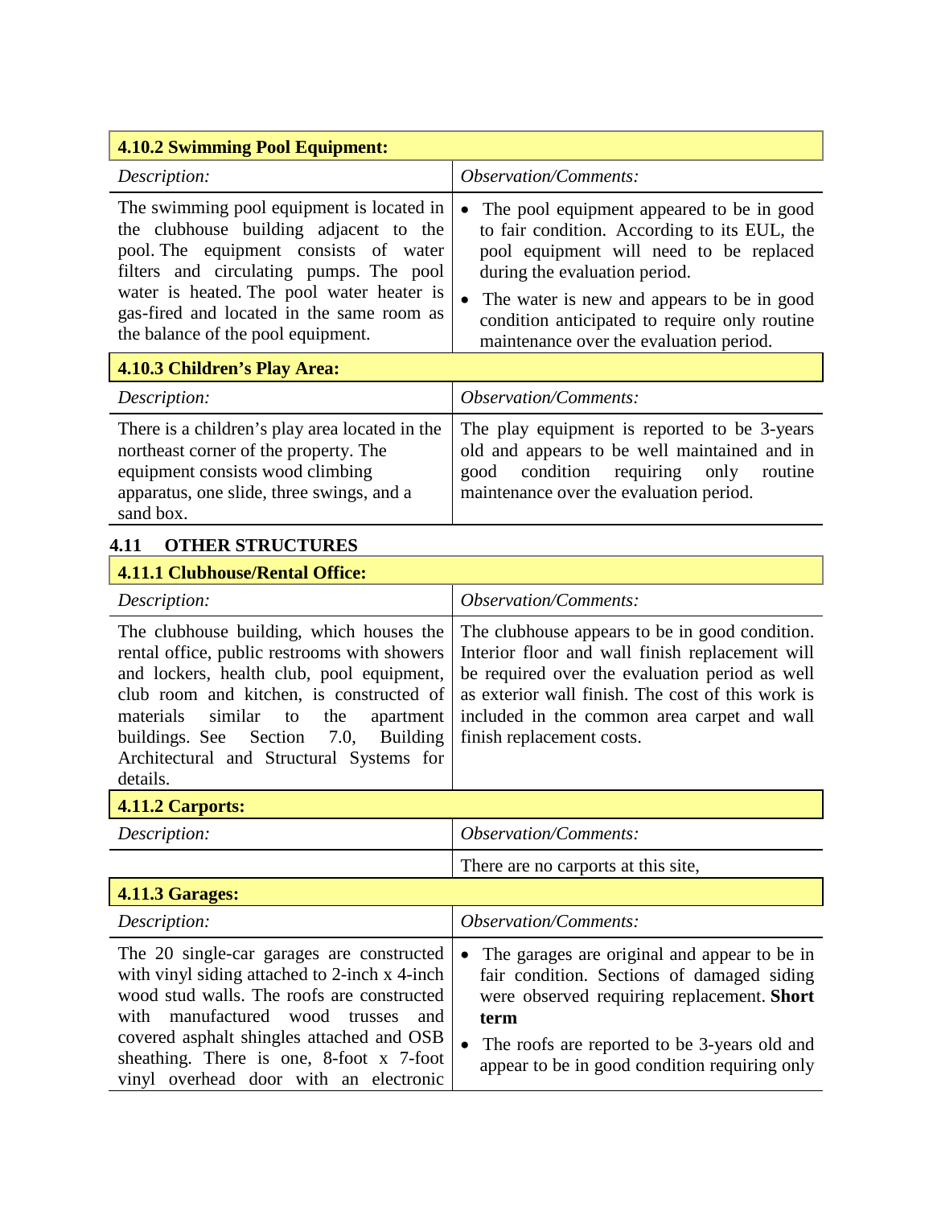| **4.10.2 Swimming Pool Equipment:** | |
|---|---|
| *Description:* | *Observation/Comments:* |
| The swimming pool equipment is located in the clubhouse building adjacent to the pool. The equipment consists of water filters and circulating pumps. The pool water is heated. The pool water heater is gas-fired and located in the same room as the balance of the pool equipment. | • The pool equipment appeared to be in good to fair condition. According to its EUL, the pool equipment will need to be replaced during the evaluation period.<br>• The water is new and appears to be in good condition anticipated to require only routine maintenance over the evaluation period. |
| **4.10.3 Children's Play Area:** | |
| *Description:* | *Observation/Comments:* |
| There is a children's play area located in the northeast corner of the property. The equipment consists wood climbing apparatus, one slide, three swings, and a sand box. | The play equipment is reported to be 3-years old and appears to be well maintained and in good condition requiring only routine maintenance over the evaluation period. |

## 4.11 OTHER STRUCTURES

| **4.11.1 Clubhouse/Rental Office:** | |
|---|---|
| *Description:* | *Observation/Comments:* |
| The clubhouse building, which houses the rental office, public restrooms with showers and lockers, health club, pool equipment, club room and kitchen, is constructed of materials similar to the apartment buildings. See Section 7.0, Building Architectural and Structural Systems for details. | The clubhouse appears to be in good condition. Interior floor and wall finish replacement will be required over the evaluation period as well as exterior wall finish. The cost of this work is included in the common area carpet and wall finish replacement costs. |
| **4.11.2 Carports:** | |
| *Description:* | *Observation/Comments:* |
| | There are no carports at this site, |
| **4.11.3 Garages:** | |
| *Description:* | *Observation/Comments:* |
| The 20 single-car garages are constructed with vinyl siding attached to 2-inch x 4-inch wood stud walls. The roofs are constructed with manufactured wood trusses and covered asphalt shingles attached and OSB sheathing. There is one, 8-foot x 7-foot vinyl overhead door with an electronic | • The garages are original and appear to be in fair condition. Sections of damaged siding were observed requiring replacement. **Short term**<br>• The roofs are reported to be 3-years old and appear to be in good condition requiring only |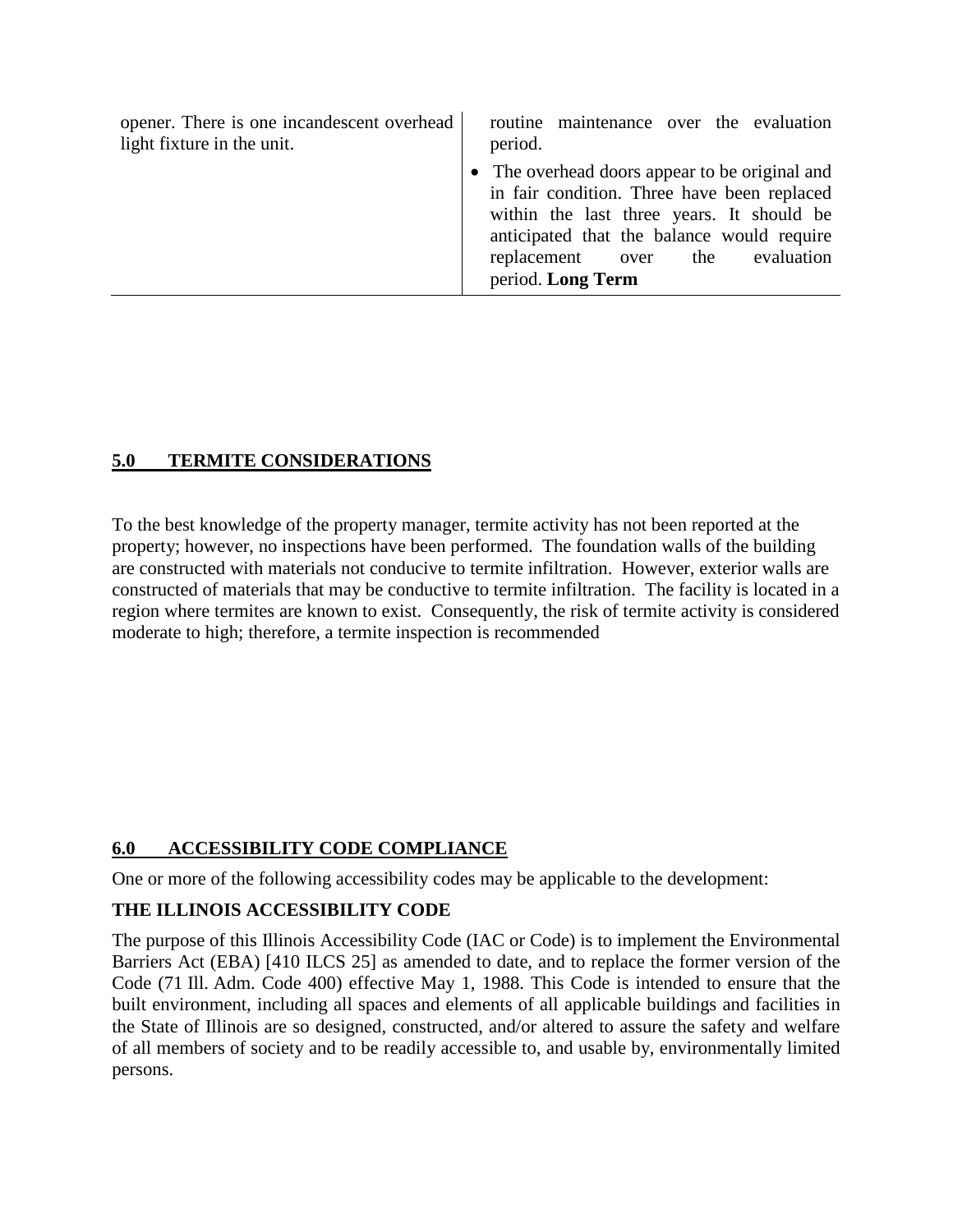| | |
|---|---|
| opener. There is one incandescent overhead light fixture in the unit. | routine maintenance over the evaluation period.<br>• The overhead doors appear to be original and in fair condition. Three have been replaced within the last three years. It should be anticipated that the balance would require replacement over the evaluation period. **Long Term** |

## 5.0 TERMITE CONSIDERATIONS

To the best knowledge of the property manager, termite activity has not been reported at the property; however, no inspections have been performed. The foundation walls of the building are constructed with materials not conducive to termite infiltration. However, exterior walls are constructed of materials that may be conductive to termite infiltration. The facility is located in a region where termites are known to exist. Consequently, the risk of termite activity is considered moderate to high; therefore, a termite inspection is recommended

## 6.0 ACCESSIBILITY CODE COMPLIANCE

One or more of the following accessibility codes may be applicable to the development:

**THE ILLINOIS ACCESSIBILITY CODE**

The purpose of this Illinois Accessibility Code (IAC or Code) is to implement the Environmental Barriers Act (EBA) [410 ILCS 25] as amended to date, and to replace the former version of the Code (71 Ill. Adm. Code 400) effective May 1, 1988. This Code is intended to ensure that the built environment, including all spaces and elements of all applicable buildings and facilities in the State of Illinois are so designed, constructed, and/or altered to assure the safety and welfare of all members of society and to be readily accessible to, and usable by, environmentally limited persons.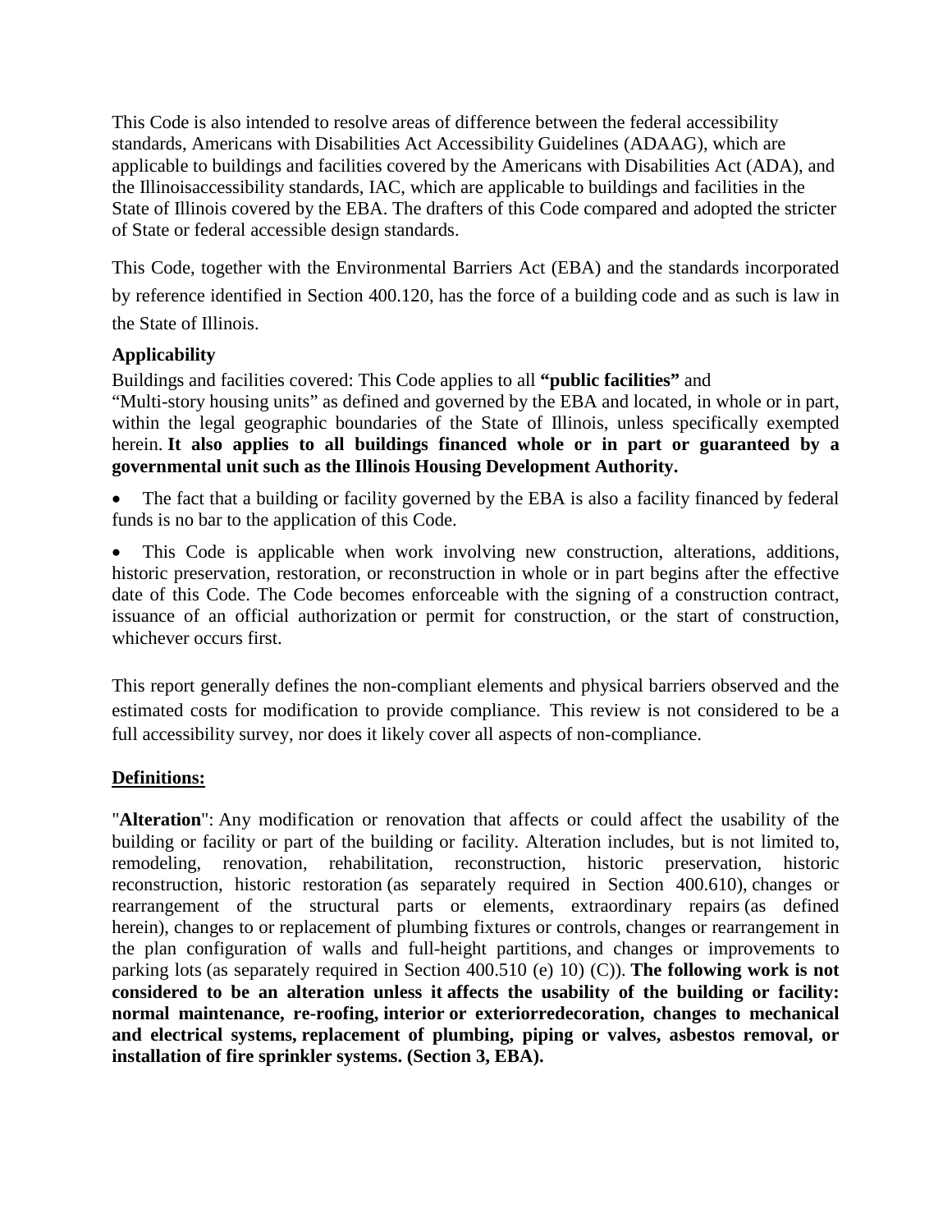This Code is also intended to resolve areas of difference between the federal accessibility standards, Americans with Disabilities Act Accessibility Guidelines (ADAAG), which are applicable to buildings and facilities covered by the Americans with Disabilities Act (ADA), and the Illinoisaccessibility standards, IAC, which are applicable to buildings and facilities in the State of Illinois covered by the EBA. The drafters of this Code compared and adopted the stricter of State or federal accessible design standards.

This Code, together with the Environmental Barriers Act (EBA) and the standards incorporated by reference identified in Section 400.120, has the force of a building code and as such is law in the State of Illinois.

**Applicability**

Buildings and facilities covered: This Code applies to all **"public facilities"** and "Multi-story housing units" as defined and governed by the EBA and located, in whole or in part, within the legal geographic boundaries of the State of Illinois, unless specifically exempted herein. **It also applies to all buildings financed whole or in part or guaranteed by a governmental unit such as the Illinois Housing Development Authority.**

- The fact that a building or facility governed by the EBA is also a facility financed by federal funds is no bar to the application of this Code.
- This Code is applicable when work involving new construction, alterations, additions, historic preservation, restoration, or reconstruction in whole or in part begins after the effective date of this Code. The Code becomes enforceable with the signing of a construction contract, issuance of an official authorization or permit for construction, or the start of construction, whichever occurs first.

This report generally defines the non-compliant elements and physical barriers observed and the estimated costs for modification to provide compliance. This review is not considered to be a full accessibility survey, nor does it likely cover all aspects of non-compliance.

**Definitions:**

"**Alteration**": Any modification or renovation that affects or could affect the usability of the building or facility or part of the building or facility. Alteration includes, but is not limited to, remodeling, renovation, rehabilitation, reconstruction, historic preservation, historic reconstruction, historic restoration (as separately required in Section 400.610), changes or rearrangement of the structural parts or elements, extraordinary repairs (as defined herein), changes to or replacement of plumbing fixtures or controls, changes or rearrangement in the plan configuration of walls and full-height partitions, and changes or improvements to parking lots (as separately required in Section 400.510 (e) 10) (C)). **The following work is not considered to be an alteration unless it affects the usability of the building or facility: normal maintenance, re-roofing, interior or exteriorredecoration, changes to mechanical and electrical systems, replacement of plumbing, piping or valves, asbestos removal, or installation of fire sprinkler systems. (Section 3, EBA).**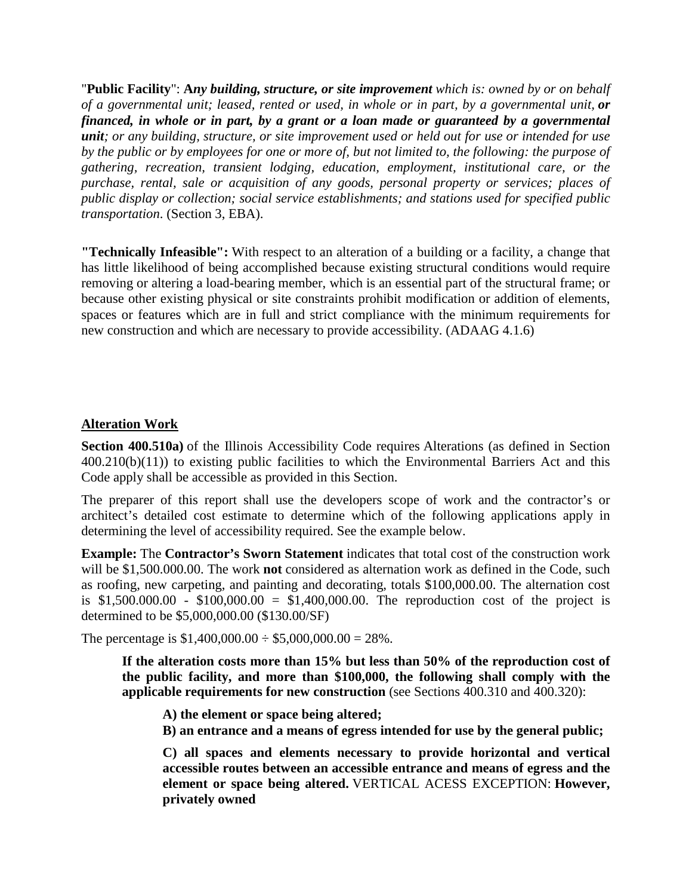"**Public Facility**": **A*ny building, structure, or site improvement*** *which is: owned by or on behalf of a governmental unit; leased, rented or used, in whole or in part, by a governmental unit,* ***or financed, in whole or in part, by a grant or a loan made or guaranteed by a governmental unit****; or any building, structure, or site improvement used or held out for use or intended for use by the public or by employees for one or more of, but not limited to, the following: the purpose of gathering, recreation, transient lodging, education, employment, institutional care, or the purchase, rental, sale or acquisition of any goods, personal property or services; places of public display or collection; social service establishments; and stations used for specified public transportation*. (Section 3, EBA).

**"Technically Infeasible":** With respect to an alteration of a building or a facility, a change that has little likelihood of being accomplished because existing structural conditions would require removing or altering a load-bearing member, which is an essential part of the structural frame; or because other existing physical or site constraints prohibit modification or addition of elements, spaces or features which are in full and strict compliance with the minimum requirements for new construction and which are necessary to provide accessibility. (ADAAG 4.1.6)

## Alteration Work

**Section 400.510a)** of the Illinois Accessibility Code requires Alterations (as defined in Section 400.210(b)(11)) to existing public facilities to which the Environmental Barriers Act and this Code apply shall be accessible as provided in this Section.

The preparer of this report shall use the developers scope of work and the contractor's or architect's detailed cost estimate to determine which of the following applications apply in determining the level of accessibility required. See the example below.

**Example:** The **Contractor's Sworn Statement** indicates that total cost of the construction work will be $1,500.000.00. The work **not** considered as alternation work as defined in the Code, such as roofing, new carpeting, and painting and decorating, totals $100,000.00. The alternation cost is $1,500.000.00 - $100,000.00 = $1,400,000.00. The reproduction cost of the project is determined to be $5,000,000.00 ($130.00/SF)

The percentage is $1,400,000.00 ÷ $5,000,000.00 = 28%.

> **If the alteration costs more than 15% but less than 50% of the reproduction cost of the public facility, and more than $100,000, the following shall comply with the applicable requirements for new construction** (see Sections 400.310 and 400.320):
>
> > **A) the element or space being altered;**
> > **B) an entrance and a means of egress intended for use by the general public;**
> >
> > **C) all spaces and elements necessary to provide horizontal and vertical accessible routes between an accessible entrance and means of egress and the element or space being altered.** VERTICAL ACESS EXCEPTION: **However, privately owned**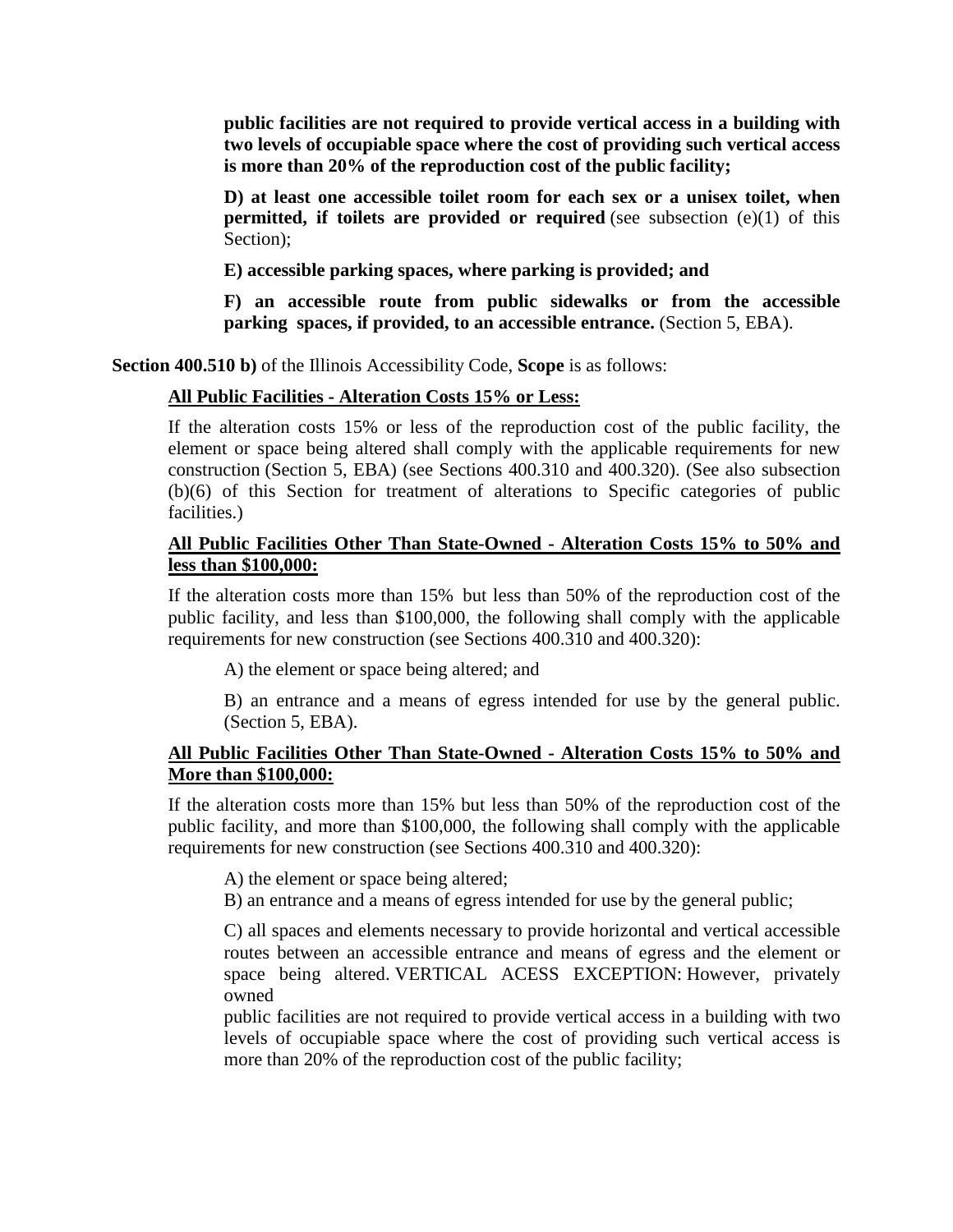**public facilities are not required to provide vertical access in a building with two levels of occupiable space where the cost of providing such vertical access is more than 20% of the reproduction cost of the public facility;**

**D) at least one accessible toilet room for each sex or a unisex toilet, when permitted, if toilets are provided or required** (see subsection (e)(1) of this Section);

**E) accessible parking spaces, where parking is provided; and**

**F) an accessible route from public sidewalks or from the accessible parking spaces, if provided, to an accessible entrance.** (Section 5, EBA).

**Section 400.510 b)** of the Illinois Accessibility Code, **Scope** is as follows:

**<u>All Public Facilities - Alteration Costs 15% or Less:</u>**

If the alteration costs 15% or less of the reproduction cost of the public facility, the element or space being altered shall comply with the applicable requirements for new construction (Section 5, EBA) (see Sections 400.310 and 400.320). (See also subsection (b)(6) of this Section for treatment of alterations to Specific categories of public facilities.)

**<u>All Public Facilities Other Than State-Owned - Alteration Costs 15% to 50% and less than $100,000:</u>**

If the alteration costs more than 15% but less than 50% of the reproduction cost of the public facility, and less than $100,000, the following shall comply with the applicable requirements for new construction (see Sections 400.310 and 400.320):

A) the element or space being altered; and

B) an entrance and a means of egress intended for use by the general public. (Section 5, EBA).

**<u>All Public Facilities Other Than State-Owned - Alteration Costs 15% to 50% and More than $100,000:</u>**

If the alteration costs more than 15% but less than 50% of the reproduction cost of the public facility, and more than $100,000, the following shall comply with the applicable requirements for new construction (see Sections 400.310 and 400.320):

A) the element or space being altered;

B) an entrance and a means of egress intended for use by the general public;

C) all spaces and elements necessary to provide horizontal and vertical accessible routes between an accessible entrance and means of egress and the element or space being altered. VERTICAL ACESS EXCEPTION: However, privately owned public facilities are not required to provide vertical access in a building with two levels of occupiable space where the cost of providing such vertical access is more than 20% of the reproduction cost of the public facility;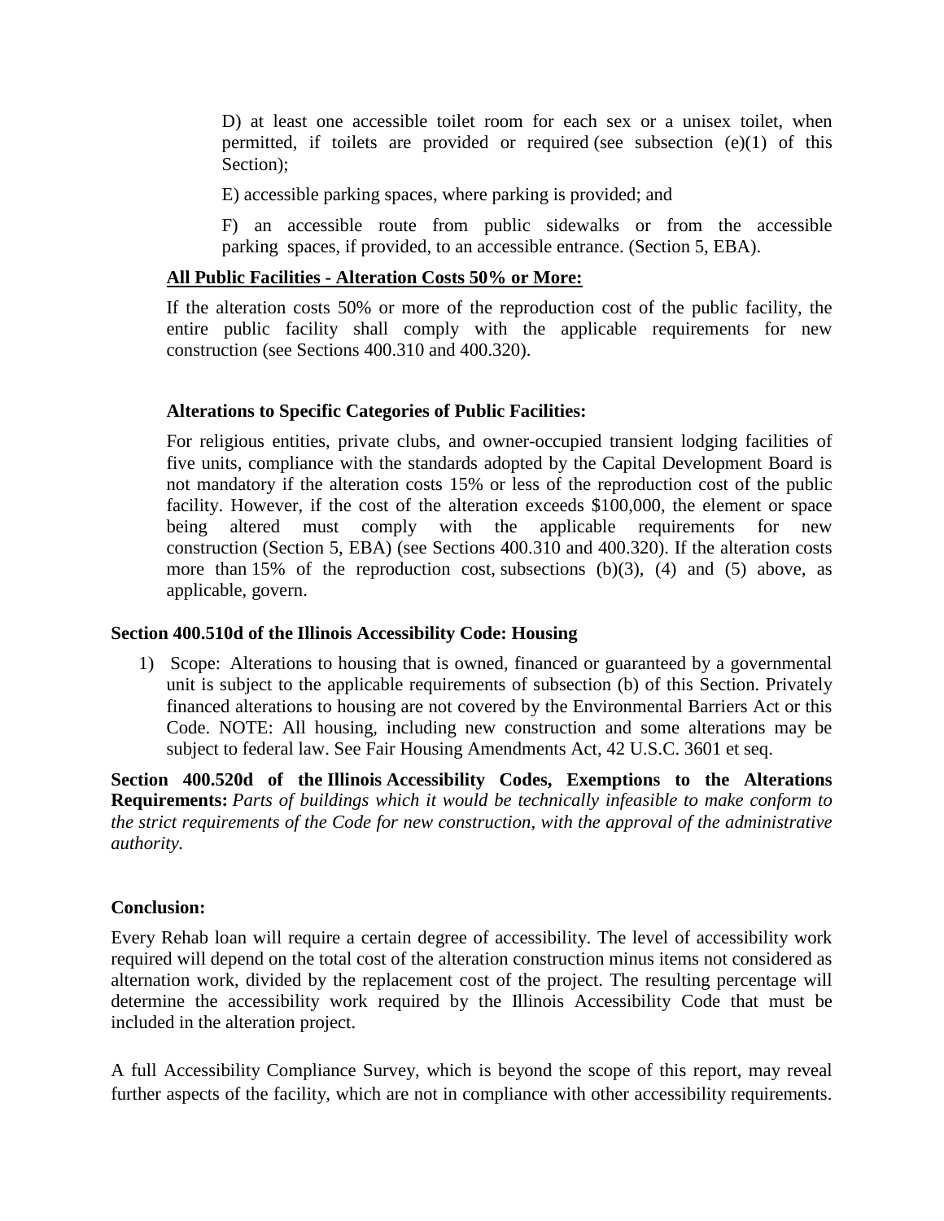D) at least one accessible toilet room for each sex or a unisex toilet, when permitted, if toilets are provided or required (see subsection (e)(1) of this Section);

E) accessible parking spaces, where parking is provided; and

F) an accessible route from public sidewalks or from the accessible parking spaces, if provided, to an accessible entrance. (Section 5, EBA).

**<u>All Public Facilities - Alteration Costs 50% or More:</u>**

If the alteration costs 50% or more of the reproduction cost of the public facility, the entire public facility shall comply with the applicable requirements for new construction (see Sections 400.310 and 400.320).

**Alterations to Specific Categories of Public Facilities:**

For religious entities, private clubs, and owner-occupied transient lodging facilities of five units, compliance with the standards adopted by the Capital Development Board is not mandatory if the alteration costs 15% or less of the reproduction cost of the public facility. However, if the cost of the alteration exceeds $100,000, the element or space being altered must comply with the applicable requirements for new construction (Section 5, EBA) (see Sections 400.310 and 400.320). If the alteration costs more than 15% of the reproduction cost, subsections (b)(3), (4) and (5) above, as applicable, govern.

**Section 400.510d of the Illinois Accessibility Code: Housing**

1) Scope: Alterations to housing that is owned, financed or guaranteed by a governmental unit is subject to the applicable requirements of subsection (b) of this Section. Privately financed alterations to housing are not covered by the Environmental Barriers Act or this Code. NOTE: All housing, including new construction and some alterations may be subject to federal law. See Fair Housing Amendments Act, 42 U.S.C. 3601 et seq.

**Section 400.520d of the Illinois Accessibility Codes, Exemptions to the Alterations Requirements:** *Parts of buildings which it would be technically infeasible to make conform to the strict requirements of the Code for new construction, with the approval of the administrative authority.*

**Conclusion:**

Every Rehab loan will require a certain degree of accessibility. The level of accessibility work required will depend on the total cost of the alteration construction minus items not considered as alternation work, divided by the replacement cost of the project. The resulting percentage will determine the accessibility work required by the Illinois Accessibility Code that must be included in the alteration project.

A full Accessibility Compliance Survey, which is beyond the scope of this report, may reveal further aspects of the facility, which are not in compliance with other accessibility requirements.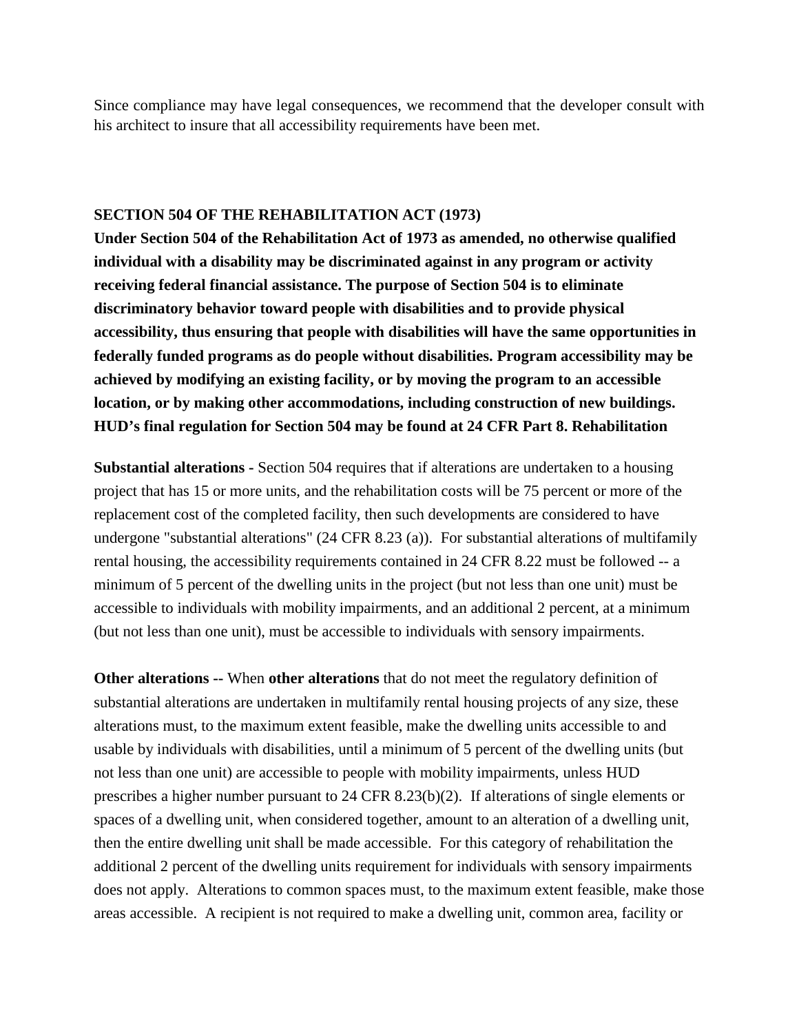Since compliance may have legal consequences, we recommend that the developer consult with his architect to insure that all accessibility requirements have been met.

**SECTION 504 OF THE REHABILITATION ACT (1973)**

**Under Section 504 of the Rehabilitation Act of 1973 as amended, no otherwise qualified individual with a disability may be discriminated against in any program or activity receiving federal financial assistance. The purpose of Section 504 is to eliminate discriminatory behavior toward people with disabilities and to provide physical accessibility, thus ensuring that people with disabilities will have the same opportunities in federally funded programs as do people without disabilities. Program accessibility may be achieved by modifying an existing facility, or by moving the program to an accessible location, or by making other accommodations, including construction of new buildings. HUD's final regulation for Section 504 may be found at 24 CFR Part 8. Rehabilitation**

**Substantial alterations** - Section 504 requires that if alterations are undertaken to a housing project that has 15 or more units, and the rehabilitation costs will be 75 percent or more of the replacement cost of the completed facility, then such developments are considered to have undergone "substantial alterations" (24 CFR 8.23 (a)). For substantial alterations of multifamily rental housing, the accessibility requirements contained in 24 CFR 8.22 must be followed -- a minimum of 5 percent of the dwelling units in the project (but not less than one unit) must be accessible to individuals with mobility impairments, and an additional 2 percent, at a minimum (but not less than one unit), must be accessible to individuals with sensory impairments.

**Other alterations --** When **other alterations** that do not meet the regulatory definition of substantial alterations are undertaken in multifamily rental housing projects of any size, these alterations must, to the maximum extent feasible, make the dwelling units accessible to and usable by individuals with disabilities, until a minimum of 5 percent of the dwelling units (but not less than one unit) are accessible to people with mobility impairments, unless HUD prescribes a higher number pursuant to 24 CFR 8.23(b)(2). If alterations of single elements or spaces of a dwelling unit, when considered together, amount to an alteration of a dwelling unit, then the entire dwelling unit shall be made accessible. For this category of rehabilitation the additional 2 percent of the dwelling units requirement for individuals with sensory impairments does not apply. Alterations to common spaces must, to the maximum extent feasible, make those areas accessible. A recipient is not required to make a dwelling unit, common area, facility or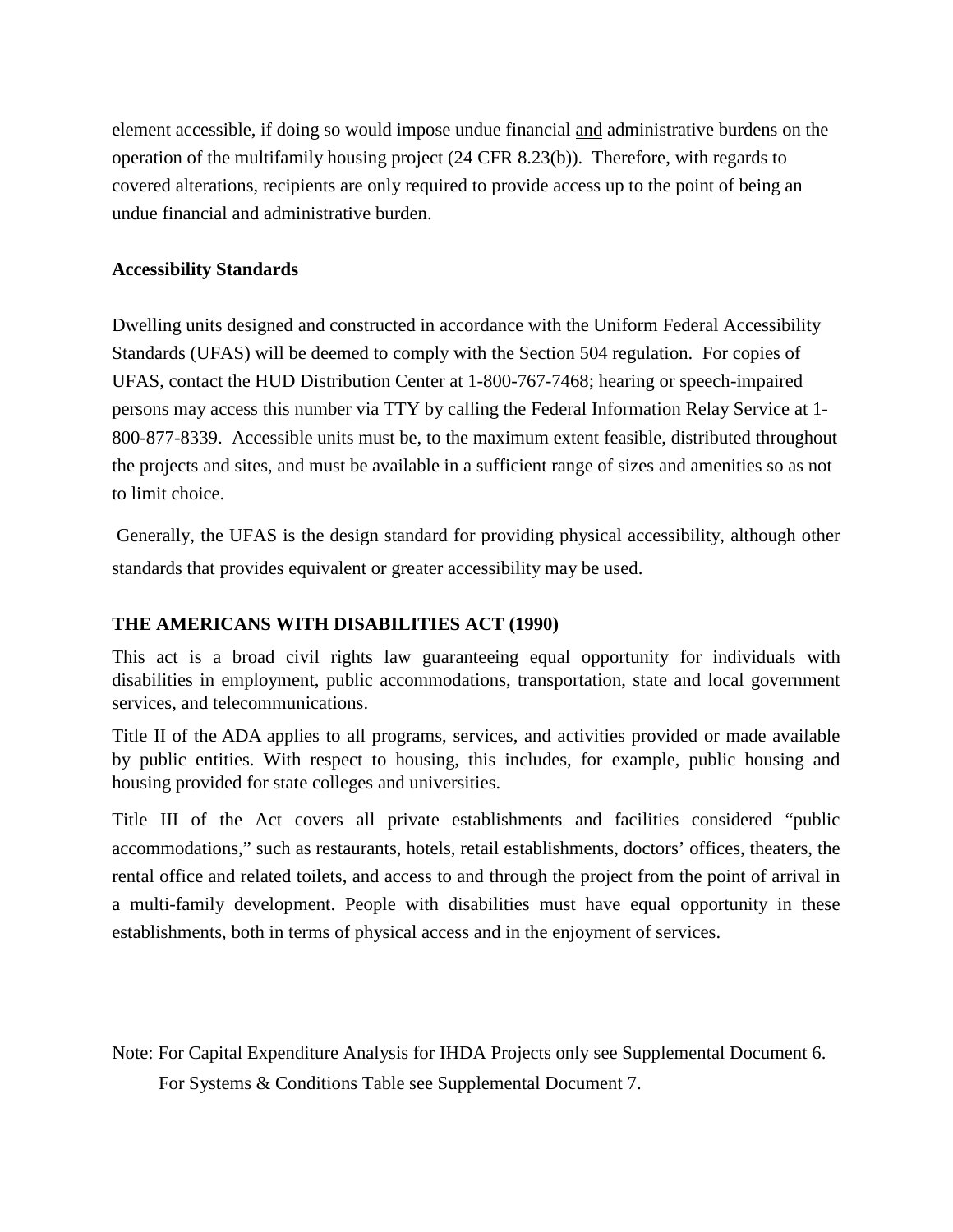element accessible, if doing so would impose undue financial and administrative burdens on the operation of the multifamily housing project (24 CFR 8.23(b)). Therefore, with regards to covered alterations, recipients are only required to provide access up to the point of being an undue financial and administrative burden.

**Accessibility Standards**

Dwelling units designed and constructed in accordance with the Uniform Federal Accessibility Standards (UFAS) will be deemed to comply with the Section 504 regulation. For copies of UFAS, contact the HUD Distribution Center at 1-800-767-7468; hearing or speech-impaired persons may access this number via TTY by calling the Federal Information Relay Service at 1-800-877-8339. Accessible units must be, to the maximum extent feasible, distributed throughout the projects and sites, and must be available in a sufficient range of sizes and amenities so as not to limit choice.

Generally, the UFAS is the design standard for providing physical accessibility, although other standards that provides equivalent or greater accessibility may be used.

**THE AMERICANS WITH DISABILITIES ACT (1990)**

This act is a broad civil rights law guaranteeing equal opportunity for individuals with disabilities in employment, public accommodations, transportation, state and local government services, and telecommunications.

Title II of the ADA applies to all programs, services, and activities provided or made available by public entities. With respect to housing, this includes, for example, public housing and housing provided for state colleges and universities.

Title III of the Act covers all private establishments and facilities considered "public accommodations," such as restaurants, hotels, retail establishments, doctors' offices, theaters, the rental office and related toilets, and access to and through the project from the point of arrival in a multi-family development. People with disabilities must have equal opportunity in these establishments, both in terms of physical access and in the enjoyment of services.

Note: For Capital Expenditure Analysis for IHDA Projects only see Supplemental Document 6.
For Systems & Conditions Table see Supplemental Document 7.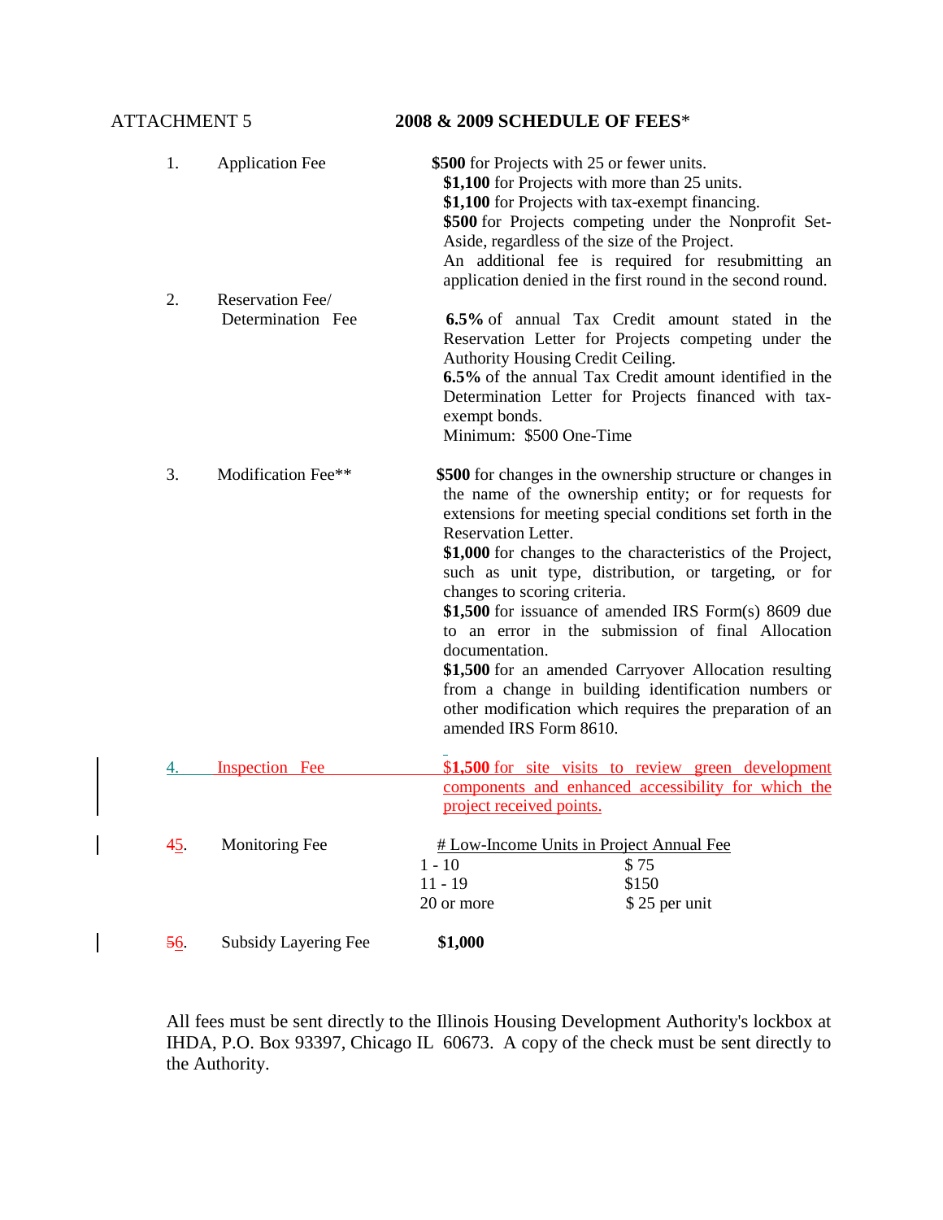ATTACHMENT 5 **2008 & 2009 SCHEDULE OF FEES***

1. Application Fee

   **$500** for Projects with 25 or fewer units.
   **$1,100** for Projects with more than 25 units.
   **$1,100** for Projects with tax-exempt financing.
   **$500** for Projects competing under the Nonprofit Set-Aside, regardless of the size of the Project.
   An additional fee is required for resubmitting an application denied in the first round in the second round.

2. Reservation Fee/ Determination Fee

   **6.5%** of annual Tax Credit amount stated in the Reservation Letter for Projects competing under the Authority Housing Credit Ceiling.
   **6.5%** of the annual Tax Credit amount identified in the Determination Letter for Projects financed with tax-exempt bonds.
   Minimum: $500 One-Time

3. Modification Fee**

   **$500** for changes in the ownership structure or changes in the name of the ownership entity; or for requests for extensions for meeting special conditions set forth in the Reservation Letter.
   **$1,000** for changes to the characteristics of the Project, such as unit type, distribution, or targeting, or for changes to scoring criteria.
   **$1,500** for issuance of amended IRS Form(s) 8609 due to an error in the submission of final Allocation documentation.
   **$1,500** for an amended Carryover Allocation resulting from a change in building identification numbers or other modification which requires the preparation of an amended IRS Form 8610.

4. Inspection Fee

   **$1,500** for site visits to review green development components and enhanced accessibility for which the project received points.

~~4~~5. Monitoring Fee

| # Low-Income Units in Project | Annual Fee |
|---|---|
| 1 - 10 | $ 75 |
| 11 - 19 | $150 |
| 20 or more | $ 25 per unit |

~~5~~6. Subsidy Layering Fee **$1,000**

All fees must be sent directly to the Illinois Housing Development Authority's lockbox at IHDA, P.O. Box 93397, Chicago IL 60673. A copy of the check must be sent directly to the Authority.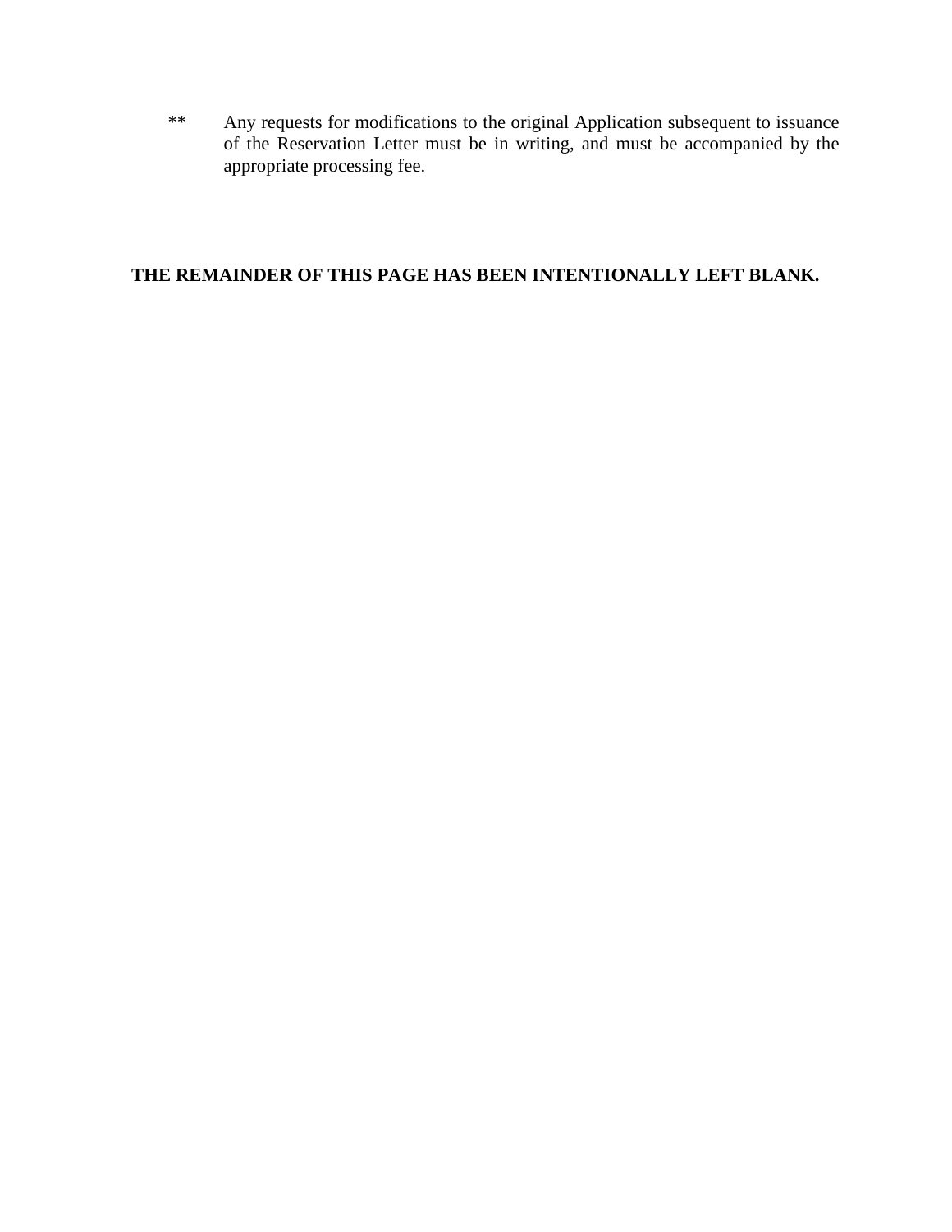** Any requests for modifications to the original Application subsequent to issuance of the Reservation Letter must be in writing, and must be accompanied by the appropriate processing fee.

**THE REMAINDER OF THIS PAGE HAS BEEN INTENTIONALLY LEFT BLANK.**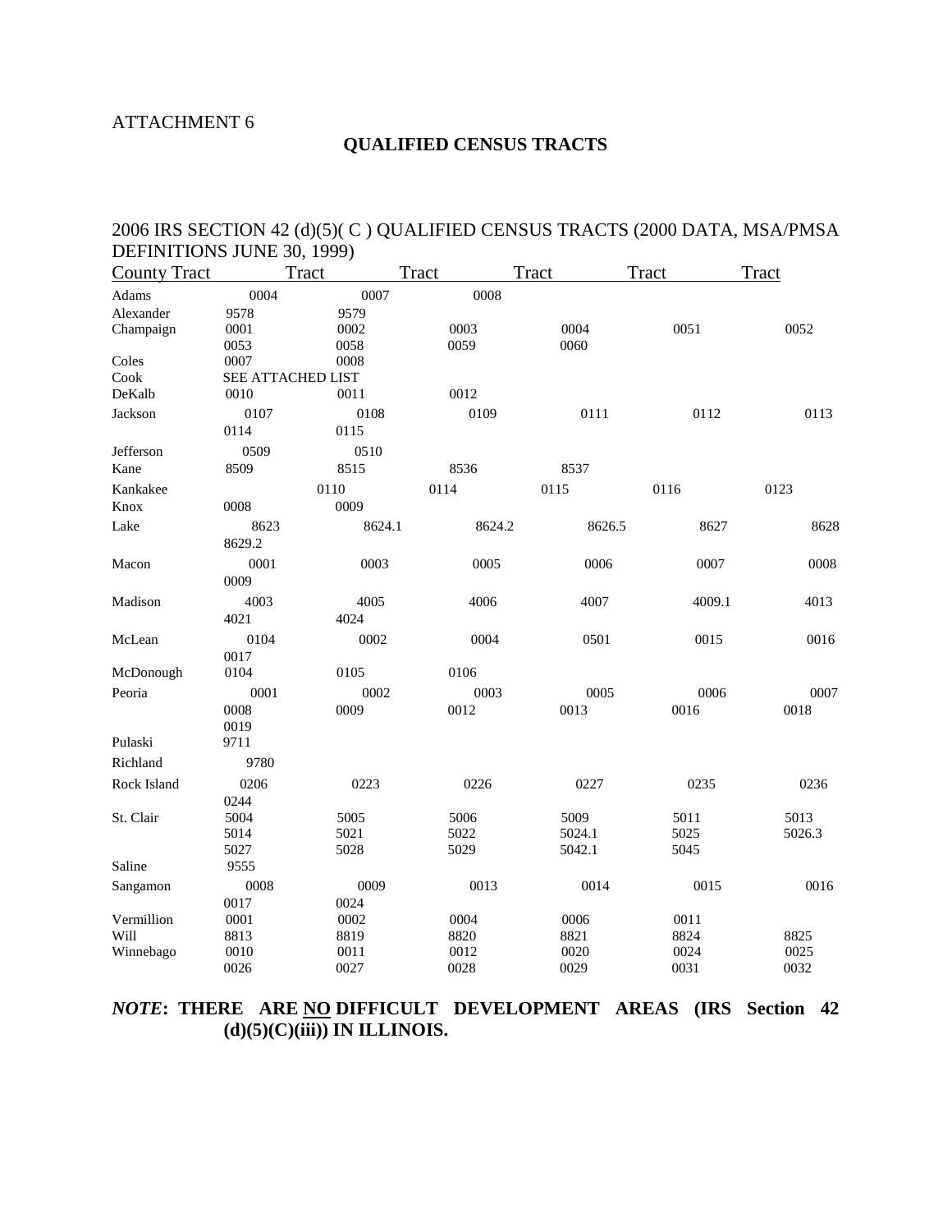ATTACHMENT 6

## QUALIFIED CENSUS TRACTS

2006 IRS SECTION 42 (d)(5)( C ) QUALIFIED CENSUS TRACTS (2000 DATA, MSA/PMSA DEFINITIONS JUNE 30, 1999)

| County Tract | Tract | Tract | Tract | Tract | Tract |
|---|---|---|---|---|---|
| Adams | 0004 | 0007 | 0008 | | |
| Alexander | 9578 | 9579 | | | |
| Champaign | 0001 | 0002 | 0003 | 0004 | 0051 | 0052 |
| | 0053 | 0058 | 0059 | 0060 | |
| Coles | 0007 | 0008 | | | |
| Cook | SEE ATTACHED LIST | | | | |
| DeKalb | 0010 | 0011 | 0012 | | |
| Jackson | 0107 | 0108 | 0109 | 0111 | 0112 | 0113 |
| | 0114 | 0115 | | | |
| Jefferson | 0509 | 0510 | | | |
| Kane | 8509 | 8515 | 8536 | 8537 | |
| Kankakee | | 0110 | 0114 | 0115 | 0116 | 0123 |
| Knox | 0008 | 0009 | | | |
| Lake | 8623 | 8624.1 | 8624.2 | 8626.5 | 8627 | 8628 |
| | 8629.2 | | | | |
| Macon | 0001 | 0003 | 0005 | 0006 | 0007 | 0008 |
| | 0009 | | | | |
| Madison | 4003 | 4005 | 4006 | 4007 | 4009.1 | 4013 |
| | 4021 | 4024 | | | |
| McLean | 0104 | 0002 | 0004 | 0501 | 0015 | 0016 |
| | 0017 | | | | |
| McDonough | 0104 | 0105 | 0106 | | |
| Peoria | 0001 | 0002 | 0003 | 0005 | 0006 | 0007 |
| | 0008 | 0009 | 0012 | 0013 | 0016 | 0018 |
| | 0019 | | | | |
| Pulaski | 9711 | | | | |
| Richland | 9780 | | | | |
| Rock Island | 0206 | 0223 | 0226 | 0227 | 0235 | 0236 |
| | 0244 | | | | |
| St. Clair | 5004 | 5005 | 5006 | 5009 | 5011 | 5013 |
| | 5014 | 5021 | 5022 | 5024.1 | 5025 | 5026.3 |
| | 5027 | 5028 | 5029 | 5042.1 | 5045 | |
| Saline | 9555 | | | | |
| Sangamon | 0008 | 0009 | 0013 | 0014 | 0015 | 0016 |
| | 0017 | 0024 | | | |
| Vermillion | 0001 | 0002 | 0004 | 0006 | 0011 | |
| Will | 8813 | 8819 | 8820 | 8821 | 8824 | 8825 |
| Winnebago | 0010 | 0011 | 0012 | 0020 | 0024 | 0025 |
| | 0026 | 0027 | 0028 | 0029 | 0031 | 0032 |

***NOTE*: THERE ARE NO DIFFICULT DEVELOPMENT AREAS (IRS Section 42 (d)(5)(C)(iii)) IN ILLINOIS.**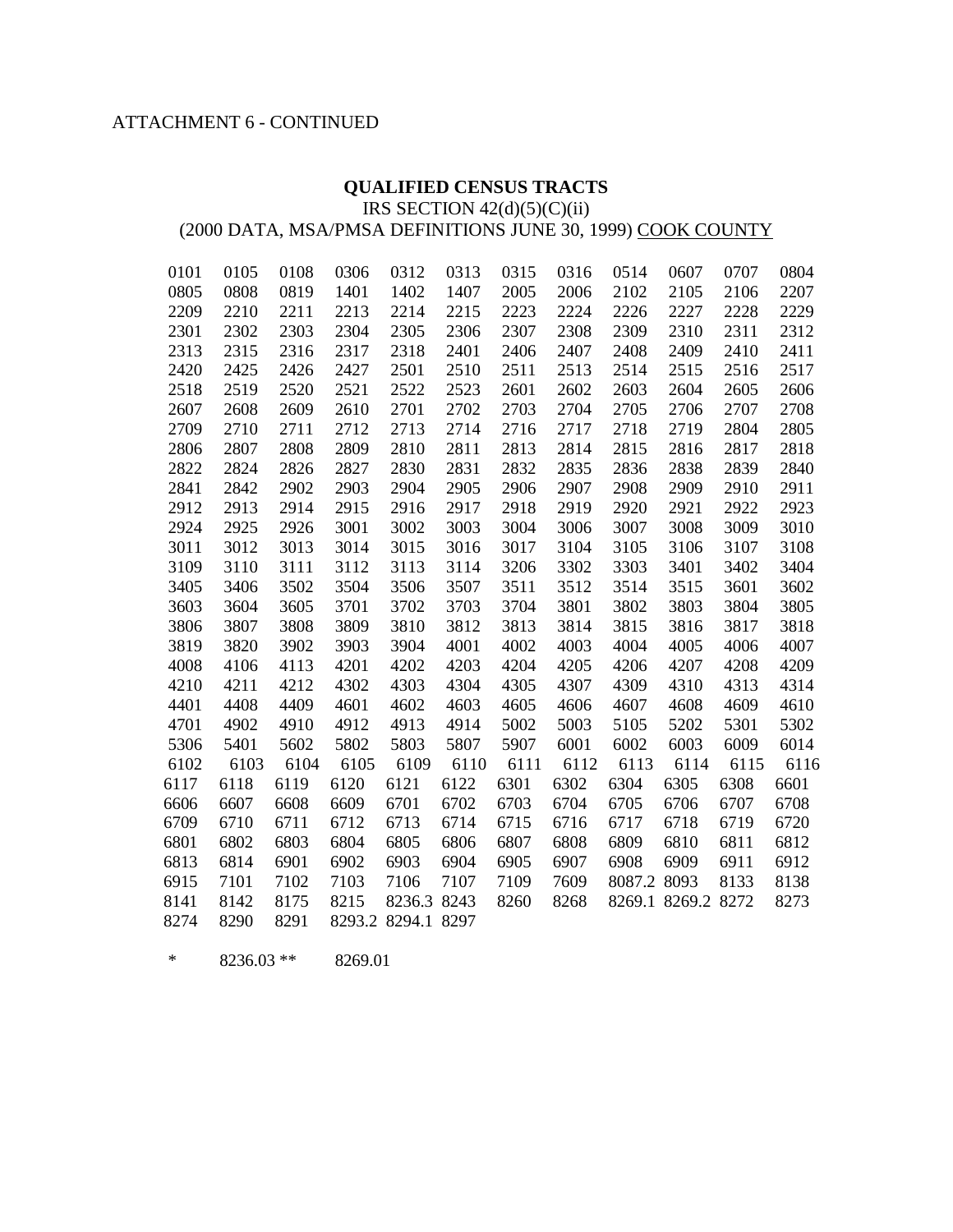ATTACHMENT 6 - CONTINUED

**QUALIFIED CENSUS TRACTS**

IRS SECTION 42(d)(5)(C)(ii)

(2000 DATA, MSA/PMSA DEFINITIONS JUNE 30, 1999) COOK COUNTY

| | | | | | | | | | | | |
|---|---|---|---|---|---|---|---|---|---|---|---|
| 0101 | 0105 | 0108 | 0306 | 0312 | 0313 | 0315 | 0316 | 0514 | 0607 | 0707 | 0804 |
| 0805 | 0808 | 0819 | 1401 | 1402 | 1407 | 2005 | 2006 | 2102 | 2105 | 2106 | 2207 |
| 2209 | 2210 | 2211 | 2213 | 2214 | 2215 | 2223 | 2224 | 2226 | 2227 | 2228 | 2229 |
| 2301 | 2302 | 2303 | 2304 | 2305 | 2306 | 2307 | 2308 | 2309 | 2310 | 2311 | 2312 |
| 2313 | 2315 | 2316 | 2317 | 2318 | 2401 | 2406 | 2407 | 2408 | 2409 | 2410 | 2411 |
| 2420 | 2425 | 2426 | 2427 | 2501 | 2510 | 2511 | 2513 | 2514 | 2515 | 2516 | 2517 |
| 2518 | 2519 | 2520 | 2521 | 2522 | 2523 | 2601 | 2602 | 2603 | 2604 | 2605 | 2606 |
| 2607 | 2608 | 2609 | 2610 | 2701 | 2702 | 2703 | 2704 | 2705 | 2706 | 2707 | 2708 |
| 2709 | 2710 | 2711 | 2712 | 2713 | 2714 | 2716 | 2717 | 2718 | 2719 | 2804 | 2805 |
| 2806 | 2807 | 2808 | 2809 | 2810 | 2811 | 2813 | 2814 | 2815 | 2816 | 2817 | 2818 |
| 2822 | 2824 | 2826 | 2827 | 2830 | 2831 | 2832 | 2835 | 2836 | 2838 | 2839 | 2840 |
| 2841 | 2842 | 2902 | 2903 | 2904 | 2905 | 2906 | 2907 | 2908 | 2909 | 2910 | 2911 |
| 2912 | 2913 | 2914 | 2915 | 2916 | 2917 | 2918 | 2919 | 2920 | 2921 | 2922 | 2923 |
| 2924 | 2925 | 2926 | 3001 | 3002 | 3003 | 3004 | 3006 | 3007 | 3008 | 3009 | 3010 |
| 3011 | 3012 | 3013 | 3014 | 3015 | 3016 | 3017 | 3104 | 3105 | 3106 | 3107 | 3108 |
| 3109 | 3110 | 3111 | 3112 | 3113 | 3114 | 3206 | 3302 | 3303 | 3401 | 3402 | 3404 |
| 3405 | 3406 | 3502 | 3504 | 3506 | 3507 | 3511 | 3512 | 3514 | 3515 | 3601 | 3602 |
| 3603 | 3604 | 3605 | 3701 | 3702 | 3703 | 3704 | 3801 | 3802 | 3803 | 3804 | 3805 |
| 3806 | 3807 | 3808 | 3809 | 3810 | 3812 | 3813 | 3814 | 3815 | 3816 | 3817 | 3818 |
| 3819 | 3820 | 3902 | 3903 | 3904 | 4001 | 4002 | 4003 | 4004 | 4005 | 4006 | 4007 |
| 4008 | 4106 | 4113 | 4201 | 4202 | 4203 | 4204 | 4205 | 4206 | 4207 | 4208 | 4209 |
| 4210 | 4211 | 4212 | 4302 | 4303 | 4304 | 4305 | 4307 | 4309 | 4310 | 4313 | 4314 |
| 4401 | 4408 | 4409 | 4601 | 4602 | 4603 | 4605 | 4606 | 4607 | 4608 | 4609 | 4610 |
| 4701 | 4902 | 4910 | 4912 | 4913 | 4914 | 5002 | 5003 | 5105 | 5202 | 5301 | 5302 |
| 5306 | 5401 | 5602 | 5802 | 5803 | 5807 | 5907 | 6001 | 6002 | 6003 | 6009 | 6014 |
| 6102 | 6103 | 6104 | 6105 | 6109 | 6110 | 6111 | 6112 | 6113 | 6114 | 6115 | 6116 |
| 6117 | 6118 | 6119 | 6120 | 6121 | 6122 | 6301 | 6302 | 6304 | 6305 | 6308 | 6601 |
| 6606 | 6607 | 6608 | 6609 | 6701 | 6702 | 6703 | 6704 | 6705 | 6706 | 6707 | 6708 |
| 6709 | 6710 | 6711 | 6712 | 6713 | 6714 | 6715 | 6716 | 6717 | 6718 | 6719 | 6720 |
| 6801 | 6802 | 6803 | 6804 | 6805 | 6806 | 6807 | 6808 | 6809 | 6810 | 6811 | 6812 |
| 6813 | 6814 | 6901 | 6902 | 6903 | 6904 | 6905 | 6907 | 6908 | 6909 | 6911 | 6912 |
| 6915 | 7101 | 7102 | 7103 | 7106 | 7107 | 7109 | 7609 | 8087.2 | 8093 | 8133 | 8138 |
| 8141 | 8142 | 8175 | 8215 | 8236.3 | 8243 | 8260 | 8268 | 8269.1 | 8269.2 | 8272 | 8273 |
| 8274 | 8290 | 8291 | 8293.2 | 8294.1 | 8297 | | | | | | |

* 8236.03 ** 8269.01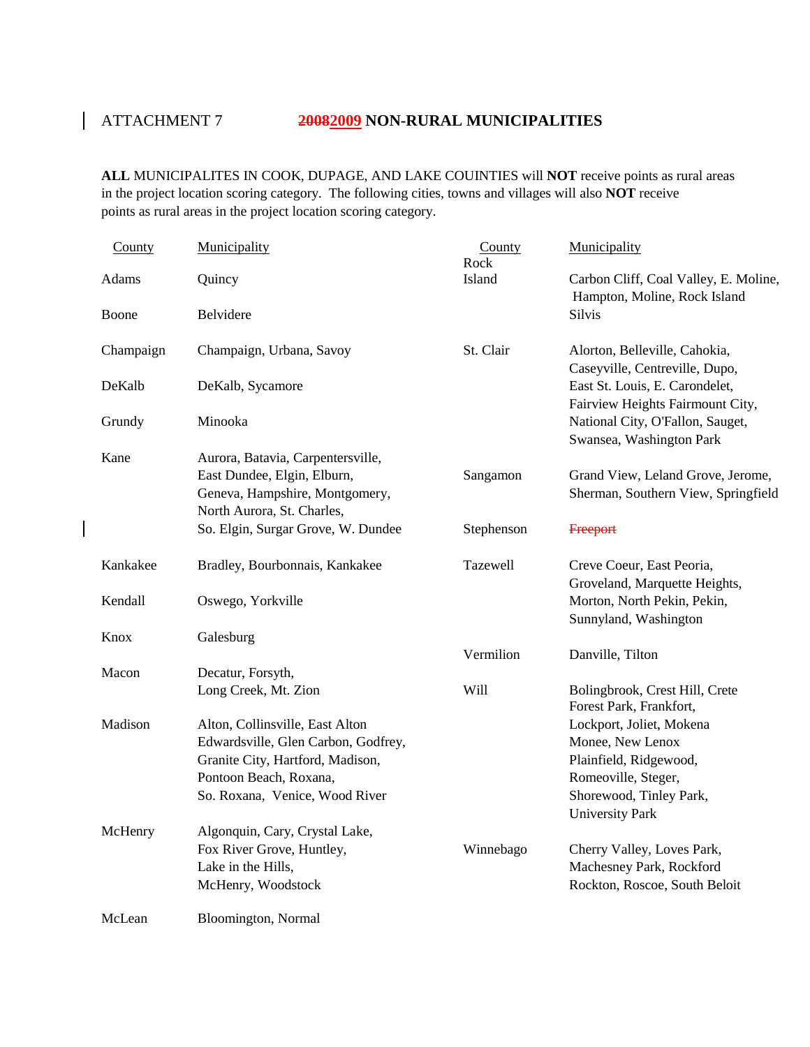# ATTACHMENT 7 ~~2008~~2009 NON-RURAL MUNICIPALITIES

**ALL** MUNICIPALITES IN COOK, DUPAGE, AND LAKE COUINTIES will **NOT** receive points as rural areas in the project location scoring category. The following cities, towns and villages will also **NOT** receive points as rural areas in the project location scoring category.

| County | Municipality |
|---|---|
| Adams | Quincy |
| Boone | Belvidere |
| Champaign | Champaign, Urbana, Savoy |
| DeKalb | DeKalb, Sycamore |
| Grundy | Minooka |
| Kane | Aurora, Batavia, Carpentersville, East Dundee, Elgin, Elburn, Geneva, Hampshire, Montgomery, North Aurora, St. Charles, So. Elgin, Surgar Grove, W. Dundee |
| Kankakee | Bradley, Bourbonnais, Kankakee |
| Kendall | Oswego, Yorkville |
| Knox | Galesburg |
| Macon | Decatur, Forsyth, Long Creek, Mt. Zion |
| Madison | Alton, Collinsville, East Alton Edwardsville, Glen Carbon, Godfrey, Granite City, Hartford, Madison, Pontoon Beach, Roxana, So. Roxana, Venice, Wood River |
| McHenry | Algonquin, Cary, Crystal Lake, Fox River Grove, Huntley, Lake in the Hills, McHenry, Woodstock |
| McLean | Bloomington, Normal |
| Rock Island | Carbon Cliff, Coal Valley, E. Moline, Hampton, Moline, Rock Island Silvis |
| St. Clair | Alorton, Belleville, Cahokia, Caseyville, Centreville, Dupo, East St. Louis, E. Carondelet, Fairview Heights Fairmount City, National City, O'Fallon, Sauget, Swansea, Washington Park |
| Sangamon | Grand View, Leland Grove, Jerome, Sherman, Southern View, Springfield |
| Stephenson | ~~Freeport~~ |
| Tazewell | Creve Coeur, East Peoria, Groveland, Marquette Heights, Morton, North Pekin, Pekin, Sunnyland, Washington |
| Vermilion | Danville, Tilton |
| Will | Bolingbrook, Crest Hill, Crete Forest Park, Frankfort, Lockport, Joliet, Mokena Monee, New Lenox Plainfield, Ridgewood, Romeoville, Steger, Shorewood, Tinley Park, University Park |
| Winnebago | Cherry Valley, Loves Park, Machesney Park, Rockford Rockton, Roscoe, South Beloit |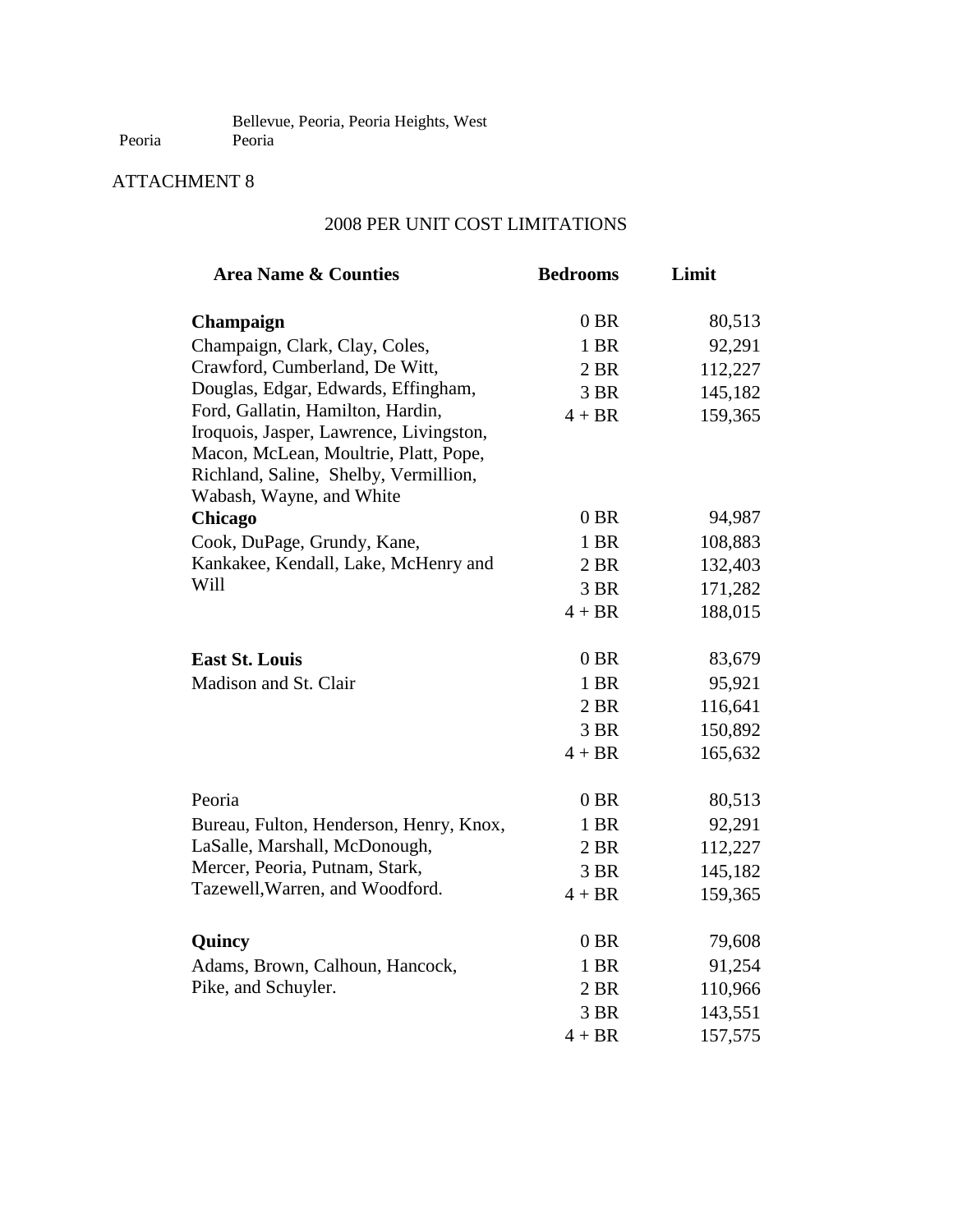| | |
|---|---|
| Peoria | Bellevue, Peoria, Peoria Heights, West Peoria |

ATTACHMENT 8

2008 PER UNIT COST LIMITATIONS

| Area Name & Counties | Bedrooms | Limit |
|---|---|---|
| **Champaign** | 0 BR | 80,513 |
| Champaign, Clark, Clay, Coles, | 1 BR | 92,291 |
| Crawford, Cumberland, De Witt, | 2 BR | 112,227 |
| Douglas, Edgar, Edwards, Effingham, | 3 BR | 145,182 |
| Ford, Gallatin, Hamilton, Hardin, Iroquois, Jasper, Lawrence, Livingston, Macon, McLean, Moultrie, Platt, Pope, Richland, Saline, Shelby, Vermillion, Wabash, Wayne, and White | 4 + BR | 159,365 |
| **Chicago** | 0 BR | 94,987 |
| Cook, DuPage, Grundy, Kane, | 1 BR | 108,883 |
| Kankakee, Kendall, Lake, McHenry and | 2 BR | 132,403 |
| Will | 3 BR | 171,282 |
| | 4 + BR | 188,015 |
| **East St. Louis** | 0 BR | 83,679 |
| Madison and St. Clair | 1 BR | 95,921 |
| | 2 BR | 116,641 |
| | 3 BR | 150,892 |
| | 4 + BR | 165,632 |
| Peoria | 0 BR | 80,513 |
| Bureau, Fulton, Henderson, Henry, Knox, | 1 BR | 92,291 |
| LaSalle, Marshall, McDonough, | 2 BR | 112,227 |
| Mercer, Peoria, Putnam, Stark, | 3 BR | 145,182 |
| Tazewell,Warren, and Woodford. | 4 + BR | 159,365 |
| **Quincy** | 0 BR | 79,608 |
| Adams, Brown, Calhoun, Hancock, | 1 BR | 91,254 |
| Pike, and Schuyler. | 2 BR | 110,966 |
| | 3 BR | 143,551 |
| | 4 + BR | 157,575 |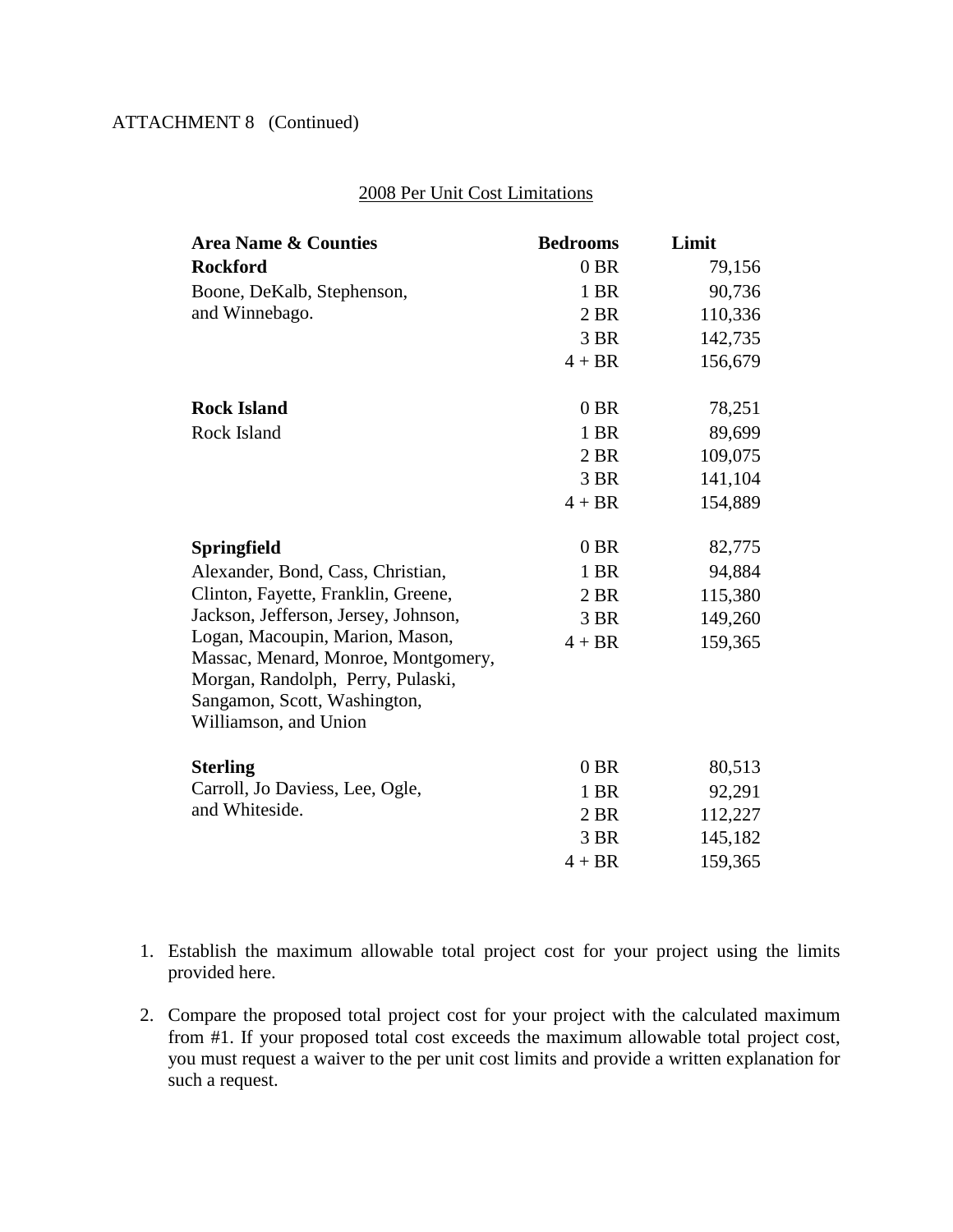ATTACHMENT 8 (Continued)

2008 Per Unit Cost Limitations

| Area Name & Counties | Bedrooms | Limit |
|---|---|---|
| **Rockford** | 0 BR | 79,156 |
| Boone, DeKalb, Stephenson, | 1 BR | 90,736 |
| and Winnebago. | 2 BR | 110,336 |
| | 3 BR | 142,735 |
| | 4 + BR | 156,679 |
| **Rock Island** | 0 BR | 78,251 |
| Rock Island | 1 BR | 89,699 |
| | 2 BR | 109,075 |
| | 3 BR | 141,104 |
| | 4 + BR | 154,889 |
| **Springfield** | 0 BR | 82,775 |
| Alexander, Bond, Cass, Christian, | 1 BR | 94,884 |
| Clinton, Fayette, Franklin, Greene, | 2 BR | 115,380 |
| Jackson, Jefferson, Jersey, Johnson, | 3 BR | 149,260 |
| Logan, Macoupin, Marion, Mason, | 4 + BR | 159,365 |
| Massac, Menard, Monroe, Montgomery, | | |
| Morgan, Randolph, Perry, Pulaski, | | |
| Sangamon, Scott, Washington, | | |
| Williamson, and Union | | |
| **Sterling** | 0 BR | 80,513 |
| Carroll, Jo Daviess, Lee, Ogle, | 1 BR | 92,291 |
| and Whiteside. | 2 BR | 112,227 |
| | 3 BR | 145,182 |
| | 4 + BR | 159,365 |

1. Establish the maximum allowable total project cost for your project using the limits provided here.

2. Compare the proposed total project cost for your project with the calculated maximum from #1. If your proposed total cost exceeds the maximum allowable total project cost, you must request a waiver to the per unit cost limits and provide a written explanation for such a request.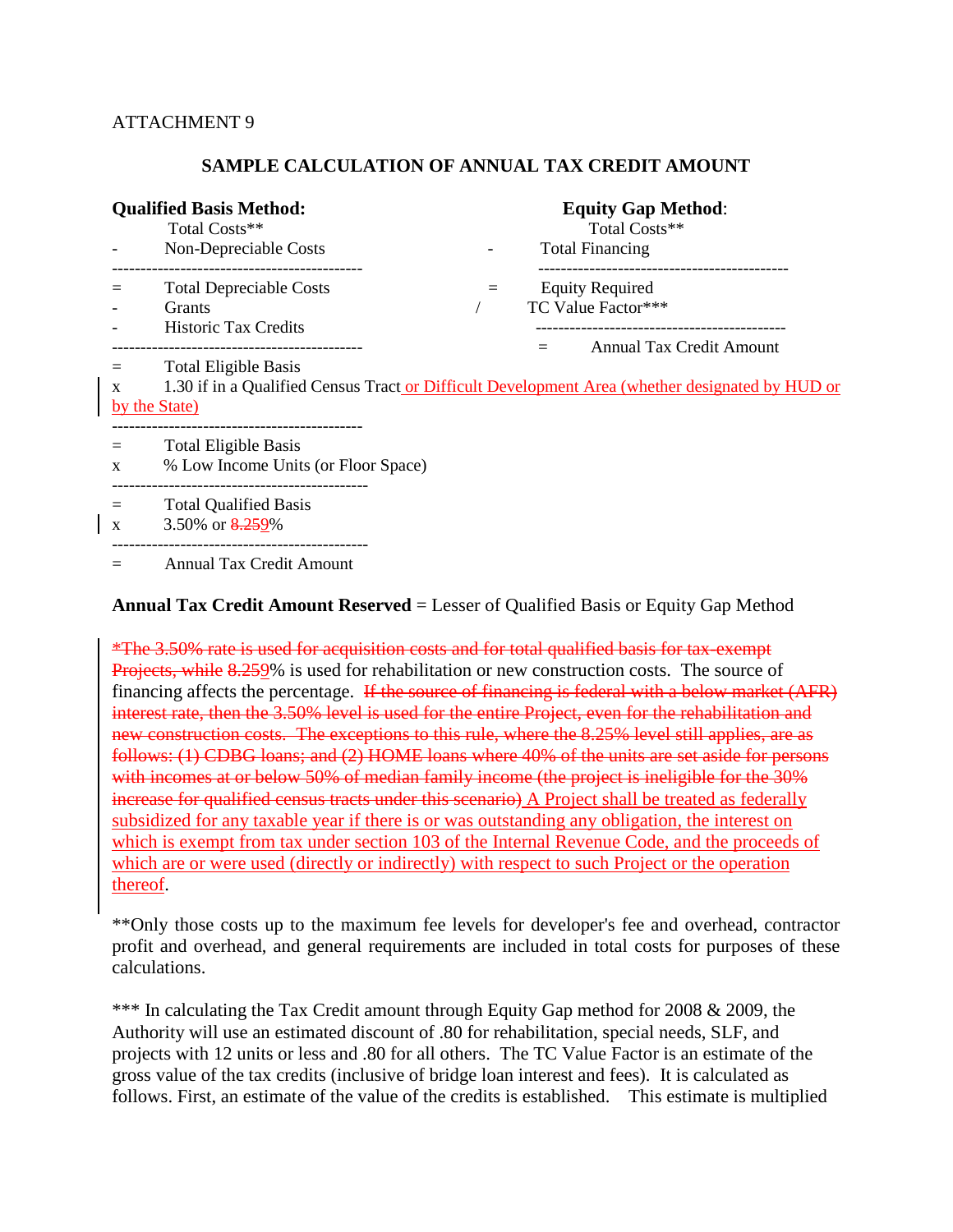ATTACHMENT 9

## SAMPLE CALCULATION OF ANNUAL TAX CREDIT AMOUNT

**Qualified Basis Method:**

```
     Total Costs**
-    Non-Depreciable Costs
--------------------------------------------
=    Total Depreciable Costs
-    Grants
-    Historic Tax Credits
--------------------------------------------
=    Total Eligible Basis
x    1.30 if in a Qualified Census Tract or Difficult Development Area (whether designated by HUD or by the State)
--------------------------------------------
=    Total Eligible Basis
x    % Low Income Units (or Floor Space)
--------------------------------------------
=    Total Qualified Basis
x    3.50% or 8.259%
--------------------------------------------
=    Annual Tax Credit Amount
```

**Equity Gap Method:**

```
     Total Costs**
-    Total Financing
--------------------------------------------
=    Equity Required
/    TC Value Factor***
--------------------------------------------
=    Annual Tax Credit Amount
```

**Annual Tax Credit Amount Reserved** = Lesser of Qualified Basis or Equity Gap Method

~~*The 3.50% rate is used for acquisition costs and for total qualified basis for tax-exempt Projects, while~~ ~~8.25~~9% is used for rehabilitation or new construction costs. The source of financing affects the percentage. ~~If the source of financing is federal with a below market (AFR) interest rate, then the 3.50% level is used for the entire Project, even for the rehabilitation and new construction costs. The exceptions to this rule, where the 8.25% level still applies, are as follows: (1) CDBG loans; and (2) HOME loans where 40% of the units are set aside for persons with incomes at or below 50% of median family income (the project is ineligible for the 30% increase for qualified census tracts under this scenario)~~ A Project shall be treated as federally subsidized for any taxable year if there is or was outstanding any obligation, the interest on which is exempt from tax under section 103 of the Internal Revenue Code, and the proceeds of which are or were used (directly or indirectly) with respect to such Project or the operation thereof.

**Only those costs up to the maximum fee levels for developer's fee and overhead, contractor profit and overhead, and general requirements are included in total costs for purposes of these calculations.

*** In calculating the Tax Credit amount through Equity Gap method for 2008 & 2009, the Authority will use an estimated discount of .80 for rehabilitation, special needs, SLF, and projects with 12 units or less and .80 for all others. The TC Value Factor is an estimate of the gross value of the tax credits (inclusive of bridge loan interest and fees). It is calculated as follows. First, an estimate of the value of the credits is established. This estimate is multiplied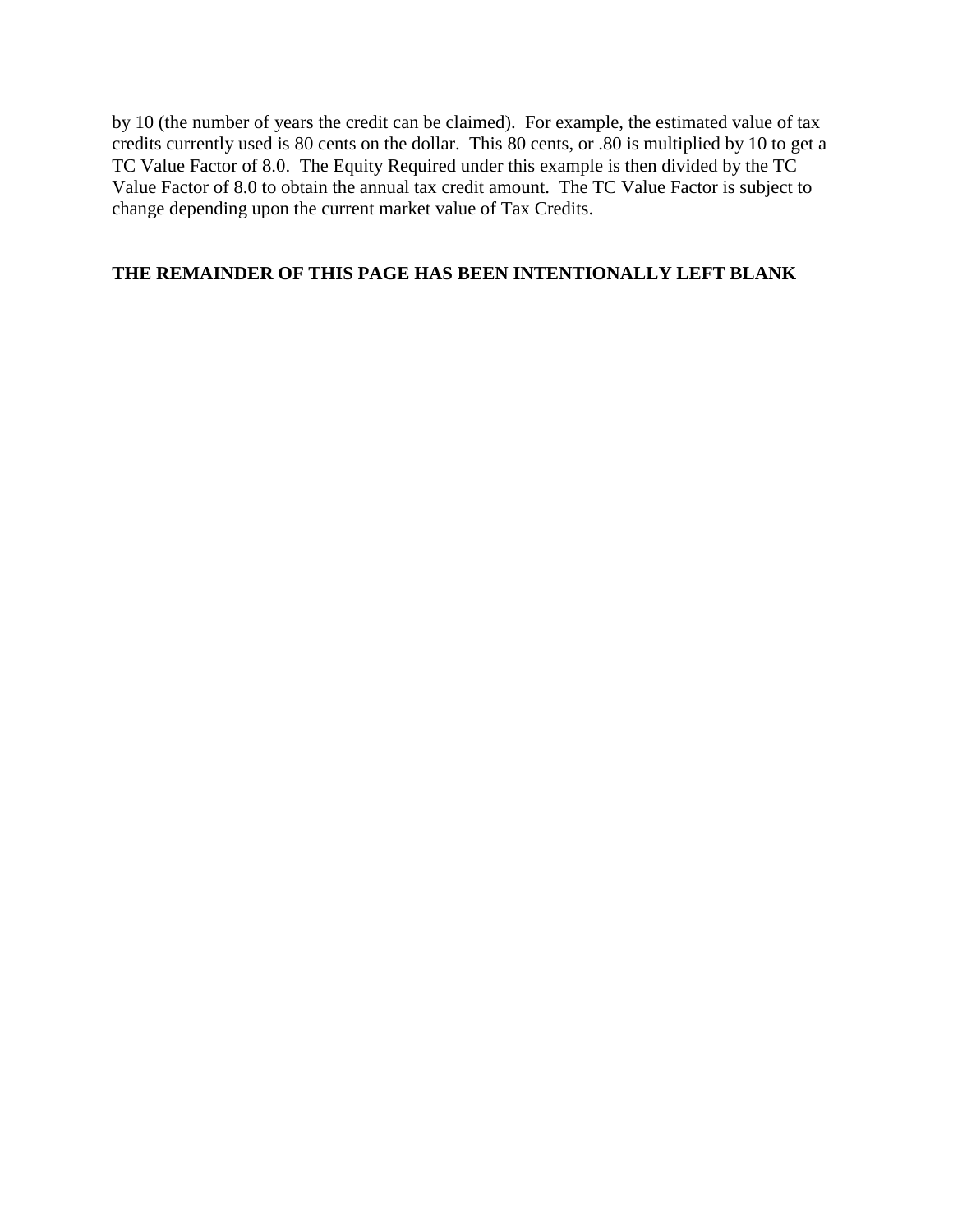by 10 (the number of years the credit can be claimed). For example, the estimated value of tax credits currently used is 80 cents on the dollar. This 80 cents, or .80 is multiplied by 10 to get a TC Value Factor of 8.0. The Equity Required under this example is then divided by the TC Value Factor of 8.0 to obtain the annual tax credit amount. The TC Value Factor is subject to change depending upon the current market value of Tax Credits.

**THE REMAINDER OF THIS PAGE HAS BEEN INTENTIONALLY LEFT BLANK**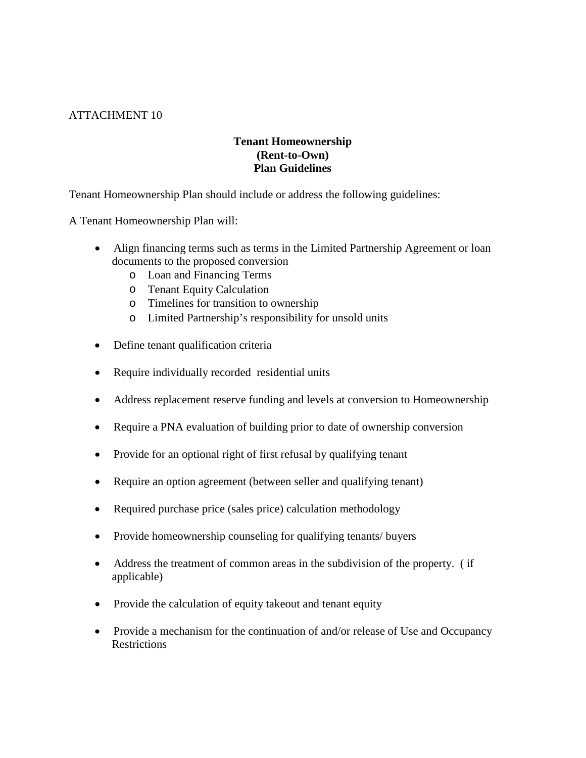ATTACHMENT 10

**Tenant Homeownership**
**(Rent-to-Own)**
**Plan Guidelines**

Tenant Homeownership Plan should include or address the following guidelines:

A Tenant Homeownership Plan will:

- Align financing terms such as terms in the Limited Partnership Agreement or loan documents to the proposed conversion
  - Loan and Financing Terms
  - Tenant Equity Calculation
  - Timelines for transition to ownership
  - Limited Partnership's responsibility for unsold units
- Define tenant qualification criteria
- Require individually recorded residential units
- Address replacement reserve funding and levels at conversion to Homeownership
- Require a PNA evaluation of building prior to date of ownership conversion
- Provide for an optional right of first refusal by qualifying tenant
- Require an option agreement (between seller and qualifying tenant)
- Required purchase price (sales price) calculation methodology
- Provide homeownership counseling for qualifying tenants/ buyers
- Address the treatment of common areas in the subdivision of the property. ( if applicable)
- Provide the calculation of equity takeout and tenant equity
- Provide a mechanism for the continuation of and/or release of Use and Occupancy Restrictions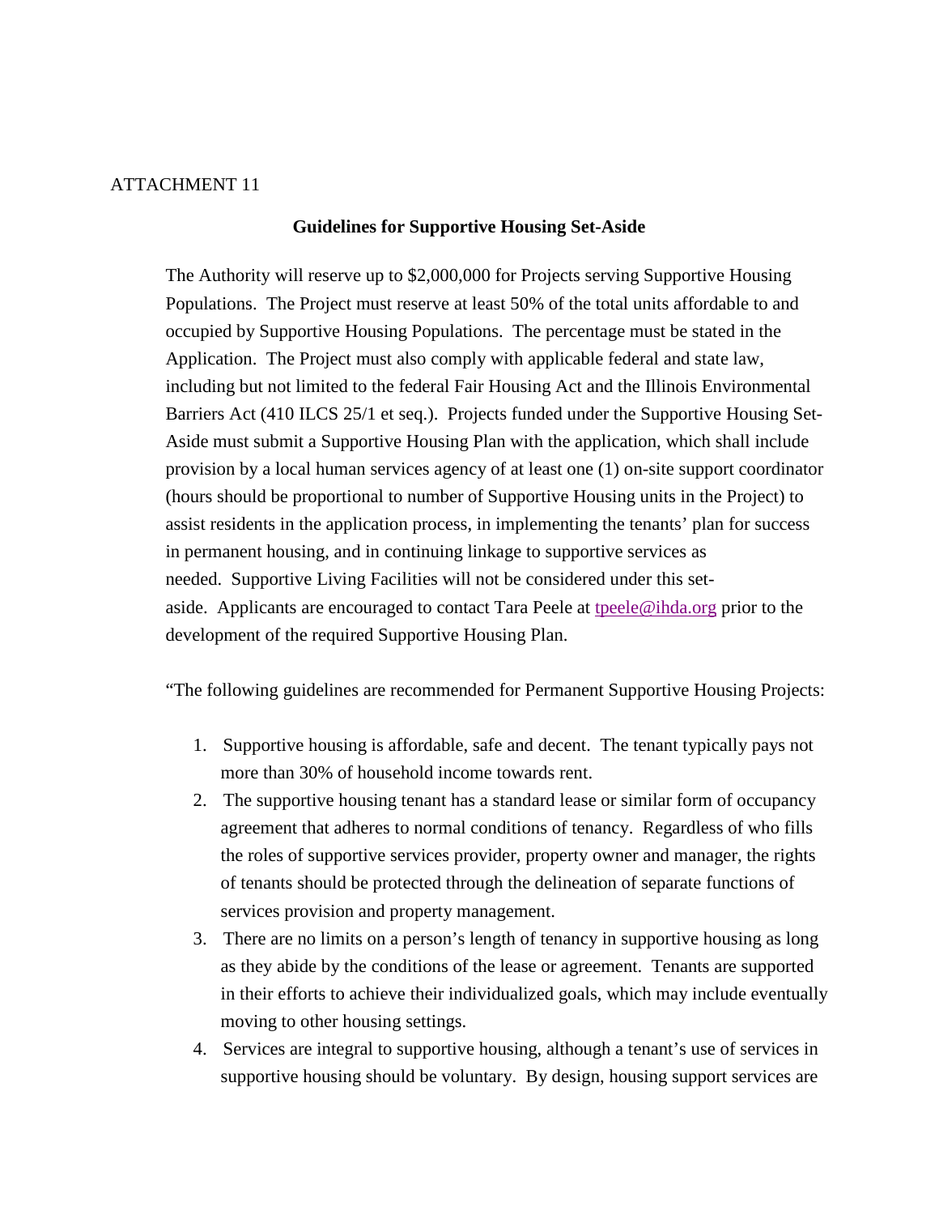ATTACHMENT 11

## Guidelines for Supportive Housing Set-Aside

The Authority will reserve up to $2,000,000 for Projects serving Supportive Housing Populations. The Project must reserve at least 50% of the total units affordable to and occupied by Supportive Housing Populations. The percentage must be stated in the Application. The Project must also comply with applicable federal and state law, including but not limited to the federal Fair Housing Act and the Illinois Environmental Barriers Act (410 ILCS 25/1 et seq.). Projects funded under the Supportive Housing Set-Aside must submit a Supportive Housing Plan with the application, which shall include provision by a local human services agency of at least one (1) on-site support coordinator (hours should be proportional to number of Supportive Housing units in the Project) to assist residents in the application process, in implementing the tenants' plan for success in permanent housing, and in continuing linkage to supportive services as needed. Supportive Living Facilities will not be considered under this set-aside. Applicants are encouraged to contact Tara Peele at tpeele@ihda.org prior to the development of the required Supportive Housing Plan.

"The following guidelines are recommended for Permanent Supportive Housing Projects:

1. Supportive housing is affordable, safe and decent. The tenant typically pays not more than 30% of household income towards rent.
2. The supportive housing tenant has a standard lease or similar form of occupancy agreement that adheres to normal conditions of tenancy. Regardless of who fills the roles of supportive services provider, property owner and manager, the rights of tenants should be protected through the delineation of separate functions of services provision and property management.
3. There are no limits on a person's length of tenancy in supportive housing as long as they abide by the conditions of the lease or agreement. Tenants are supported in their efforts to achieve their individualized goals, which may include eventually moving to other housing settings.
4. Services are integral to supportive housing, although a tenant's use of services in supportive housing should be voluntary. By design, housing support services are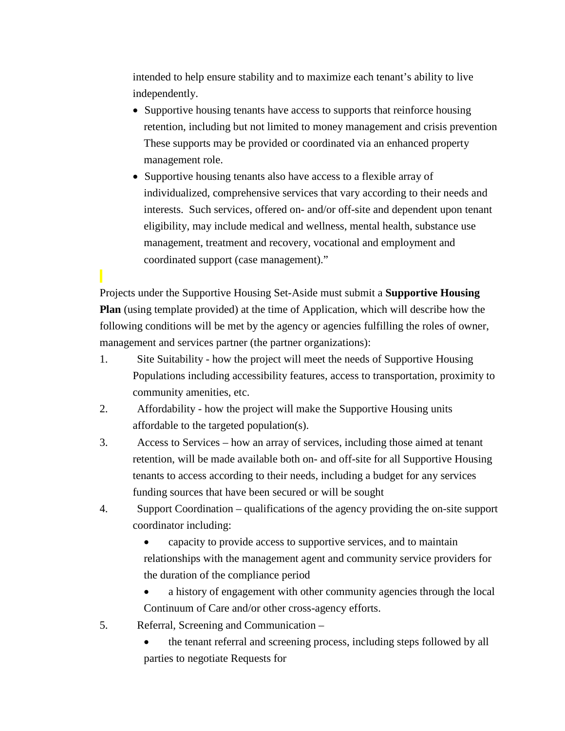intended to help ensure stability and to maximize each tenant's ability to live independently.

- Supportive housing tenants have access to supports that reinforce housing retention, including but not limited to money management and crisis prevention These supports may be provided or coordinated via an enhanced property management role.
- Supportive housing tenants also have access to a flexible array of individualized, comprehensive services that vary according to their needs and interests. Such services, offered on- and/or off-site and dependent upon tenant eligibility, may include medical and wellness, mental health, substance use management, treatment and recovery, vocational and employment and coordinated support (case management)."

Projects under the Supportive Housing Set-Aside must submit a **Supportive Housing Plan** (using template provided) at the time of Application, which will describe how the following conditions will be met by the agency or agencies fulfilling the roles of owner, management and services partner (the partner organizations):

1. Site Suitability - how the project will meet the needs of Supportive Housing Populations including accessibility features, access to transportation, proximity to community amenities, etc.
2. Affordability - how the project will make the Supportive Housing units affordable to the targeted population(s).
3. Access to Services – how an array of services, including those aimed at tenant retention, will be made available both on- and off-site for all Supportive Housing tenants to access according to their needs, including a budget for any services funding sources that have been secured or will be sought
4. Support Coordination – qualifications of the agency providing the on-site support coordinator including:
   - capacity to provide access to supportive services, and to maintain relationships with the management agent and community service providers for the duration of the compliance period
   - a history of engagement with other community agencies through the local Continuum of Care and/or other cross-agency efforts.
5. Referral, Screening and Communication –
   - the tenant referral and screening process, including steps followed by all parties to negotiate Requests for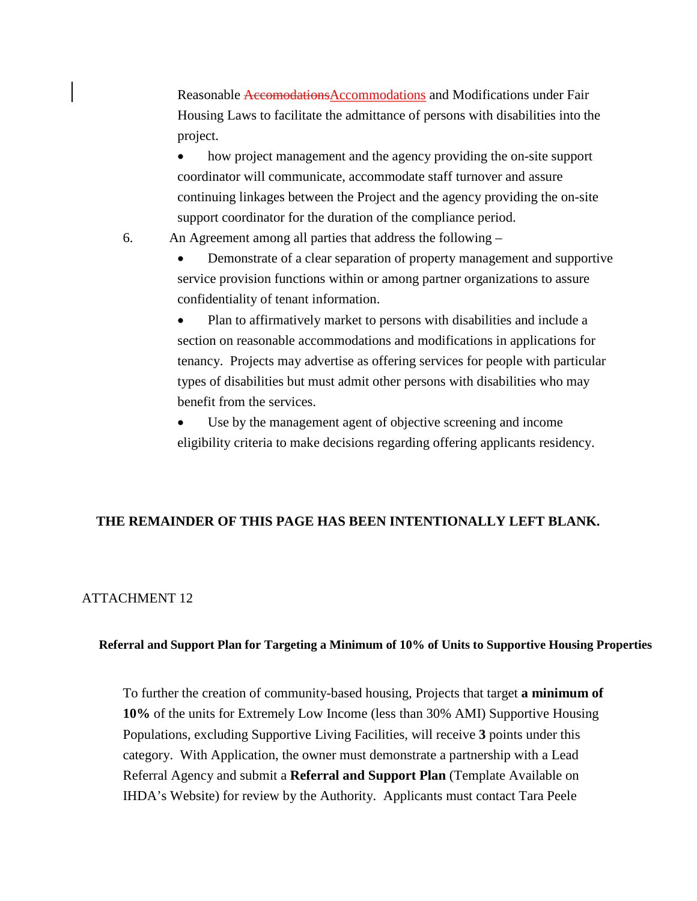Reasonable ~~Accomodations~~Accommodations and Modifications under Fair Housing Laws to facilitate the admittance of persons with disabilities into the project.

- how project management and the agency providing the on-site support coordinator will communicate, accommodate staff turnover and assure continuing linkages between the Project and the agency providing the on-site support coordinator for the duration of the compliance period.

6. An Agreement among all parties that address the following –
   - Demonstrate of a clear separation of property management and supportive service provision functions within or among partner organizations to assure confidentiality of tenant information.
   - Plan to affirmatively market to persons with disabilities and include a section on reasonable accommodations and modifications in applications for tenancy. Projects may advertise as offering services for people with particular types of disabilities but must admit other persons with disabilities who may benefit from the services.
   - Use by the management agent of objective screening and income eligibility criteria to make decisions regarding offering applicants residency.

**THE REMAINDER OF THIS PAGE HAS BEEN INTENTIONALLY LEFT BLANK.**

ATTACHMENT 12

**Referral and Support Plan for Targeting a Minimum of 10% of Units to Supportive Housing Properties**

To further the creation of community-based housing, Projects that target **a minimum of 10%** of the units for Extremely Low Income (less than 30% AMI) Supportive Housing Populations, excluding Supportive Living Facilities, will receive **3** points under this category. With Application, the owner must demonstrate a partnership with a Lead Referral Agency and submit a **Referral and Support Plan** (Template Available on IHDA's Website) for review by the Authority. Applicants must contact Tara Peele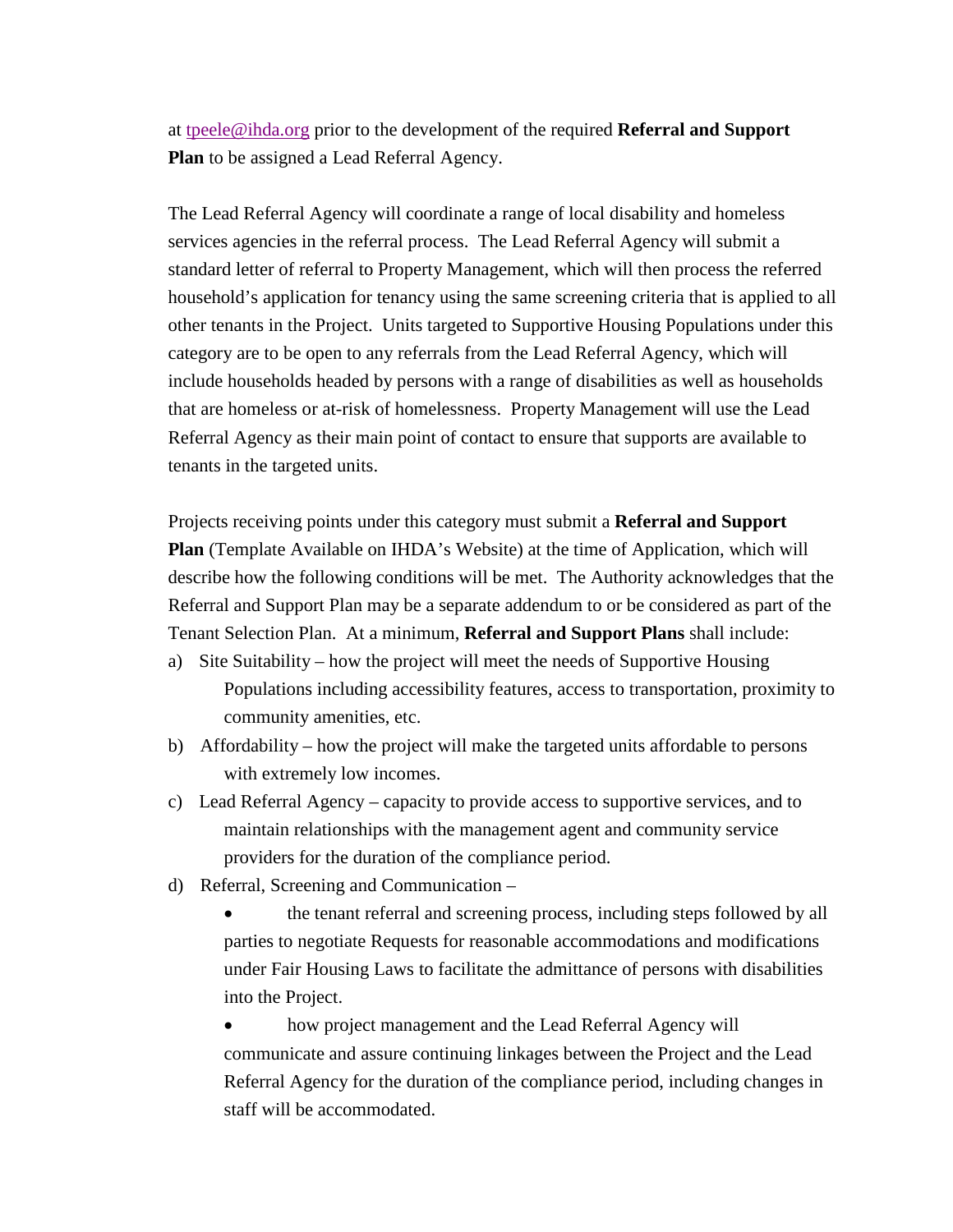at tpeele@ihda.org prior to the development of the required **Referral and Support Plan** to be assigned a Lead Referral Agency.

The Lead Referral Agency will coordinate a range of local disability and homeless services agencies in the referral process. The Lead Referral Agency will submit a standard letter of referral to Property Management, which will then process the referred household's application for tenancy using the same screening criteria that is applied to all other tenants in the Project. Units targeted to Supportive Housing Populations under this category are to be open to any referrals from the Lead Referral Agency, which will include households headed by persons with a range of disabilities as well as households that are homeless or at-risk of homelessness. Property Management will use the Lead Referral Agency as their main point of contact to ensure that supports are available to tenants in the targeted units.

Projects receiving points under this category must submit a **Referral and Support Plan** (Template Available on IHDA's Website) at the time of Application, which will describe how the following conditions will be met. The Authority acknowledges that the Referral and Support Plan may be a separate addendum to or be considered as part of the Tenant Selection Plan. At a minimum, **Referral and Support Plans** shall include:

a) Site Suitability – how the project will meet the needs of Supportive Housing Populations including accessibility features, access to transportation, proximity to community amenities, etc.

b) Affordability – how the project will make the targeted units affordable to persons with extremely low incomes.

c) Lead Referral Agency – capacity to provide access to supportive services, and to maintain relationships with the management agent and community service providers for the duration of the compliance period.

d) Referral, Screening and Communication –

   - the tenant referral and screening process, including steps followed by all parties to negotiate Requests for reasonable accommodations and modifications under Fair Housing Laws to facilitate the admittance of persons with disabilities into the Project.

   - how project management and the Lead Referral Agency will communicate and assure continuing linkages between the Project and the Lead Referral Agency for the duration of the compliance period, including changes in staff will be accommodated.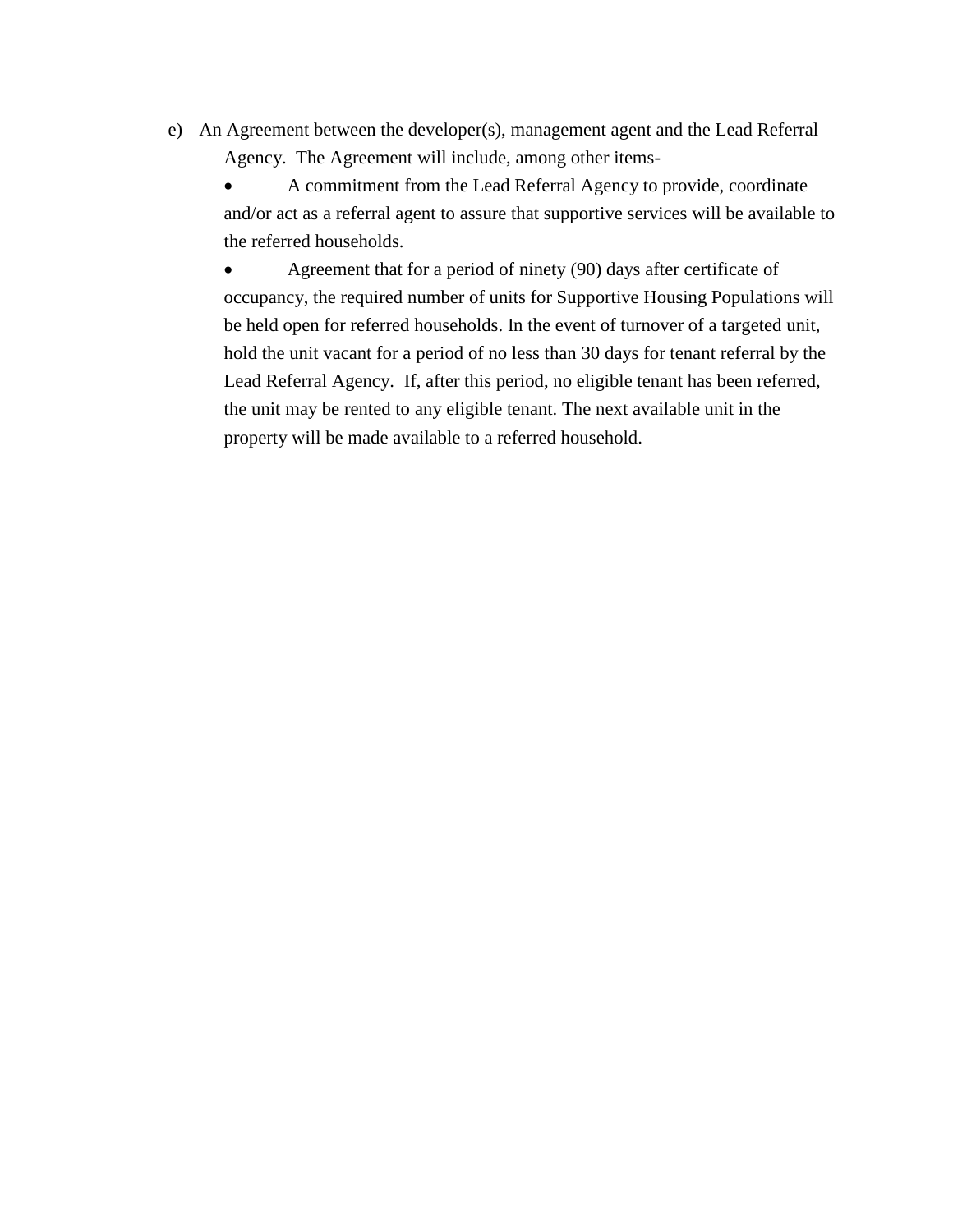e) An Agreement between the developer(s), management agent and the Lead Referral Agency. The Agreement will include, among other items-

- A commitment from the Lead Referral Agency to provide, coordinate and/or act as a referral agent to assure that supportive services will be available to the referred households.
- Agreement that for a period of ninety (90) days after certificate of occupancy, the required number of units for Supportive Housing Populations will be held open for referred households. In the event of turnover of a targeted unit, hold the unit vacant for a period of no less than 30 days for tenant referral by the Lead Referral Agency. If, after this period, no eligible tenant has been referred, the unit may be rented to any eligible tenant. The next available unit in the property will be made available to a referred household.